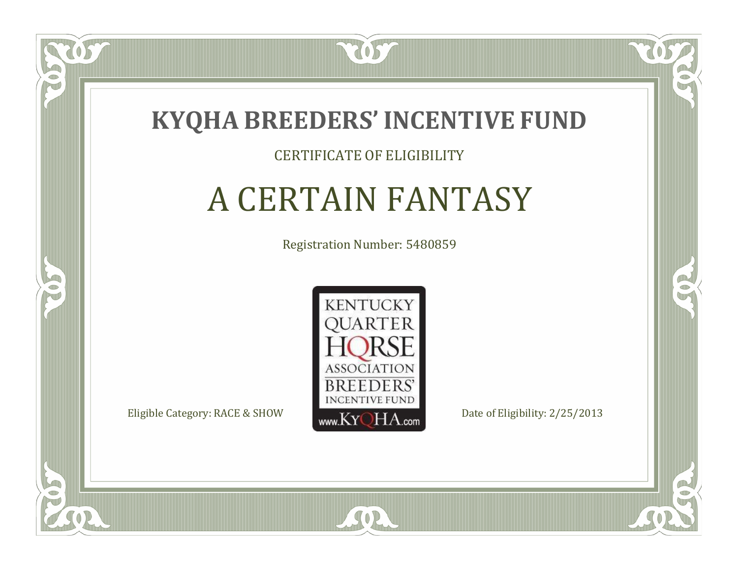# KYQHA BREEDERS' INCENTIVE FUND

CERTIFICATE OF ELIGIBILITY

## A CERTAIN FANTASY

Registration Number: 5480859

KENTUCKY QUARTER HORSE ASSOCIATION BREEDERS' INCENTIVE FUND
www.KyQHA.com

Eligible Category: RACE & SHOW

Date of Eligibility: 2/25/2013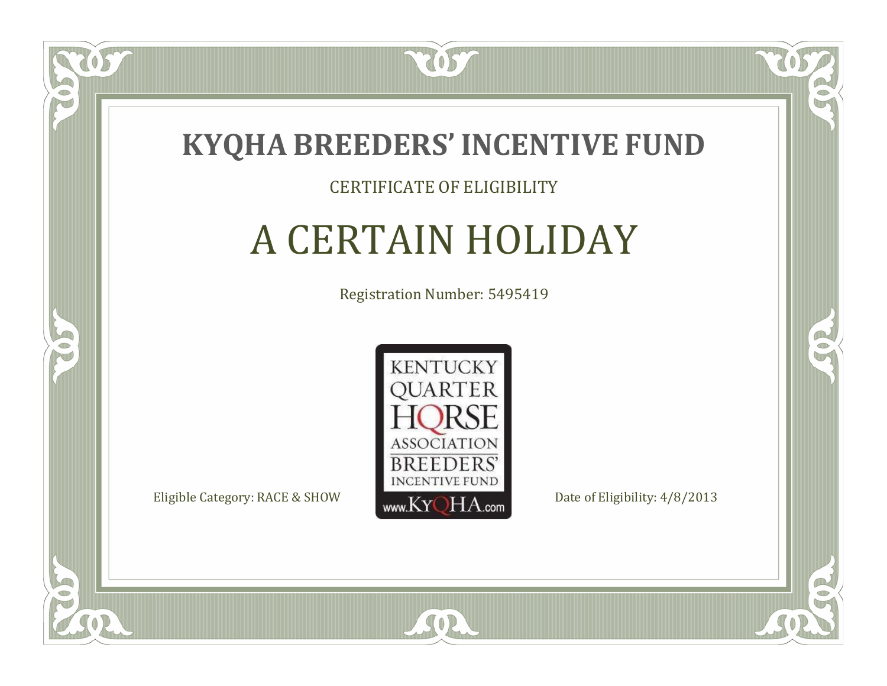# KYQHA BREEDERS' INCENTIVE FUND

CERTIFICATE OF ELIGIBILITY

## A CERTAIN HOLIDAY

Registration Number: 5495419

KENTUCKY QUARTER HORSE ASSOCIATION BREEDERS' INCENTIVE FUND www.KyQHA.com

Eligible Category: RACE & SHOW

Date of Eligibility: 4/8/2013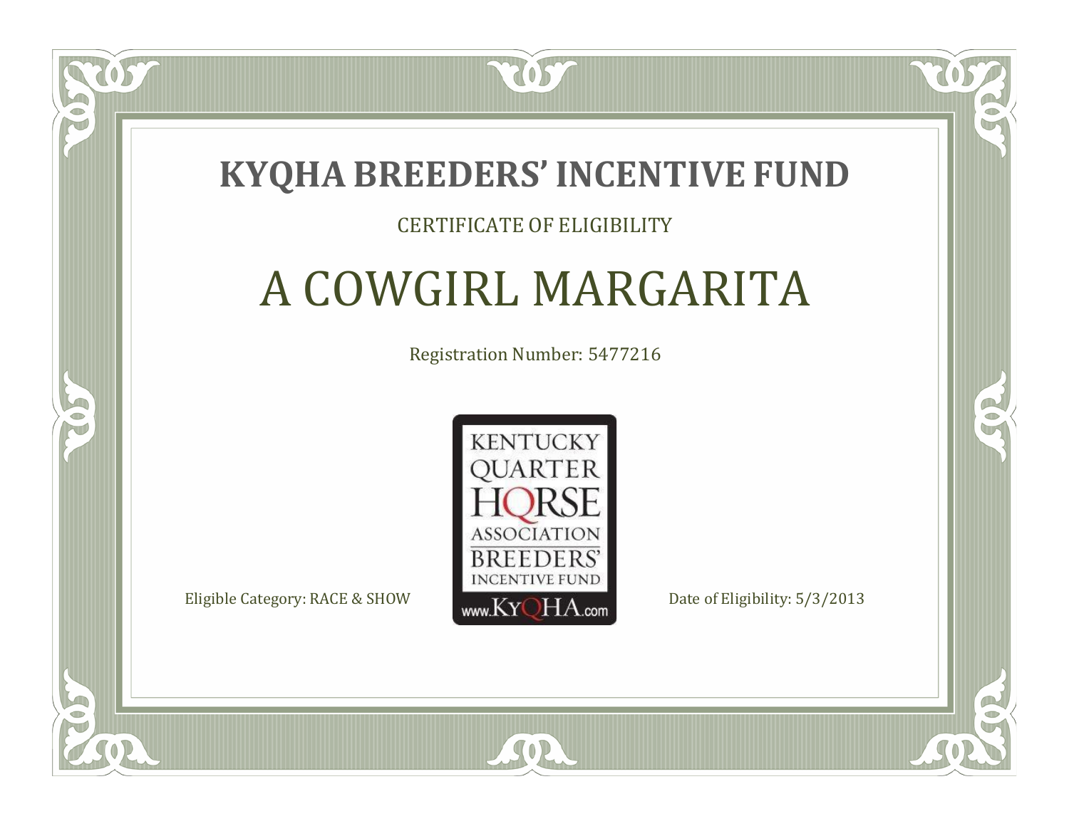# KYQHA BREEDERS' INCENTIVE FUND

CERTIFICATE OF ELIGIBILITY

## A COWGIRL MARGARITA

Registration Number: 5477216

KENTUCKY QUARTER HORSE ASSOCIATION BREEDERS' INCENTIVE FUND www.KyQHA.com

Eligible Category: RACE & SHOW

Date of Eligibility: 5/3/2013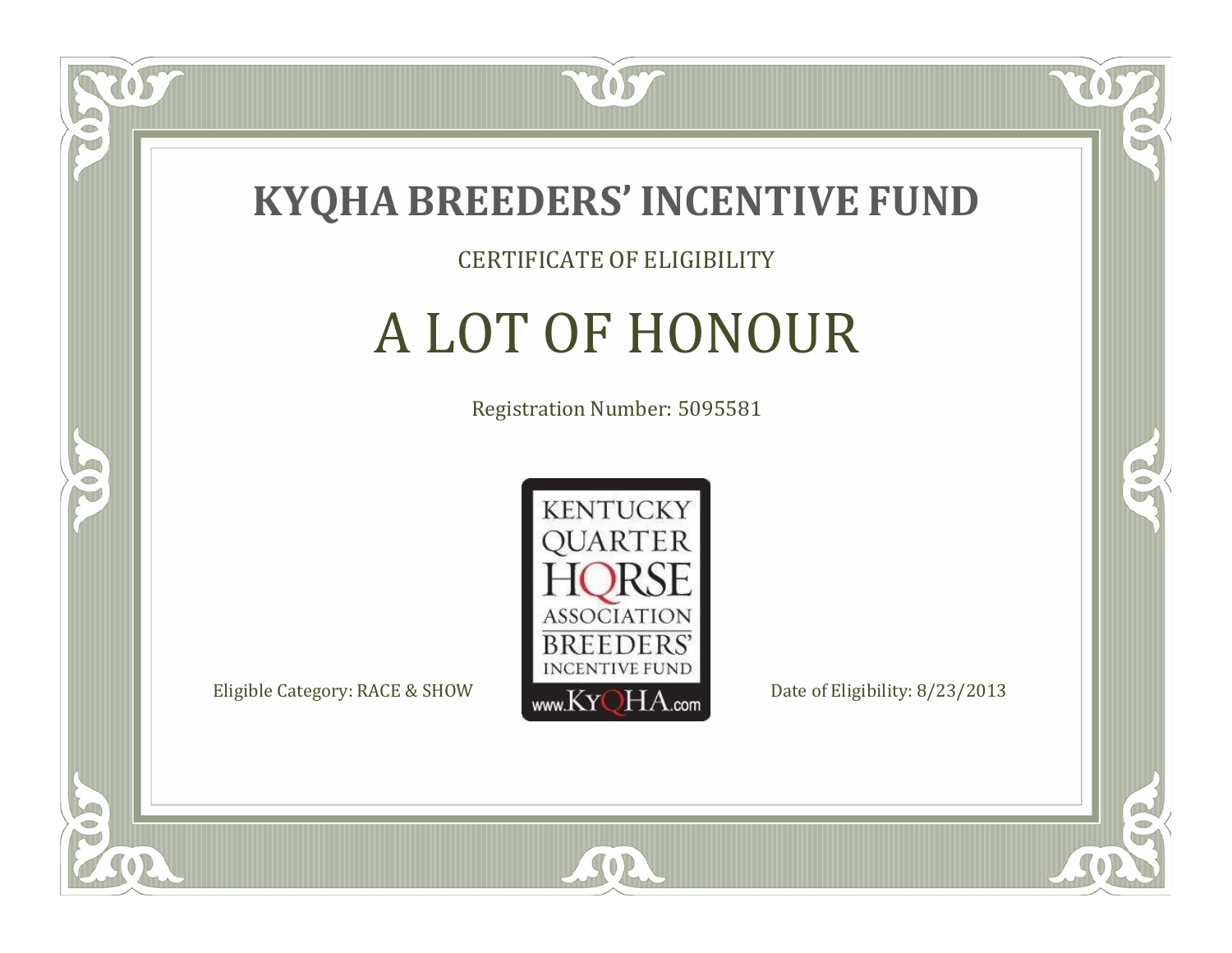# KYQHA BREEDERS' INCENTIVE FUND

CERTIFICATE OF ELIGIBILITY

## A LOT OF HONOUR

Registration Number: 5095581

KENTUCKY QUARTER HORSE ASSOCIATION BREEDERS' INCENTIVE FUND www.KyQHA.com

Eligible Category: RACE & SHOW

Date of Eligibility: 8/23/2013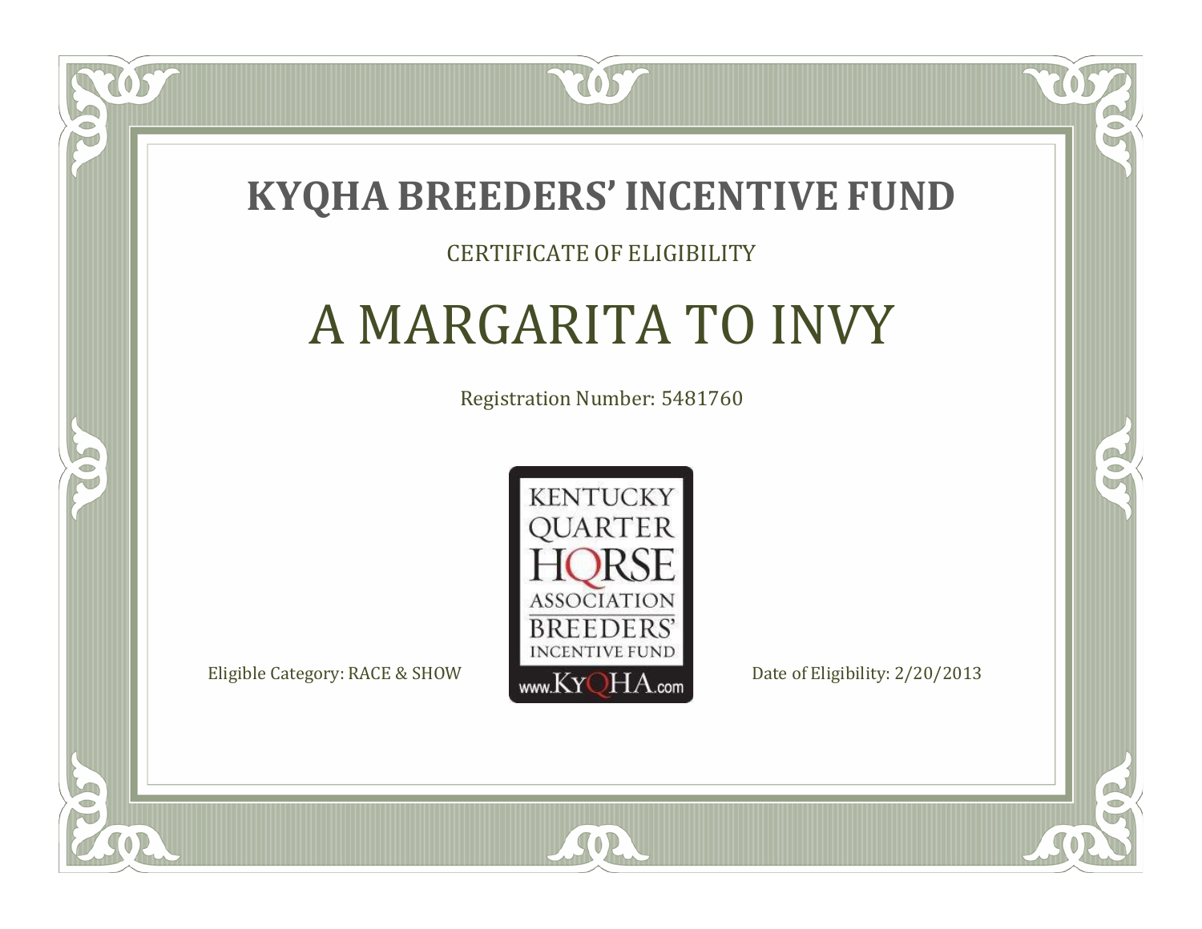# KYQHA BREEDERS' INCENTIVE FUND

CERTIFICATE OF ELIGIBILITY

## A MARGARITA TO INVY

Registration Number: 5481760

KENTUCKY QUARTER HORSE ASSOCIATION BREEDERS' INCENTIVE FUND www.KyQHA.com

Eligible Category: RACE & SHOW

Date of Eligibility: 2/20/2013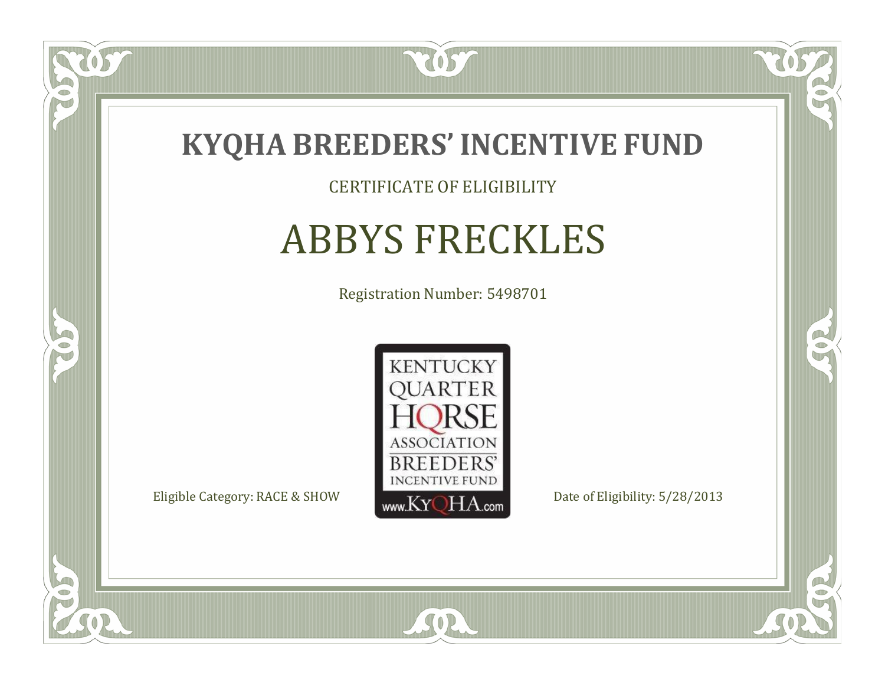# KYQHA BREEDERS' INCENTIVE FUND

CERTIFICATE OF ELIGIBILITY

## ABBYS FRECKLES

Registration Number: 5498701

KENTUCKY QUARTER HORSE ASSOCIATION BREEDERS' INCENTIVE FUND www.KyQHA.com

Eligible Category: RACE & SHOW

Date of Eligibility: 5/28/2013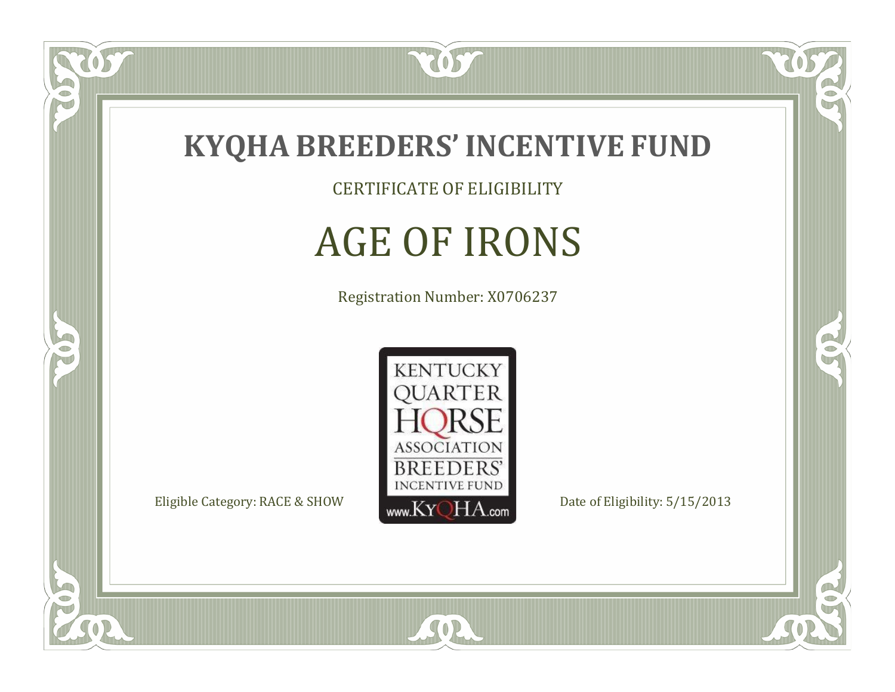# KYQHA BREEDERS' INCENTIVE FUND

CERTIFICATE OF ELIGIBILITY

## AGE OF IRONS

Registration Number: X0706237

KENTUCKY QUARTER HORSE ASSOCIATION BREEDERS' INCENTIVE FUND www.KyQHA.com

Eligible Category: RACE & SHOW

Date of Eligibility: 5/15/2013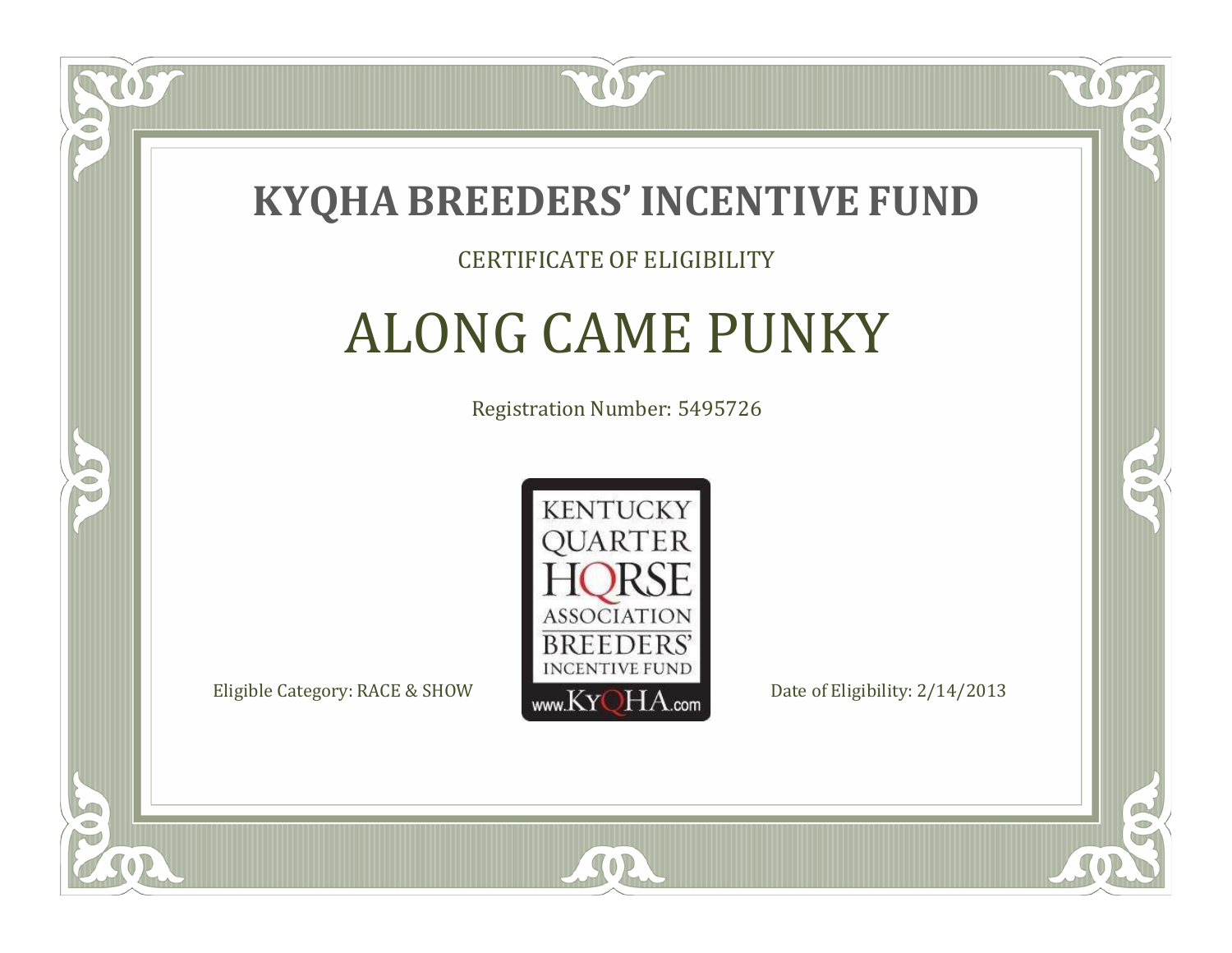# KYQHA BREEDERS' INCENTIVE FUND

CERTIFICATE OF ELIGIBILITY

## ALONG CAME PUNKY

Registration Number: 5495726

KENTUCKY QUARTER HORSE ASSOCIATION BREEDERS' INCENTIVE FUND
www.KyQHA.com

Eligible Category: RACE & SHOW

Date of Eligibility: 2/14/2013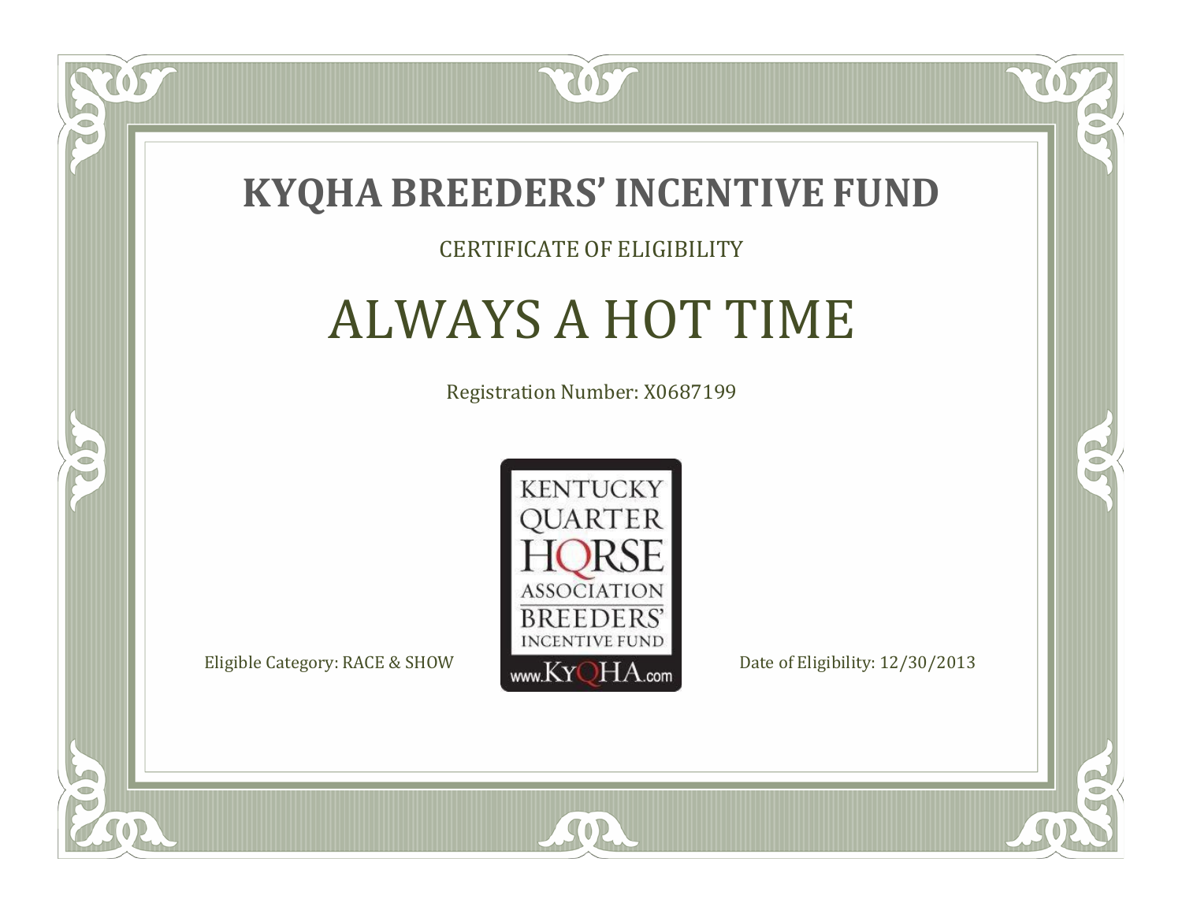# KYQHA BREEDERS' INCENTIVE FUND

CERTIFICATE OF ELIGIBILITY

## ALWAYS A HOT TIME

Registration Number: X0687199

KENTUCKY QUARTER HORSE ASSOCIATION BREEDERS' INCENTIVE FUND www.KyQHA.com

Eligible Category: RACE & SHOW

Date of Eligibility: 12/30/2013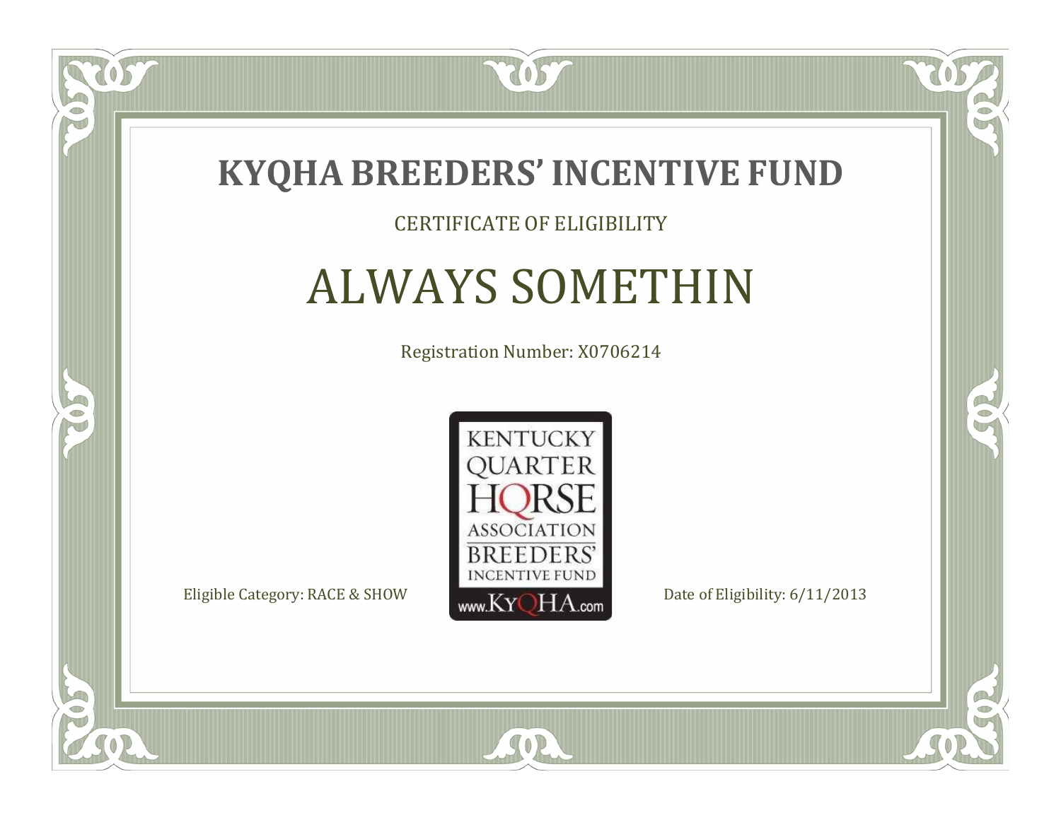# KYQHA BREEDERS' INCENTIVE FUND

CERTIFICATE OF ELIGIBILITY

## ALWAYS SOMETHIN

Registration Number: X0706214

KENTUCKY QUARTER HORSE ASSOCIATION BREEDERS' INCENTIVE FUND www.KyQHA.com

Eligible Category: RACE & SHOW

Date of Eligibility: 6/11/2013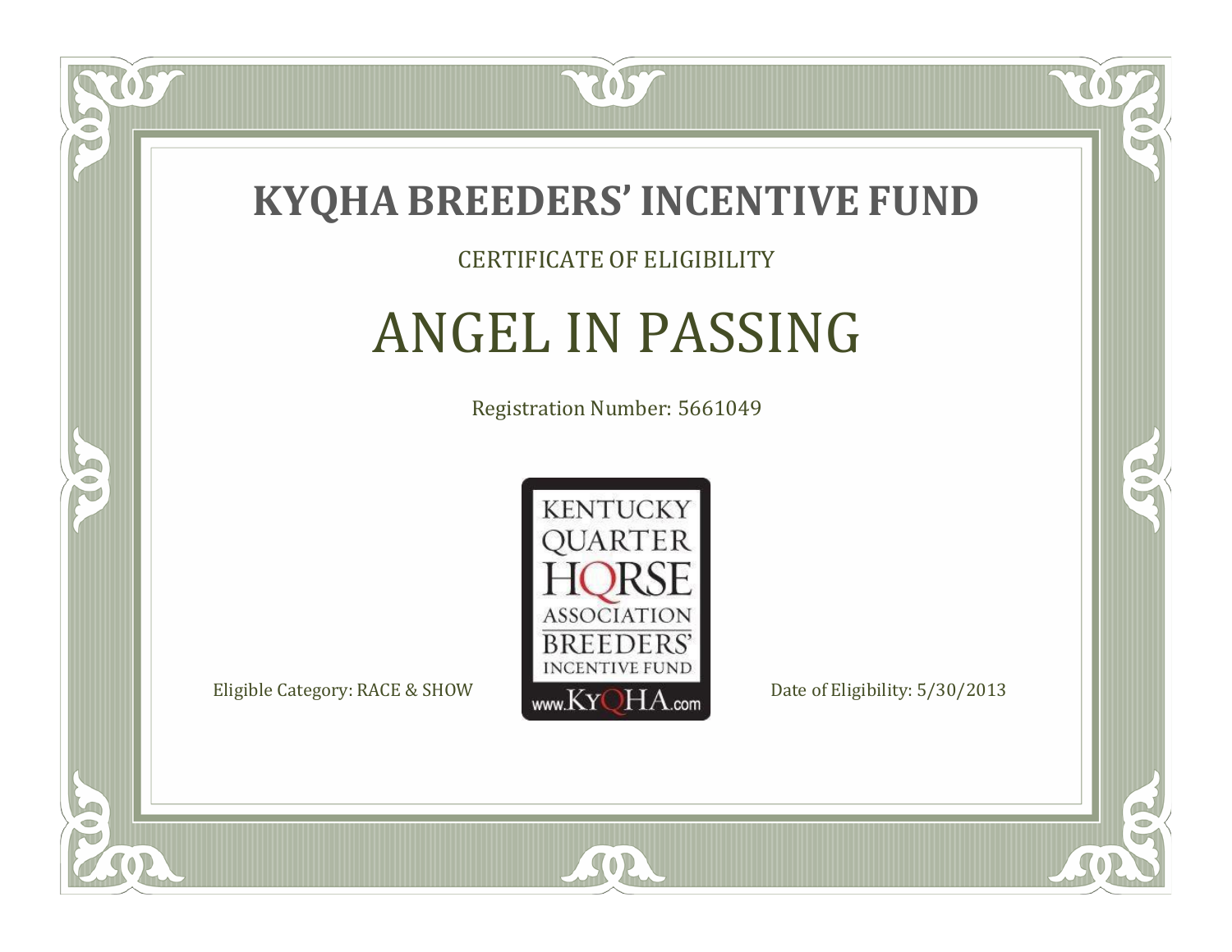# KYQHA BREEDERS' INCENTIVE FUND

CERTIFICATE OF ELIGIBILITY

## ANGEL IN PASSING

Registration Number: 5661049

KENTUCKY QUARTER HORSE ASSOCIATION BREEDERS' INCENTIVE FUND www.KyQHA.com

Eligible Category: RACE & SHOW

Date of Eligibility: 5/30/2013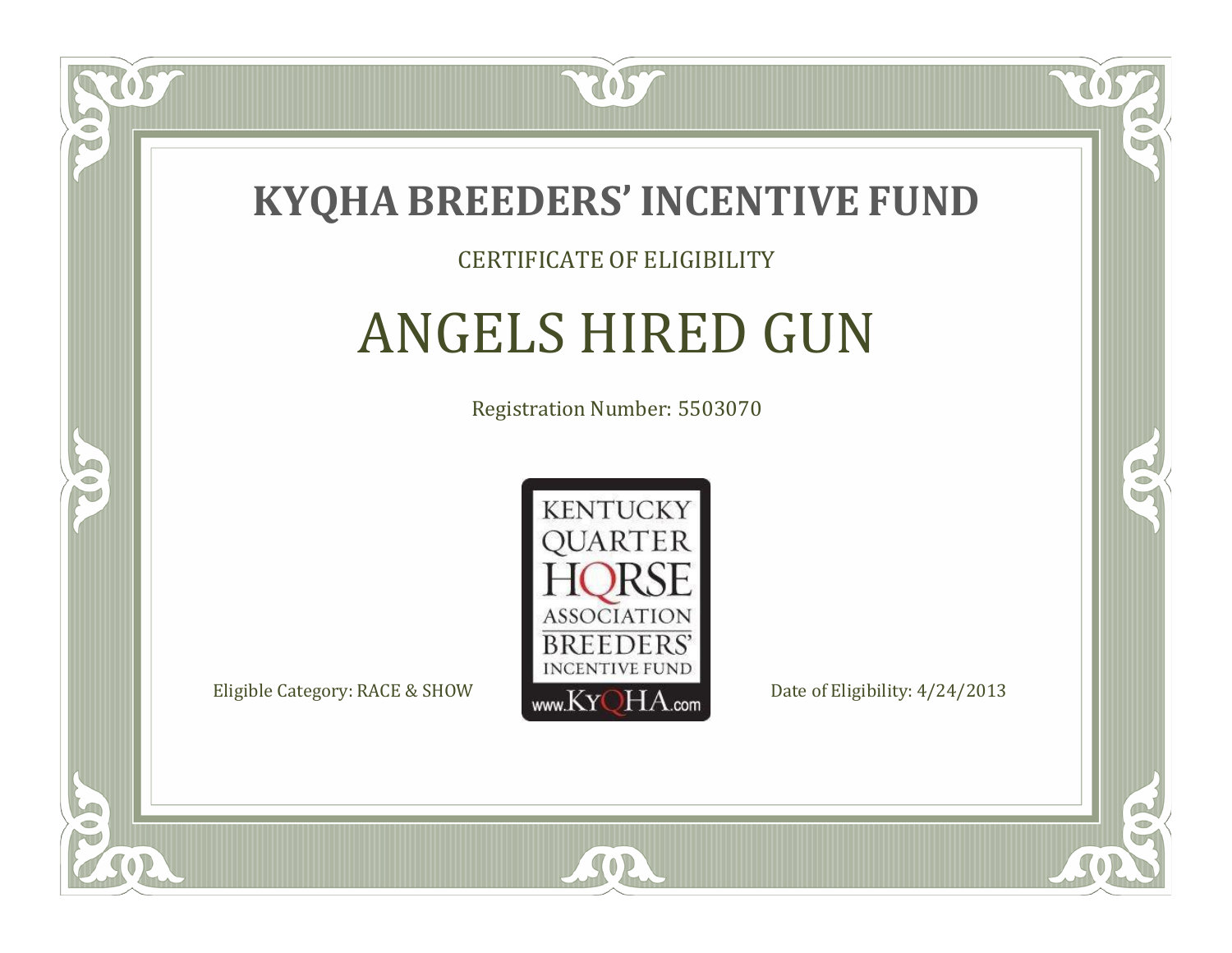# KYQHA BREEDERS' INCENTIVE FUND

CERTIFICATE OF ELIGIBILITY

## ANGELS HIRED GUN

Registration Number: 5503070

KENTUCKY QUARTER HORSE ASSOCIATION BREEDERS' INCENTIVE FUND www.KyQHA.com

Eligible Category: RACE & SHOW

Date of Eligibility: 4/24/2013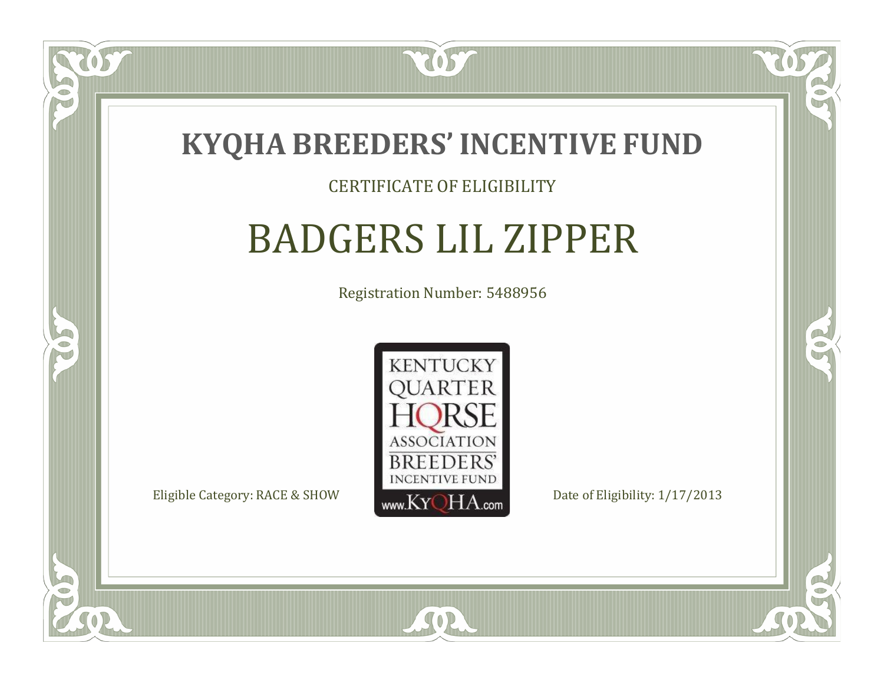# KYQHA BREEDERS' INCENTIVE FUND

CERTIFICATE OF ELIGIBILITY

## BADGERS LIL ZIPPER

Registration Number: 5488956

KENTUCKY QUARTER HORSE ASSOCIATION BREEDERS' INCENTIVE FUND www.KyQHA.com

Eligible Category: RACE & SHOW

Date of Eligibility: 1/17/2013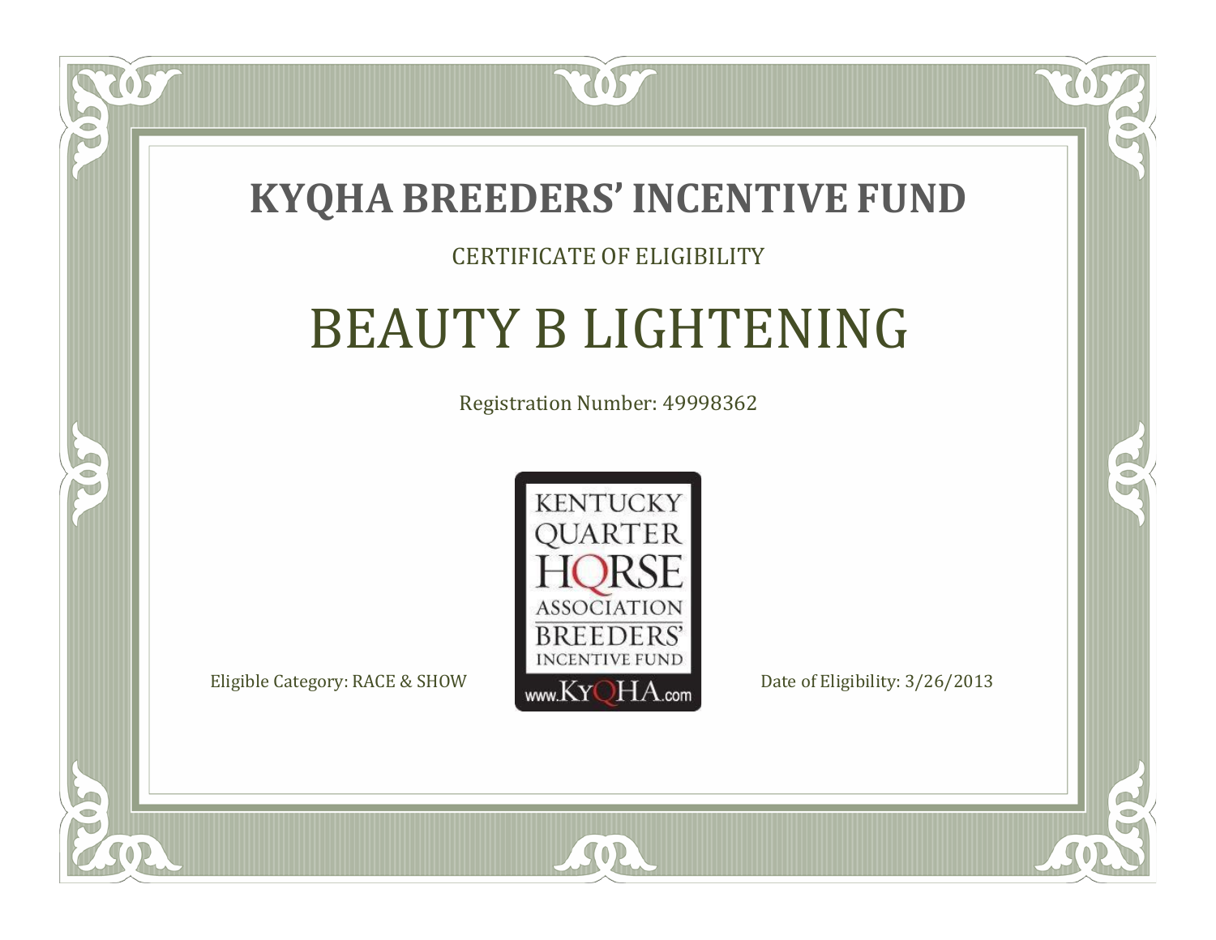# KYQHA BREEDERS' INCENTIVE FUND

CERTIFICATE OF ELIGIBILITY

## BEAUTY B LIGHTENING

Registration Number: 49998362

KENTUCKY QUARTER HORSE ASSOCIATION BREEDERS' INCENTIVE FUND www.KyQHA.com

Eligible Category: RACE & SHOW

Date of Eligibility: 3/26/2013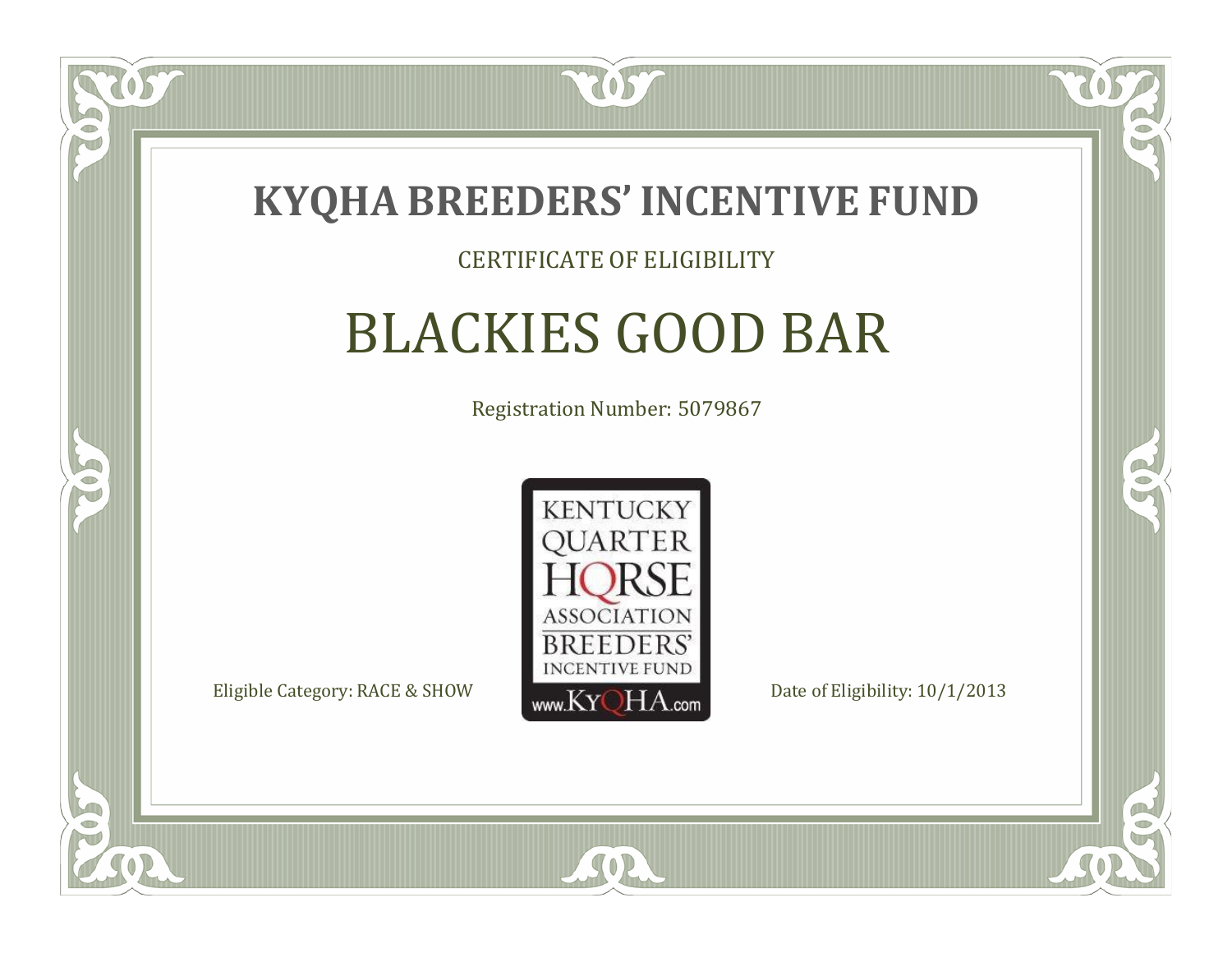# KYQHA BREEDERS' INCENTIVE FUND

CERTIFICATE OF ELIGIBILITY

## BLACKIES GOOD BAR

Registration Number: 5079867

KENTUCKY QUARTER HORSE ASSOCIATION BREEDERS' INCENTIVE FUND www.KyQHA.com

Eligible Category: RACE & SHOW

Date of Eligibility: 10/1/2013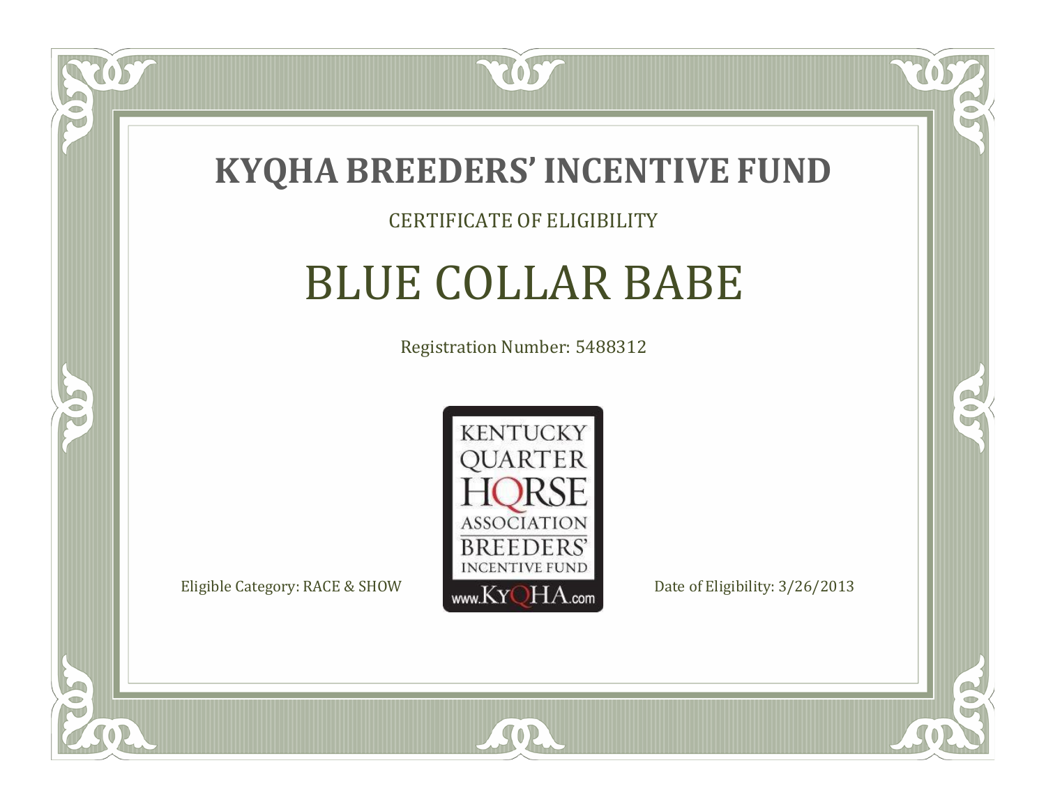# KYQHA BREEDERS' INCENTIVE FUND

CERTIFICATE OF ELIGIBILITY

## BLUE COLLAR BABE

Registration Number: 5488312

KENTUCKY QUARTER HORSE ASSOCIATION BREEDERS' INCENTIVE FUND www.KyQHA.com

Eligible Category: RACE & SHOW

Date of Eligibility: 3/26/2013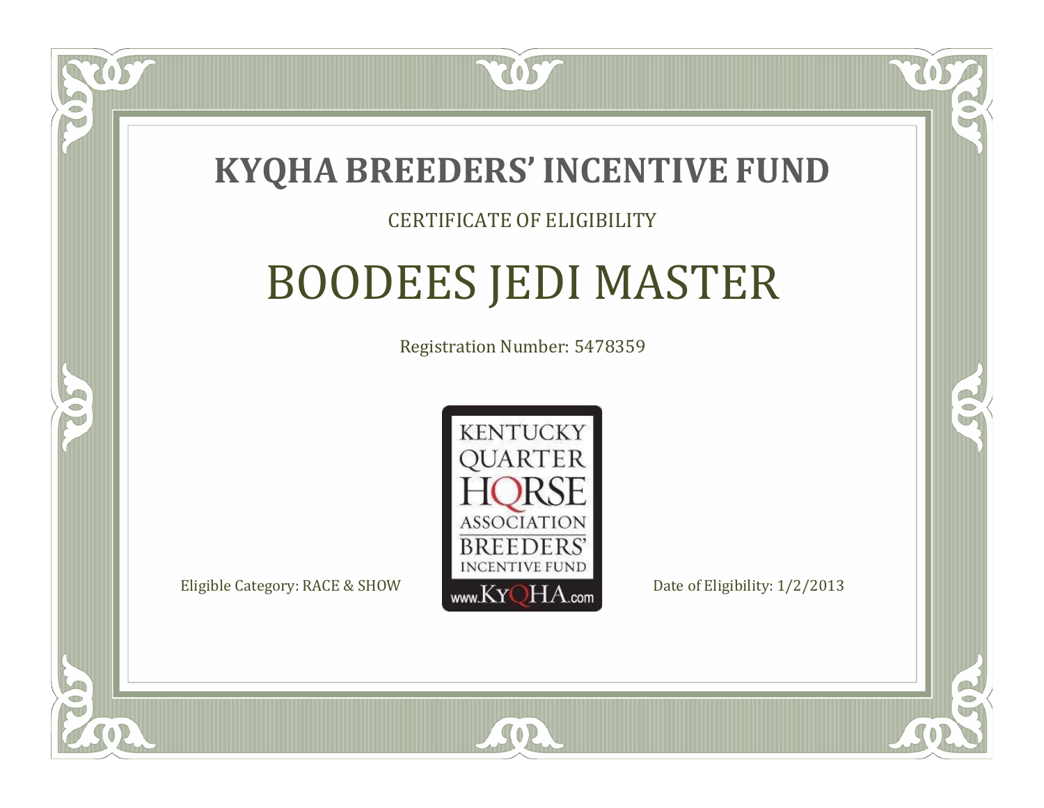# KYQHA BREEDERS' INCENTIVE FUND

CERTIFICATE OF ELIGIBILITY

## BOODEES JEDI MASTER

Registration Number: 5478359

KENTUCKY QUARTER HORSE ASSOCIATION BREEDERS' INCENTIVE FUND www.KyQHA.com

Eligible Category: RACE & SHOW

Date of Eligibility: 1/2/2013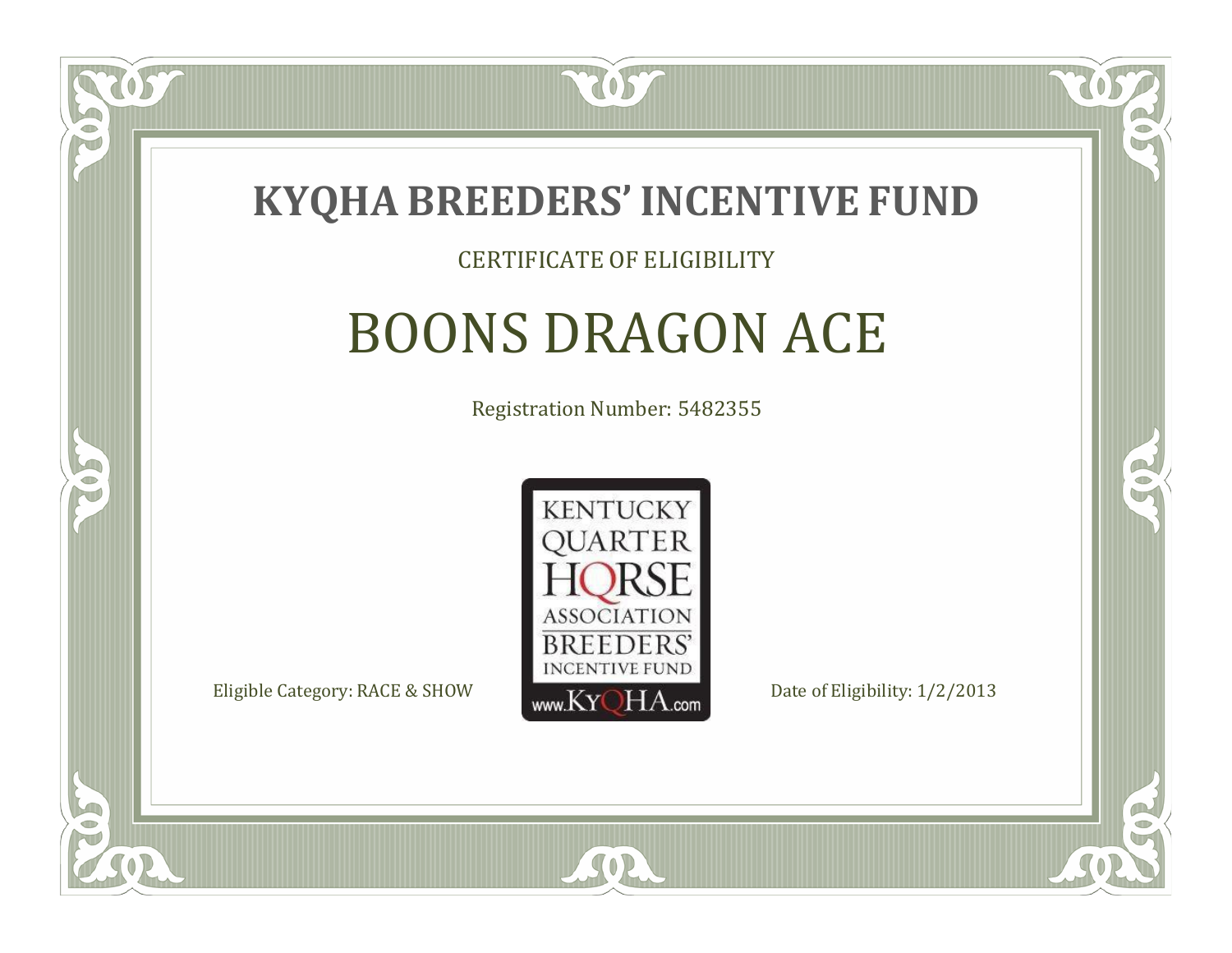# KYQHA BREEDERS' INCENTIVE FUND

CERTIFICATE OF ELIGIBILITY

## BOONS DRAGON ACE

Registration Number: 5482355

KENTUCKY QUARTER HORSE ASSOCIATION BREEDERS' INCENTIVE FUND www.KyQHA.com

Eligible Category: RACE & SHOW

Date of Eligibility: 1/2/2013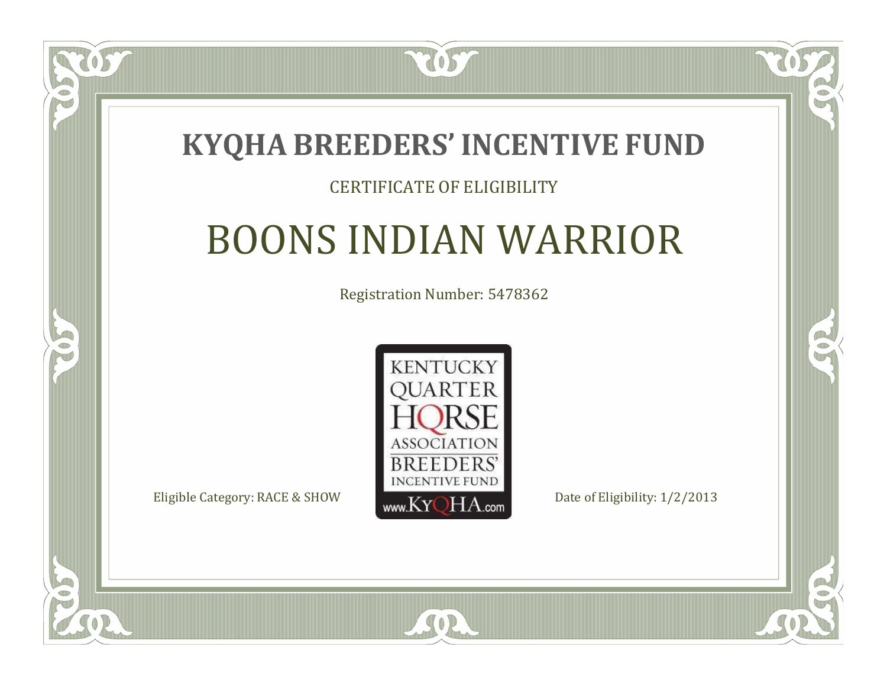# KYQHA BREEDERS' INCENTIVE FUND

CERTIFICATE OF ELIGIBILITY

## BOONS INDIAN WARRIOR

Registration Number: 5478362

KENTUCKY QUARTER HORSE ASSOCIATION BREEDERS' INCENTIVE FUND www.KyQHA.com

Eligible Category: RACE & SHOW

Date of Eligibility: 1/2/2013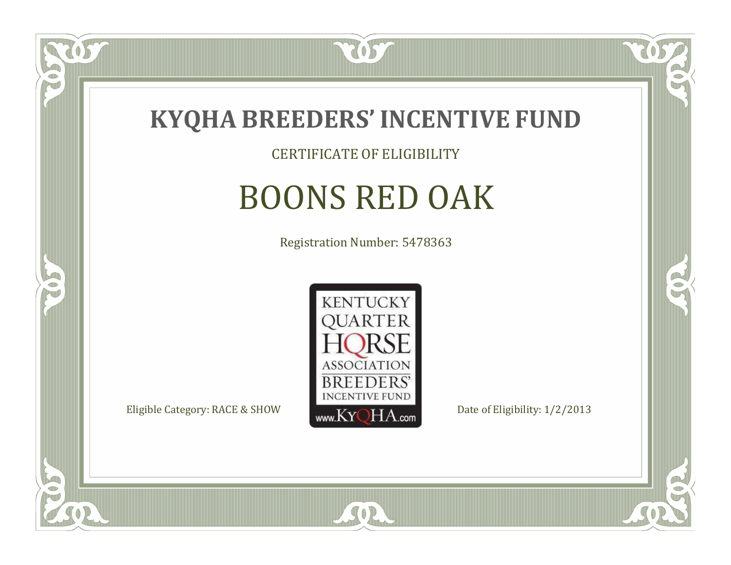# KYQHA BREEDERS' INCENTIVE FUND

CERTIFICATE OF ELIGIBILITY

## BOONS RED OAK

Registration Number: 5478363

KENTUCKY QUARTER HORSE ASSOCIATION BREEDERS' INCENTIVE FUND www.KyQHA.com

Eligible Category: RACE & SHOW

Date of Eligibility: 1/2/2013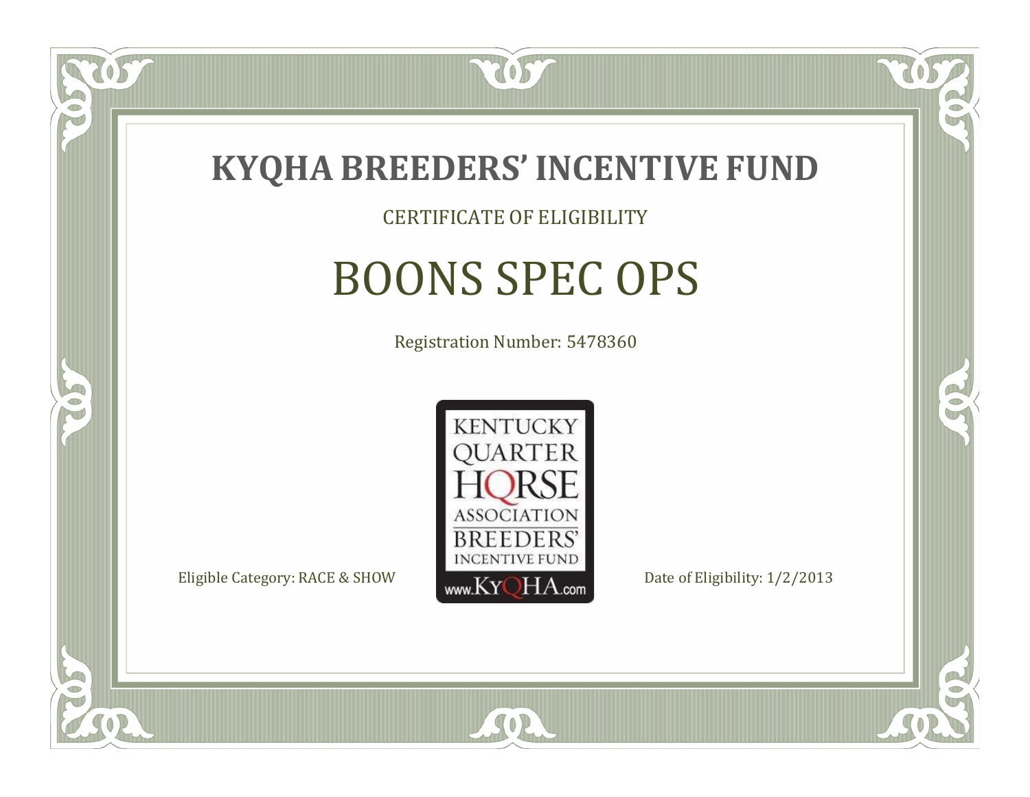# KYQHA BREEDERS' INCENTIVE FUND

CERTIFICATE OF ELIGIBILITY

## BOONS SPEC OPS

Registration Number: 5478360

KENTUCKY QUARTER HORSE ASSOCIATION BREEDERS' INCENTIVE FUND www.KyQHA.com

Eligible Category: RACE & SHOW

Date of Eligibility: 1/2/2013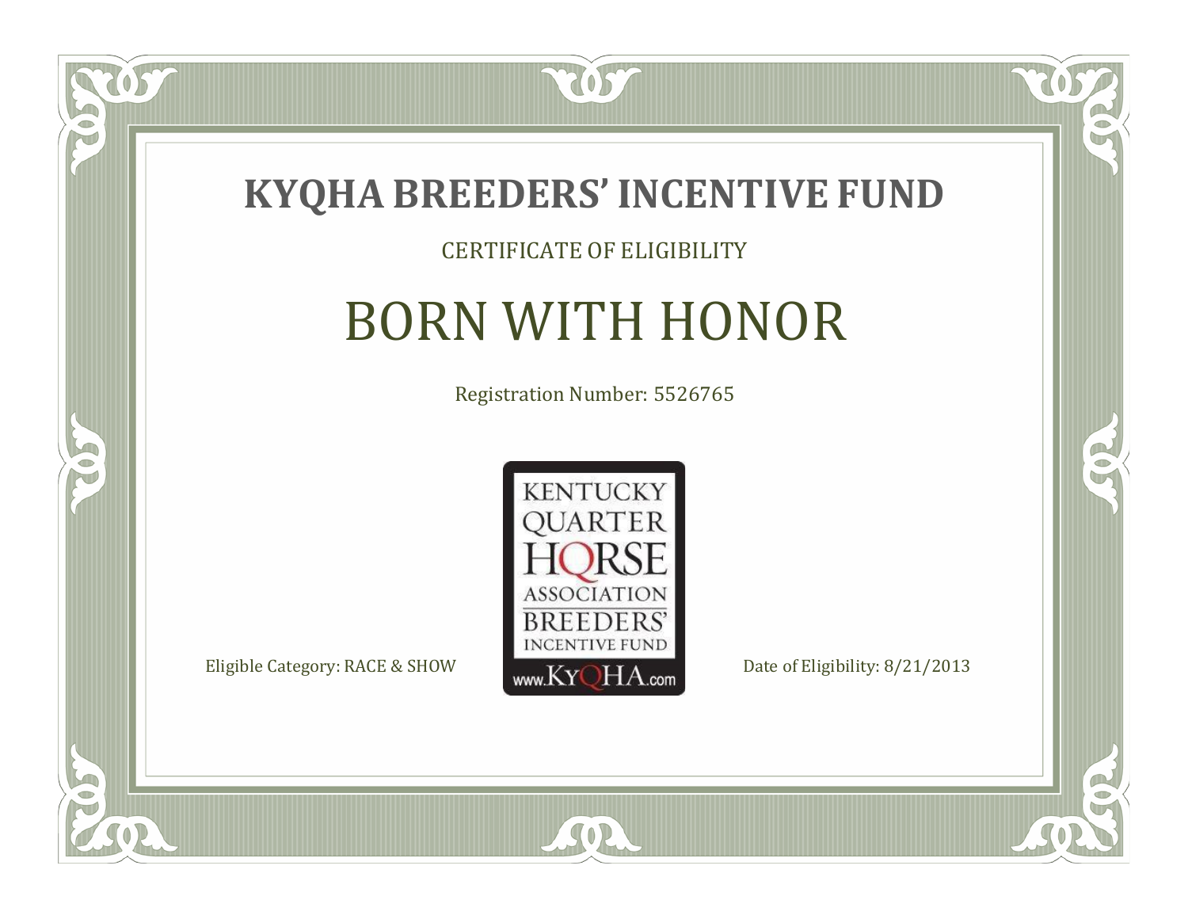# KYQHA BREEDERS' INCENTIVE FUND

CERTIFICATE OF ELIGIBILITY

## BORN WITH HONOR

Registration Number: 5526765

KENTUCKY QUARTER HORSE ASSOCIATION BREEDERS' INCENTIVE FUND www.KyQHA.com

Eligible Category: RACE & SHOW

Date of Eligibility: 8/21/2013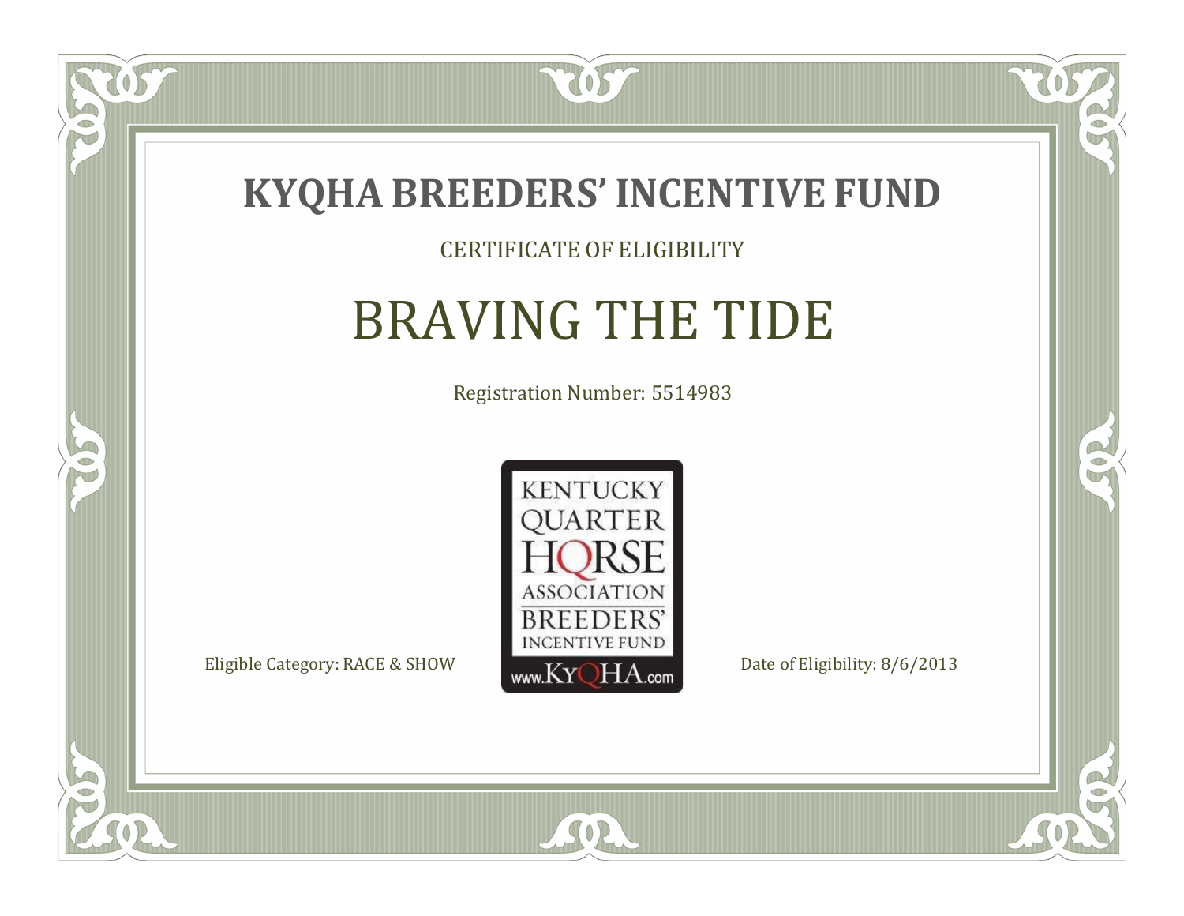# KYQHA BREEDERS' INCENTIVE FUND

CERTIFICATE OF ELIGIBILITY

## BRAVING THE TIDE

Registration Number: 5514983

KENTUCKY QUARTER HORSE ASSOCIATION BREEDERS' INCENTIVE FUND www.KyQHA.com

Eligible Category: RACE & SHOW

Date of Eligibility: 8/6/2013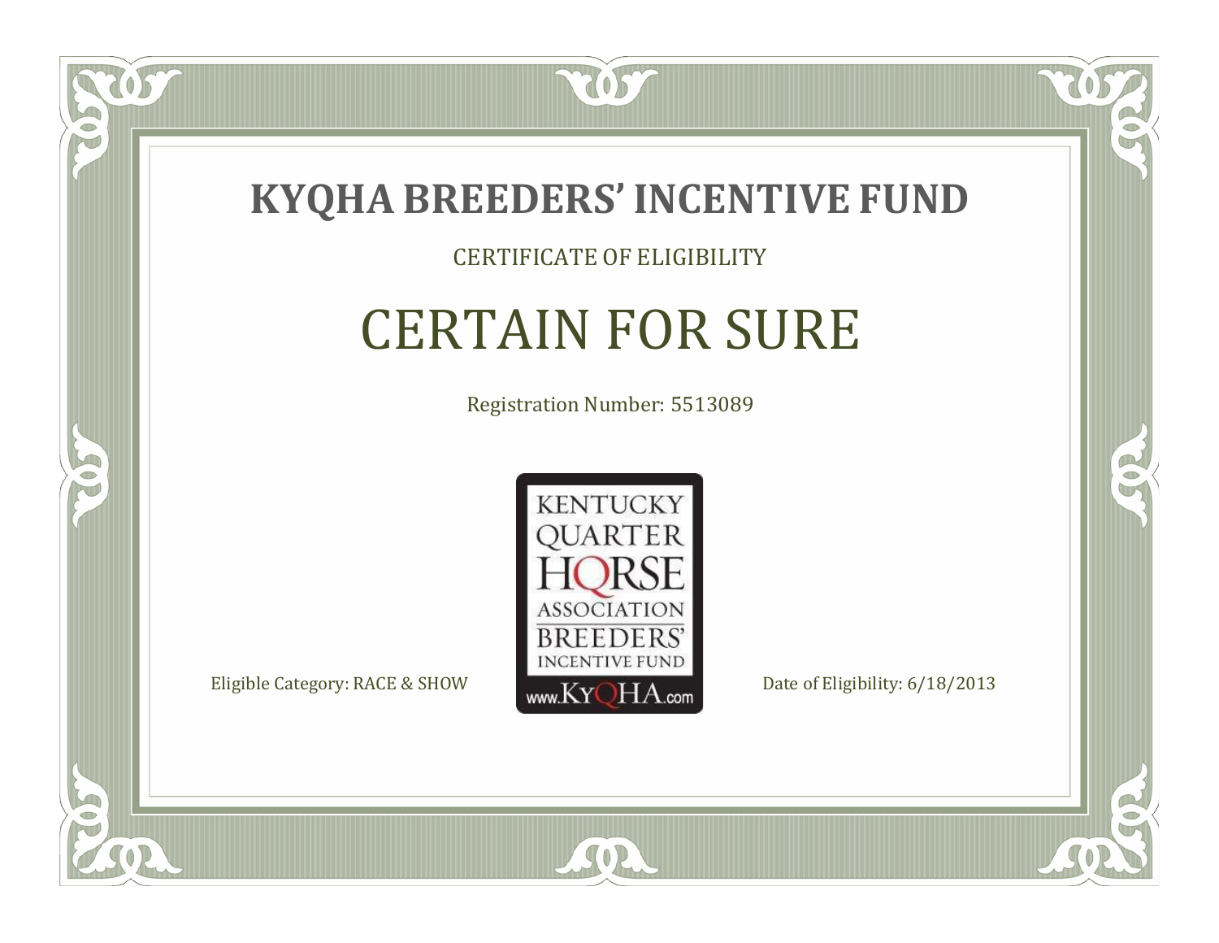# KYQHA BREEDERS' INCENTIVE FUND

CERTIFICATE OF ELIGIBILITY

## CERTAIN FOR SURE

Registration Number: 5513089

KENTUCKY QUARTER HORSE ASSOCIATION BREEDERS' INCENTIVE FUND www.KyQHA.com

Eligible Category: RACE & SHOW

Date of Eligibility: 6/18/2013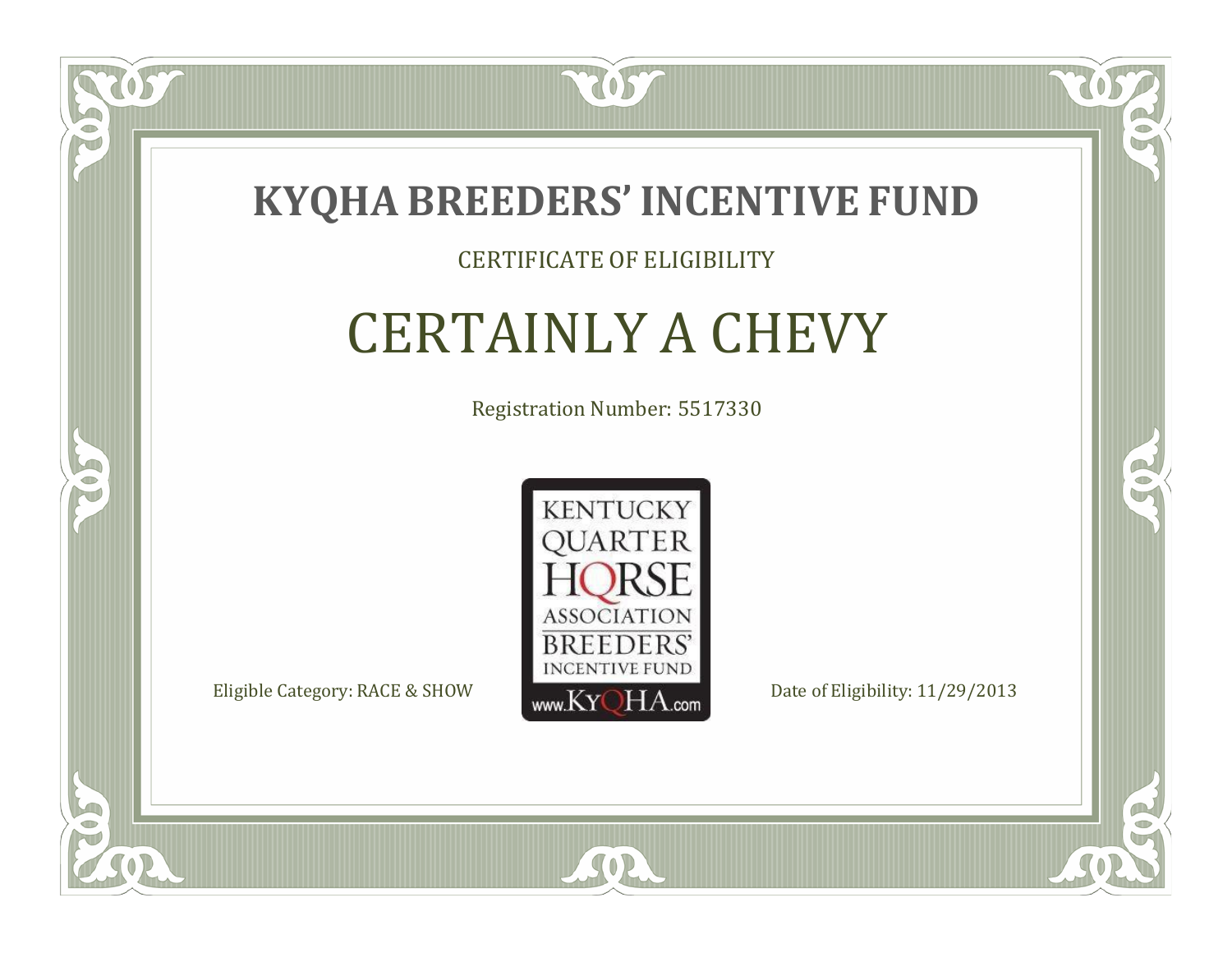# KYQHA BREEDERS' INCENTIVE FUND

CERTIFICATE OF ELIGIBILITY

## CERTAINLY A CHEVY

Registration Number: 5517330

KENTUCKY QUARTER HORSE ASSOCIATION BREEDERS' INCENTIVE FUND www.KyQHA.com

Eligible Category: RACE & SHOW

Date of Eligibility: 11/29/2013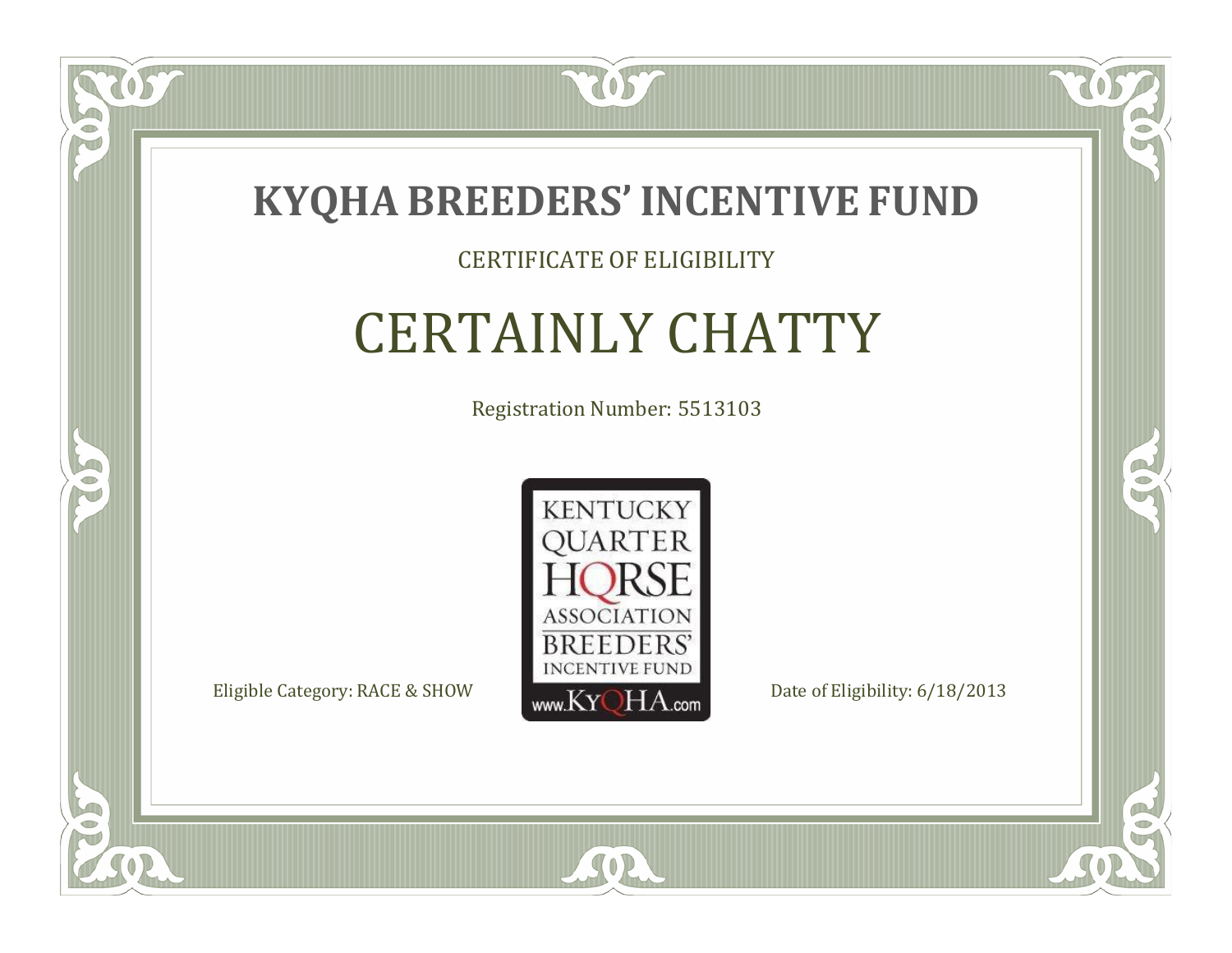# KYQHA BREEDERS' INCENTIVE FUND

CERTIFICATE OF ELIGIBILITY

## CERTAINLY CHATTY

Registration Number: 5513103

KENTUCKY
QUARTER
HORSE
ASSOCIATION
BREEDERS'
INCENTIVE FUND
www.KyQHA.com

Eligible Category: RACE & SHOW

Date of Eligibility: 6/18/2013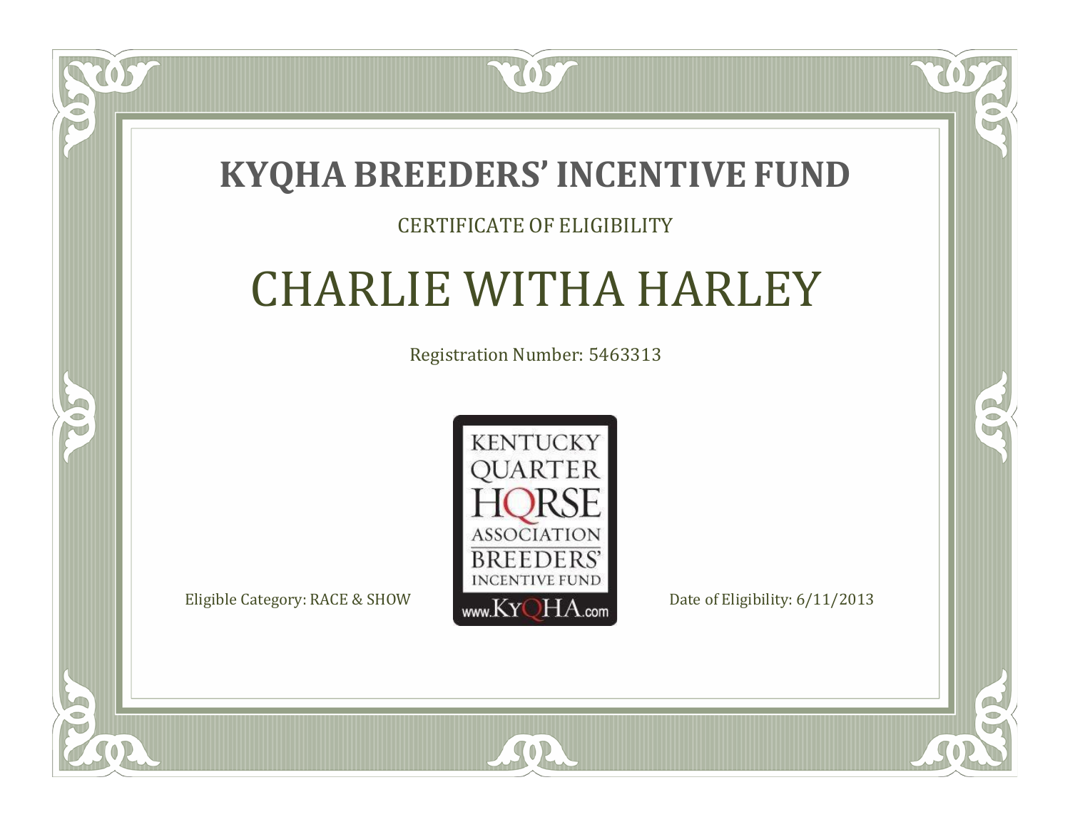# KYQHA BREEDERS' INCENTIVE FUND

CERTIFICATE OF ELIGIBILITY

## CHARLIE WITHA HARLEY

Registration Number: 5463313

KENTUCKY QUARTER HORSE ASSOCIATION BREEDERS' INCENTIVE FUND www.KyQHA.com

Eligible Category: RACE & SHOW

Date of Eligibility: 6/11/2013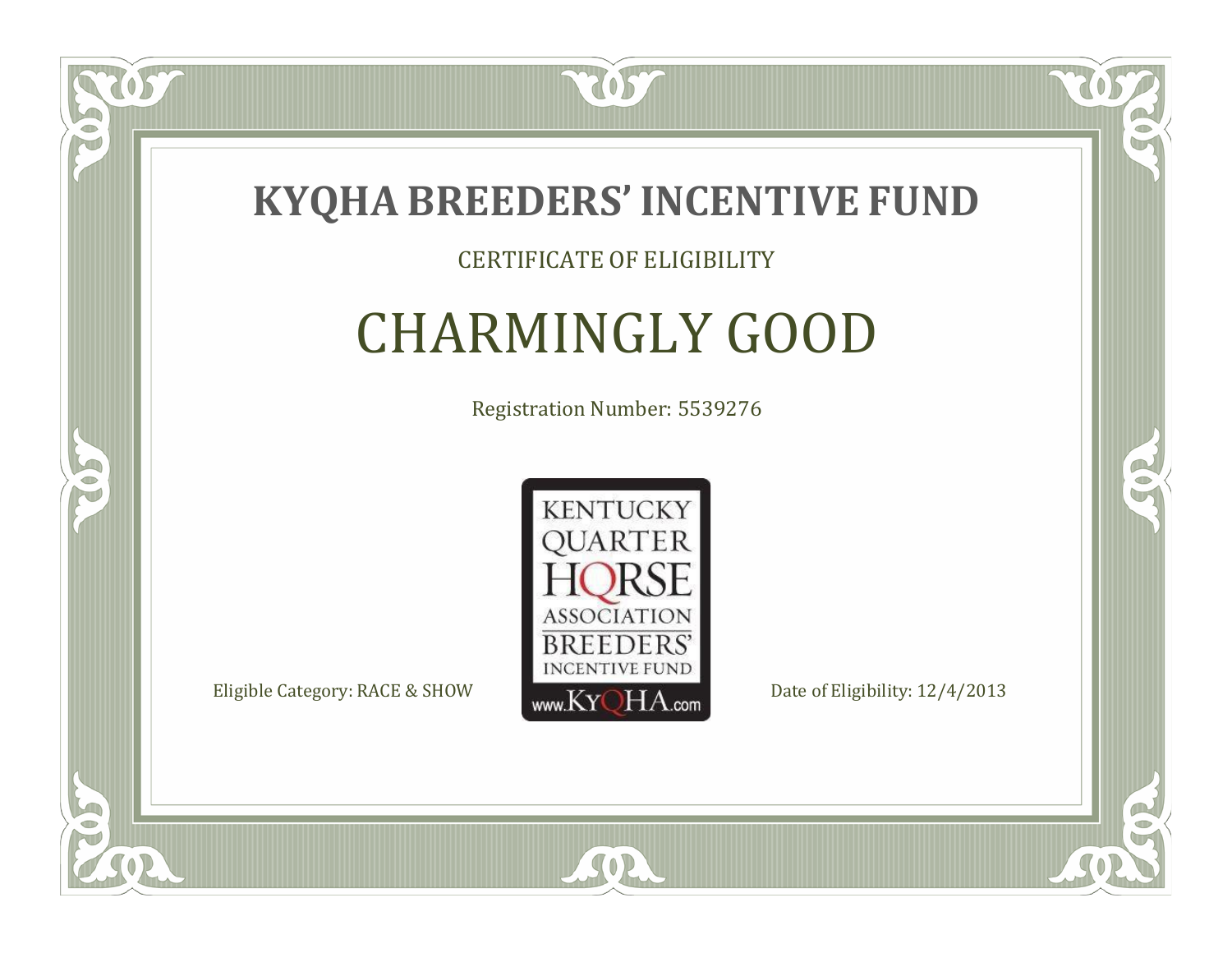# KYQHA BREEDERS' INCENTIVE FUND

CERTIFICATE OF ELIGIBILITY

## CHARMINGLY GOOD

Registration Number: 5539276

KENTUCKY QUARTER HORSE ASSOCIATION BREEDERS' INCENTIVE FUND www.KyQHA.com

Eligible Category: RACE & SHOW

Date of Eligibility: 12/4/2013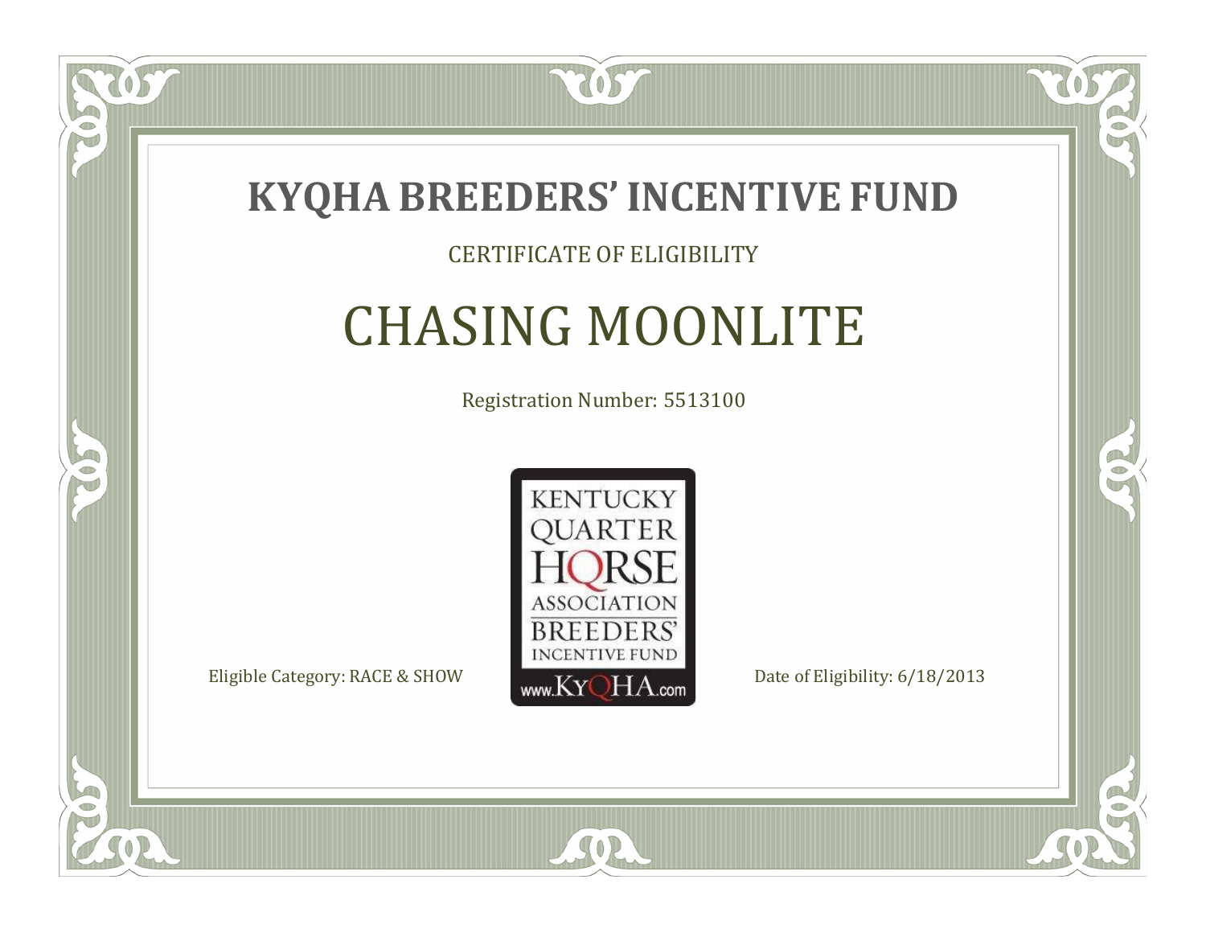# KYQHA BREEDERS' INCENTIVE FUND

CERTIFICATE OF ELIGIBILITY

## CHASING MOONLITE

Registration Number: 5513100

KENTUCKY QUARTER HORSE ASSOCIATION BREEDERS' INCENTIVE FUND
www.KyQHA.com

Eligible Category: RACE & SHOW

Date of Eligibility: 6/18/2013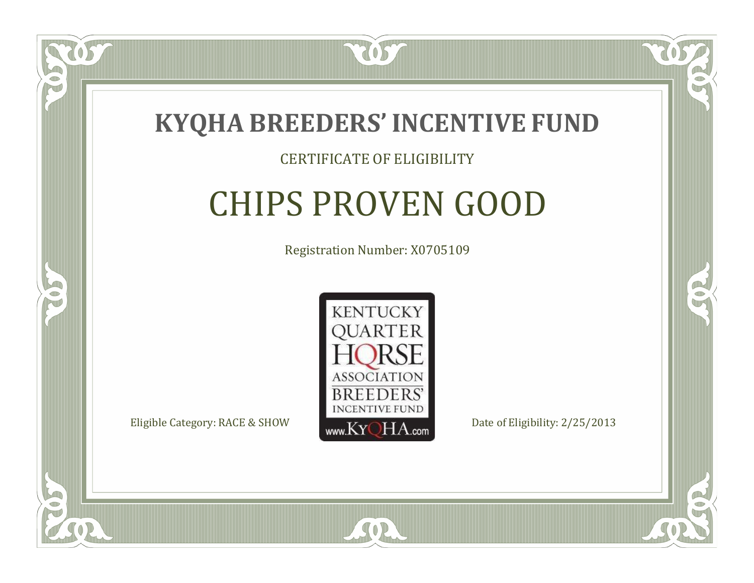# KYQHA BREEDERS' INCENTIVE FUND

CERTIFICATE OF ELIGIBILITY

## CHIPS PROVEN GOOD

Registration Number: X0705109

KENTUCKY QUARTER HORSE ASSOCIATION BREEDERS' INCENTIVE FUND www.KyQHA.com

Eligible Category: RACE & SHOW

Date of Eligibility: 2/25/2013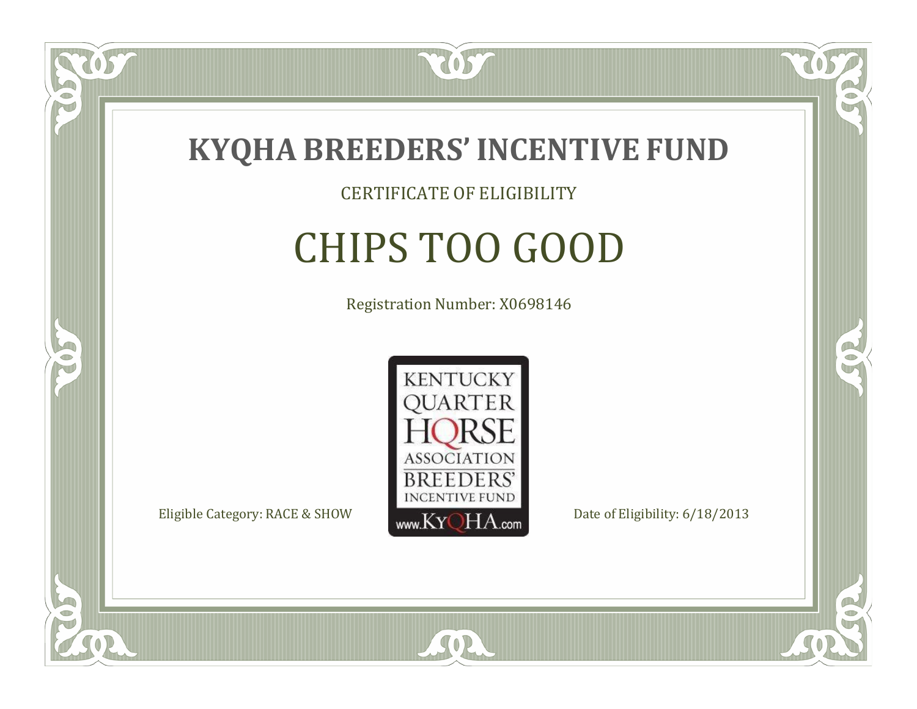# KYQHA BREEDERS' INCENTIVE FUND

CERTIFICATE OF ELIGIBILITY

## CHIPS TOO GOOD

Registration Number: X0698146

KENTUCKY QUARTER HORSE ASSOCIATION BREEDERS' INCENTIVE FUND www.KyQHA.com

Eligible Category: RACE & SHOW

Date of Eligibility: 6/18/2013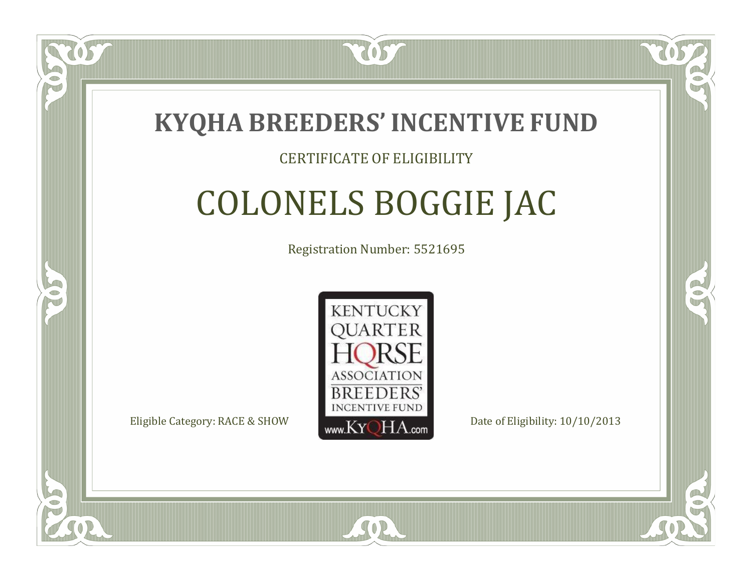# KYQHA BREEDERS' INCENTIVE FUND

CERTIFICATE OF ELIGIBILITY

## COLONELS BOGGIE JAC

Registration Number: 5521695

KENTUCKY QUARTER HORSE ASSOCIATION BREEDERS' INCENTIVE FUND
www.KyQHA.com

Eligible Category: RACE & SHOW

Date of Eligibility: 10/10/2013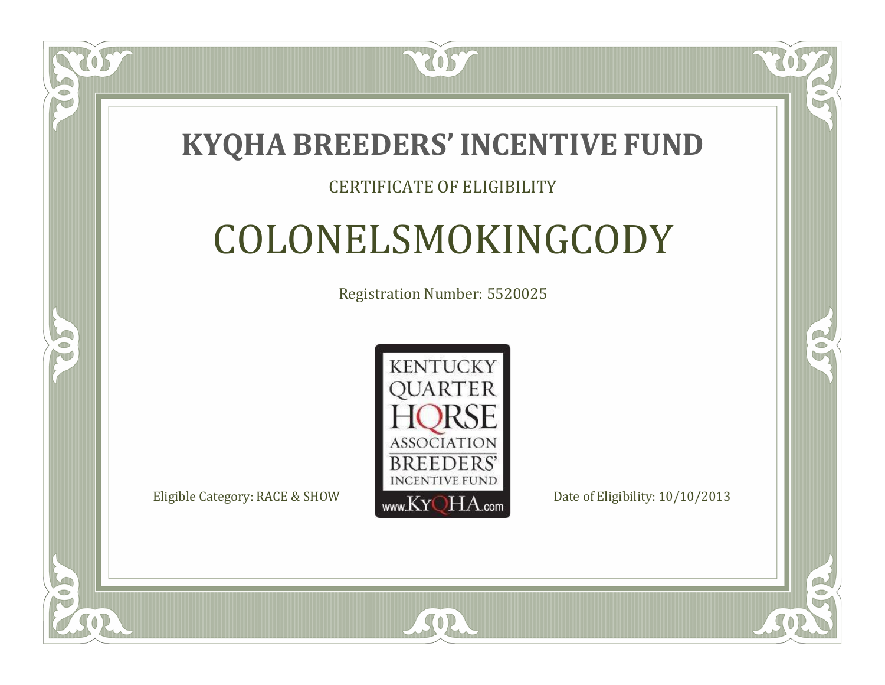# KYQHA BREEDERS' INCENTIVE FUND

CERTIFICATE OF ELIGIBILITY

## COLONELSMOKINGCODY

Registration Number: 5520025

KENTUCKY QUARTER HORSE ASSOCIATION BREEDERS' INCENTIVE FUND www.KyQHA.com

Eligible Category: RACE & SHOW

Date of Eligibility: 10/10/2013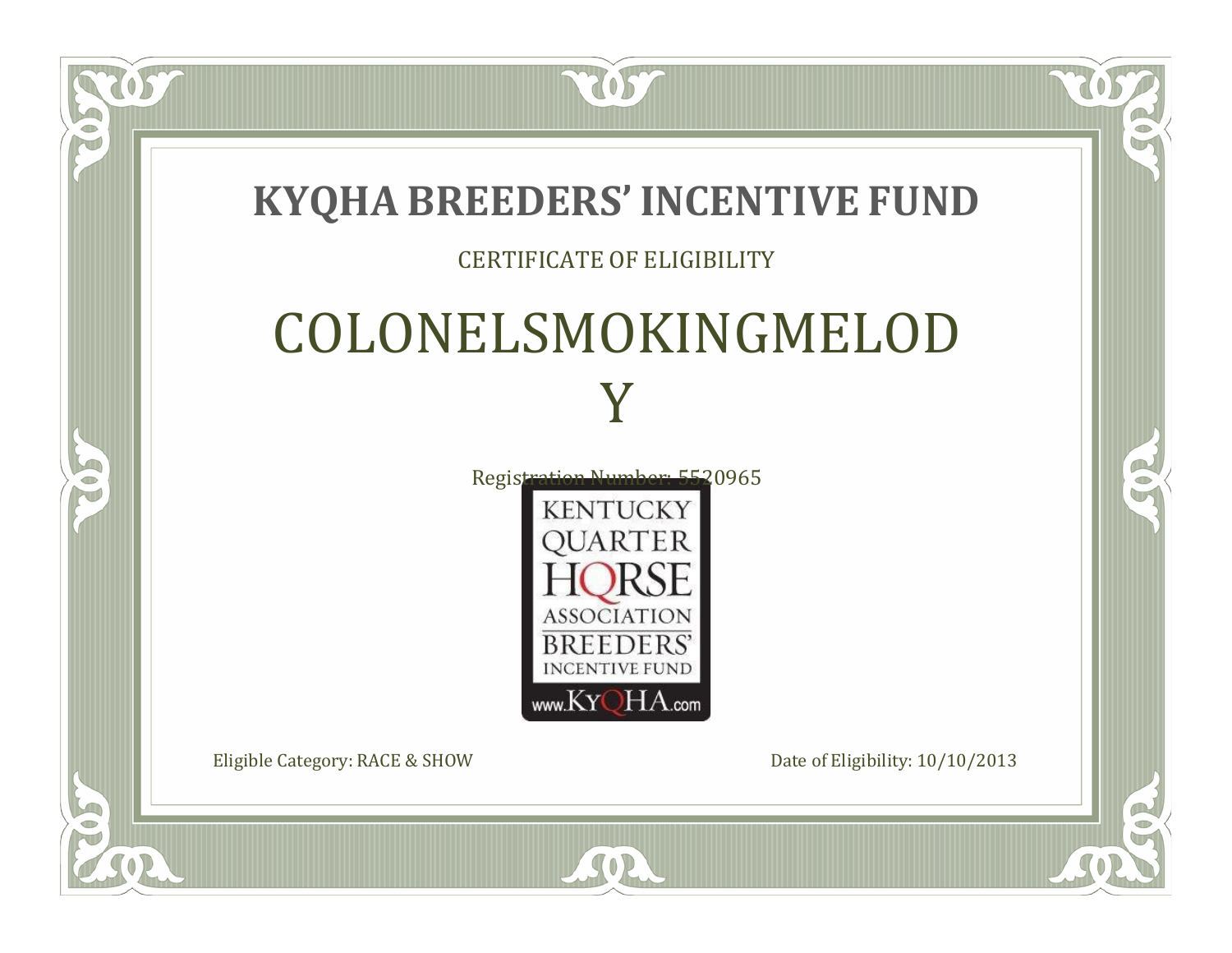# KYQHA BREEDERS' INCENTIVE FUND

CERTIFICATE OF ELIGIBILITY

## COLONELSMOKINGMELOD
## Y

Registration Number: 5520965

KENTUCKY
QUARTER
HORSE
ASSOCIATION
BREEDERS'
INCENTIVE FUND
www.KyQHA.com

Eligible Category: RACE & SHOW

Date of Eligibility: 10/10/2013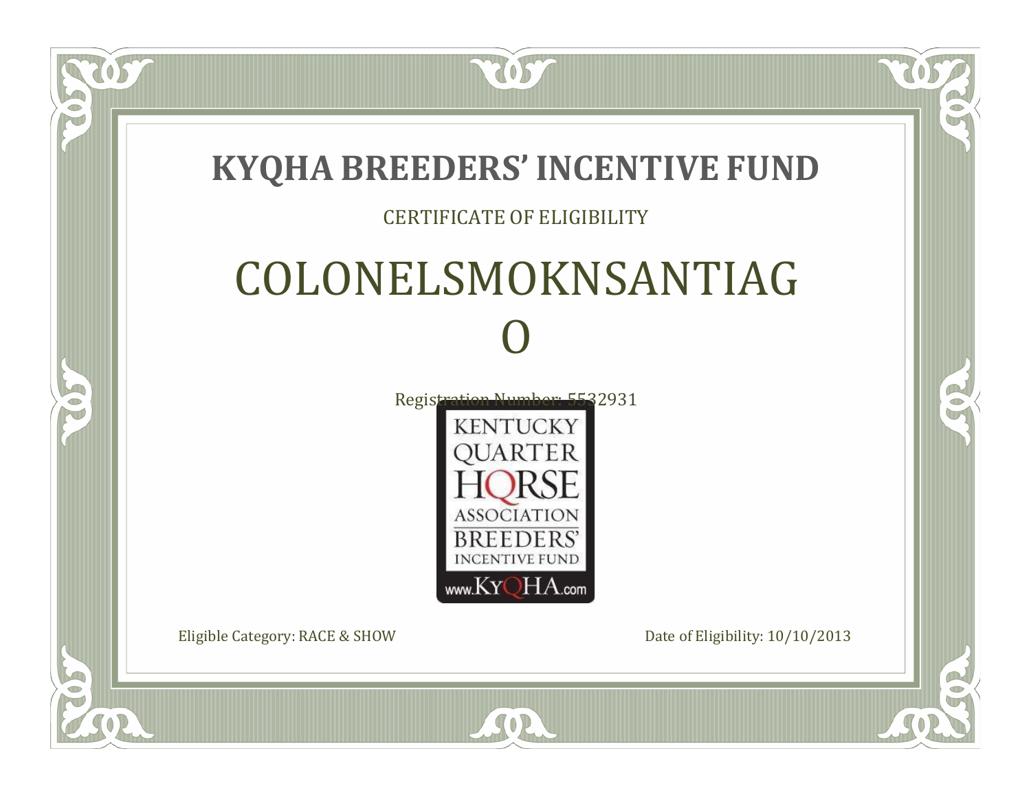# KYQHA BREEDERS' INCENTIVE FUND

CERTIFICATE OF ELIGIBILITY

## COLONELSMOKNSANTIAG O

Registration Number: 5532931

KENTUCKY QUARTER HORSE ASSOCIATION BREEDERS' INCENTIVE FUND

www.KyQHA.com

Eligible Category: RACE & SHOW

Date of Eligibility: 10/10/2013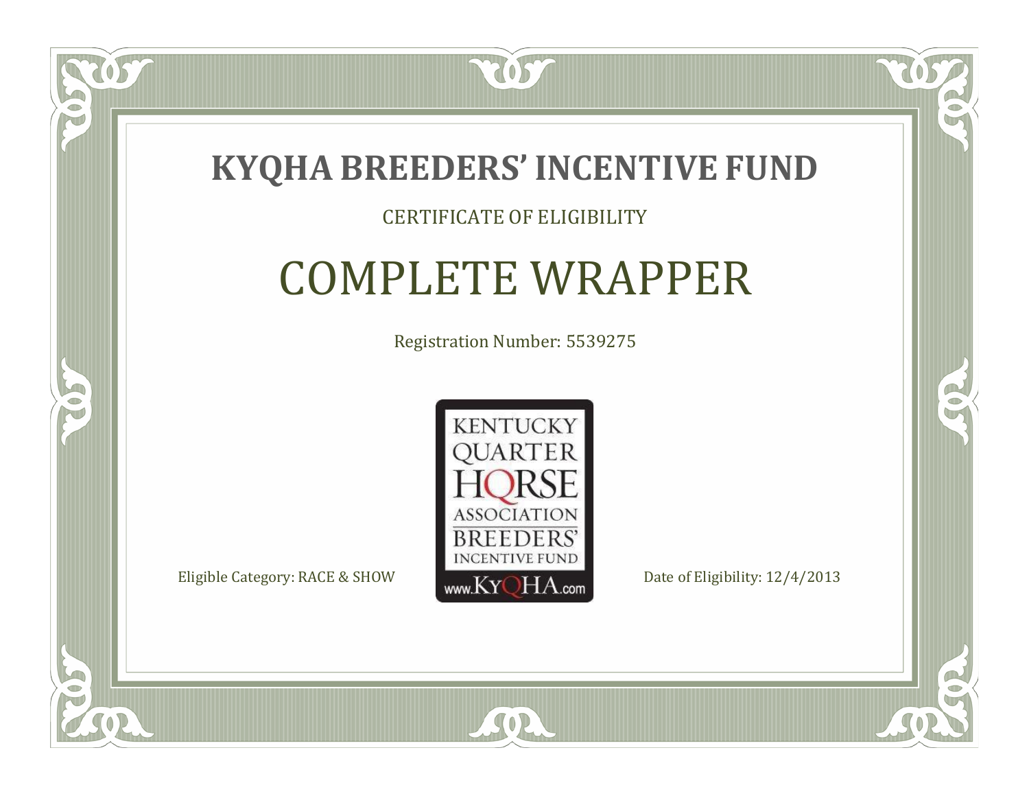# KYQHA BREEDERS' INCENTIVE FUND

CERTIFICATE OF ELIGIBILITY

## COMPLETE WRAPPER

Registration Number: 5539275

KENTUCKY QUARTER HORSE ASSOCIATION BREEDERS' INCENTIVE FUND www.KyQHA.com

Eligible Category: RACE & SHOW

Date of Eligibility: 12/4/2013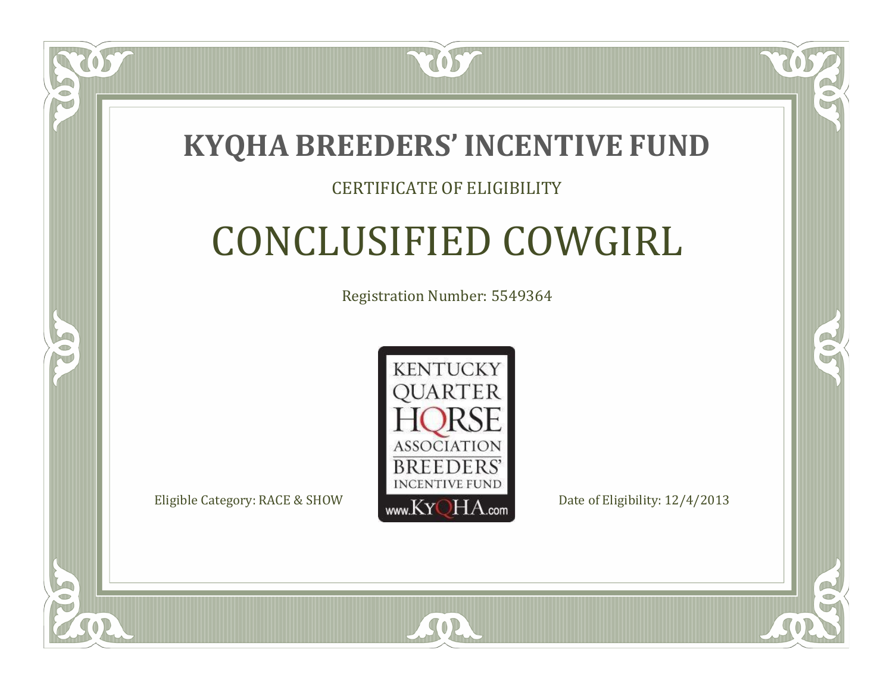# KYQHA BREEDERS' INCENTIVE FUND

CERTIFICATE OF ELIGIBILITY

## CONCLUSIFIED COWGIRL

Registration Number: 5549364

KENTUCKY QUARTER HORSE ASSOCIATION BREEDERS' INCENTIVE FUND www.KyQHA.com

Eligible Category: RACE & SHOW

Date of Eligibility: 12/4/2013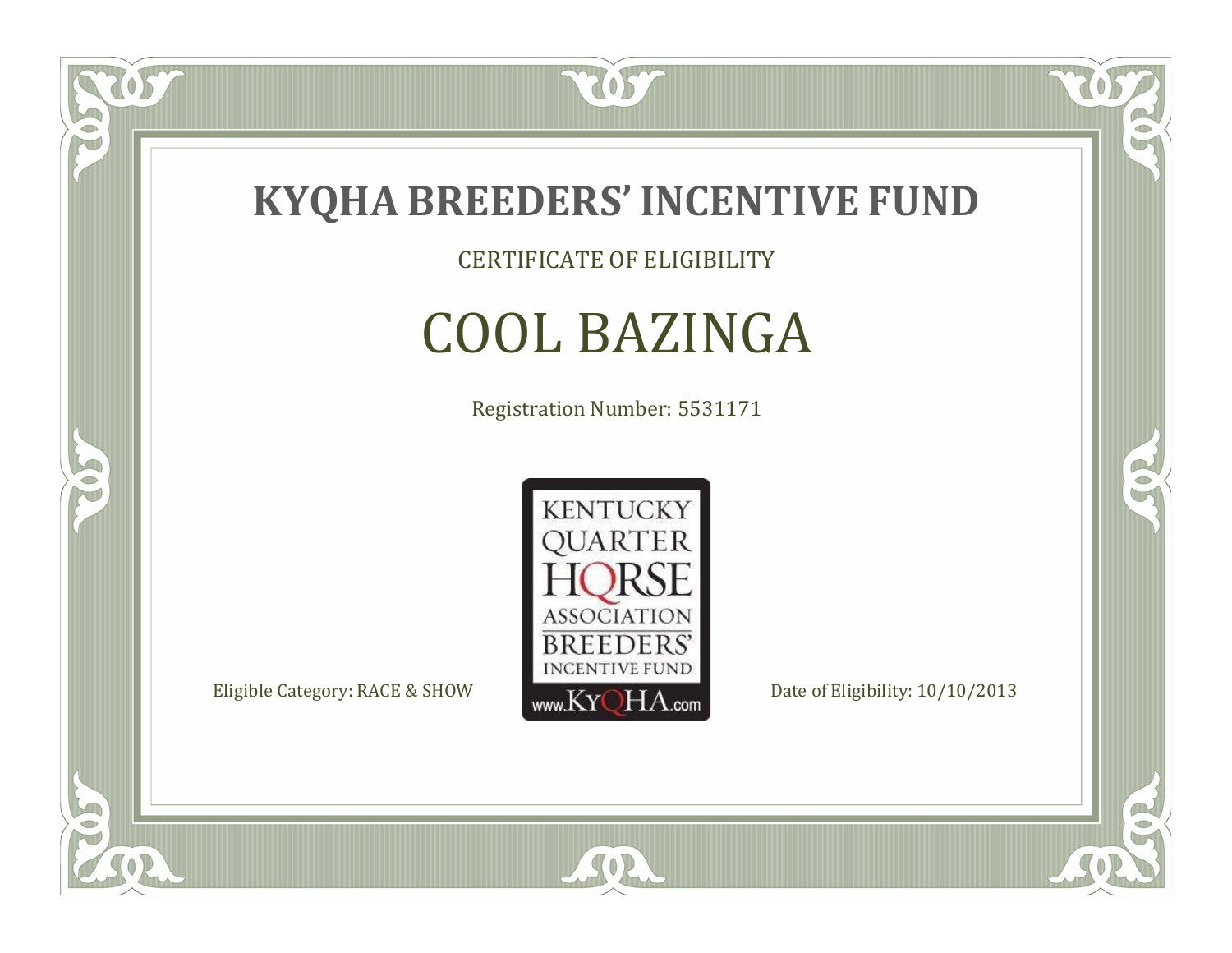# KYQHA BREEDERS' INCENTIVE FUND

CERTIFICATE OF ELIGIBILITY

## COOL BAZINGA

Registration Number: 5531171

KENTUCKY QUARTER HORSE ASSOCIATION BREEDERS' INCENTIVE FUND www.KyQHA.com

Eligible Category: RACE & SHOW

Date of Eligibility: 10/10/2013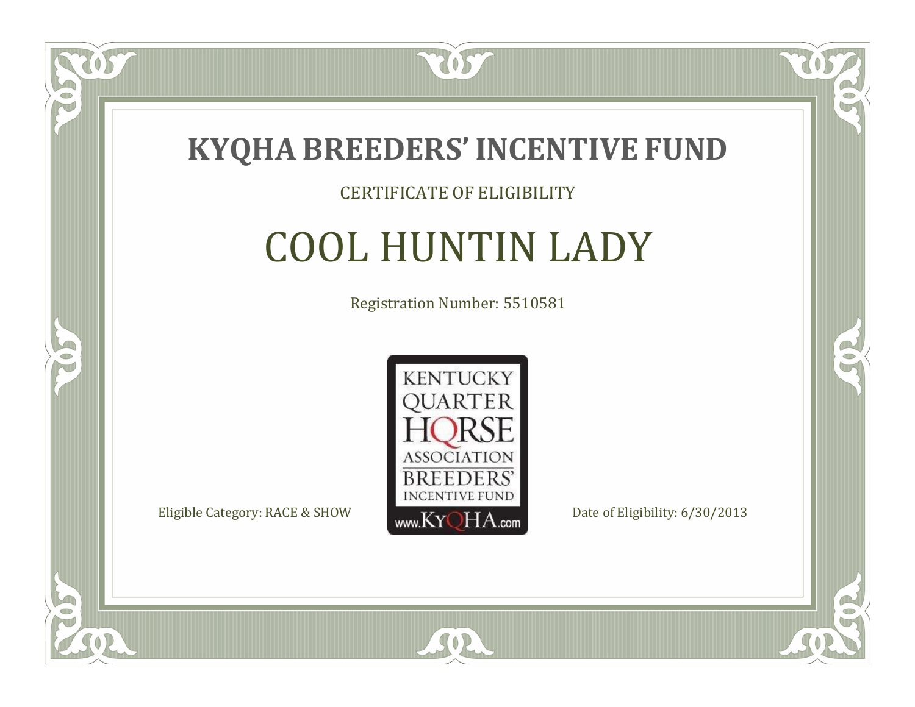# KYQHA BREEDERS' INCENTIVE FUND

CERTIFICATE OF ELIGIBILITY

## COOL HUNTIN LADY

Registration Number: 5510581

KENTUCKY QUARTER HORSE ASSOCIATION BREEDERS' INCENTIVE FUND www.KyQHA.com

Eligible Category: RACE & SHOW

Date of Eligibility: 6/30/2013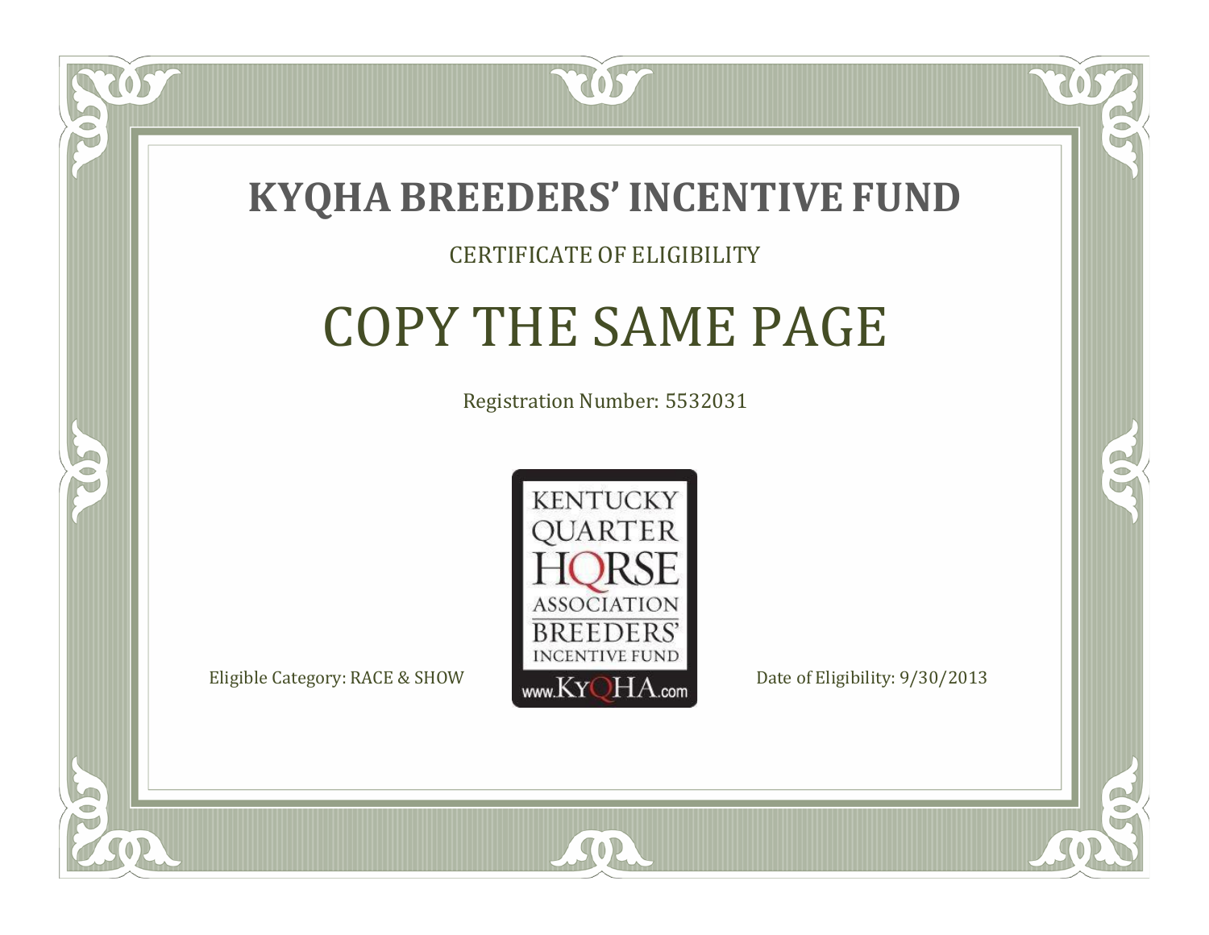# KYQHA BREEDERS' INCENTIVE FUND

CERTIFICATE OF ELIGIBILITY

## COPY THE SAME PAGE

Registration Number: 5532031

KENTUCKY QUARTER HORSE ASSOCIATION BREEDERS' INCENTIVE FUND www.KyQHA.com

Eligible Category: RACE & SHOW

Date of Eligibility: 9/30/2013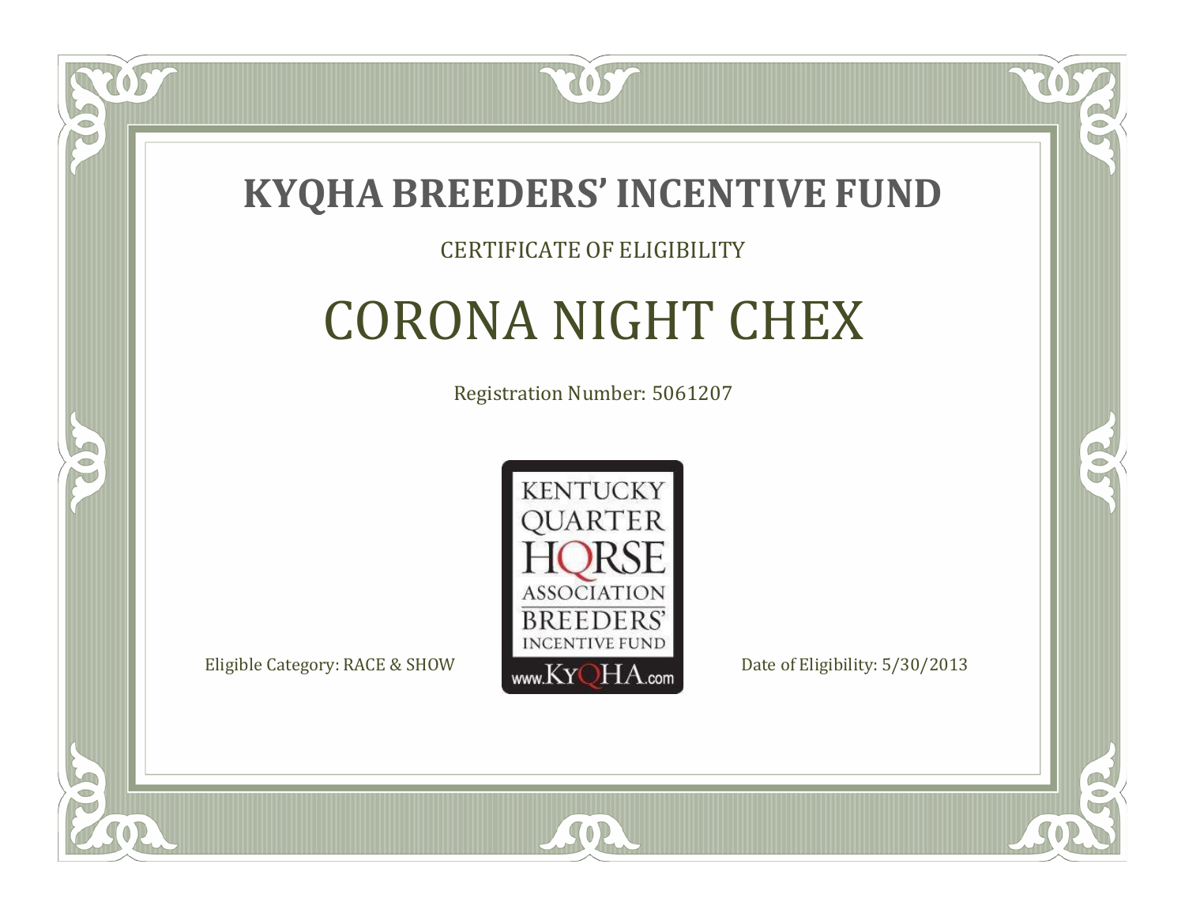# KYQHA BREEDERS' INCENTIVE FUND

CERTIFICATE OF ELIGIBILITY

## CORONA NIGHT CHEX

Registration Number: 5061207

KENTUCKY QUARTER HORSE ASSOCIATION BREEDERS' INCENTIVE FUND www.KyQHA.com

Eligible Category: RACE & SHOW

Date of Eligibility: 5/30/2013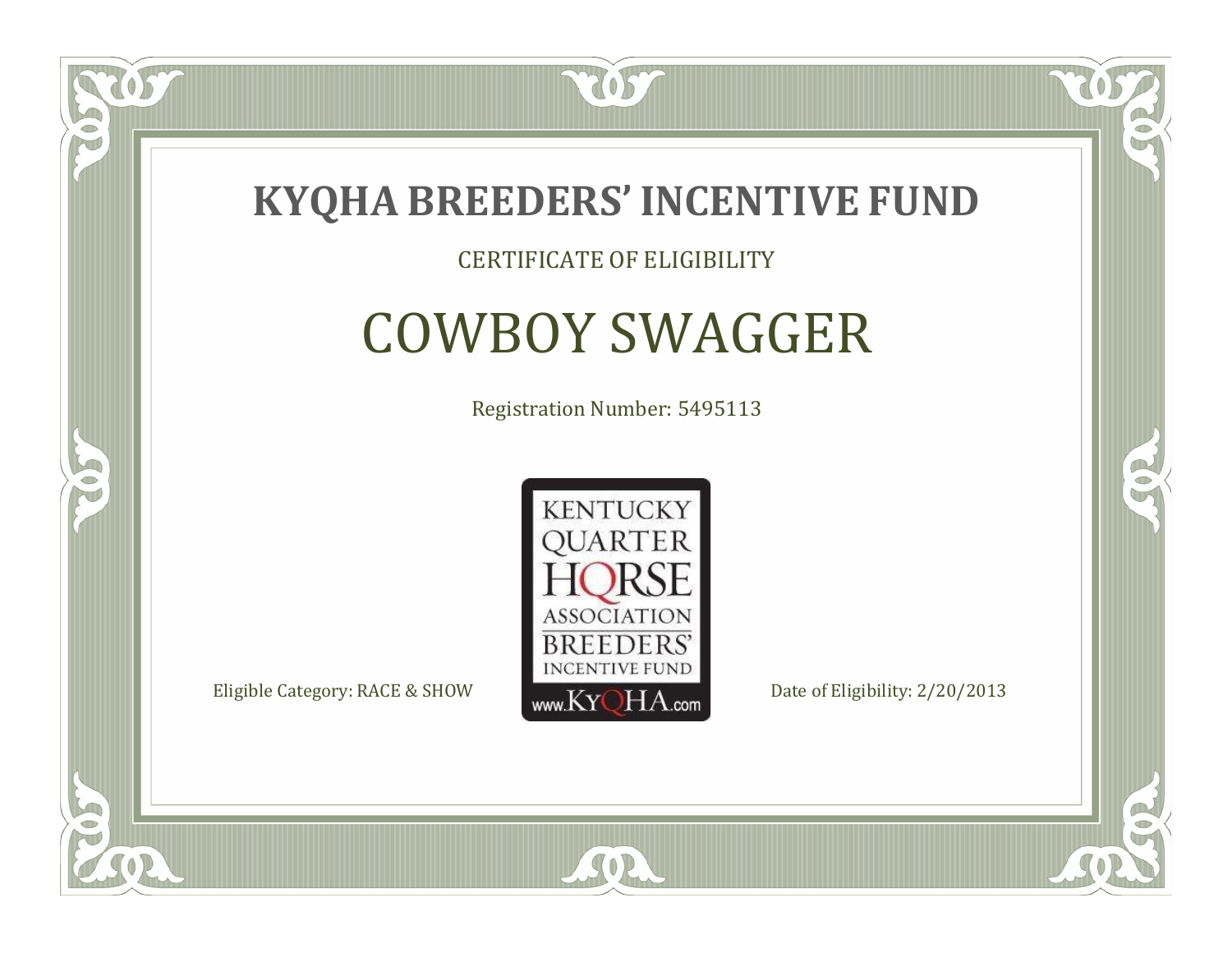# KYQHA BREEDERS' INCENTIVE FUND

CERTIFICATE OF ELIGIBILITY

## COWBOY SWAGGER

Registration Number: 5495113

KENTUCKY QUARTER HORSE ASSOCIATION BREEDERS' INCENTIVE FUND www.KyQHA.com

Eligible Category: RACE & SHOW

Date of Eligibility: 2/20/2013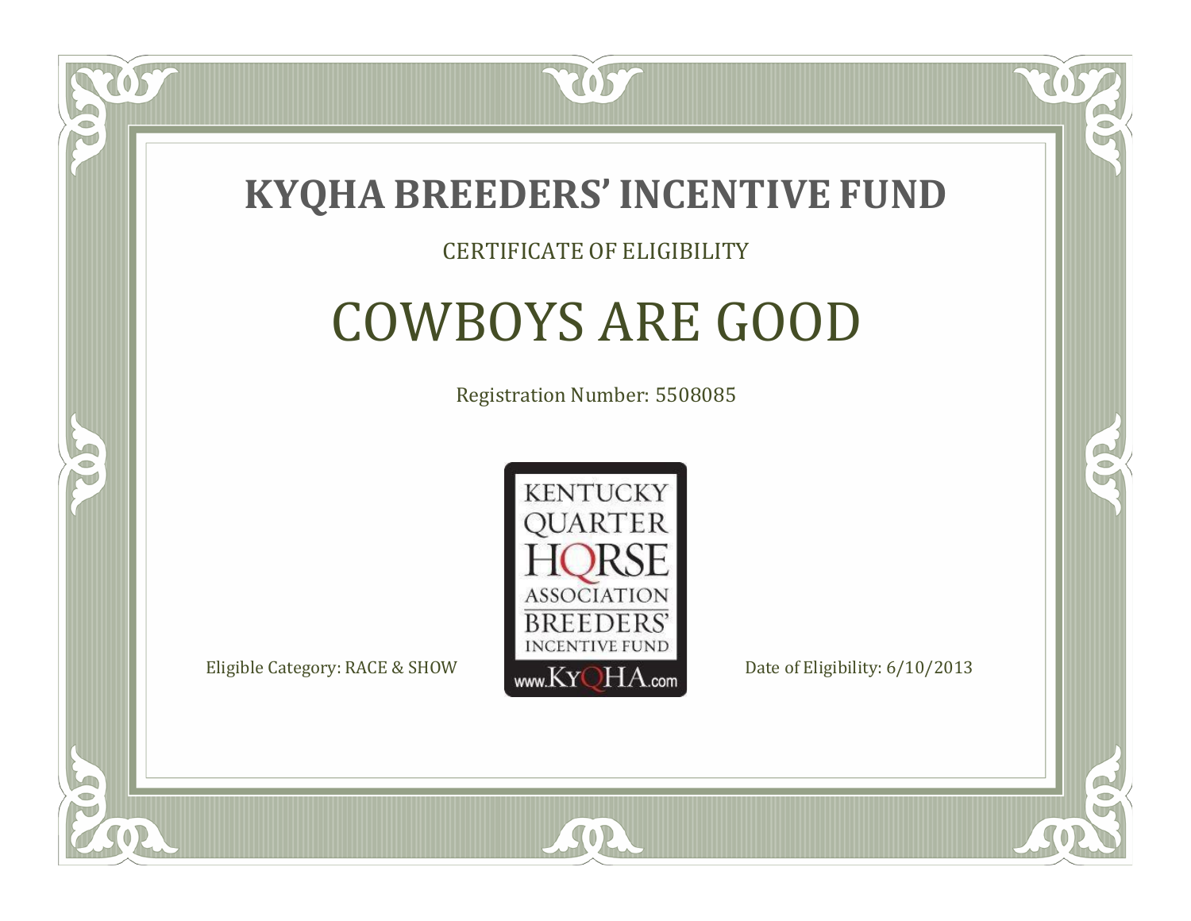# KYQHA BREEDERS' INCENTIVE FUND

CERTIFICATE OF ELIGIBILITY

## COWBOYS ARE GOOD

Registration Number: 5508085

KENTUCKY QUARTER HORSE ASSOCIATION BREEDERS' INCENTIVE FUND www.KyQHA.com

Eligible Category: RACE & SHOW

Date of Eligibility: 6/10/2013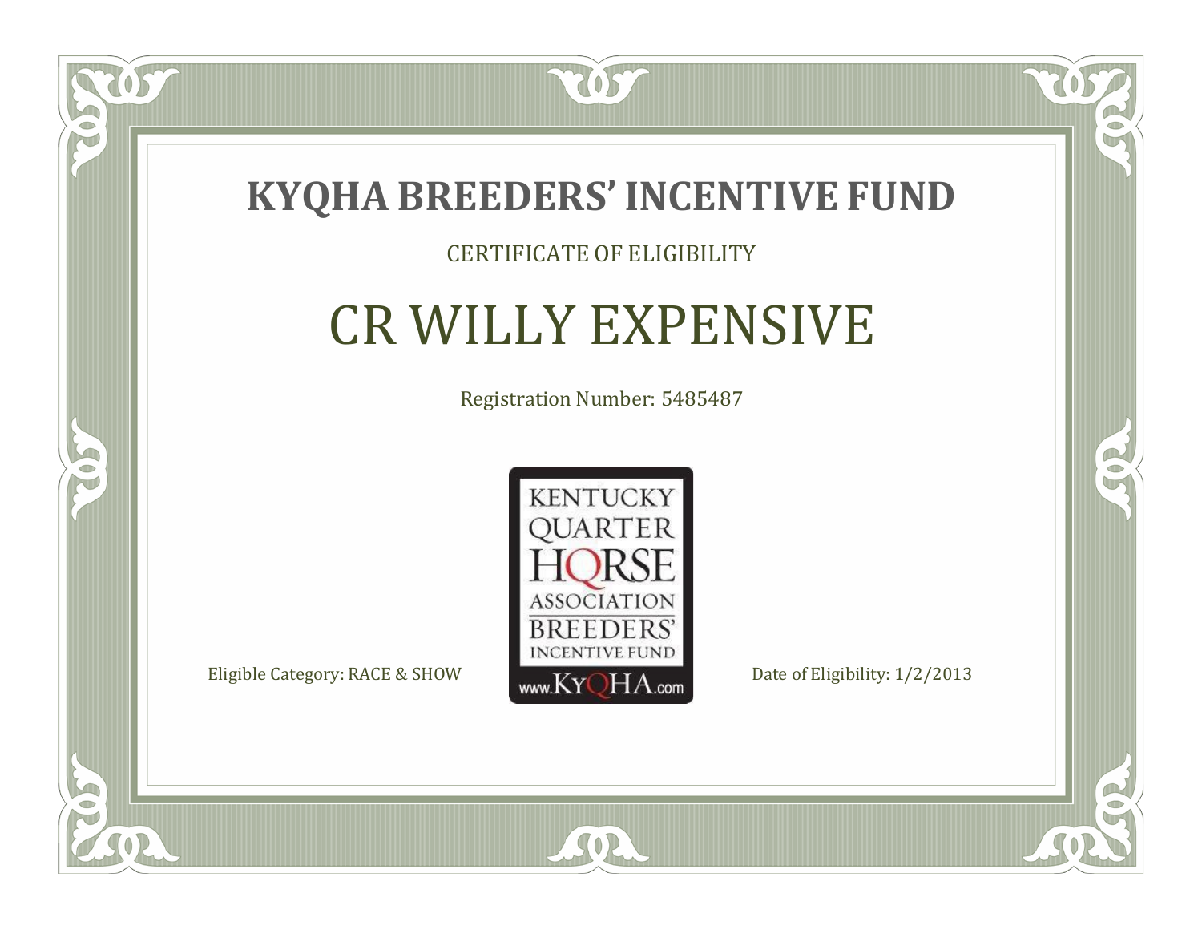# KYQHA BREEDERS' INCENTIVE FUND

CERTIFICATE OF ELIGIBILITY

## CR WILLY EXPENSIVE

Registration Number: 5485487

KENTUCKY QUARTER HORSE ASSOCIATION BREEDERS' INCENTIVE FUND www.KyQHA.com

Eligible Category: RACE & SHOW

Date of Eligibility: 1/2/2013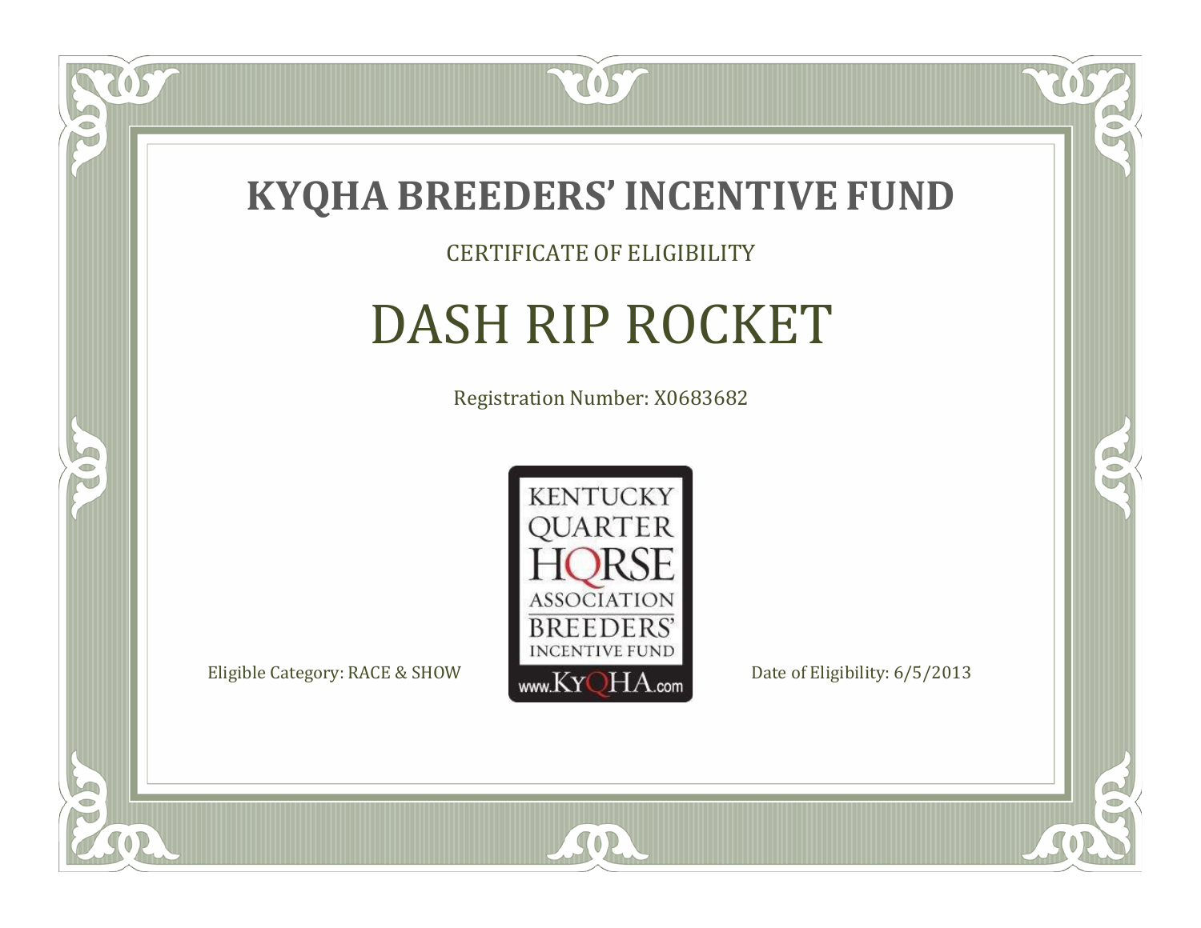# KYQHA BREEDERS' INCENTIVE FUND

CERTIFICATE OF ELIGIBILITY

## DASH RIP ROCKET

Registration Number: X0683682

KENTUCKY QUARTER HORSE ASSOCIATION BREEDERS' INCENTIVE FUND www.KyQHA.com

Eligible Category: RACE & SHOW

Date of Eligibility: 6/5/2013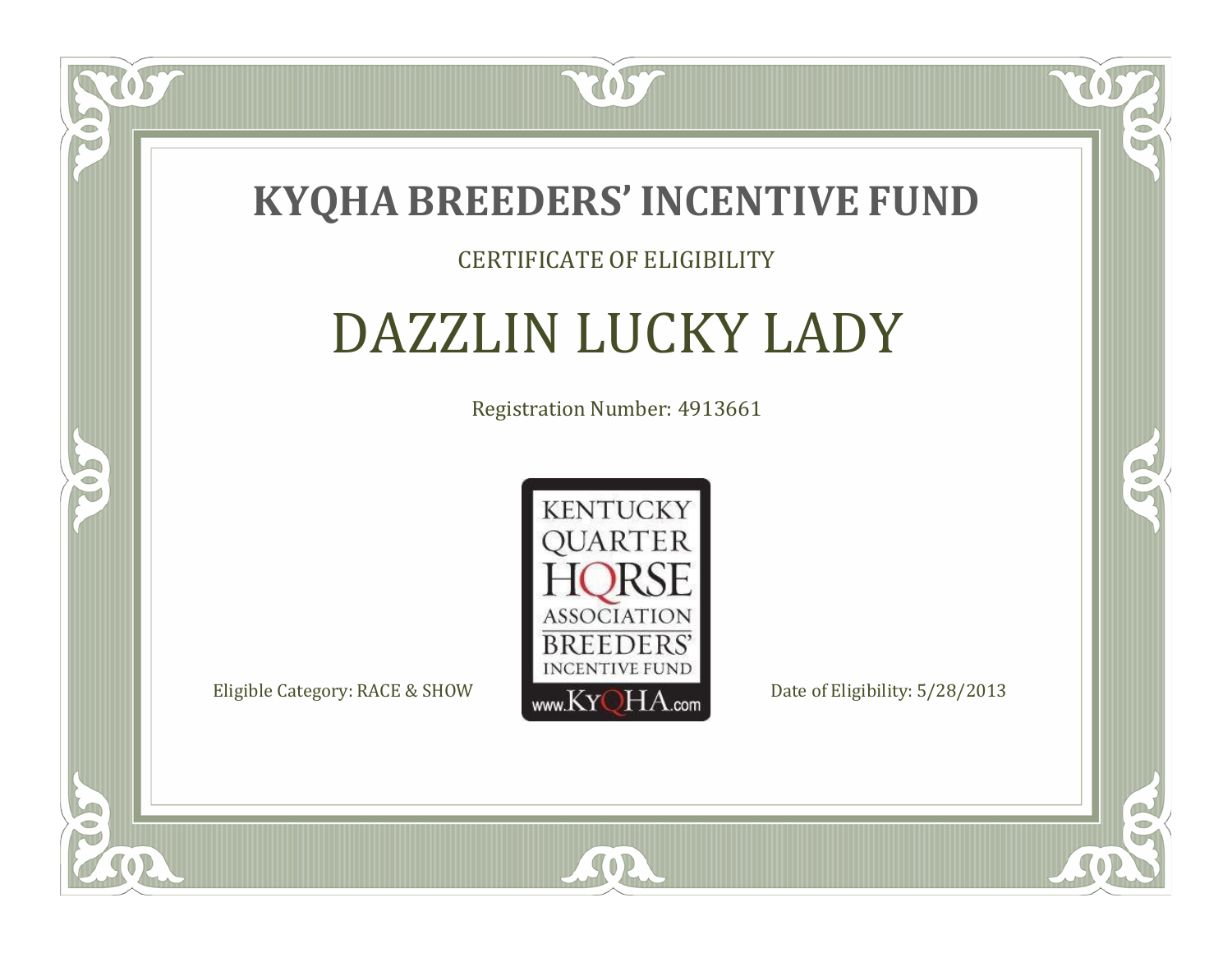# KYQHA BREEDERS' INCENTIVE FUND

CERTIFICATE OF ELIGIBILITY

## DAZZLIN LUCKY LADY

Registration Number: 4913661

KENTUCKY QUARTER HORSE ASSOCIATION BREEDERS' INCENTIVE FUND www.KyQHA.com

Eligible Category: RACE & SHOW

Date of Eligibility: 5/28/2013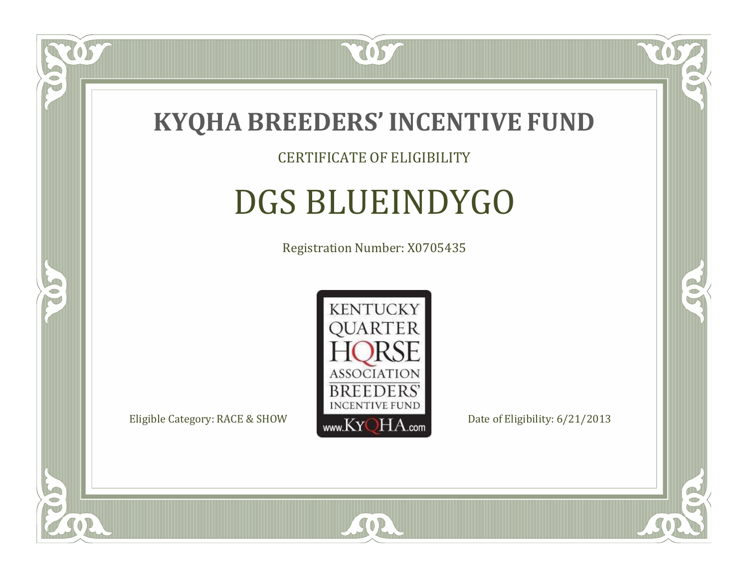# KYQHA BREEDERS' INCENTIVE FUND

CERTIFICATE OF ELIGIBILITY

## DGS BLUEINDYGO

Registration Number: X0705435

KENTUCKY QUARTER HORSE ASSOCIATION BREEDERS' INCENTIVE FUND www.KyQHA.com

Eligible Category: RACE & SHOW

Date of Eligibility: 6/21/2013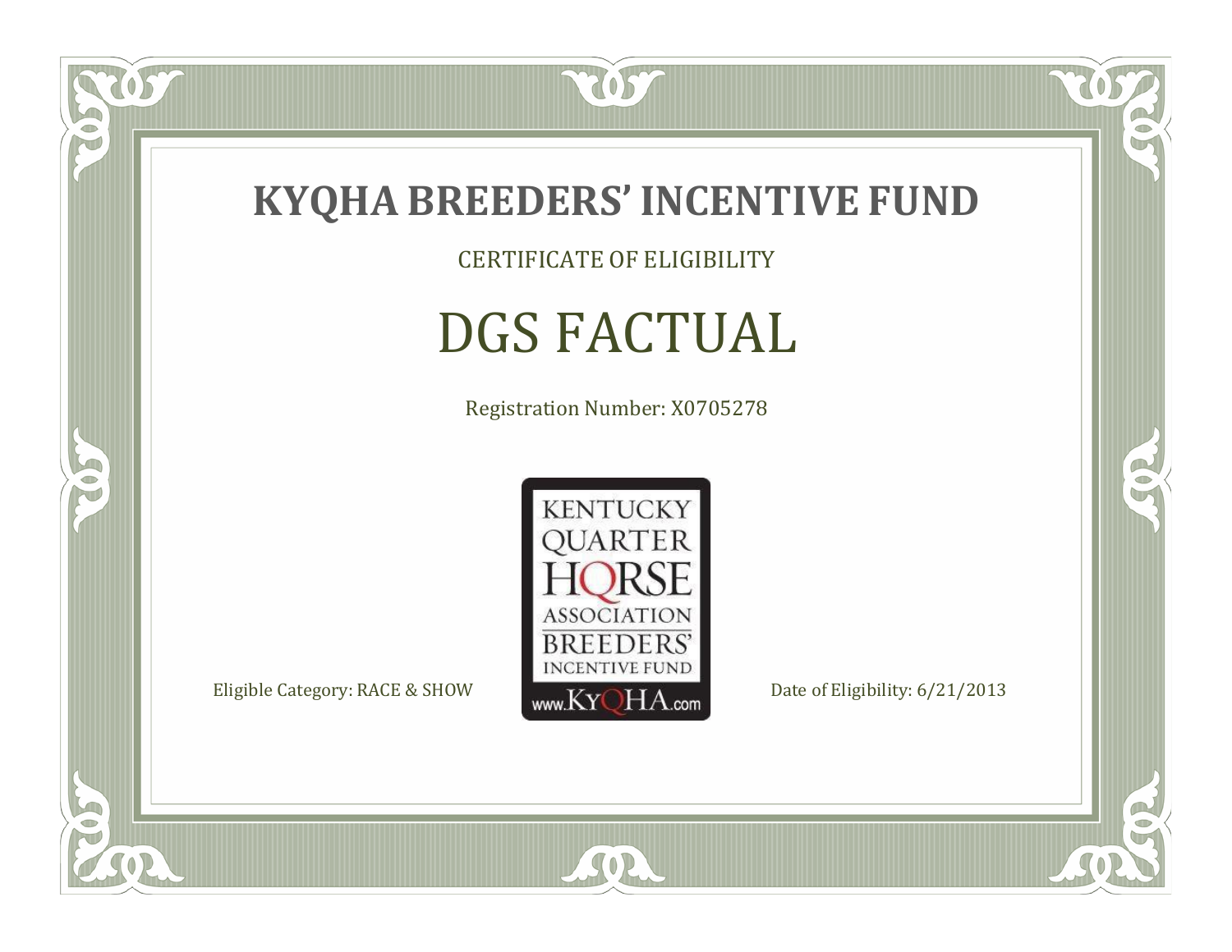# KYQHA BREEDERS' INCENTIVE FUND

CERTIFICATE OF ELIGIBILITY

## DGS FACTUAL

Registration Number: X0705278

KENTUCKY QUARTER HORSE ASSOCIATION BREEDERS' INCENTIVE FUND www.KyQHA.com

Eligible Category: RACE & SHOW

Date of Eligibility: 6/21/2013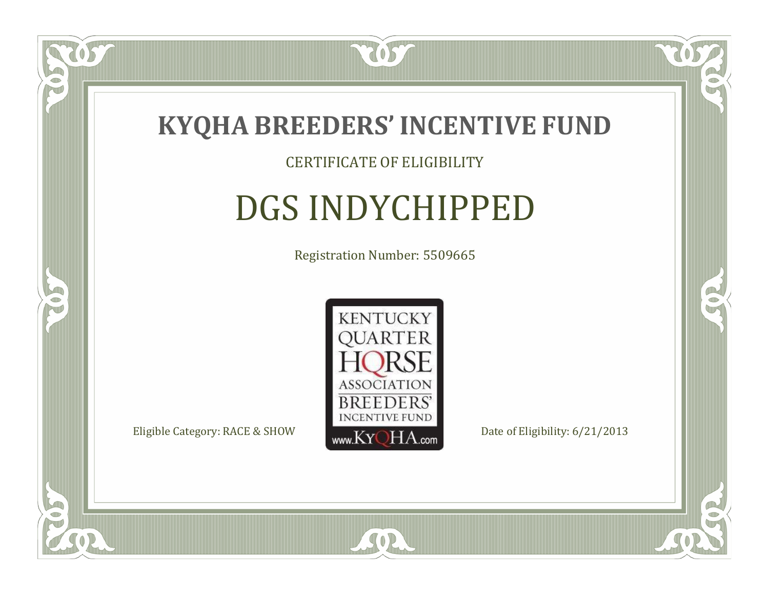# KYQHA BREEDERS' INCENTIVE FUND

CERTIFICATE OF ELIGIBILITY

## DGS INDYCHIPPED

Registration Number: 5509665

KENTUCKY QUARTER HORSE ASSOCIATION BREEDERS' INCENTIVE FUND www.KyQHA.com

Eligible Category: RACE & SHOW

Date of Eligibility: 6/21/2013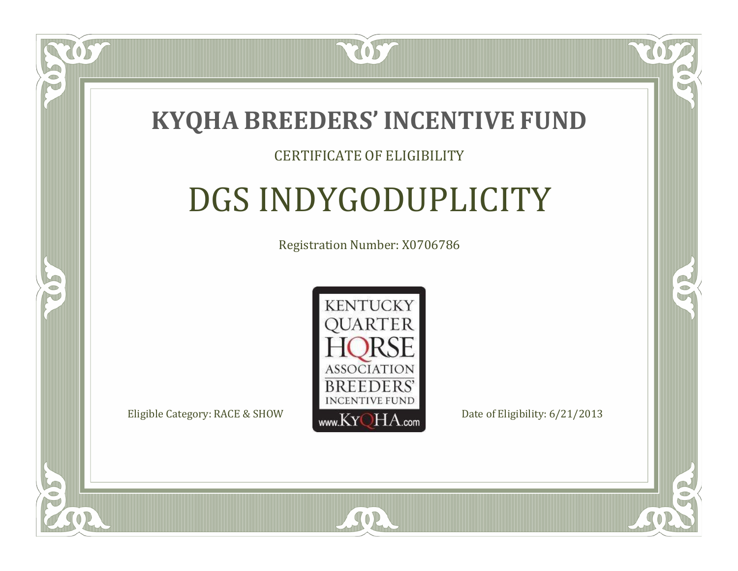# KYQHA BREEDERS' INCENTIVE FUND

CERTIFICATE OF ELIGIBILITY

## DGS INDYGODUPLICITY

Registration Number: X0706786

KENTUCKY QUARTER HORSE ASSOCIATION BREEDERS' INCENTIVE FUND www.KyQHA.com

Eligible Category: RACE & SHOW

Date of Eligibility: 6/21/2013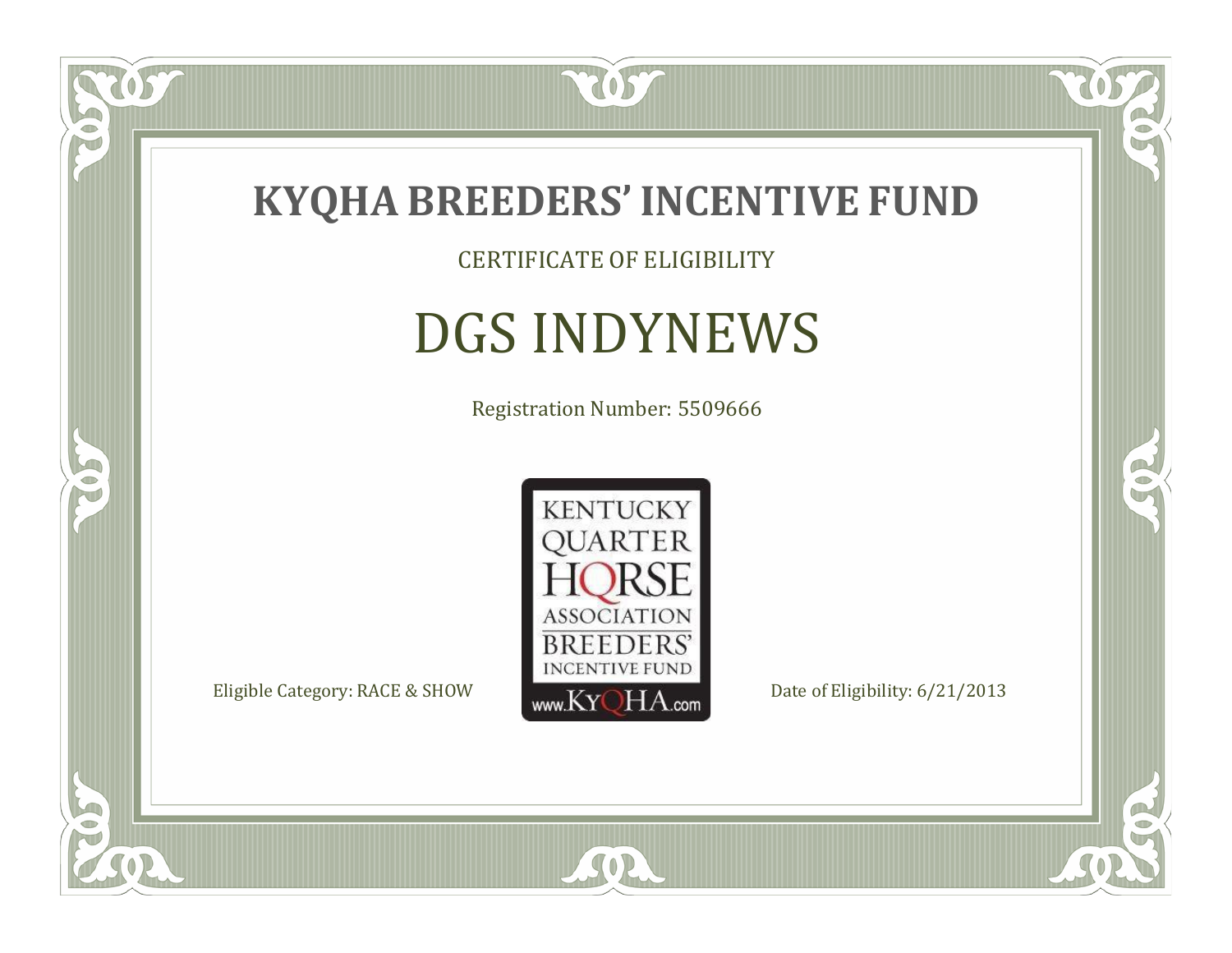# KYQHA BREEDERS' INCENTIVE FUND

CERTIFICATE OF ELIGIBILITY

## DGS INDYNEWS

Registration Number: 5509666

KENTUCKY QUARTER HORSE ASSOCIATION BREEDERS' INCENTIVE FUND www.KyQHA.com

Eligible Category: RACE & SHOW

Date of Eligibility: 6/21/2013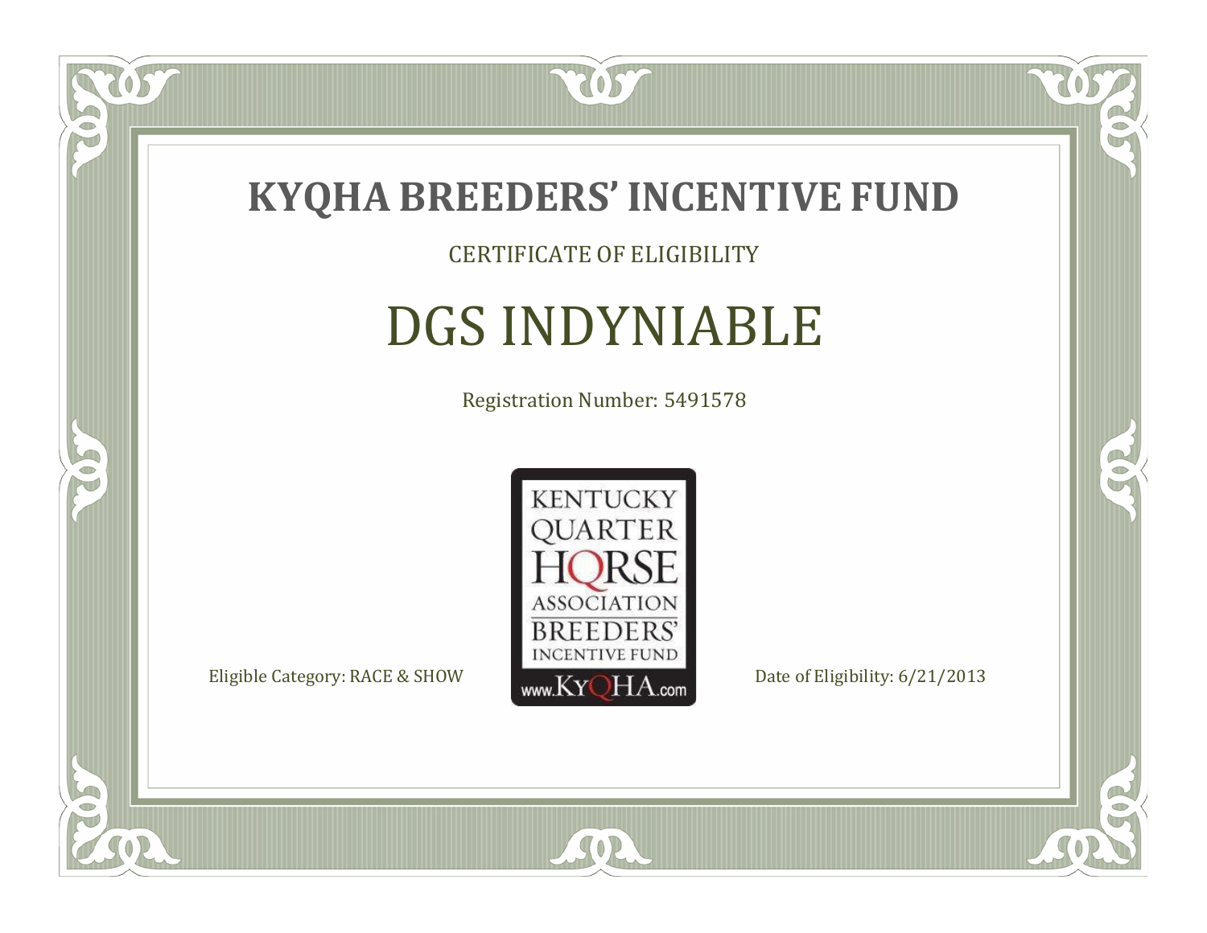# KYQHA BREEDERS' INCENTIVE FUND

CERTIFICATE OF ELIGIBILITY

## DGS INDYNIABLE

Registration Number: 5491578

KENTUCKY QUARTER HORSE ASSOCIATION BREEDERS' INCENTIVE FUND
www.KyQHA.com

Eligible Category: RACE & SHOW

Date of Eligibility: 6/21/2013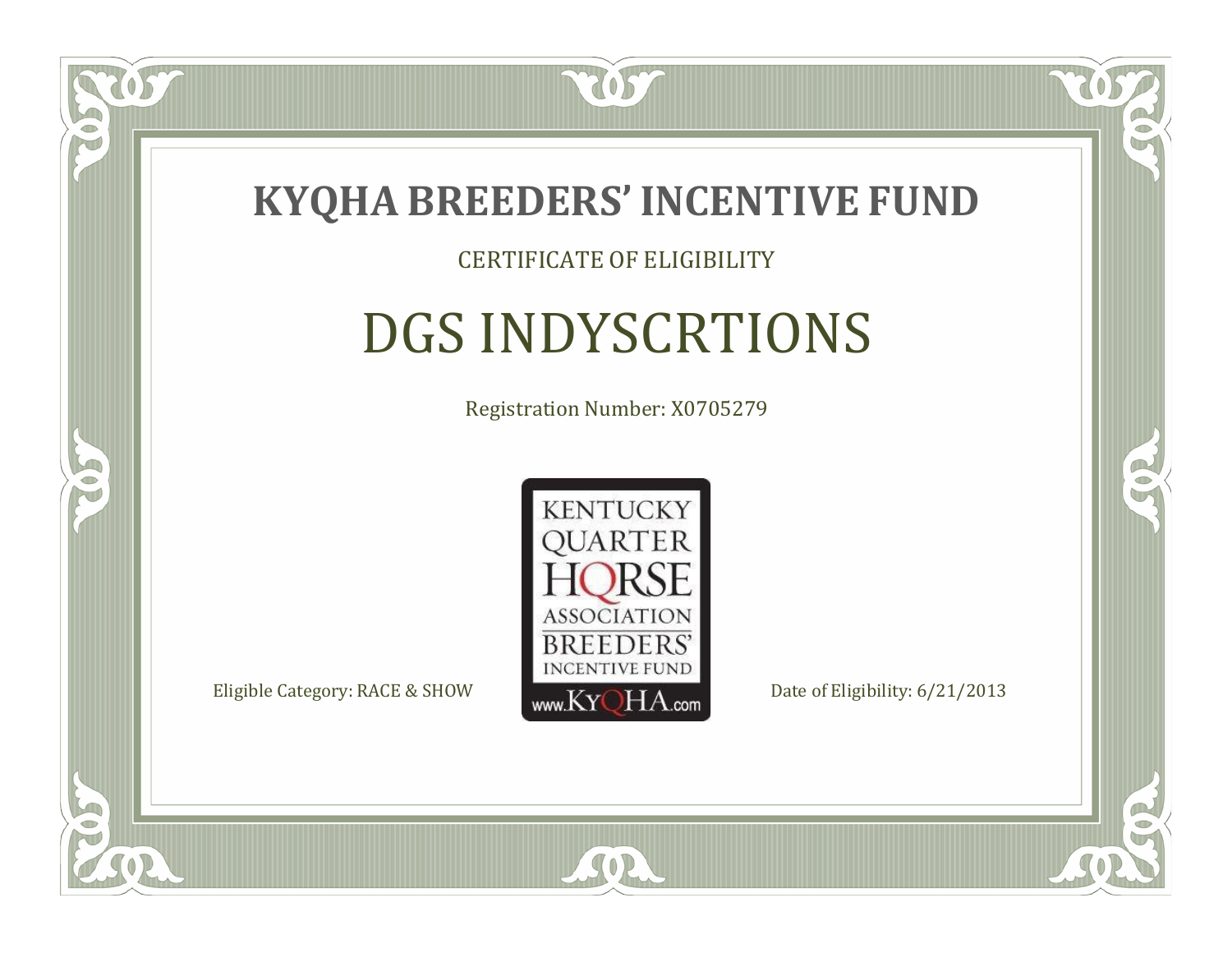# KYQHA BREEDERS' INCENTIVE FUND

CERTIFICATE OF ELIGIBILITY

## DGS INDYSCRTIONS

Registration Number: X0705279

KENTUCKY QUARTER HORSE ASSOCIATION BREEDERS' INCENTIVE FUND www.KyQHA.com

Eligible Category: RACE & SHOW

Date of Eligibility: 6/21/2013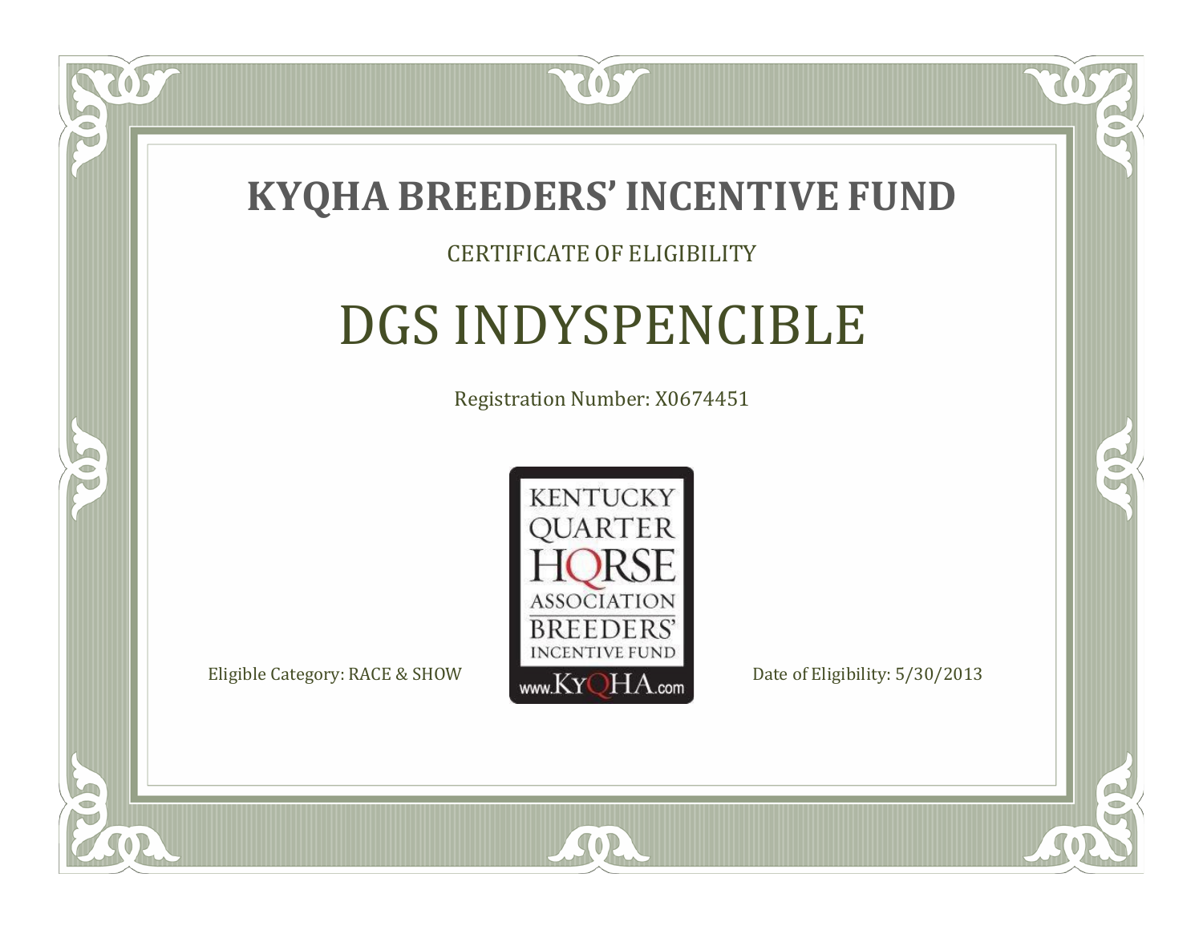# KYQHA BREEDERS' INCENTIVE FUND

CERTIFICATE OF ELIGIBILITY

## DGS INDYSPENCIBLE

Registration Number: X0674451

KENTUCKY QUARTER HORSE ASSOCIATION BREEDERS' INCENTIVE FUND www.KyQHA.com

Eligible Category: RACE & SHOW

Date of Eligibility: 5/30/2013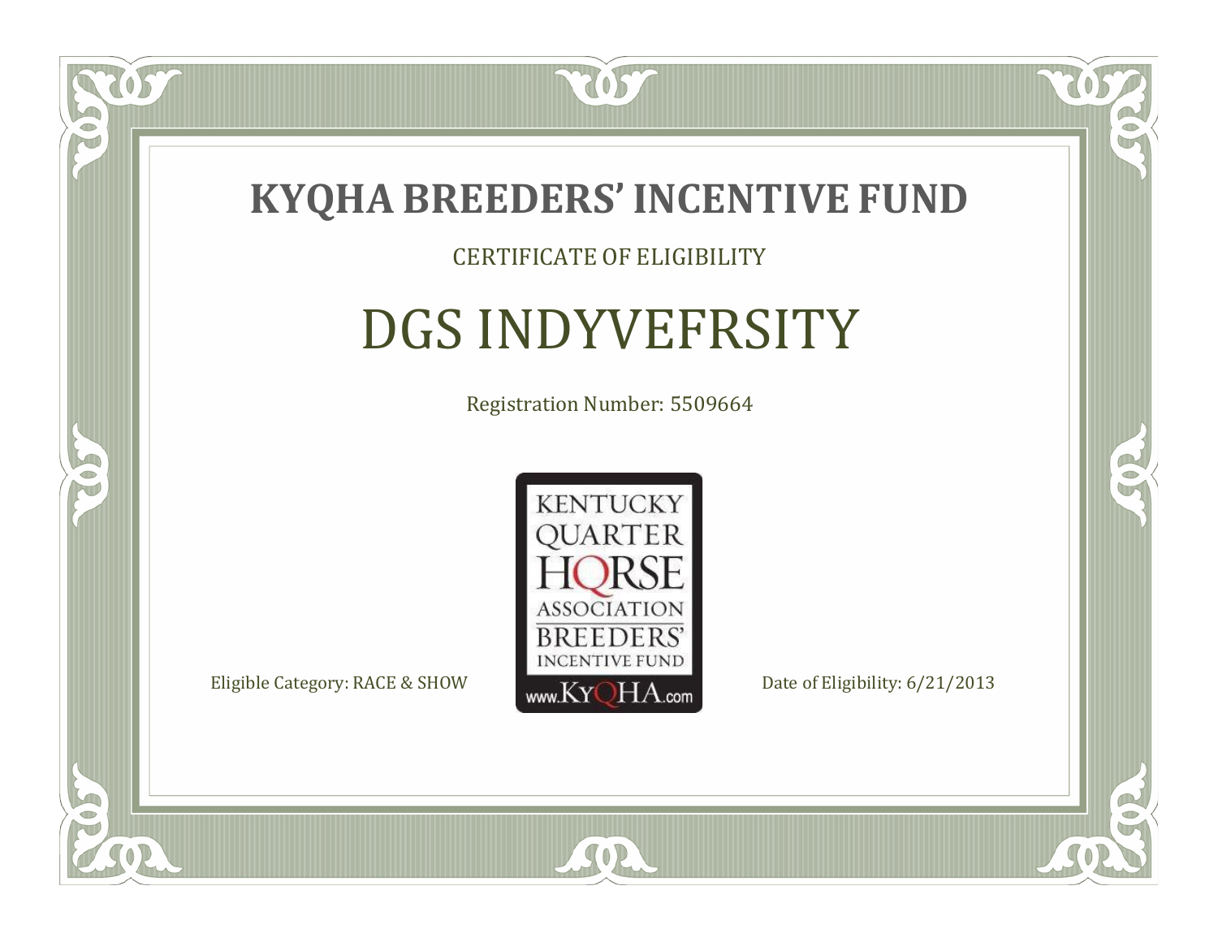# KYQHA BREEDERS' INCENTIVE FUND

CERTIFICATE OF ELIGIBILITY

## DGS INDYVEFRSITY

Registration Number: 5509664

KENTUCKY QUARTER HORSE ASSOCIATION BREEDERS' INCENTIVE FUND www.KyQHA.com

Eligible Category: RACE & SHOW

Date of Eligibility: 6/21/2013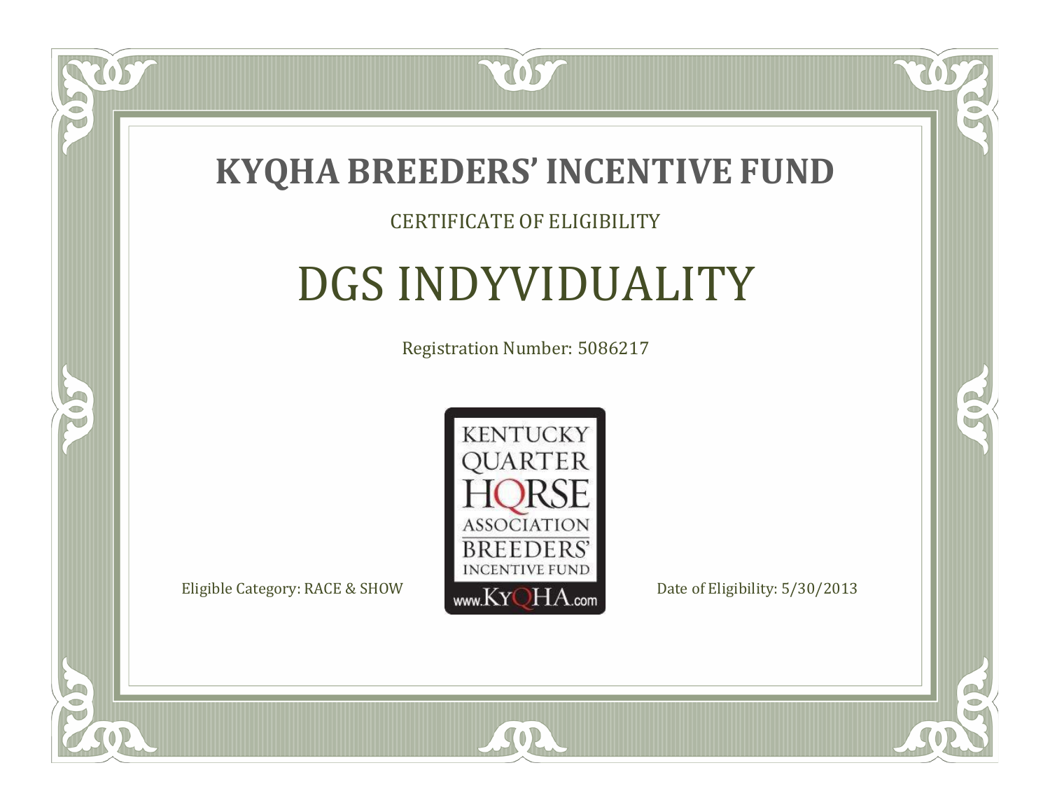# KYQHA BREEDERS' INCENTIVE FUND

CERTIFICATE OF ELIGIBILITY

## DGS INDYVIDUALITY

Registration Number: 5086217

KENTUCKY QUARTER HORSE ASSOCIATION BREEDERS' INCENTIVE FUND www.KyQHA.com

Eligible Category: RACE & SHOW

Date of Eligibility: 5/30/2013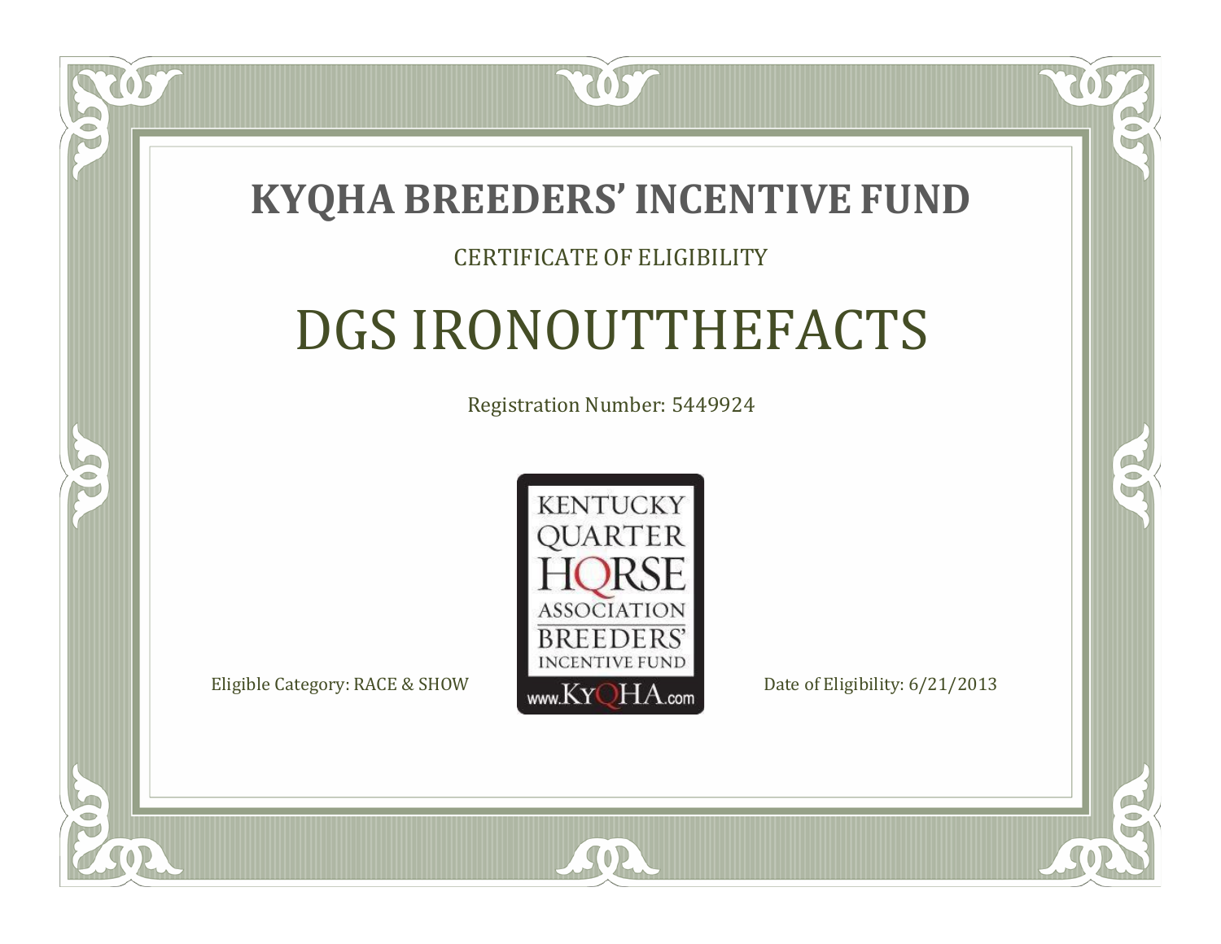# KYQHA BREEDERS' INCENTIVE FUND

CERTIFICATE OF ELIGIBILITY

## DGS IRONOUTTHEFACTS

Registration Number: 5449924

KENTUCKY QUARTER HORSE ASSOCIATION BREEDERS' INCENTIVE FUND www.KyQHA.com

Eligible Category: RACE & SHOW

Date of Eligibility: 6/21/2013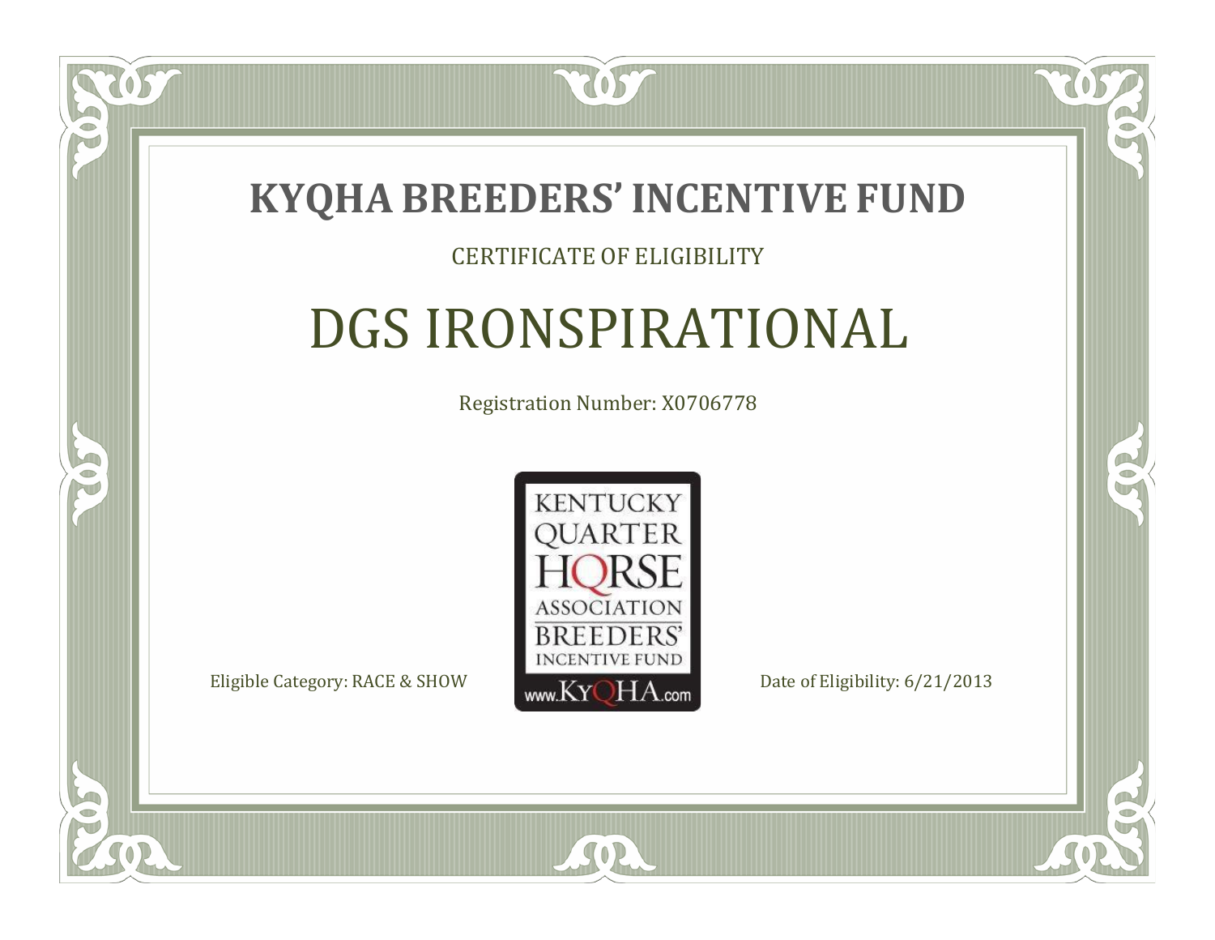# KYQHA BREEDERS' INCENTIVE FUND

CERTIFICATE OF ELIGIBILITY

## DGS IRONSPIRATIONAL

Registration Number: X0706778

KENTUCKY QUARTER HORSE ASSOCIATION BREEDERS' INCENTIVE FUND www.KyQHA.com

Eligible Category: RACE & SHOW

Date of Eligibility: 6/21/2013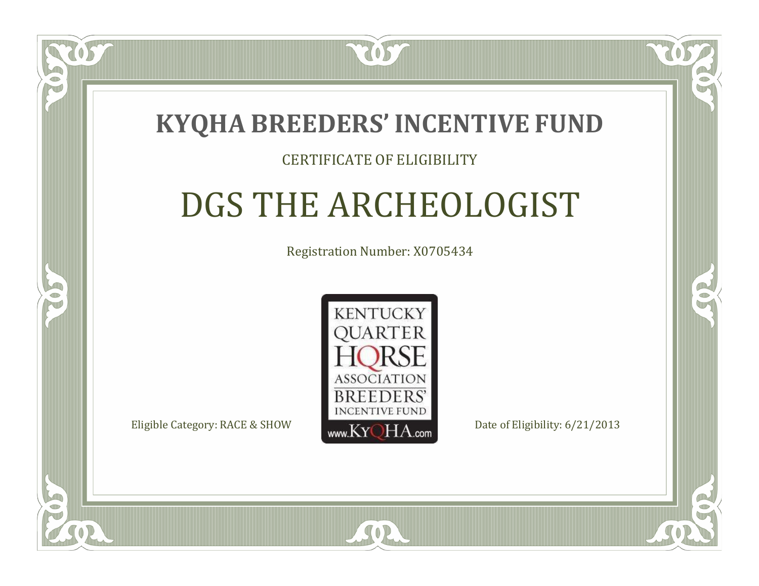# KYQHA BREEDERS' INCENTIVE FUND

CERTIFICATE OF ELIGIBILITY

## DGS THE ARCHEOLOGIST

Registration Number: X0705434

KENTUCKY QUARTER HORSE ASSOCIATION BREEDERS' INCENTIVE FUND www.KyQHA.com

Eligible Category: RACE & SHOW

Date of Eligibility: 6/21/2013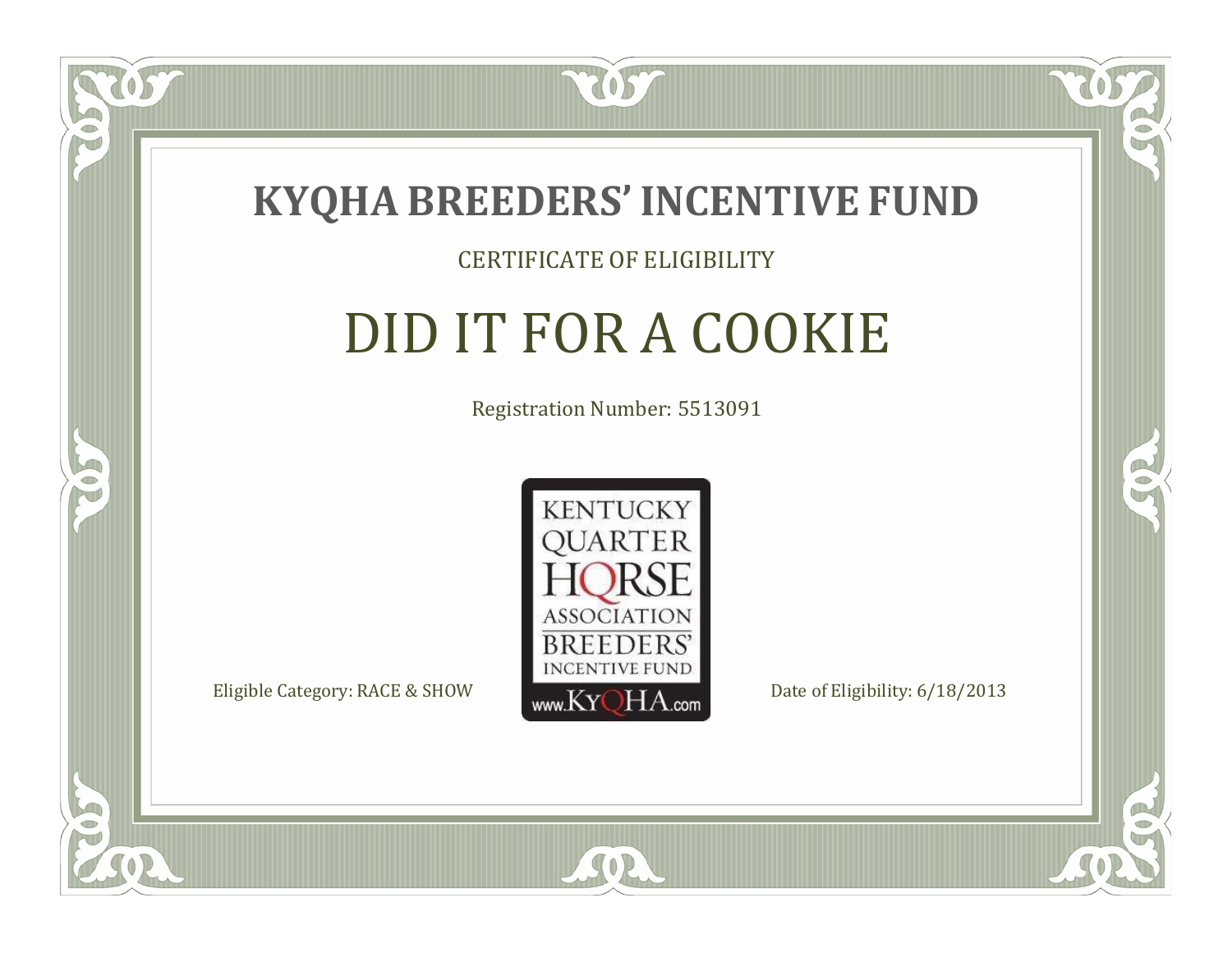# KYQHA BREEDERS' INCENTIVE FUND

CERTIFICATE OF ELIGIBILITY

## DID IT FOR A COOKIE

Registration Number: 5513091

KENTUCKY QUARTER HORSE ASSOCIATION BREEDERS' INCENTIVE FUND www.KyQHA.com

Eligible Category: RACE & SHOW

Date of Eligibility: 6/18/2013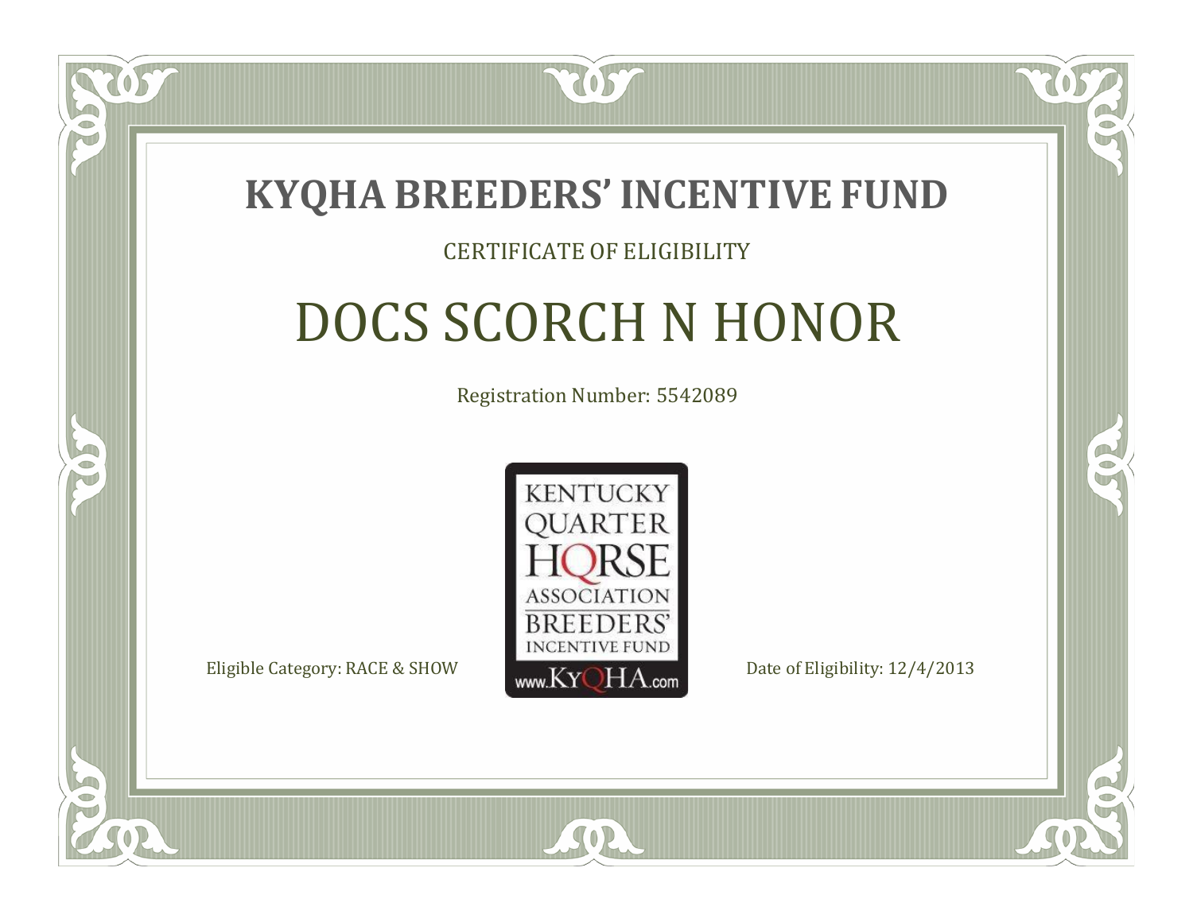# KYQHA BREEDERS' INCENTIVE FUND

CERTIFICATE OF ELIGIBILITY

## DOCS SCORCH N HONOR

Registration Number: 5542089

KENTUCKY QUARTER HORSE ASSOCIATION BREEDERS' INCENTIVE FUND
www.KyQHA.com

Eligible Category: RACE & SHOW

Date of Eligibility: 12/4/2013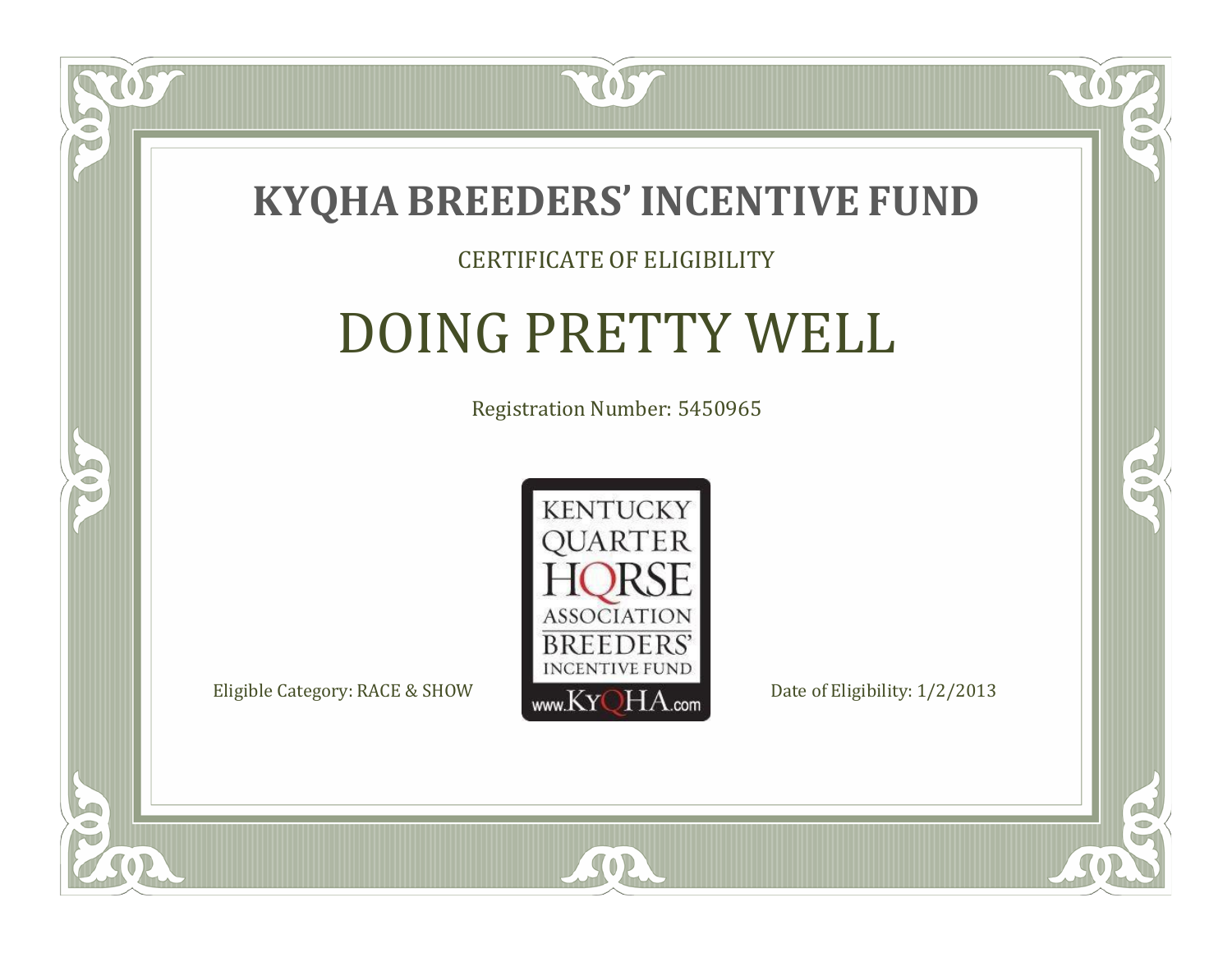# KYQHA BREEDERS' INCENTIVE FUND

CERTIFICATE OF ELIGIBILITY

## DOING PRETTY WELL

Registration Number: 5450965

KENTUCKY QUARTER HORSE ASSOCIATION BREEDERS' INCENTIVE FUND www.KyQHA.com

Eligible Category: RACE & SHOW

Date of Eligibility: 1/2/2013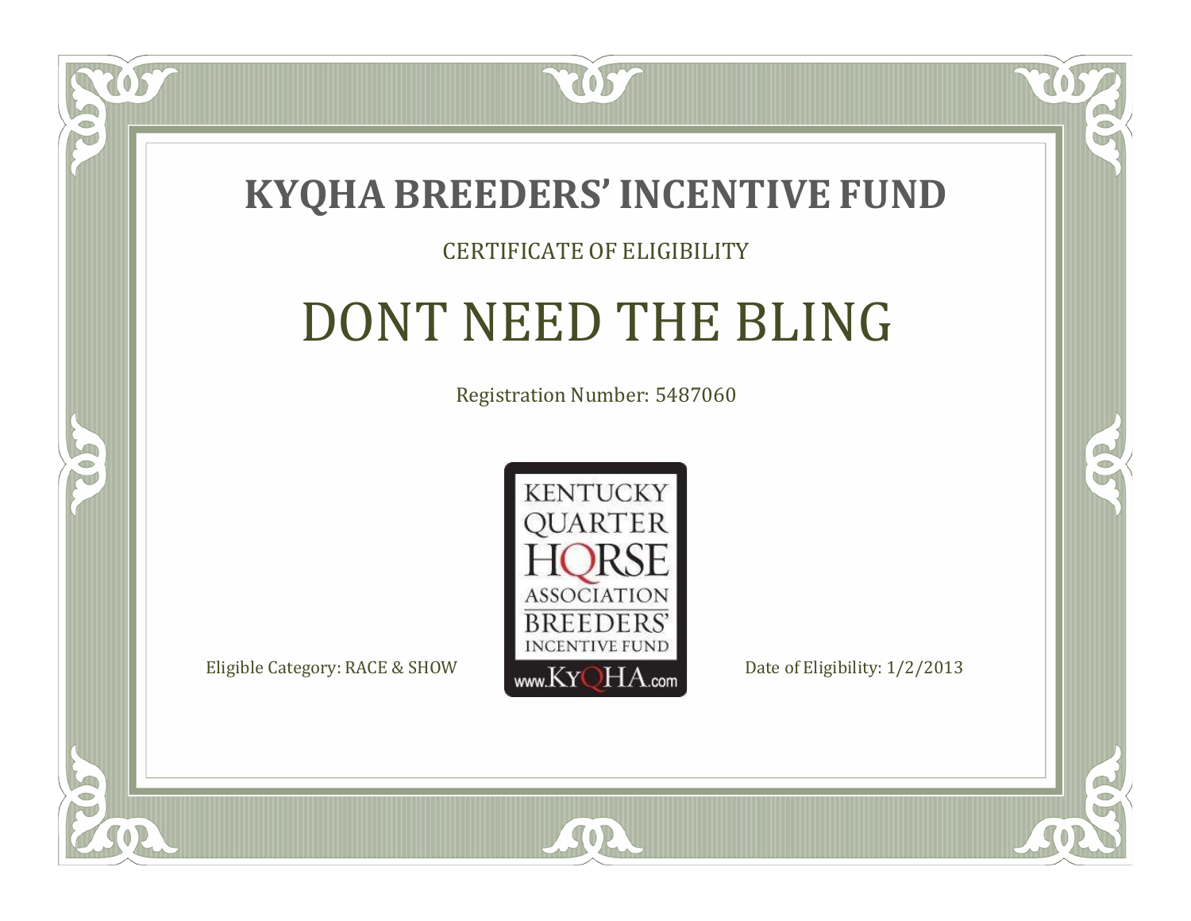# KYQHA BREEDERS' INCENTIVE FUND

CERTIFICATE OF ELIGIBILITY

## DONT NEED THE BLING

Registration Number: 5487060

KENTUCKY QUARTER HORSE ASSOCIATION BREEDERS' INCENTIVE FUND www.KyQHA.com

Eligible Category: RACE & SHOW

Date of Eligibility: 1/2/2013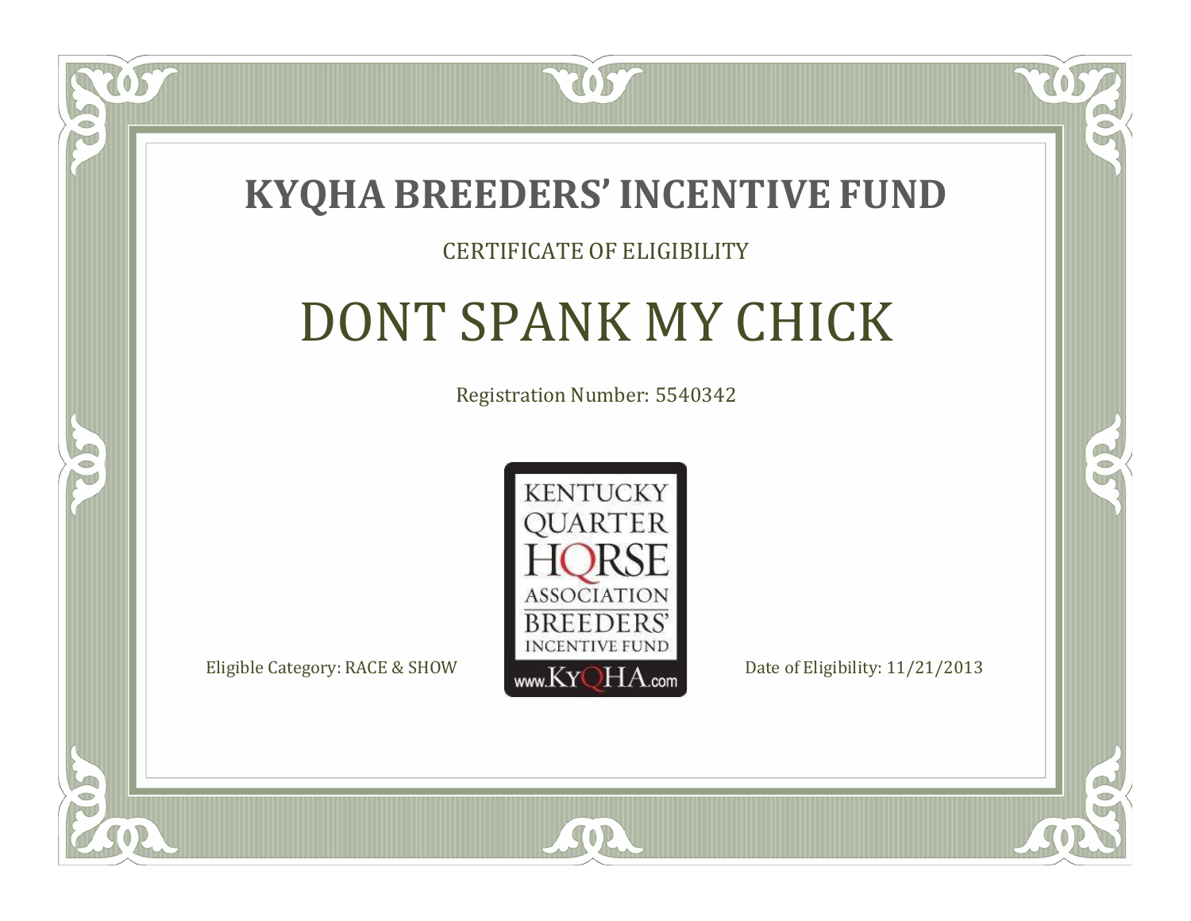# KYQHA BREEDERS' INCENTIVE FUND

CERTIFICATE OF ELIGIBILITY

## DONT SPANK MY CHICK

Registration Number: 5540342

KENTUCKY QUARTER HORSE ASSOCIATION BREEDERS' INCENTIVE FUND www.KyQHA.com

Eligible Category: RACE & SHOW

Date of Eligibility: 11/21/2013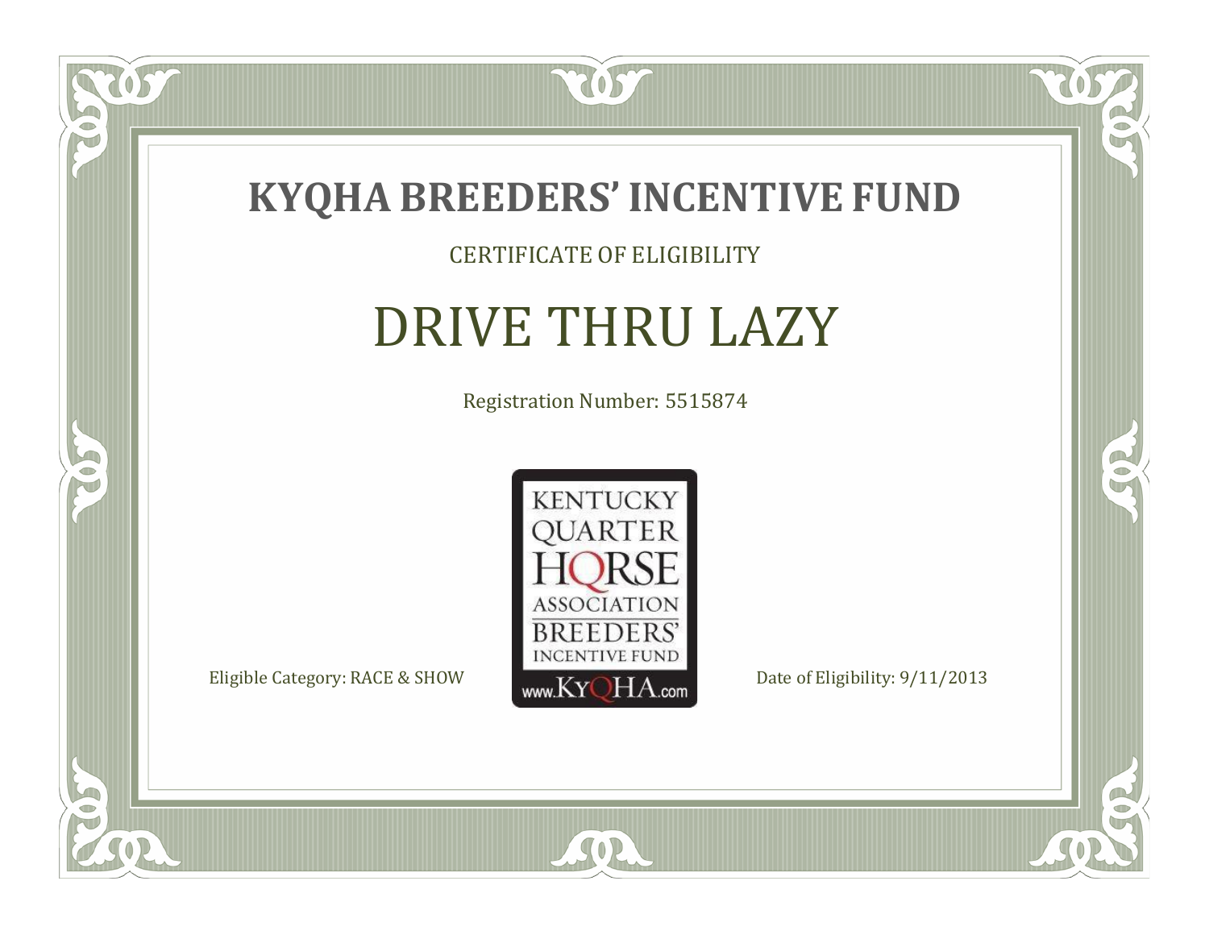# KYQHA BREEDERS' INCENTIVE FUND

CERTIFICATE OF ELIGIBILITY

## DRIVE THRU LAZY

Registration Number: 5515874

KENTUCKY QUARTER HORSE ASSOCIATION BREEDERS' INCENTIVE FUND www.KyQHA.com

Eligible Category: RACE & SHOW

Date of Eligibility: 9/11/2013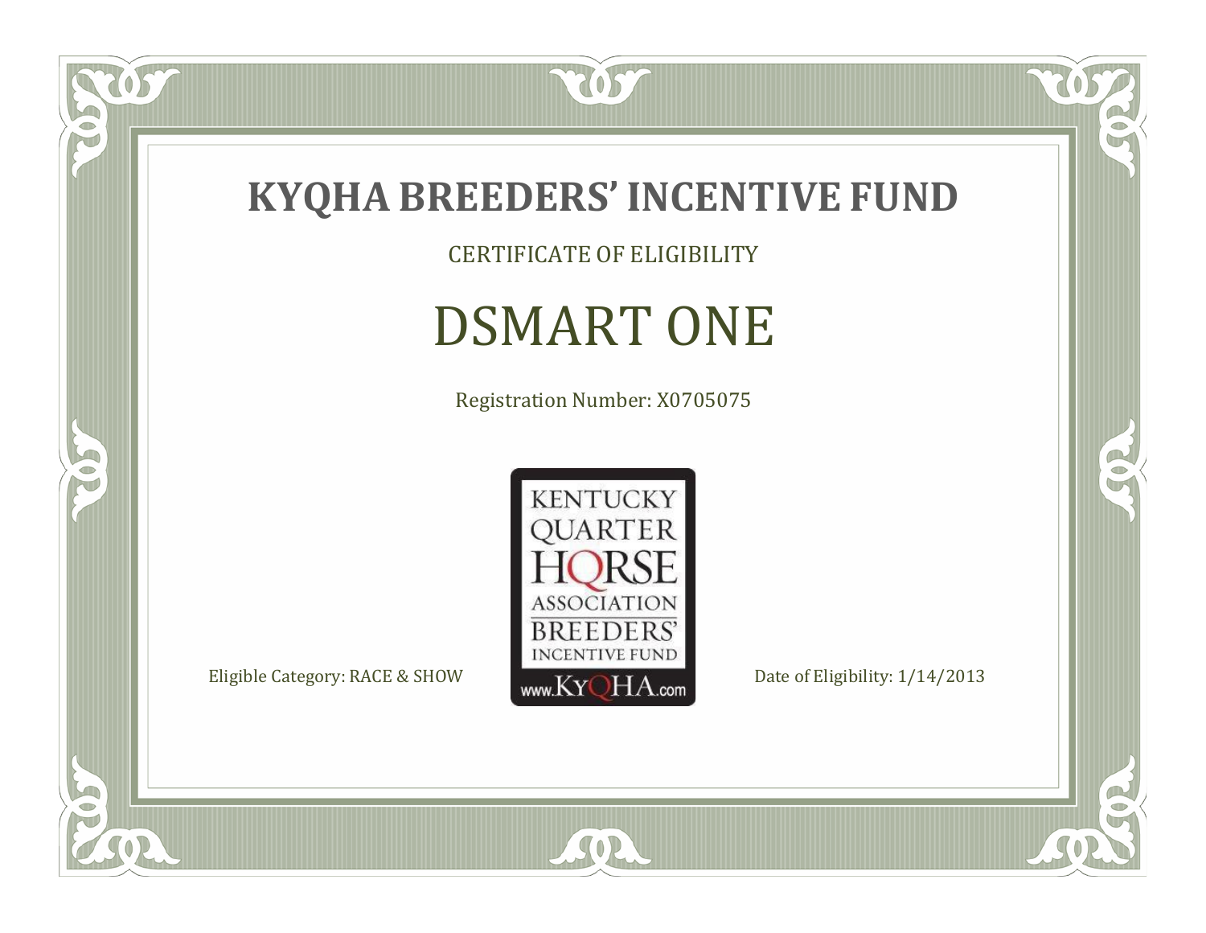# KYQHA BREEDERS' INCENTIVE FUND

CERTIFICATE OF ELIGIBILITY

## DSMART ONE

Registration Number: X0705075

KENTUCKY QUARTER HORSE ASSOCIATION BREEDERS' INCENTIVE FUND www.KyQHA.com

Eligible Category: RACE & SHOW

Date of Eligibility: 1/14/2013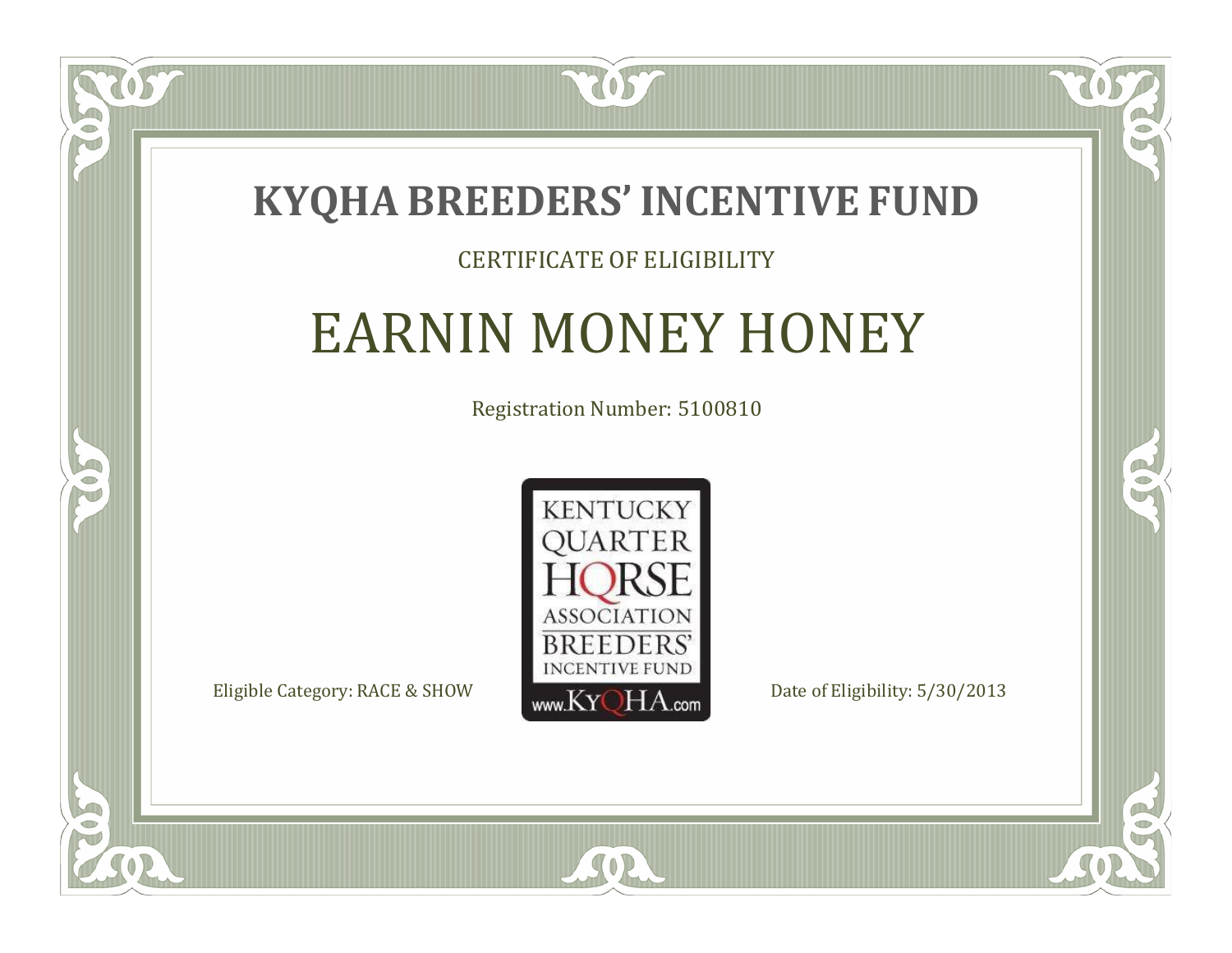# KYQHA BREEDERS' INCENTIVE FUND

CERTIFICATE OF ELIGIBILITY

## EARNIN MONEY HONEY

Registration Number: 5100810

KENTUCKY QUARTER HORSE ASSOCIATION BREEDERS' INCENTIVE FUND www.KyQHA.com

Eligible Category: RACE & SHOW

Date of Eligibility: 5/30/2013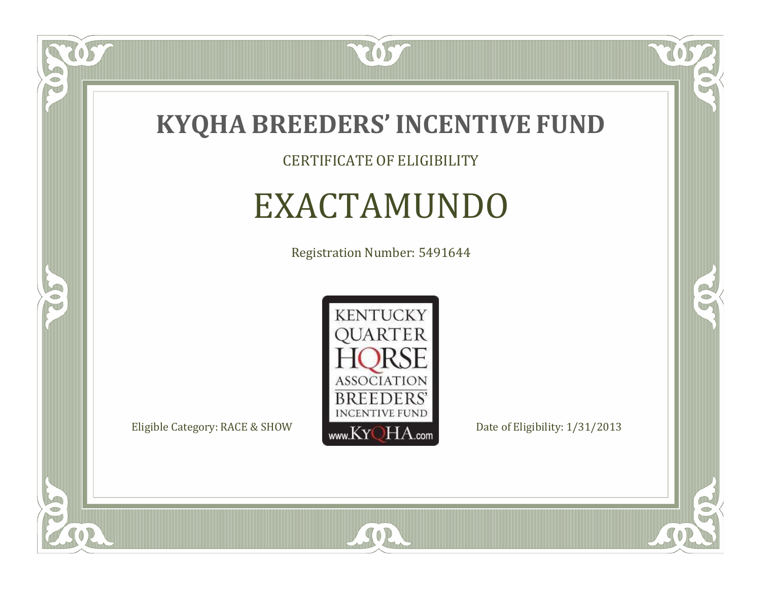# KYQHA BREEDERS' INCENTIVE FUND

CERTIFICATE OF ELIGIBILITY

## EXACTAMUNDO

Registration Number: 5491644

KENTUCKY QUARTER HORSE ASSOCIATION BREEDERS' INCENTIVE FUND www.KyQHA.com

Eligible Category: RACE & SHOW

Date of Eligibility: 1/31/2013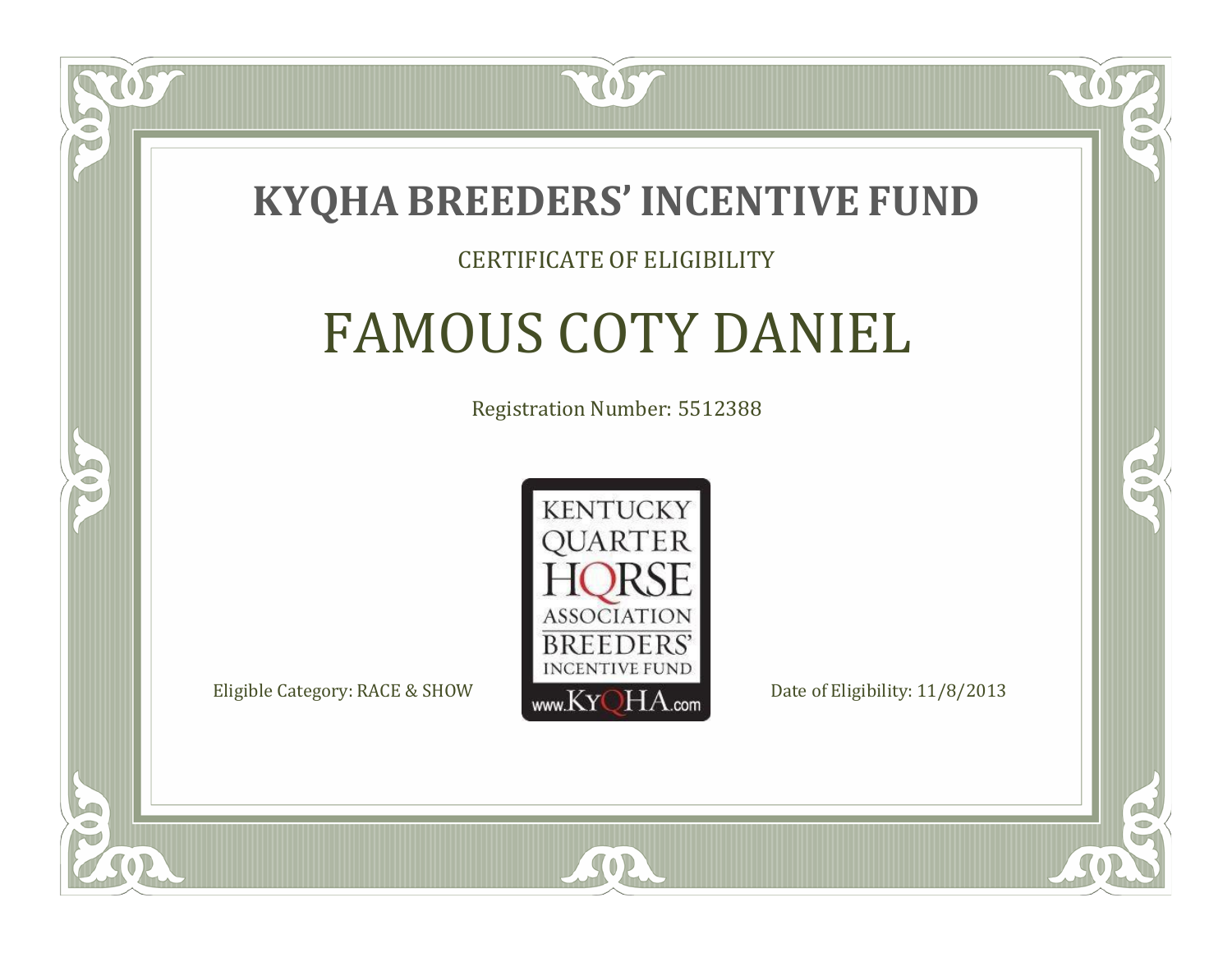# KYQHA BREEDERS' INCENTIVE FUND

CERTIFICATE OF ELIGIBILITY

## FAMOUS COTY DANIEL

Registration Number: 5512388

KENTUCKY QUARTER HORSE ASSOCIATION BREEDERS' INCENTIVE FUND www.KyQHA.com

Eligible Category: RACE & SHOW

Date of Eligibility: 11/8/2013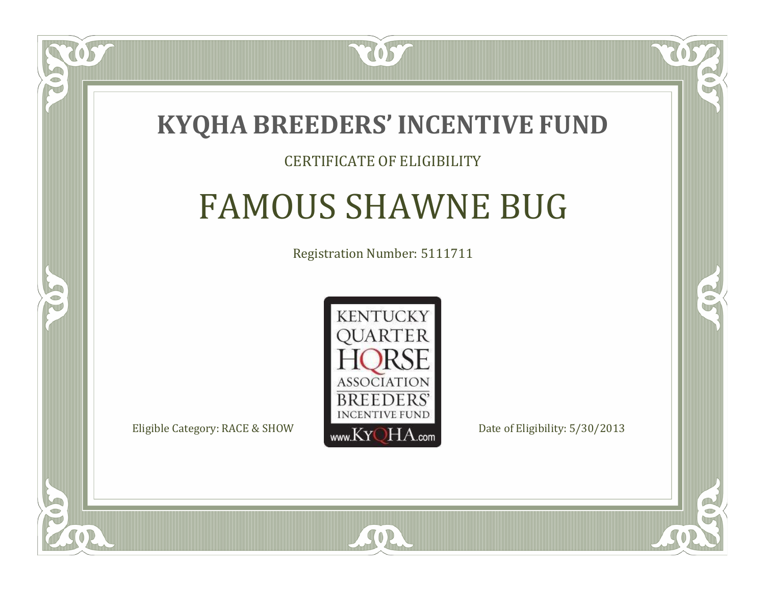# KYQHA BREEDERS' INCENTIVE FUND

CERTIFICATE OF ELIGIBILITY

## FAMOUS SHAWNE BUG

Registration Number: 5111711

KENTUCKY QUARTER HORSE ASSOCIATION BREEDERS' INCENTIVE FUND www.KyQHA.com

Eligible Category: RACE & SHOW

Date of Eligibility: 5/30/2013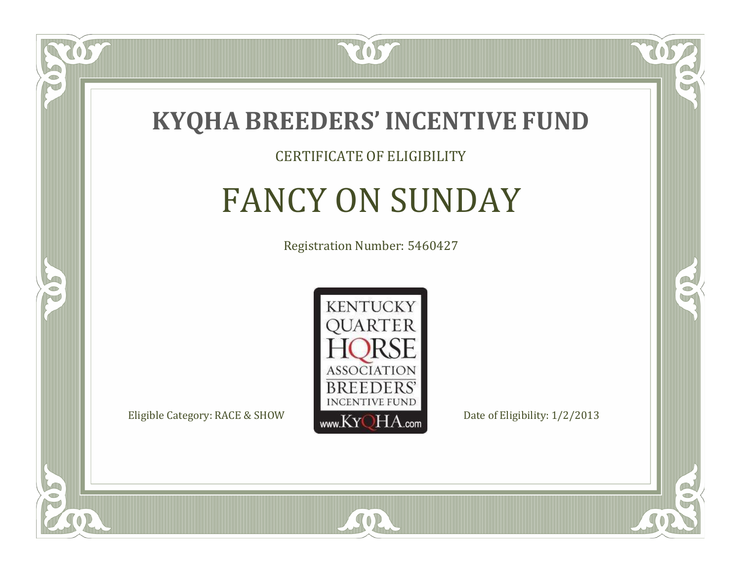# KYQHA BREEDERS' INCENTIVE FUND

CERTIFICATE OF ELIGIBILITY

## FANCY ON SUNDAY

Registration Number: 5460427

KENTUCKY QUARTER HORSE ASSOCIATION BREEDERS' INCENTIVE FUND www.KyQHA.com

Eligible Category: RACE & SHOW

Date of Eligibility: 1/2/2013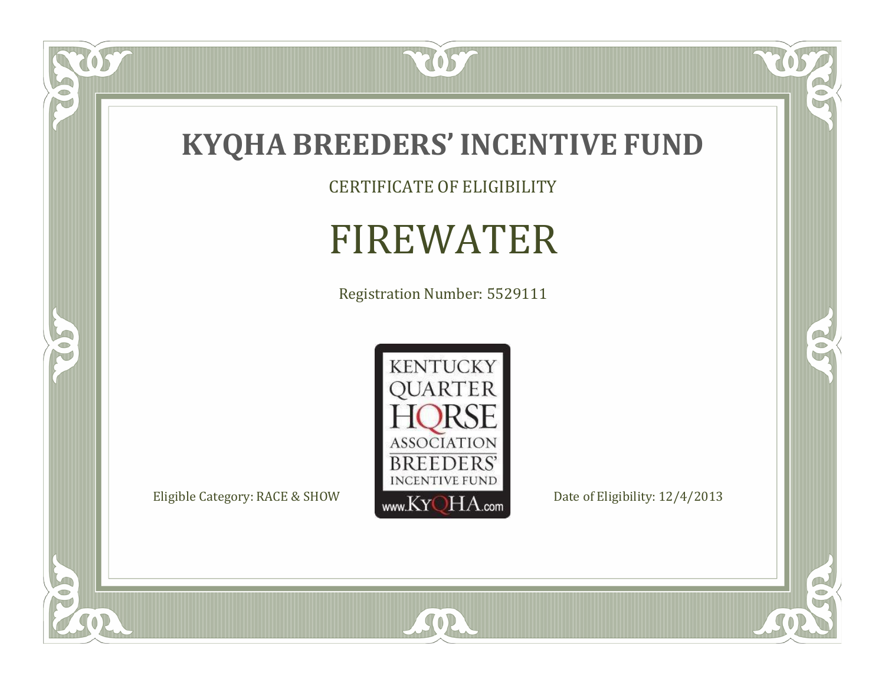# KYQHA BREEDERS' INCENTIVE FUND

CERTIFICATE OF ELIGIBILITY

## FIREWATER

Registration Number: 5529111

KENTUCKY QUARTER HORSE ASSOCIATION BREEDERS' INCENTIVE FUND www.KyQHA.com

Eligible Category: RACE & SHOW

Date of Eligibility: 12/4/2013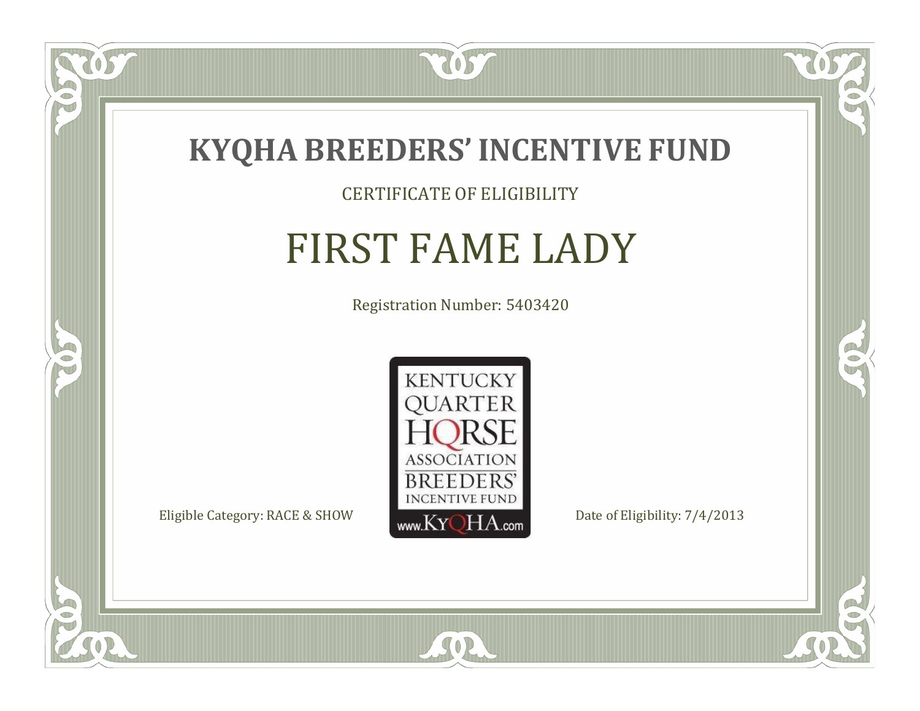# KYQHA BREEDERS' INCENTIVE FUND

CERTIFICATE OF ELIGIBILITY

## FIRST FAME LADY

Registration Number: 5403420

KENTUCKY QUARTER HORSE ASSOCIATION BREEDERS' INCENTIVE FUND www.KyQHA.com

Eligible Category: RACE & SHOW

Date of Eligibility: 7/4/2013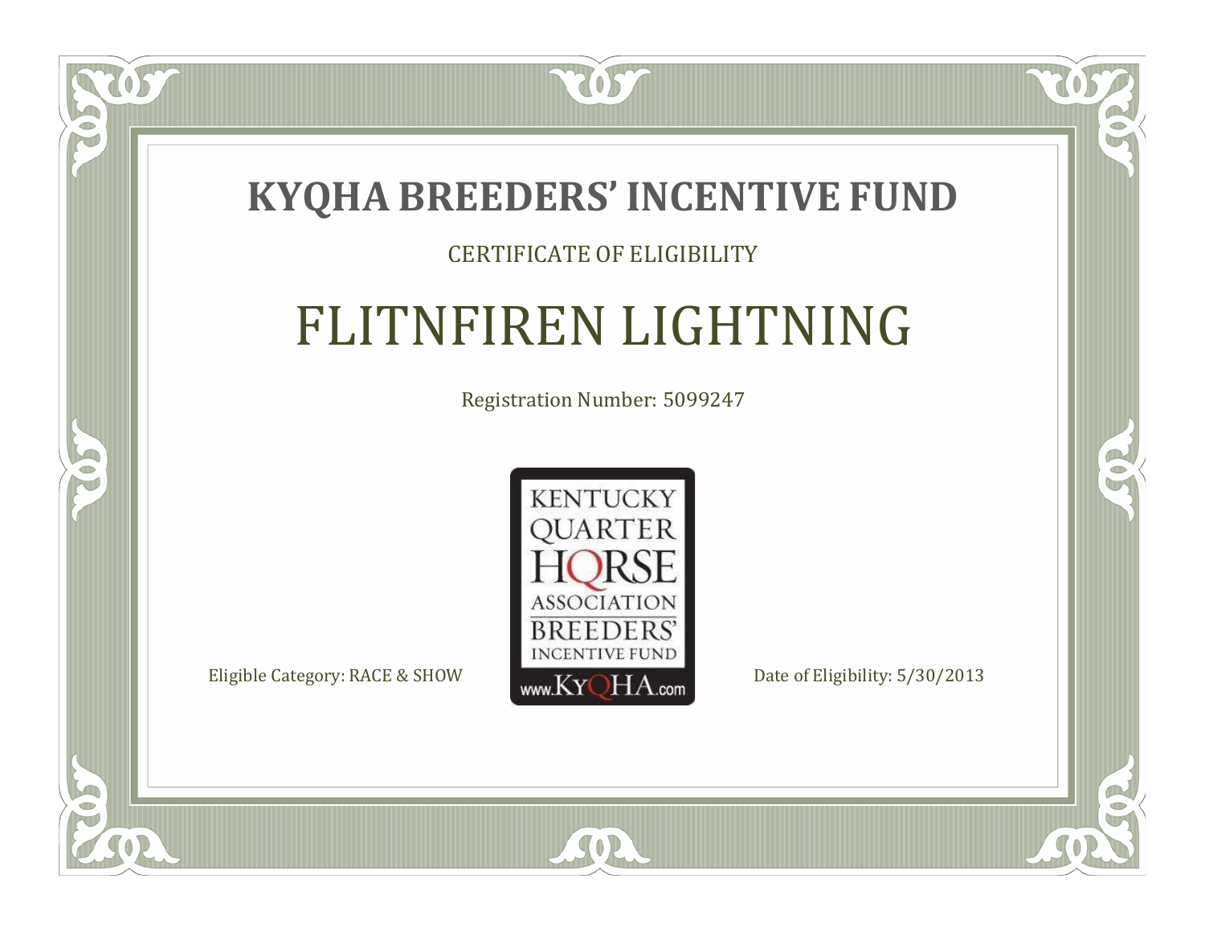# KYQHA BREEDERS' INCENTIVE FUND

CERTIFICATE OF ELIGIBILITY

## FLITNFIREN LIGHTNING

Registration Number: 5099247

KENTUCKY QUARTER HORSE ASSOCIATION BREEDERS' INCENTIVE FUND www.KyQHA.com

Eligible Category: RACE & SHOW

Date of Eligibility: 5/30/2013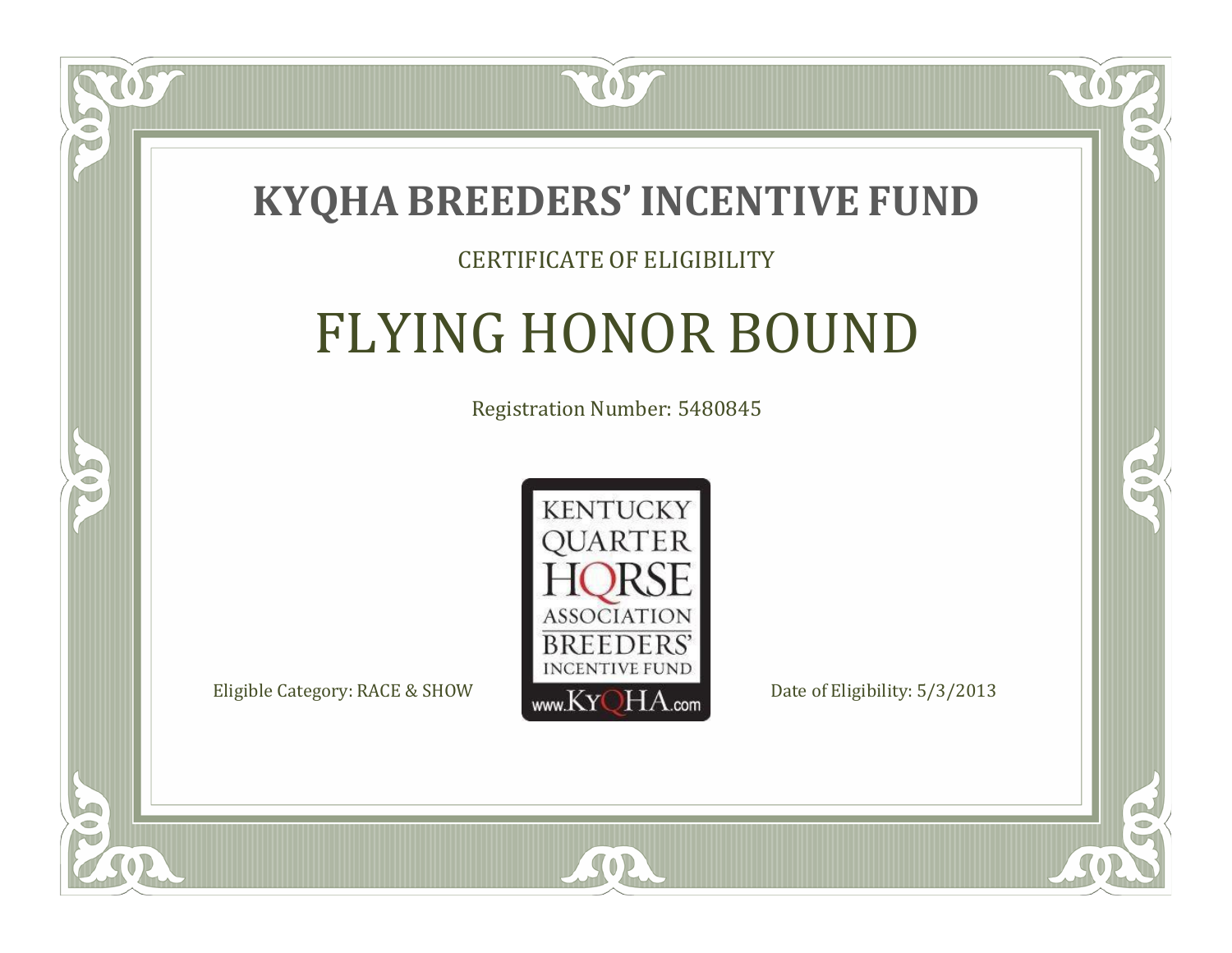# KYQHA BREEDERS' INCENTIVE FUND

CERTIFICATE OF ELIGIBILITY

## FLYING HONOR BOUND

Registration Number: 5480845

KENTUCKY QUARTER HORSE ASSOCIATION BREEDERS' INCENTIVE FUND www.KyQHA.com

Eligible Category: RACE & SHOW

Date of Eligibility: 5/3/2013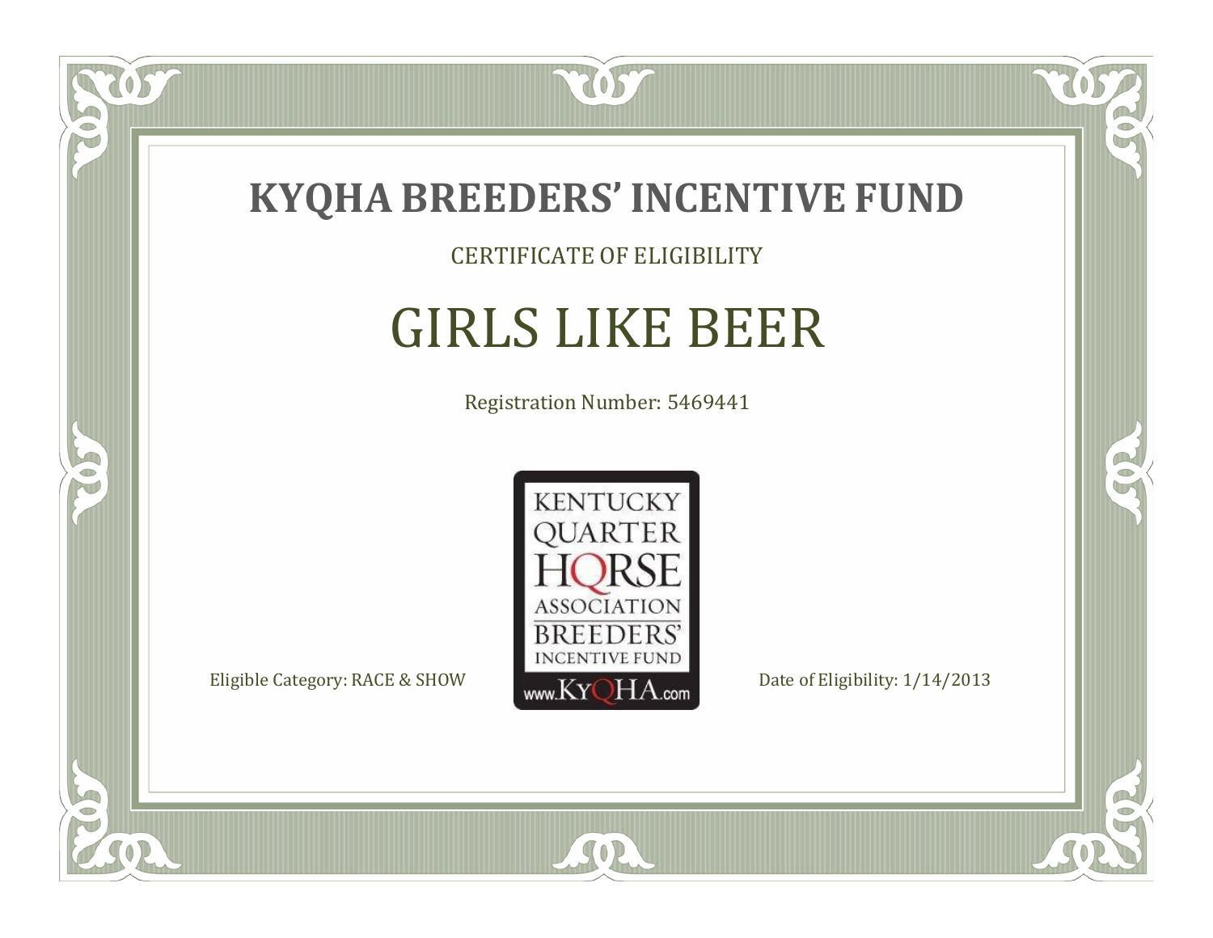# KYQHA BREEDERS' INCENTIVE FUND

CERTIFICATE OF ELIGIBILITY

## GIRLS LIKE BEER

Registration Number: 5469441

KENTUCKY QUARTER HORSE ASSOCIATION BREEDERS' INCENTIVE FUND
www.KyQHA.com

Eligible Category: RACE & SHOW

Date of Eligibility: 1/14/2013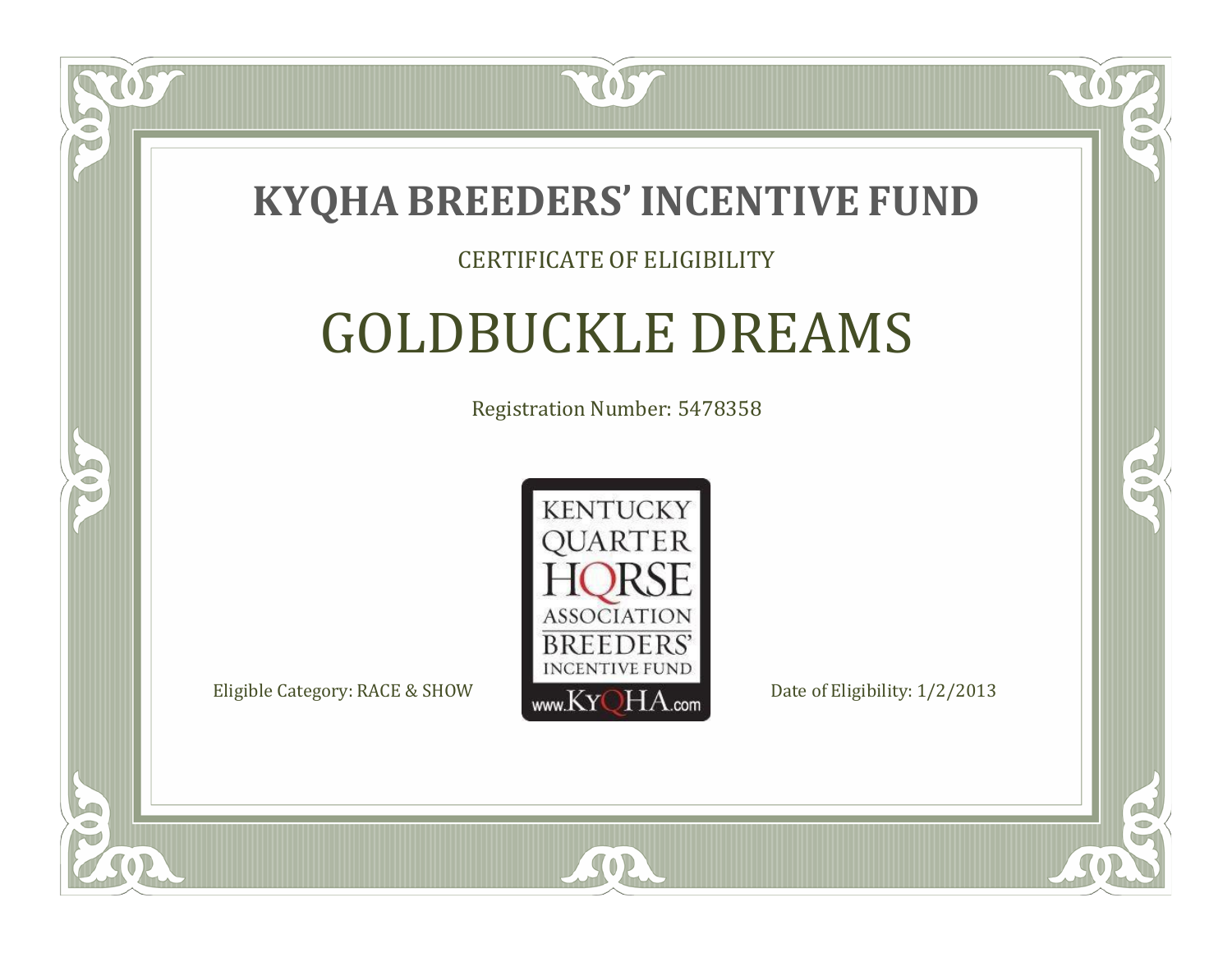# KYQHA BREEDERS' INCENTIVE FUND

CERTIFICATE OF ELIGIBILITY

## GOLDBUCKLE DREAMS

Registration Number: 5478358

KENTUCKY QUARTER HORSE ASSOCIATION BREEDERS' INCENTIVE FUND www.KyQHA.com

Eligible Category: RACE & SHOW

Date of Eligibility: 1/2/2013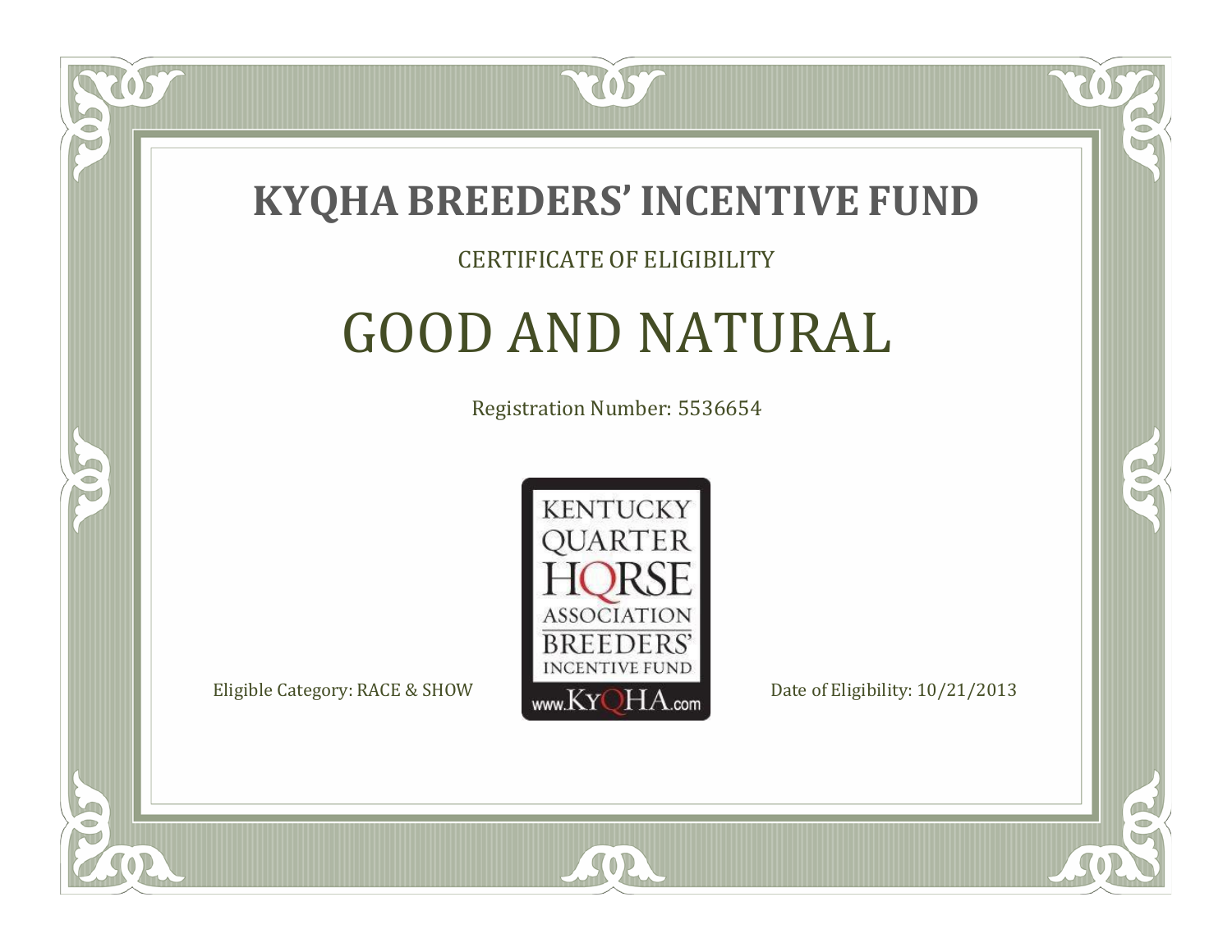# KYQHA BREEDERS' INCENTIVE FUND

CERTIFICATE OF ELIGIBILITY

## GOOD AND NATURAL

Registration Number: 5536654

KENTUCKY QUARTER HORSE ASSOCIATION BREEDERS' INCENTIVE FUND www.KyQHA.com

Eligible Category: RACE & SHOW

Date of Eligibility: 10/21/2013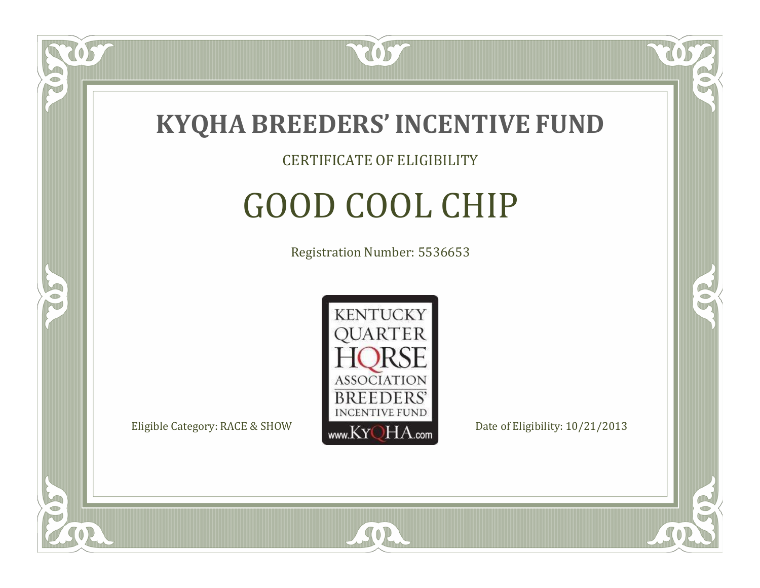# KYQHA BREEDERS' INCENTIVE FUND

CERTIFICATE OF ELIGIBILITY

## GOOD COOL CHIP

Registration Number: 5536653

KENTUCKY QUARTER HORSE ASSOCIATION BREEDERS' INCENTIVE FUND www.KyQHA.com

Eligible Category: RACE & SHOW

Date of Eligibility: 10/21/2013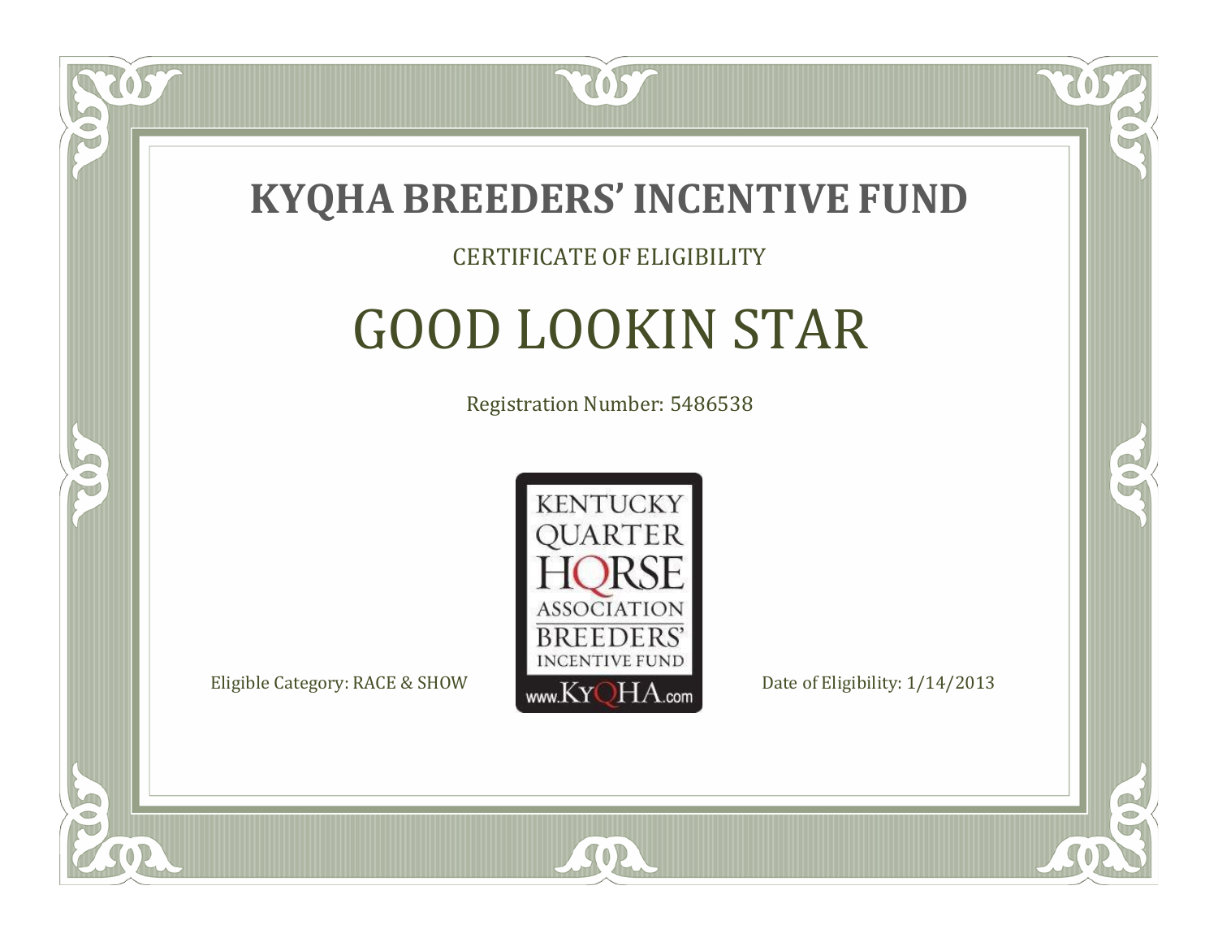# KYQHA BREEDERS' INCENTIVE FUND

CERTIFICATE OF ELIGIBILITY

## GOOD LOOKIN STAR

Registration Number: 5486538

KENTUCKY QUARTER HORSE ASSOCIATION BREEDERS' INCENTIVE FUND www.KyQHA.com

Eligible Category: RACE & SHOW

Date of Eligibility: 1/14/2013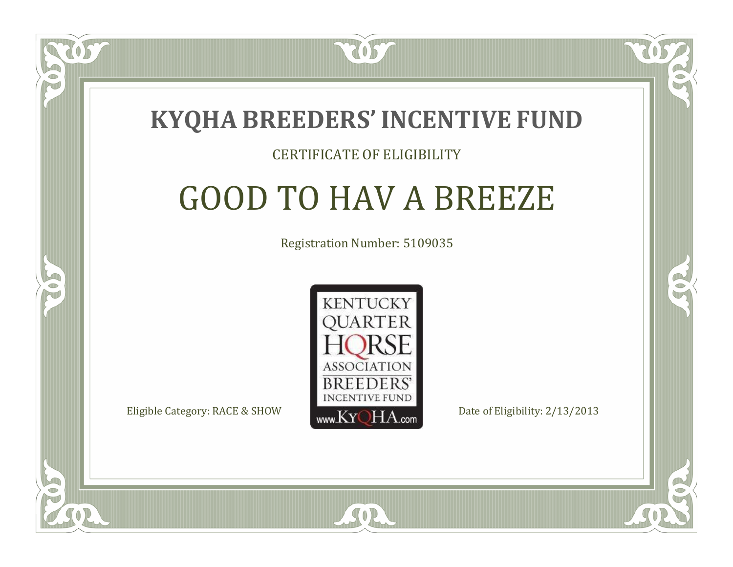# KYQHA BREEDERS' INCENTIVE FUND

CERTIFICATE OF ELIGIBILITY

## GOOD TO HAV A BREEZE

Registration Number: 5109035

KENTUCKY QUARTER HORSE ASSOCIATION BREEDERS' INCENTIVE FUND www.KyQHA.com

Eligible Category: RACE & SHOW

Date of Eligibility: 2/13/2013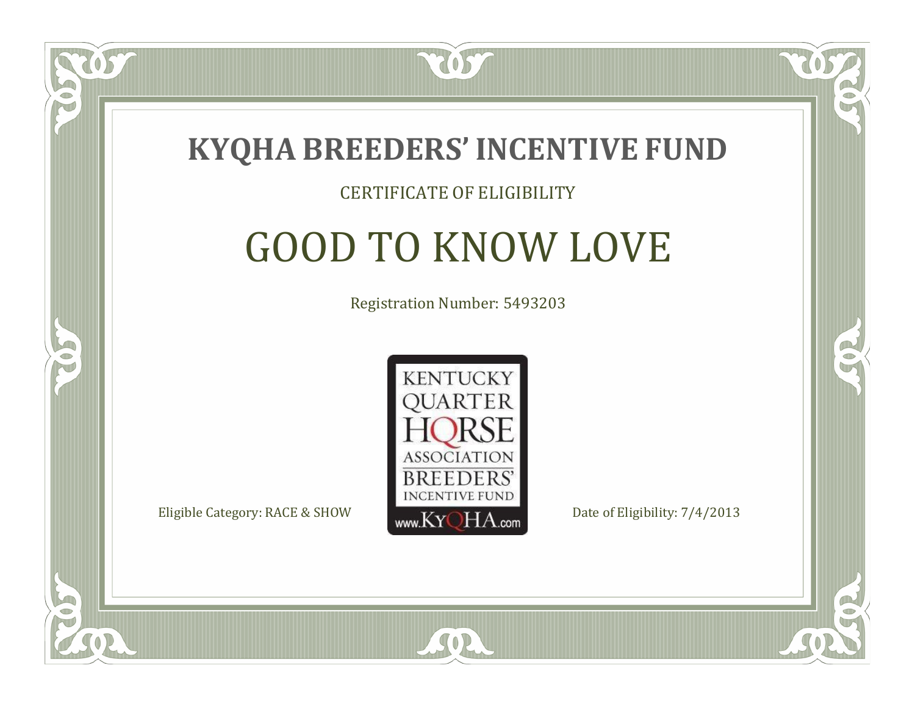# KYQHA BREEDERS' INCENTIVE FUND

CERTIFICATE OF ELIGIBILITY

## GOOD TO KNOW LOVE

Registration Number: 5493203

KENTUCKY QUARTER HORSE ASSOCIATION BREEDERS' INCENTIVE FUND www.KyQHA.com

Eligible Category: RACE & SHOW

Date of Eligibility: 7/4/2013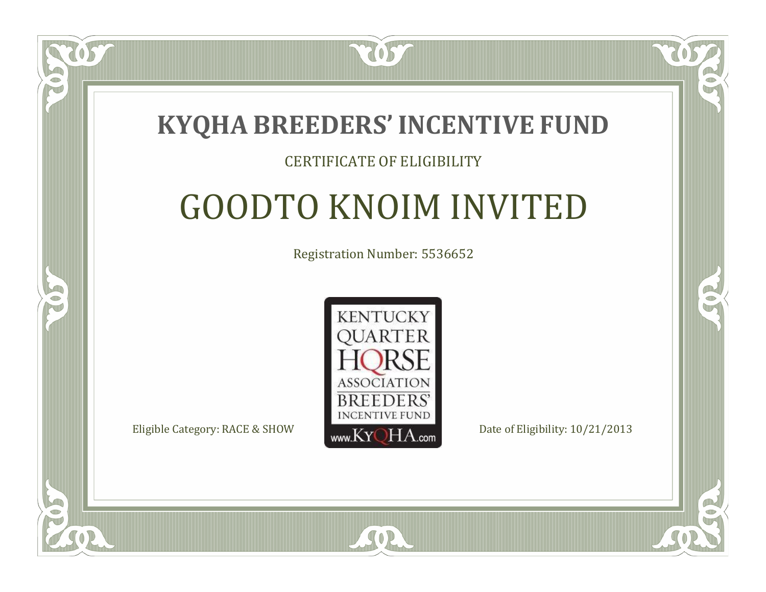# KYQHA BREEDERS' INCENTIVE FUND

CERTIFICATE OF ELIGIBILITY

## GOODTO KNOIM INVITED

Registration Number: 5536652

KENTUCKY QUARTER HORSE ASSOCIATION BREEDERS' INCENTIVE FUND www.KyQHA.com

Eligible Category: RACE & SHOW

Date of Eligibility: 10/21/2013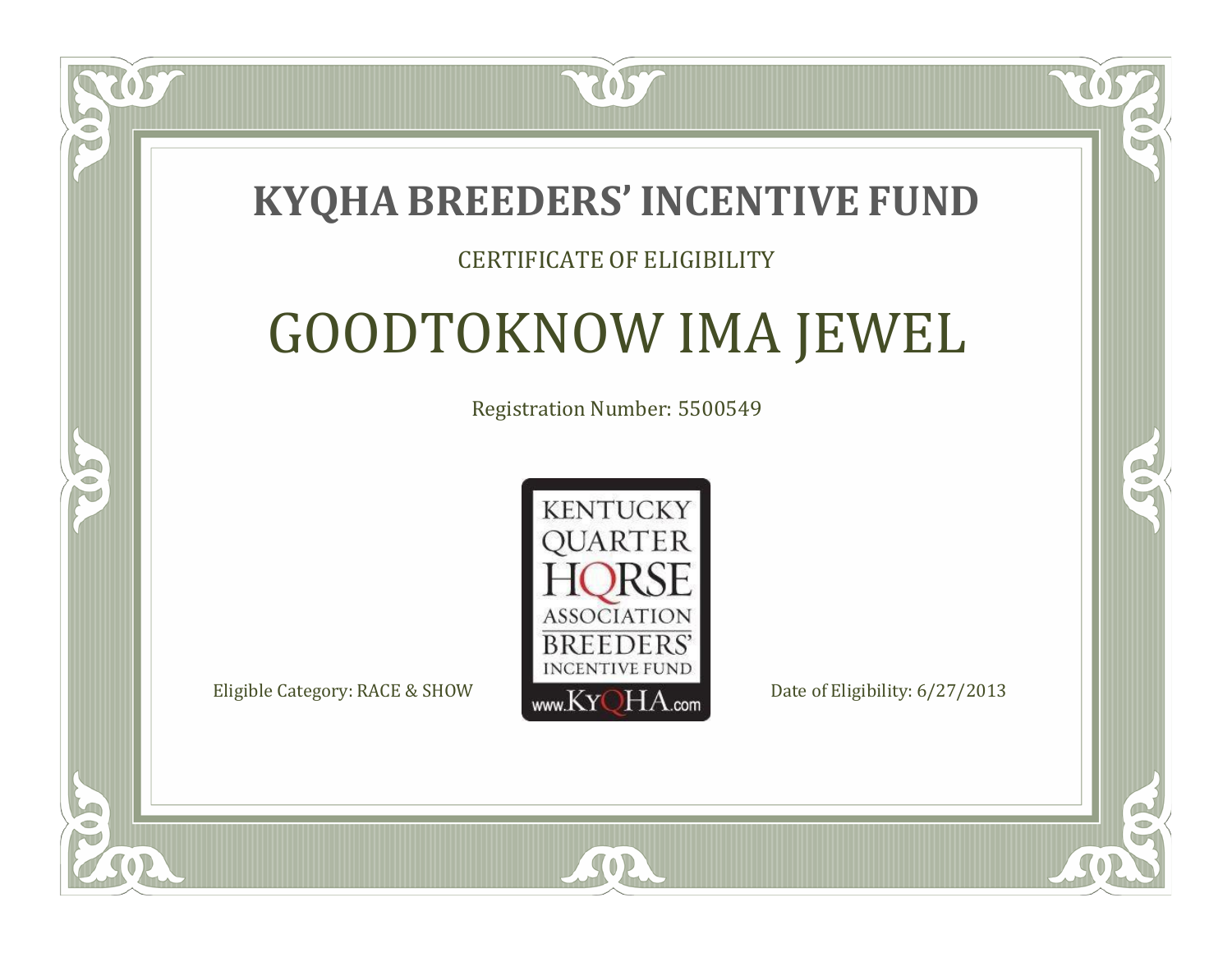# KYQHA BREEDERS' INCENTIVE FUND

CERTIFICATE OF ELIGIBILITY

## GOODTOKNOW IMA JEWEL

Registration Number: 5500549

KENTUCKY QUARTER HORSE ASSOCIATION BREEDERS' INCENTIVE FUND www.KyQHA.com

Eligible Category: RACE & SHOW

Date of Eligibility: 6/27/2013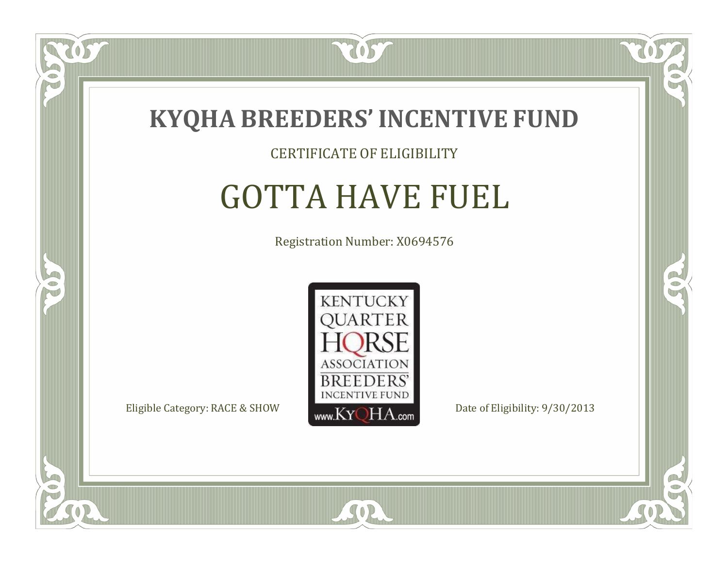# KYQHA BREEDERS' INCENTIVE FUND

CERTIFICATE OF ELIGIBILITY

## GOTTA HAVE FUEL

Registration Number: X0694576

KENTUCKY QUARTER HORSE ASSOCIATION BREEDERS' INCENTIVE FUND www.KyQHA.com

Eligible Category: RACE & SHOW

Date of Eligibility: 9/30/2013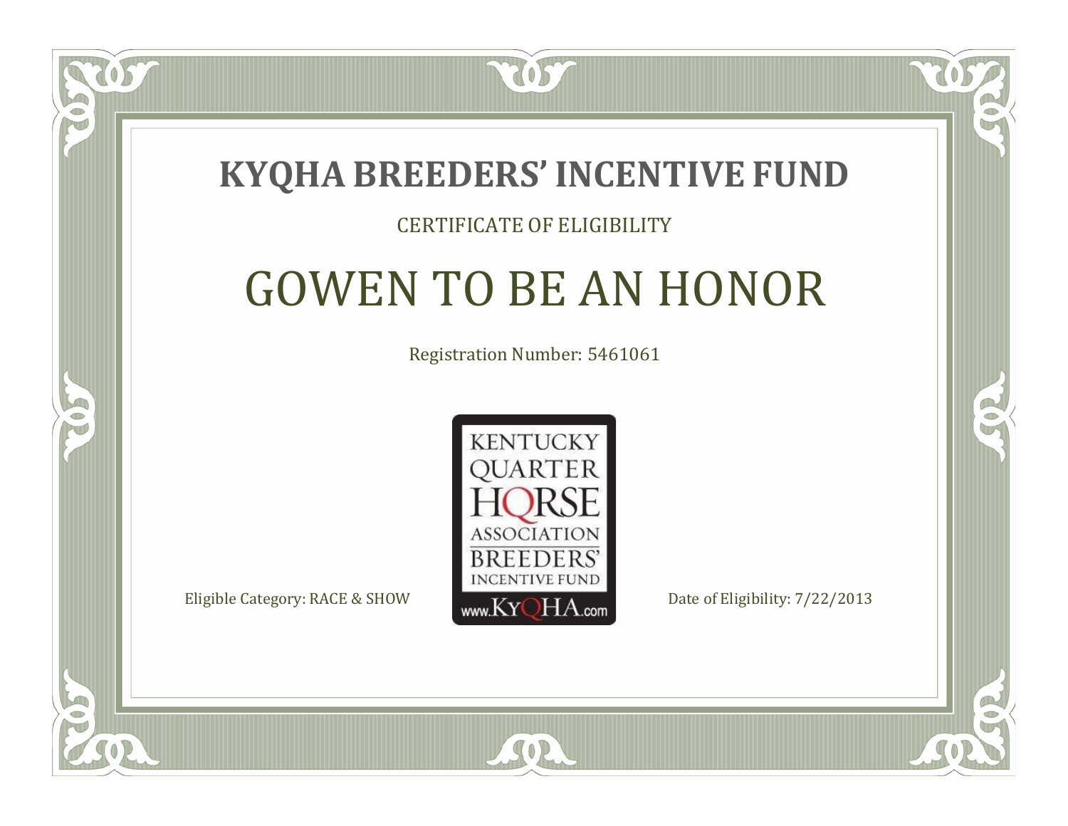# KYQHA BREEDERS' INCENTIVE FUND

CERTIFICATE OF ELIGIBILITY

## GOWEN TO BE AN HONOR

Registration Number: 5461061

KENTUCKY QUARTER HORSE ASSOCIATION BREEDERS' INCENTIVE FUND www.KyQHA.com

Eligible Category: RACE & SHOW

Date of Eligibility: 7/22/2013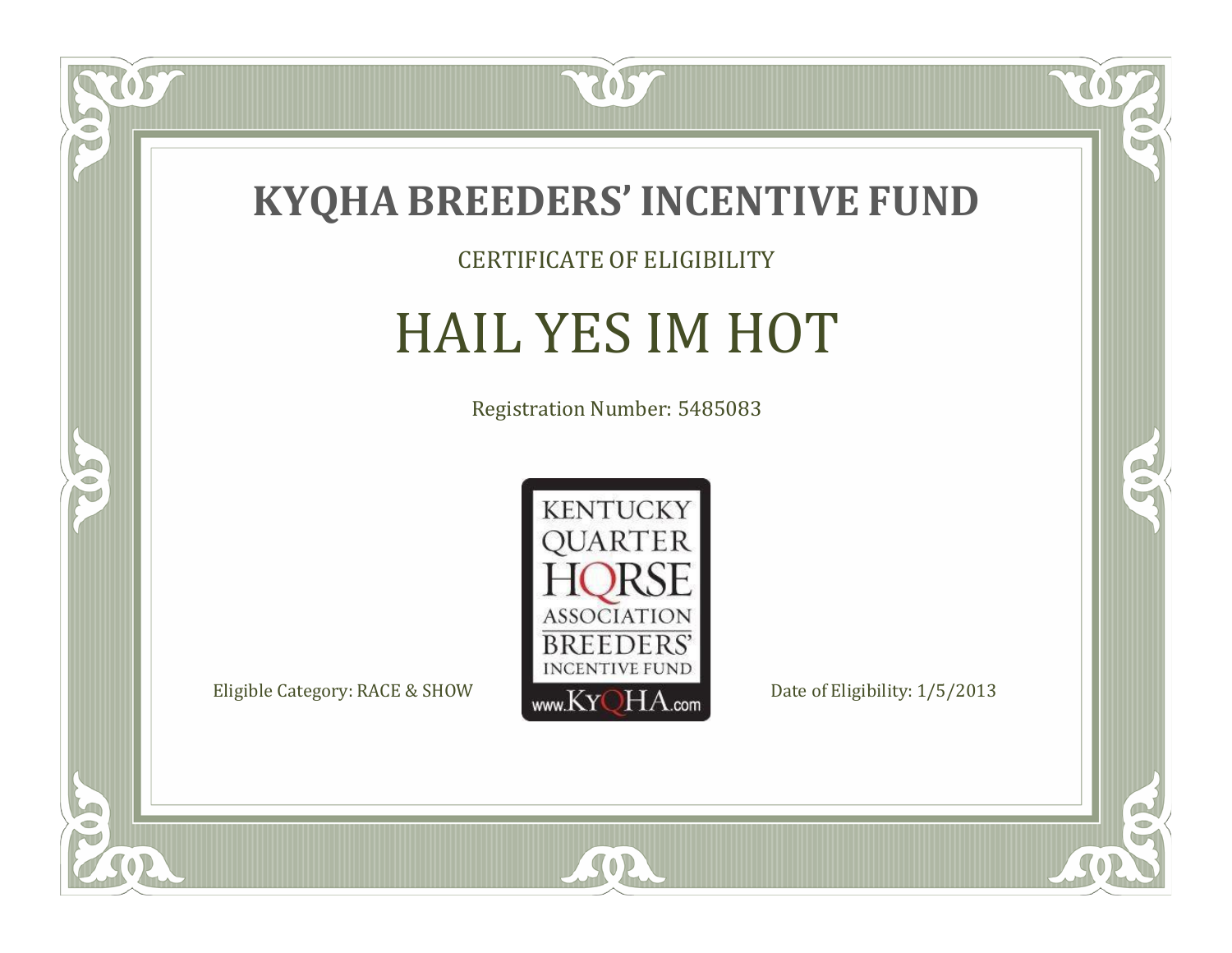# KYQHA BREEDERS' INCENTIVE FUND

CERTIFICATE OF ELIGIBILITY

## HAIL YES IM HOT

Registration Number: 5485083

KENTUCKY QUARTER HORSE ASSOCIATION BREEDERS' INCENTIVE FUND www.KyQHA.com

Eligible Category: RACE & SHOW

Date of Eligibility: 1/5/2013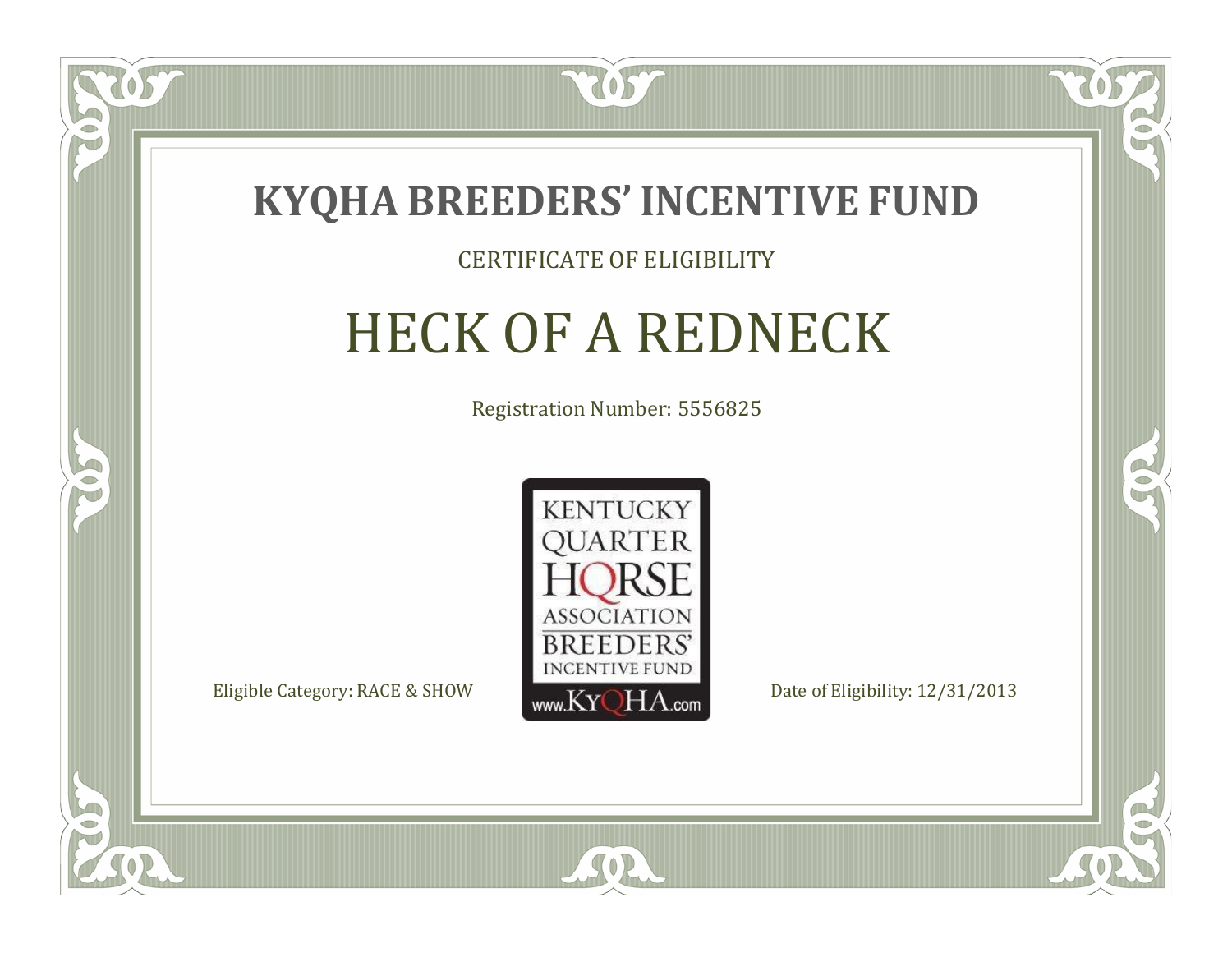# KYQHA BREEDERS' INCENTIVE FUND

CERTIFICATE OF ELIGIBILITY

## HECK OF A REDNECK

Registration Number: 5556825

KENTUCKY QUARTER HORSE ASSOCIATION BREEDERS' INCENTIVE FUND www.KyQHA.com

Eligible Category: RACE & SHOW

Date of Eligibility: 12/31/2013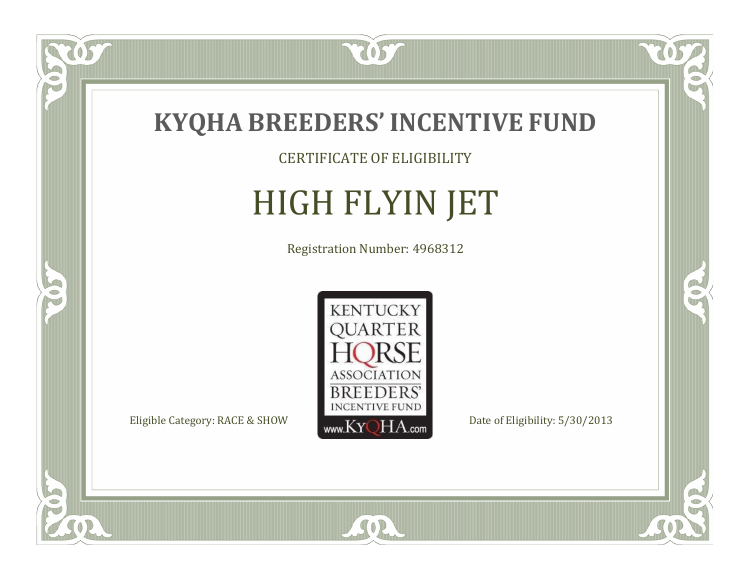# KYQHA BREEDERS' INCENTIVE FUND

CERTIFICATE OF ELIGIBILITY

## HIGH FLYIN JET

Registration Number: 4968312

KENTUCKY QUARTER HORSE ASSOCIATION BREEDERS' INCENTIVE FUND www.KyQHA.com

Eligible Category: RACE & SHOW

Date of Eligibility: 5/30/2013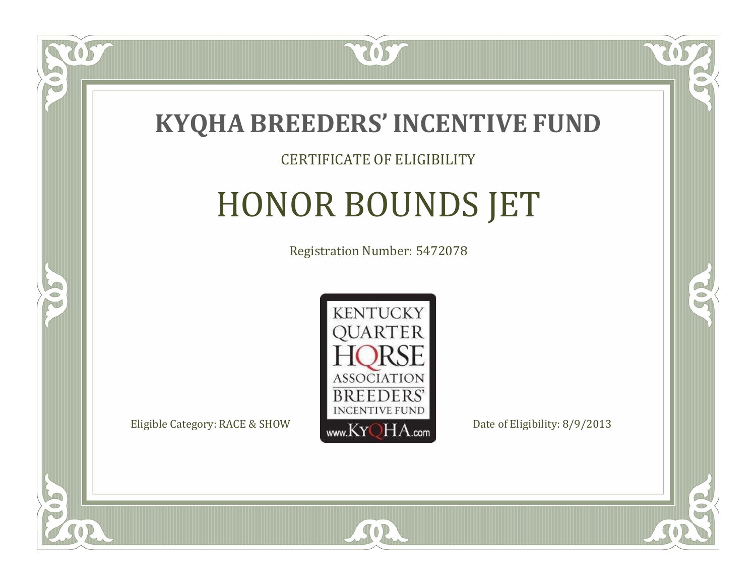# KYQHA BREEDERS' INCENTIVE FUND

CERTIFICATE OF ELIGIBILITY

## HONOR BOUNDS JET

Registration Number: 5472078

KENTUCKY QUARTER HORSE ASSOCIATION BREEDERS' INCENTIVE FUND www.KyQHA.com

Eligible Category: RACE & SHOW

Date of Eligibility: 8/9/2013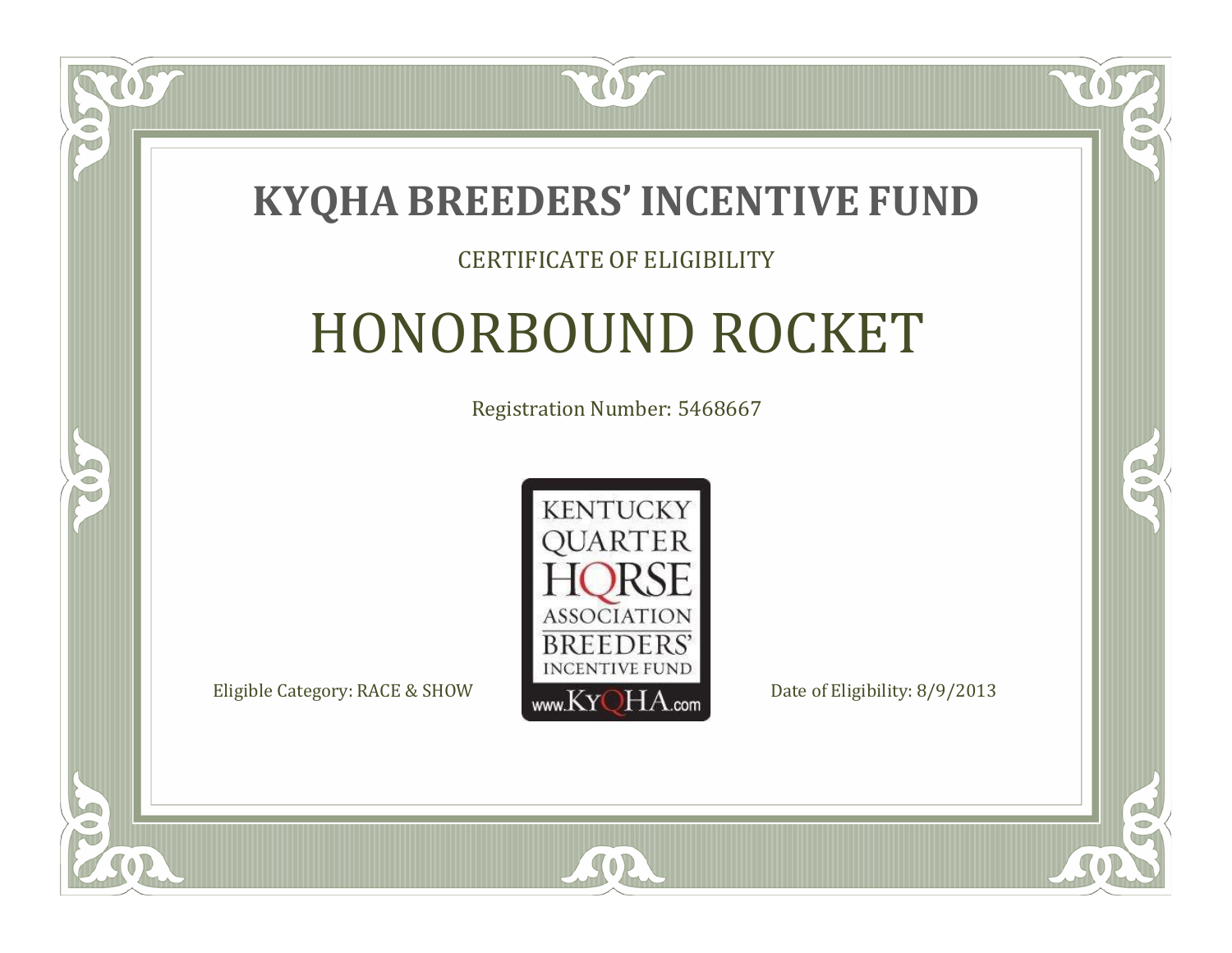# KYQHA BREEDERS' INCENTIVE FUND

CERTIFICATE OF ELIGIBILITY

## HONORBOUND ROCKET

Registration Number: 5468667

KENTUCKY QUARTER HORSE ASSOCIATION BREEDERS' INCENTIVE FUND www.KyQHA.com

Eligible Category: RACE & SHOW

Date of Eligibility: 8/9/2013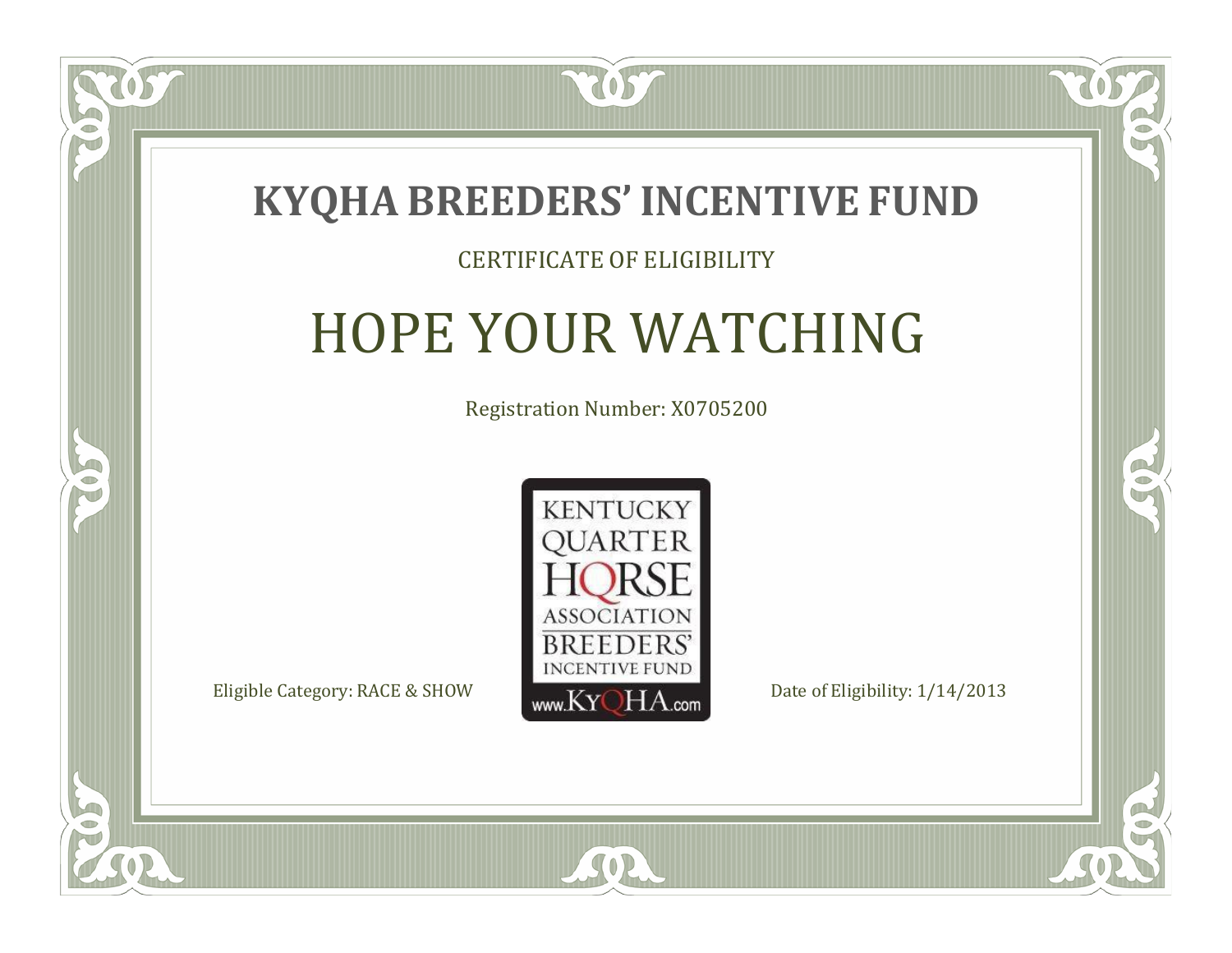# KYQHA BREEDERS' INCENTIVE FUND

CERTIFICATE OF ELIGIBILITY

## HOPE YOUR WATCHING

Registration Number: X0705200

KENTUCKY QUARTER HORSE ASSOCIATION BREEDERS' INCENTIVE FUND www.KyQHA.com

Eligible Category: RACE & SHOW

Date of Eligibility: 1/14/2013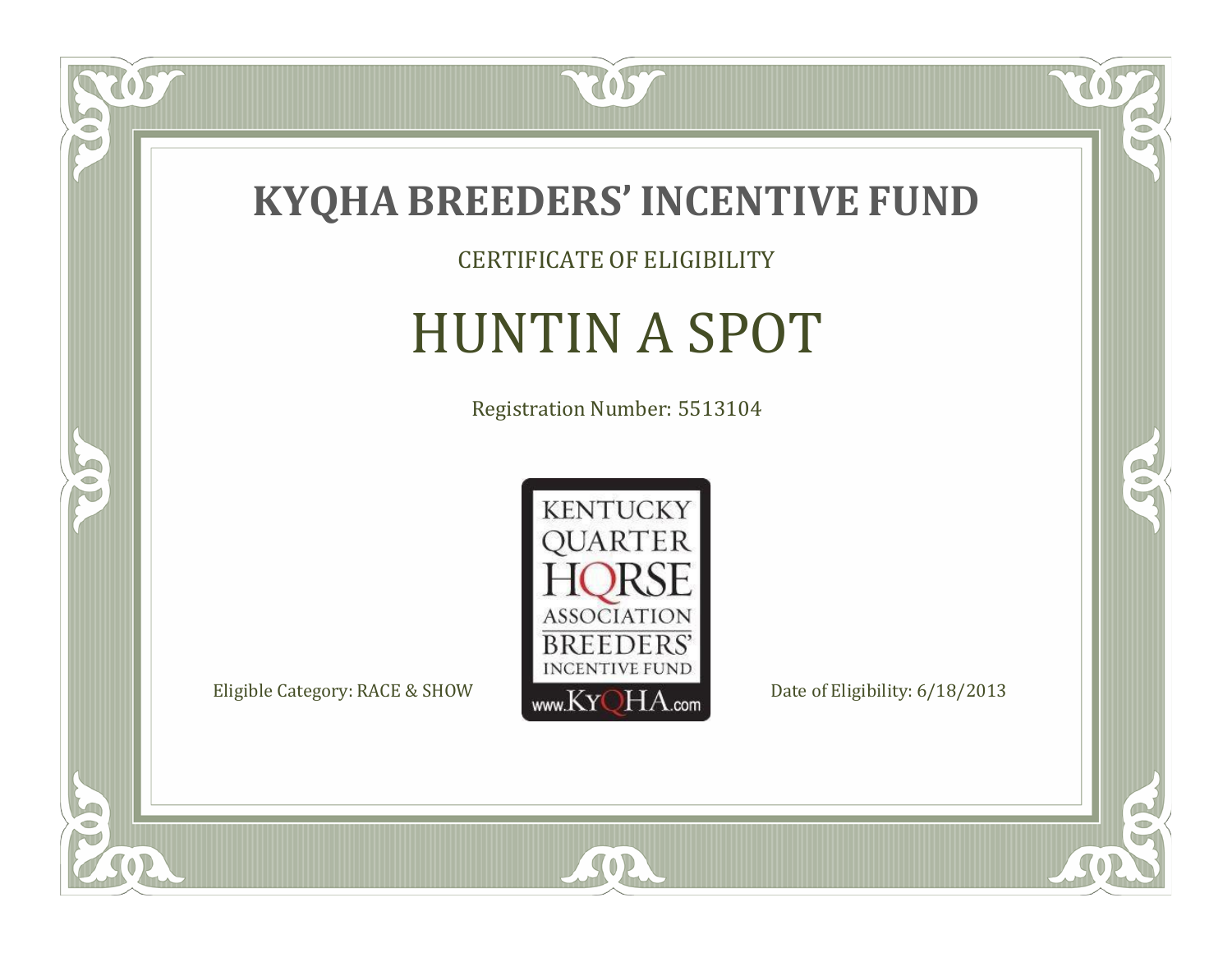# KYQHA BREEDERS' INCENTIVE FUND

CERTIFICATE OF ELIGIBILITY

## HUNTIN A SPOT

Registration Number: 5513104

KENTUCKY QUARTER HORSE ASSOCIATION BREEDERS' INCENTIVE FUND www.KyQHA.com

Eligible Category: RACE & SHOW

Date of Eligibility: 6/18/2013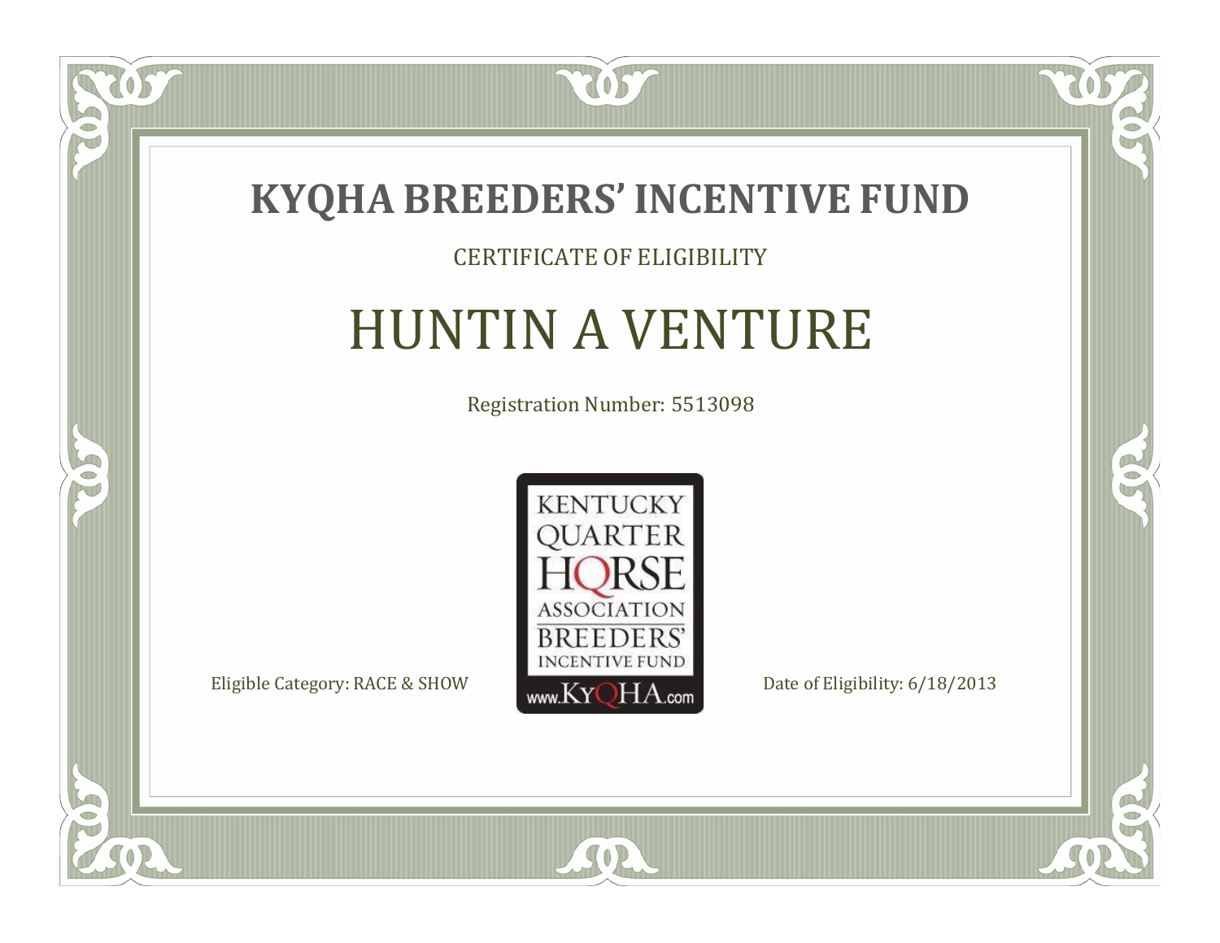# KYQHA BREEDERS' INCENTIVE FUND

CERTIFICATE OF ELIGIBILITY

## HUNTIN A VENTURE

Registration Number: 5513098

KENTUCKY QUARTER HORSE ASSOCIATION BREEDERS' INCENTIVE FUND www.KyQHA.com

Eligible Category: RACE & SHOW

Date of Eligibility: 6/18/2013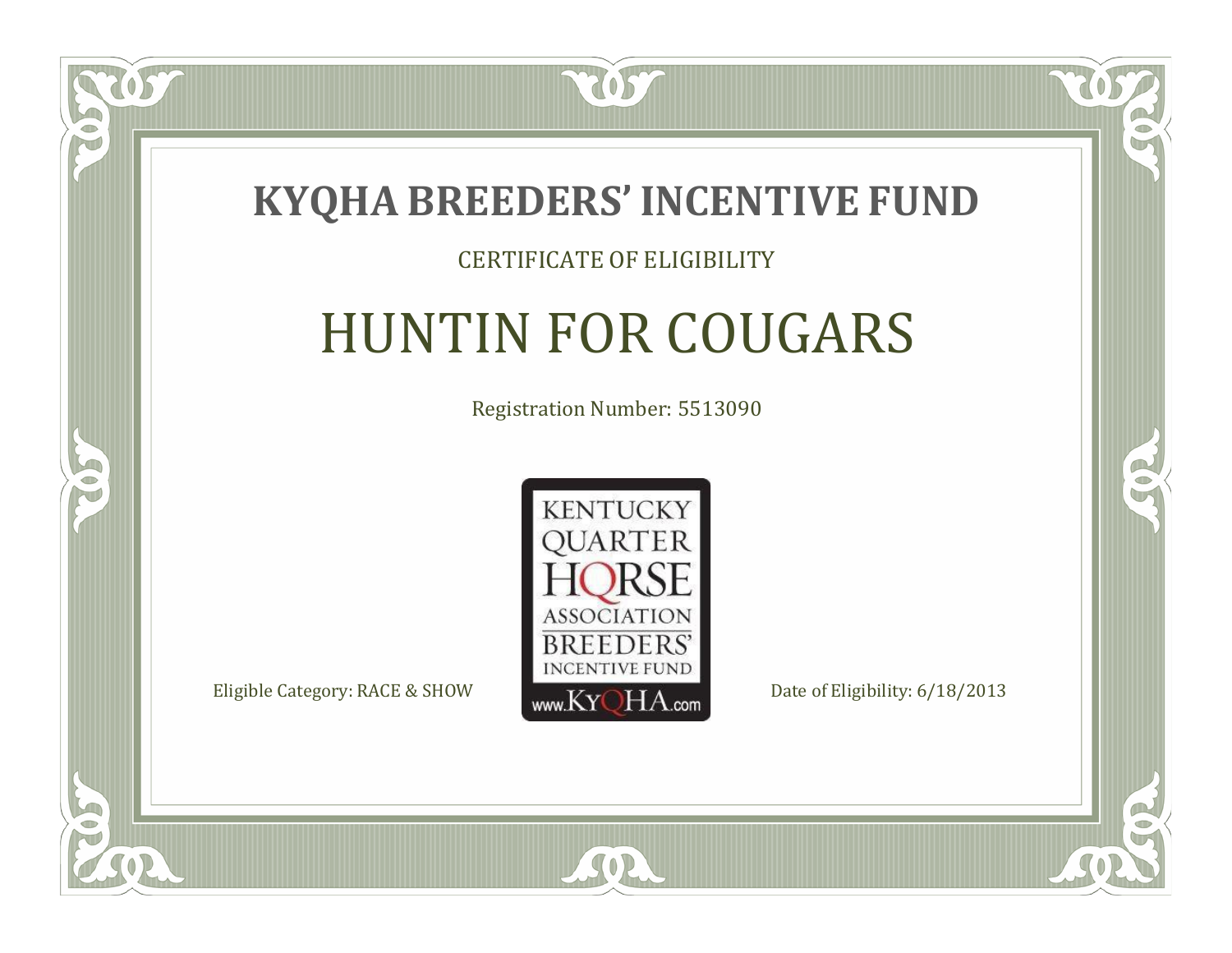# KYQHA BREEDERS' INCENTIVE FUND

CERTIFICATE OF ELIGIBILITY

## HUNTIN FOR COUGARS

Registration Number: 5513090

KENTUCKY QUARTER HORSE ASSOCIATION BREEDERS' INCENTIVE FUND www.KyQHA.com

Eligible Category: RACE & SHOW

Date of Eligibility: 6/18/2013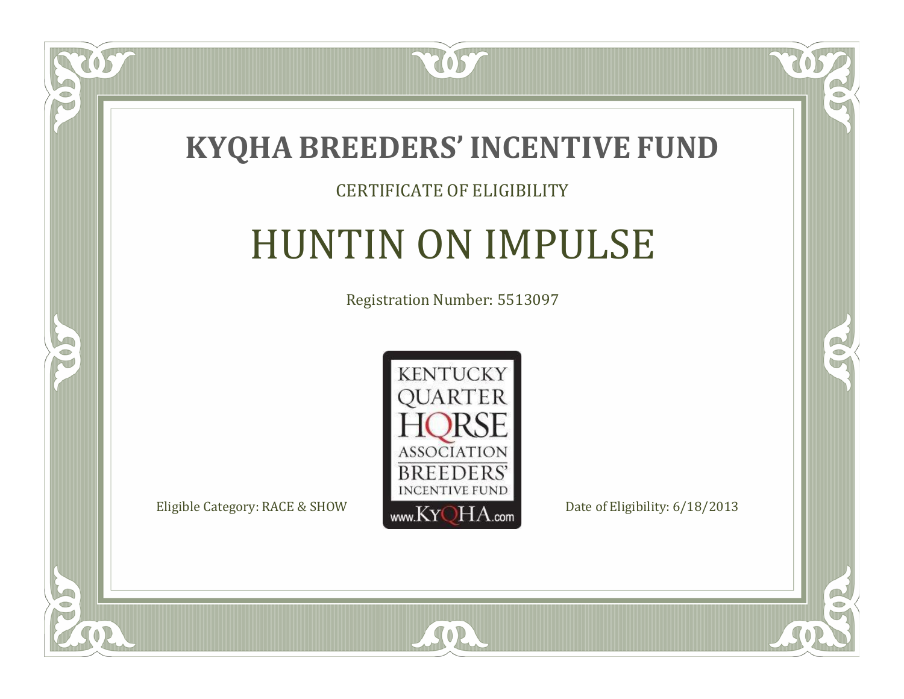# KYQHA BREEDERS' INCENTIVE FUND

CERTIFICATE OF ELIGIBILITY

## HUNTIN ON IMPULSE

Registration Number: 5513097

KENTUCKY QUARTER HORSE ASSOCIATION BREEDERS' INCENTIVE FUND www.KyQHA.com

Eligible Category: RACE & SHOW

Date of Eligibility: 6/18/2013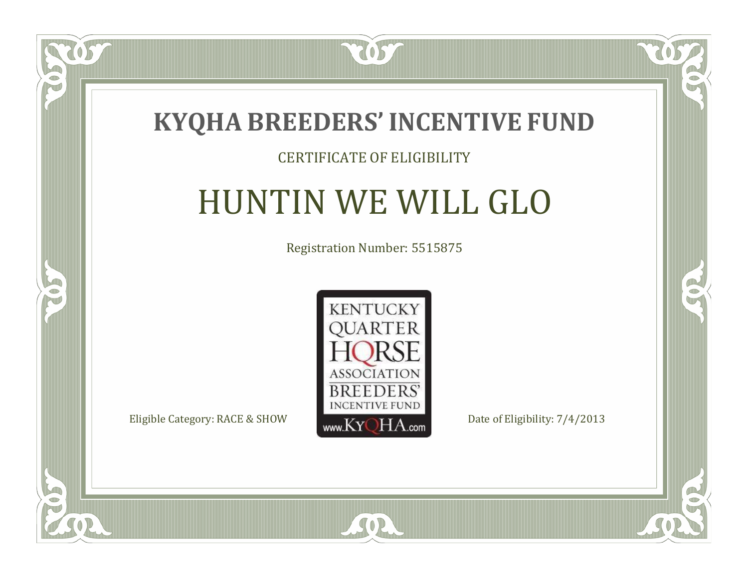# KYQHA BREEDERS' INCENTIVE FUND

CERTIFICATE OF ELIGIBILITY

## HUNTIN WE WILL GLO

Registration Number: 5515875

KENTUCKY QUARTER HORSE ASSOCIATION BREEDERS' INCENTIVE FUND www.KyQHA.com

Eligible Category: RACE & SHOW

Date of Eligibility: 7/4/2013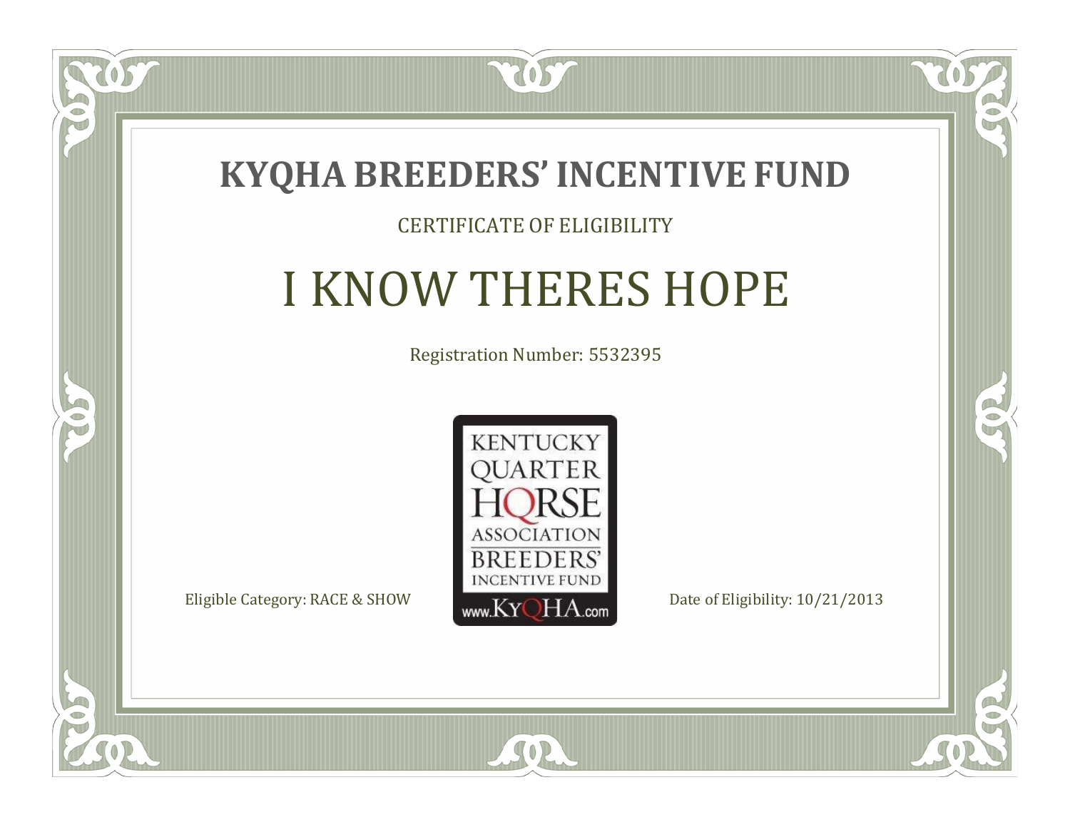# KYQHA BREEDERS' INCENTIVE FUND

CERTIFICATE OF ELIGIBILITY

## I KNOW THERES HOPE

Registration Number: 5532395

KENTUCKY QUARTER HORSE ASSOCIATION BREEDERS' INCENTIVE FUND www.KyQHA.com

Eligible Category: RACE & SHOW

Date of Eligibility: 10/21/2013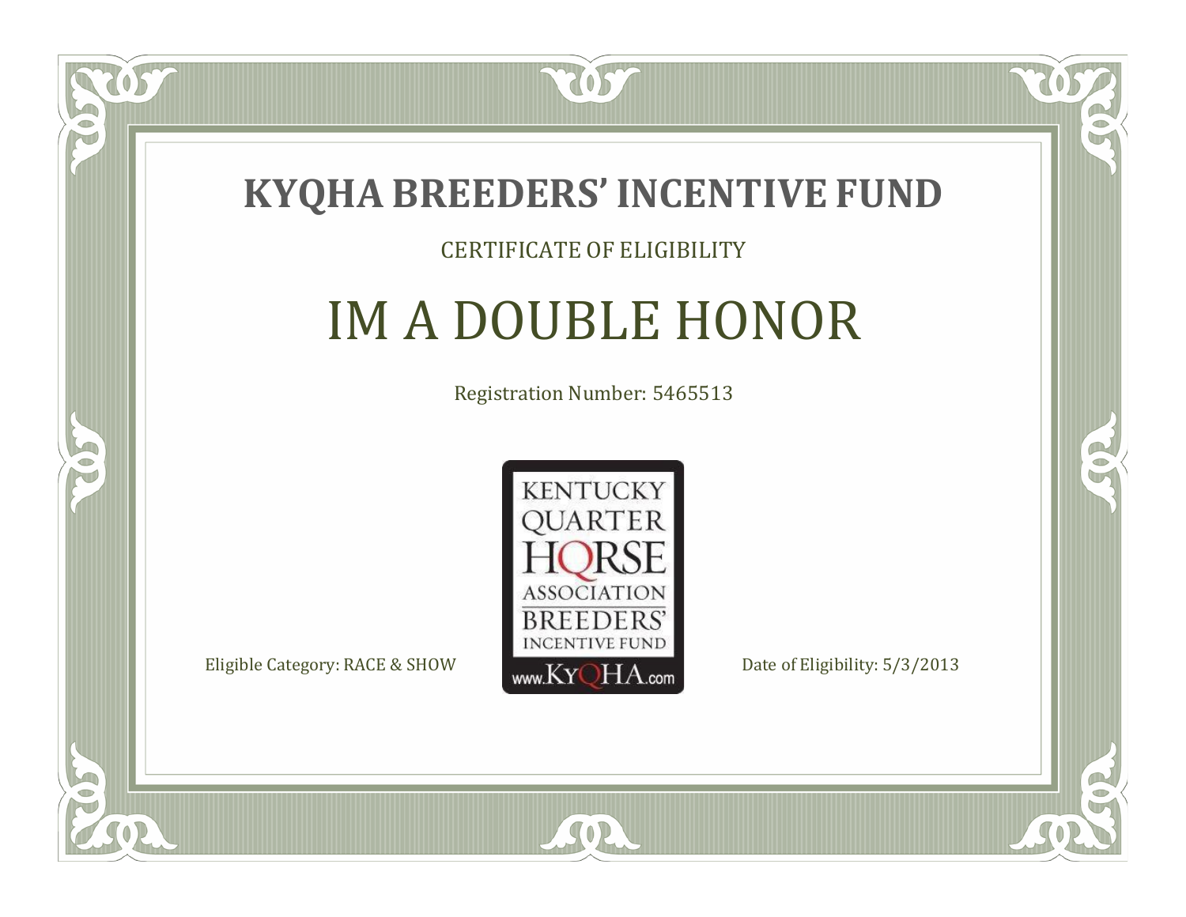# KYQHA BREEDERS' INCENTIVE FUND

CERTIFICATE OF ELIGIBILITY

## IM A DOUBLE HONOR

Registration Number: 5465513

KENTUCKY QUARTER HORSE ASSOCIATION BREEDERS' INCENTIVE FUND www.KyQHA.com

Eligible Category: RACE & SHOW

Date of Eligibility: 5/3/2013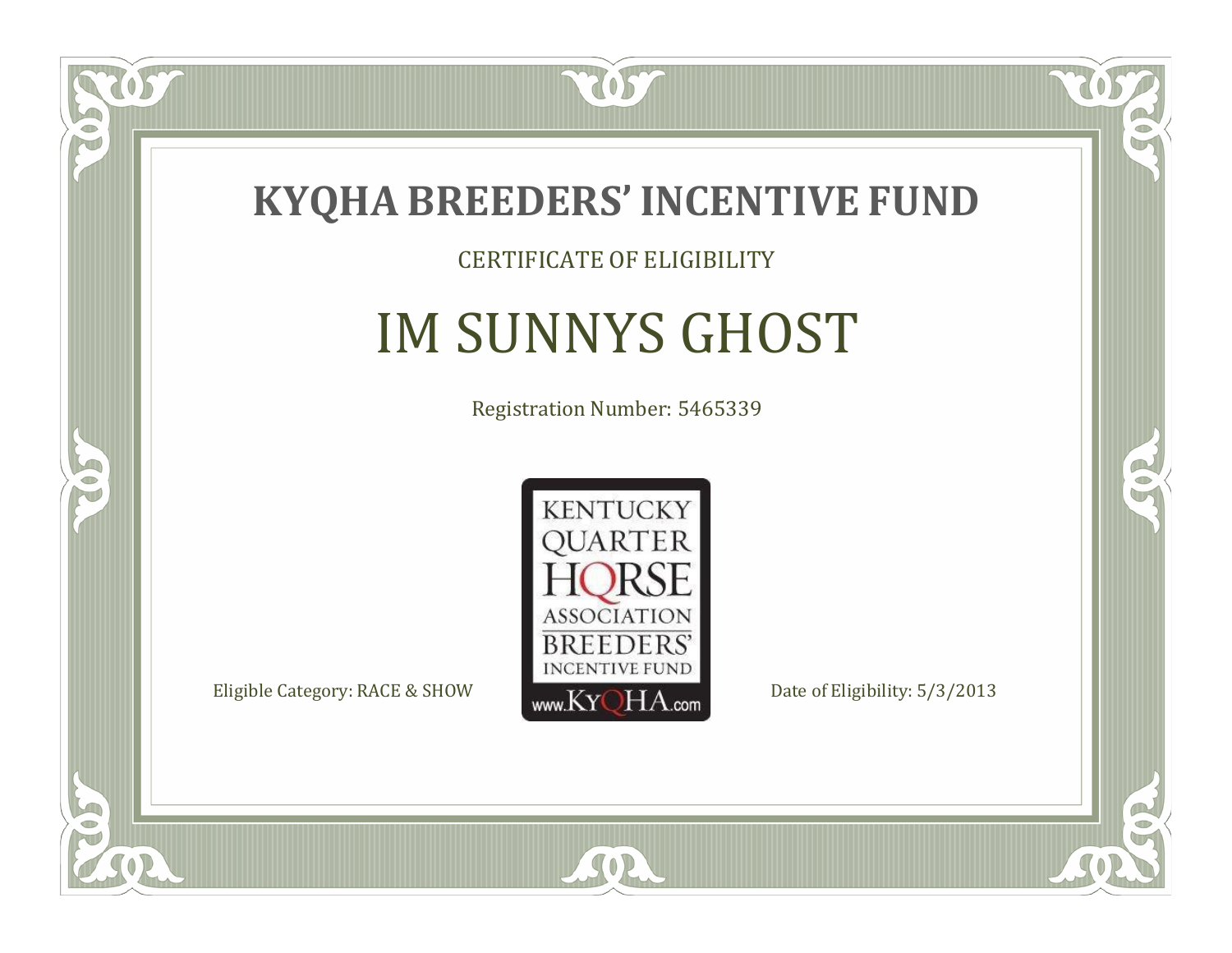# KYQHA BREEDERS' INCENTIVE FUND

CERTIFICATE OF ELIGIBILITY

## IM SUNNYS GHOST

Registration Number: 5465339

KENTUCKY QUARTER HORSE ASSOCIATION BREEDERS' INCENTIVE FUND www.KyQHA.com

Eligible Category: RACE & SHOW

Date of Eligibility: 5/3/2013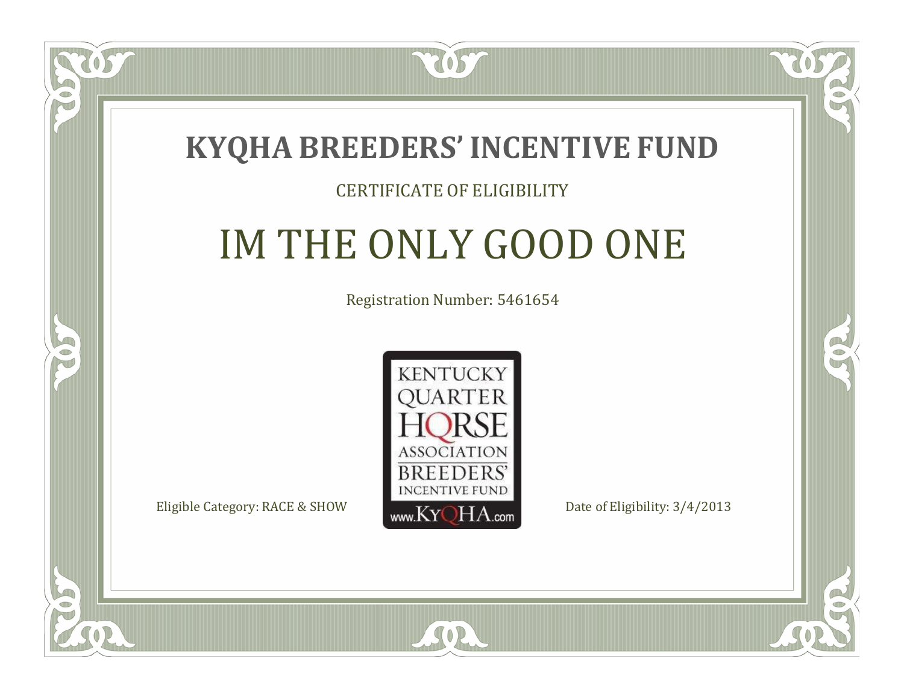# KYQHA BREEDERS' INCENTIVE FUND

CERTIFICATE OF ELIGIBILITY

## IM THE ONLY GOOD ONE

Registration Number: 5461654

KENTUCKY QUARTER HORSE ASSOCIATION BREEDERS' INCENTIVE FUND www.KyQHA.com

Eligible Category: RACE & SHOW

Date of Eligibility: 3/4/2013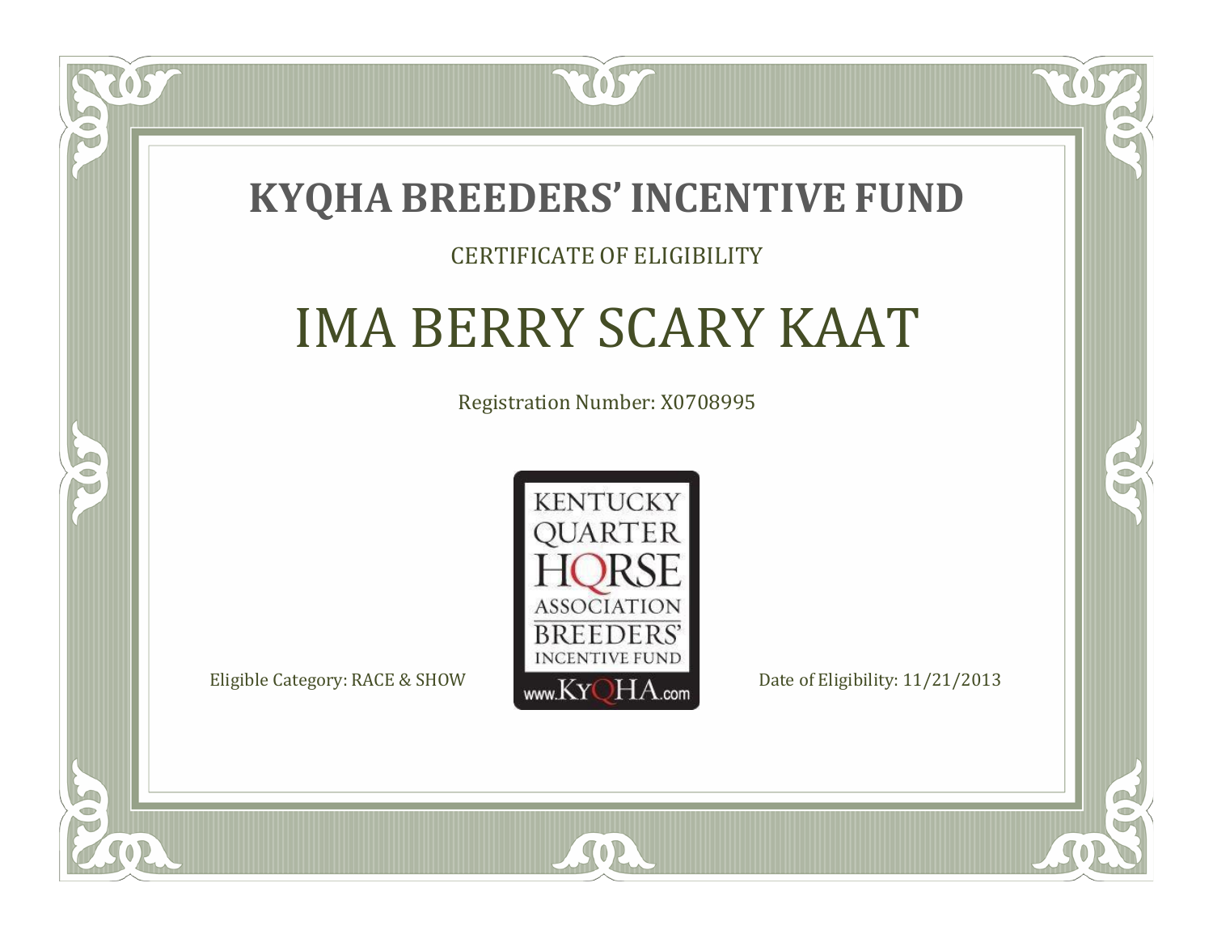# KYQHA BREEDERS' INCENTIVE FUND

CERTIFICATE OF ELIGIBILITY

## IMA BERRY SCARY KAAT

Registration Number: X0708995

KENTUCKY QUARTER HORSE ASSOCIATION BREEDERS' INCENTIVE FUND www.KyQHA.com

Eligible Category: RACE & SHOW

Date of Eligibility: 11/21/2013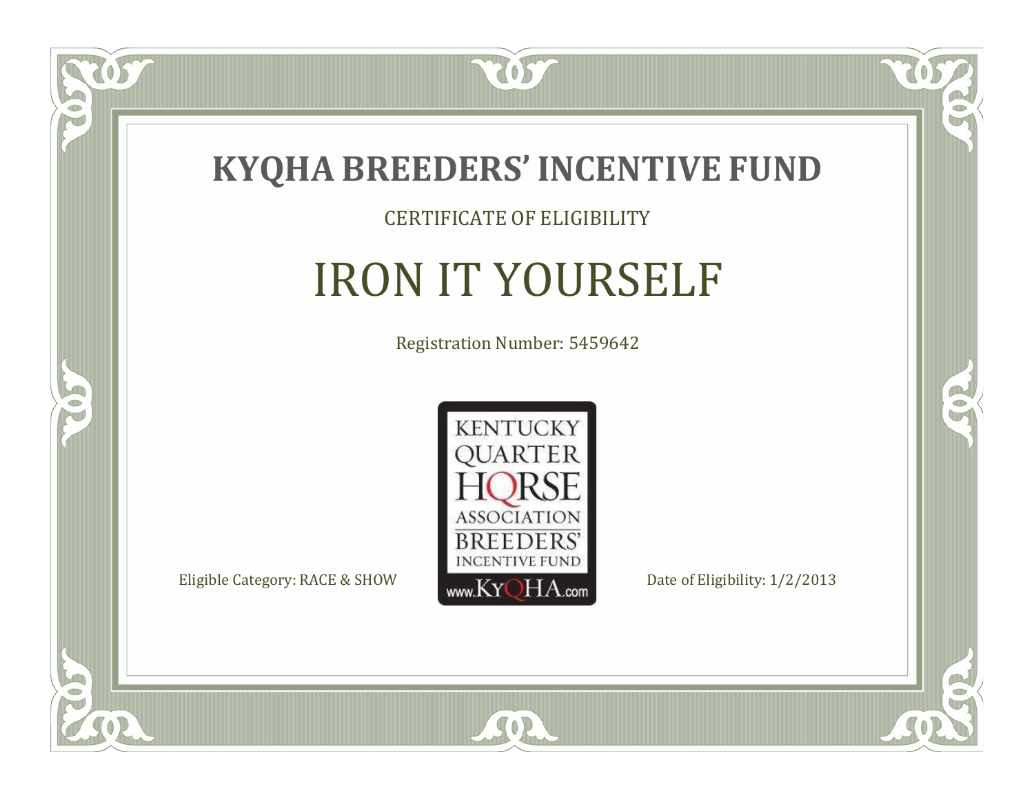# KYQHA BREEDERS' INCENTIVE FUND

CERTIFICATE OF ELIGIBILITY

## IRON IT YOURSELF

Registration Number: 5459642

KENTUCKY QUARTER HORSE ASSOCIATION BREEDERS' INCENTIVE FUND www.KyQHA.com

Eligible Category: RACE & SHOW

Date of Eligibility: 1/2/2013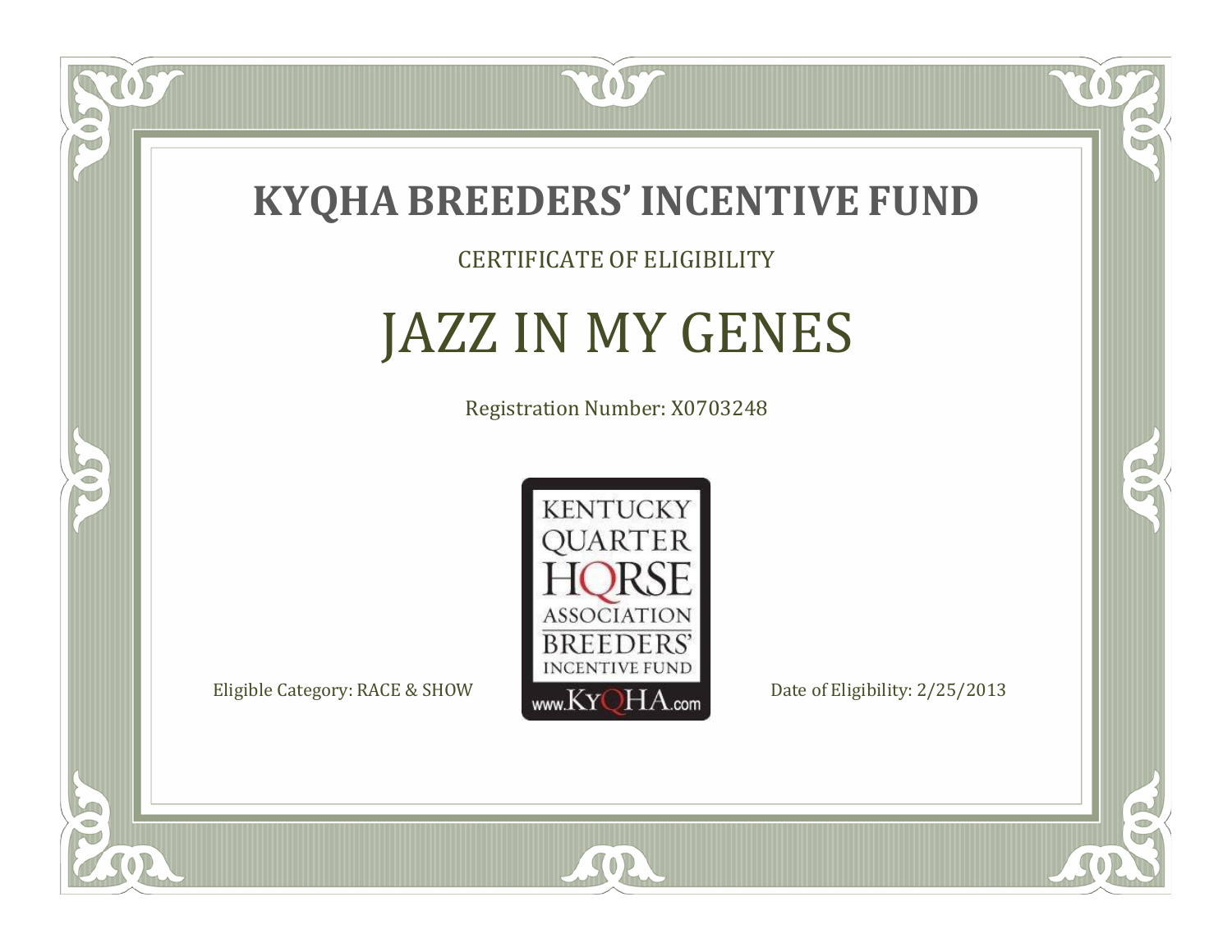# KYQHA BREEDERS' INCENTIVE FUND

CERTIFICATE OF ELIGIBILITY

## JAZZ IN MY GENES

Registration Number: X0703248

KENTUCKY QUARTER HORSE ASSOCIATION BREEDERS' INCENTIVE FUND www.KyQHA.com

Eligible Category: RACE & SHOW

Date of Eligibility: 2/25/2013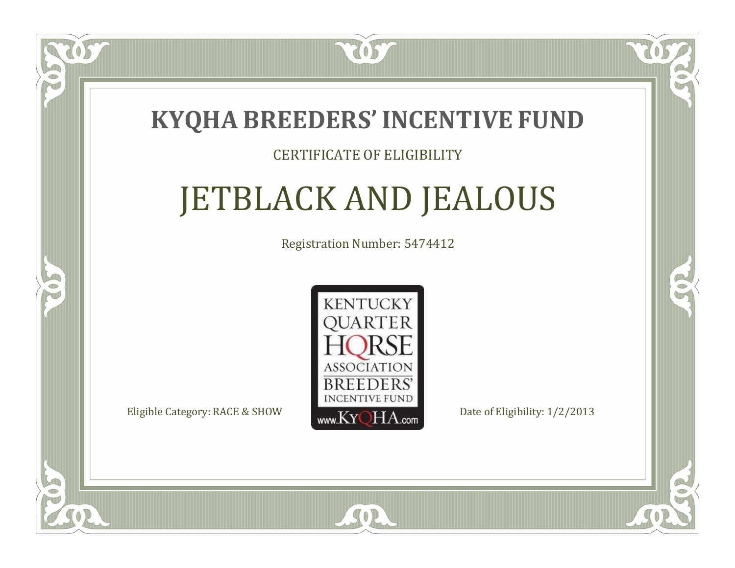# KYQHA BREEDERS' INCENTIVE FUND

CERTIFICATE OF ELIGIBILITY

## JETBLACK AND JEALOUS

Registration Number: 5474412

KENTUCKY QUARTER HORSE ASSOCIATION BREEDERS' INCENTIVE FUND www.KyQHA.com

Eligible Category: RACE & SHOW

Date of Eligibility: 1/2/2013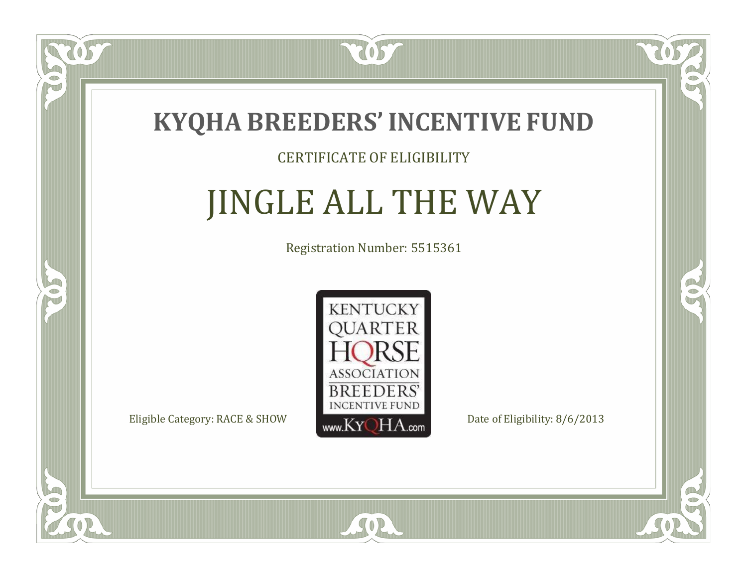# KYQHA BREEDERS' INCENTIVE FUND

CERTIFICATE OF ELIGIBILITY

## JINGLE ALL THE WAY

Registration Number: 5515361

KENTUCKY QUARTER HORSE ASSOCIATION BREEDERS' INCENTIVE FUND www.KyQHA.com

Eligible Category: RACE & SHOW

Date of Eligibility: 8/6/2013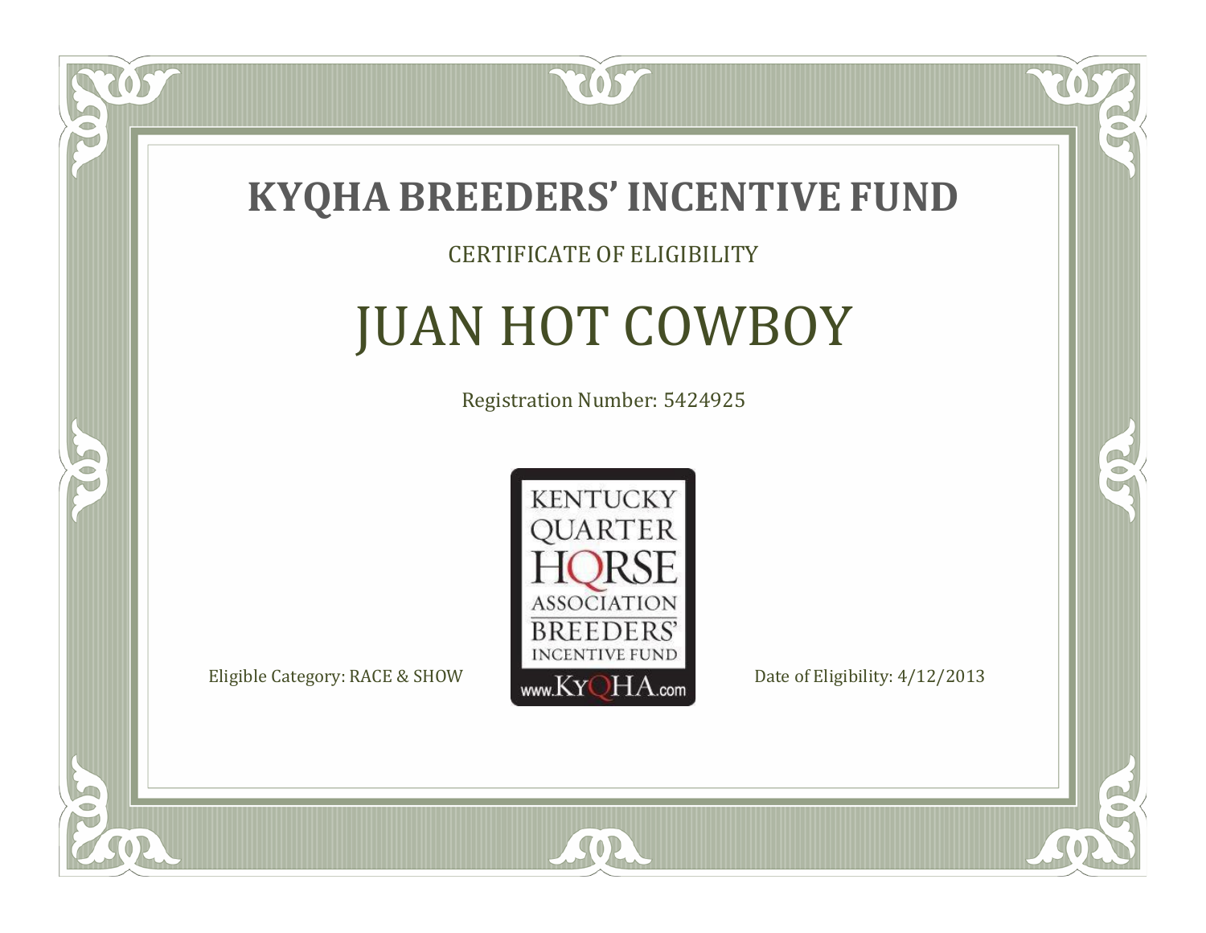# KYQHA BREEDERS' INCENTIVE FUND

CERTIFICATE OF ELIGIBILITY

## JUAN HOT COWBOY

Registration Number: 5424925

KENTUCKY QUARTER HORSE ASSOCIATION BREEDERS' INCENTIVE FUND www.KyQHA.com

Eligible Category: RACE & SHOW

Date of Eligibility: 4/12/2013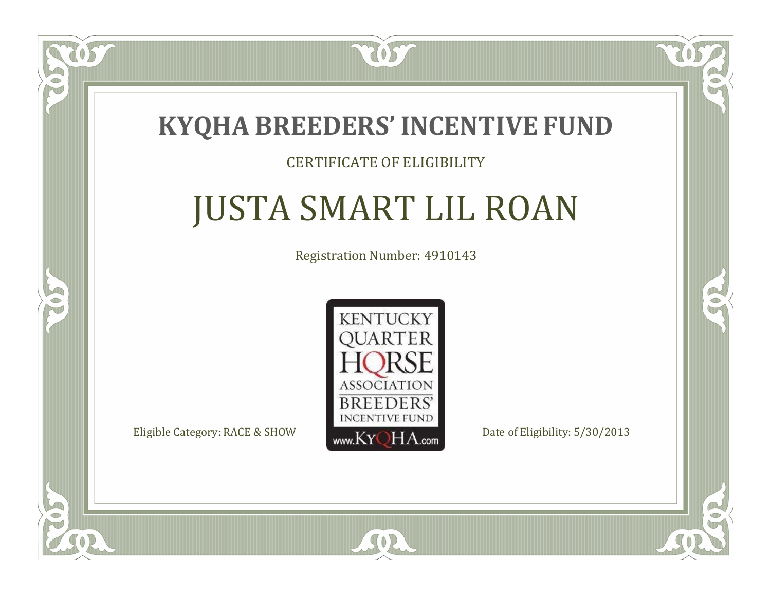# KYQHA BREEDERS' INCENTIVE FUND

CERTIFICATE OF ELIGIBILITY

## JUSTA SMART LIL ROAN

Registration Number: 4910143

KENTUCKY QUARTER HORSE ASSOCIATION BREEDERS' INCENTIVE FUND www.KyQHA.com

Eligible Category: RACE & SHOW

Date of Eligibility: 5/30/2013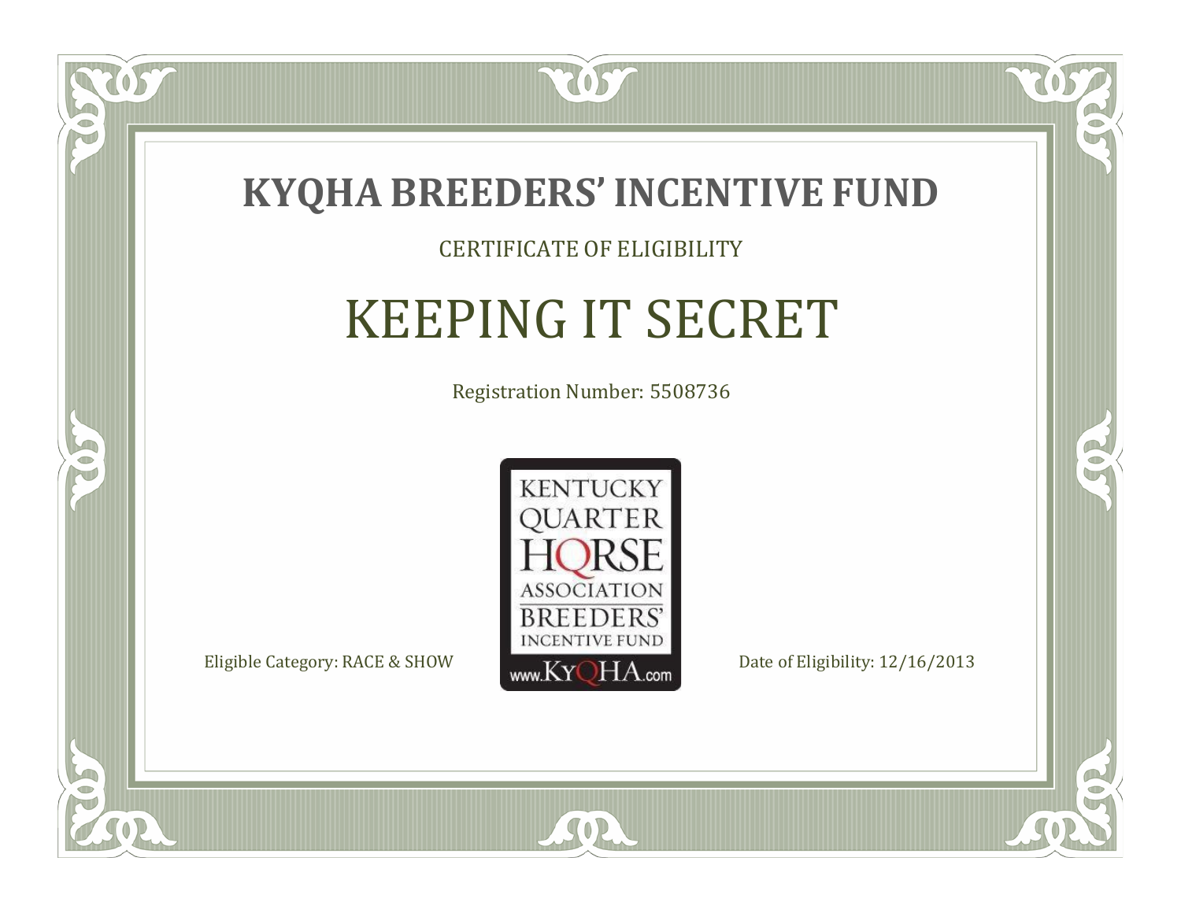# KYQHA BREEDERS' INCENTIVE FUND

CERTIFICATE OF ELIGIBILITY

## KEEPING IT SECRET

Registration Number: 5508736

KENTUCKY QUARTER HORSE ASSOCIATION BREEDERS' INCENTIVE FUND www.KyQHA.com

Eligible Category: RACE & SHOW

Date of Eligibility: 12/16/2013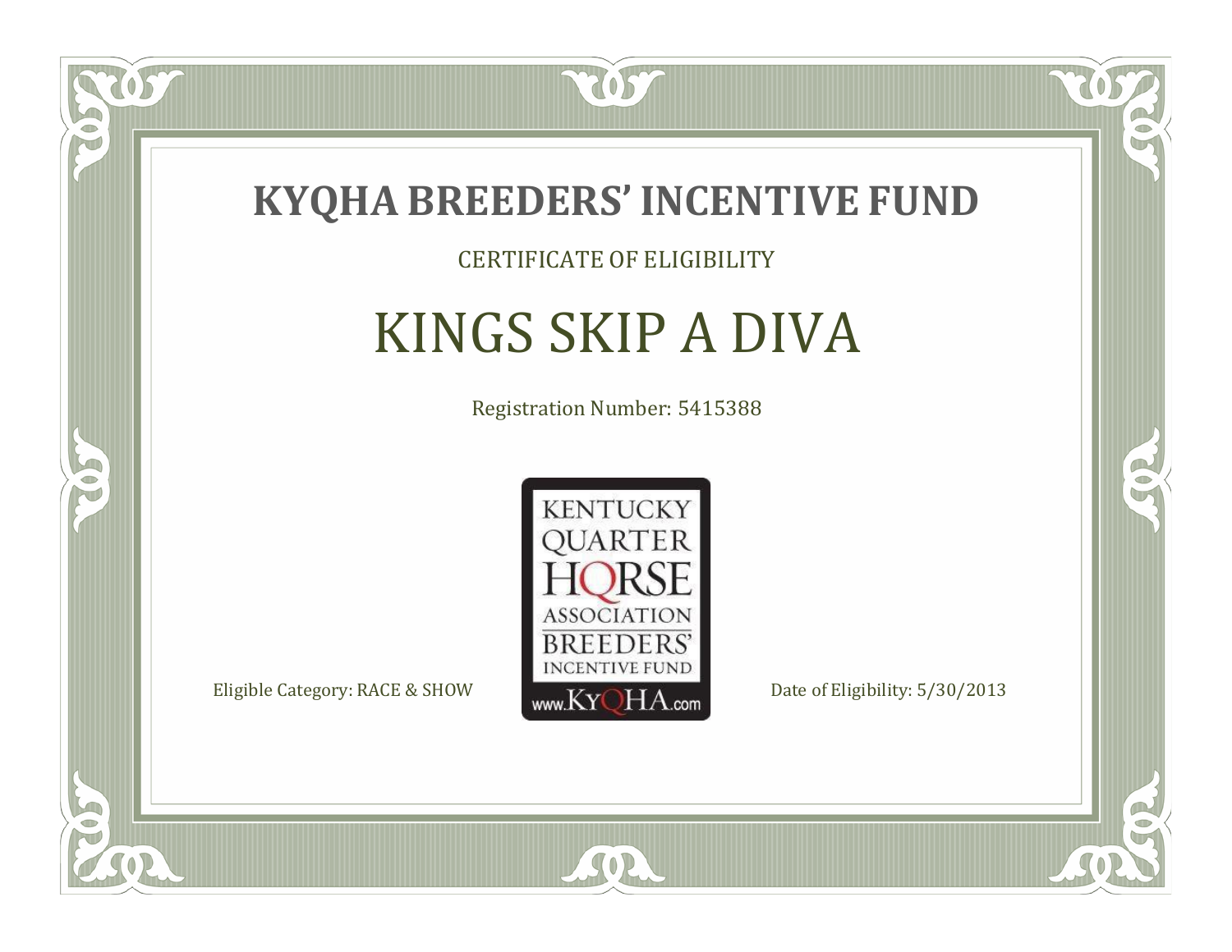# KYQHA BREEDERS' INCENTIVE FUND

CERTIFICATE OF ELIGIBILITY

## KINGS SKIP A DIVA

Registration Number: 5415388

KENTUCKY QUARTER HORSE ASSOCIATION BREEDERS' INCENTIVE FUND www.KyQHA.com

Eligible Category: RACE & SHOW

Date of Eligibility: 5/30/2013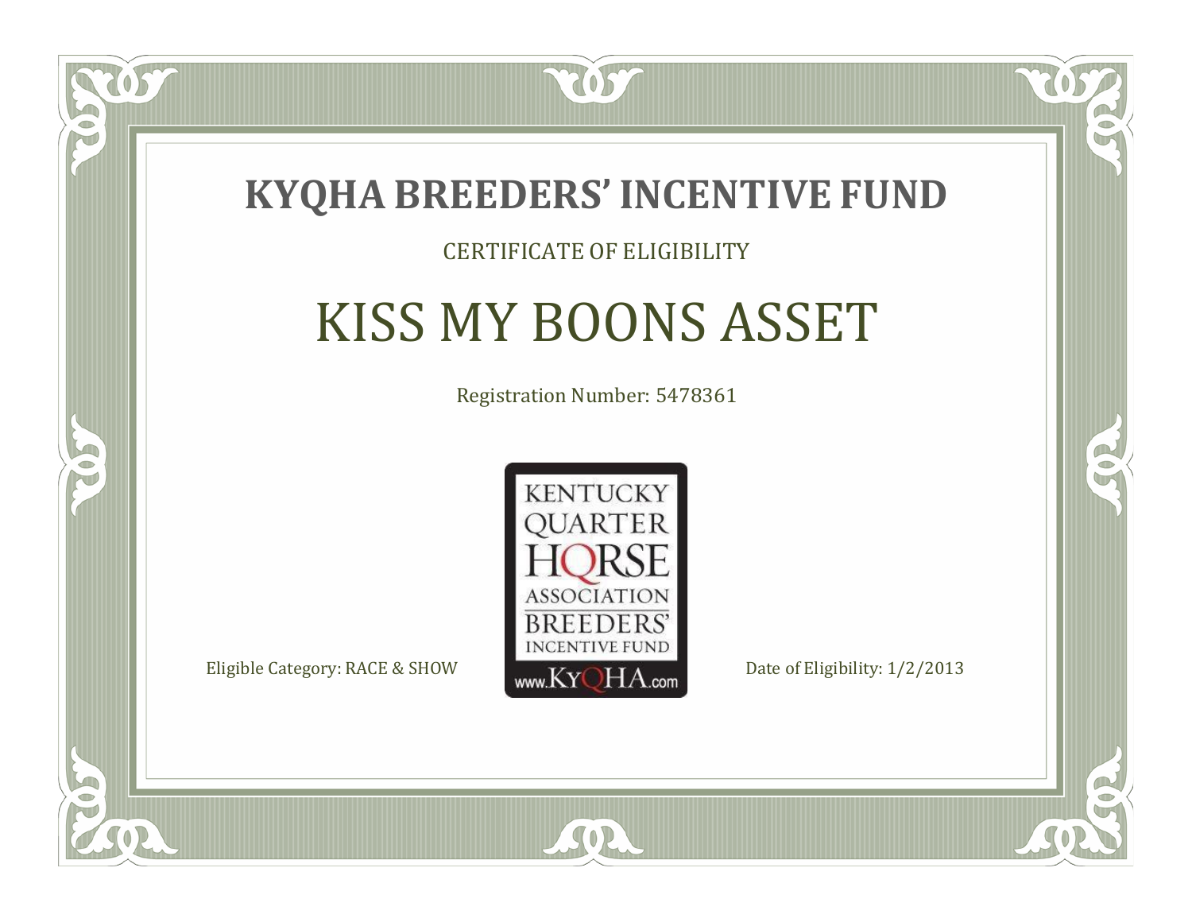# KYQHA BREEDERS' INCENTIVE FUND

CERTIFICATE OF ELIGIBILITY

## KISS MY BOONS ASSET

Registration Number: 5478361

KENTUCKY QUARTER HORSE ASSOCIATION BREEDERS' INCENTIVE FUND www.KyQHA.com

Eligible Category: RACE & SHOW

Date of Eligibility: 1/2/2013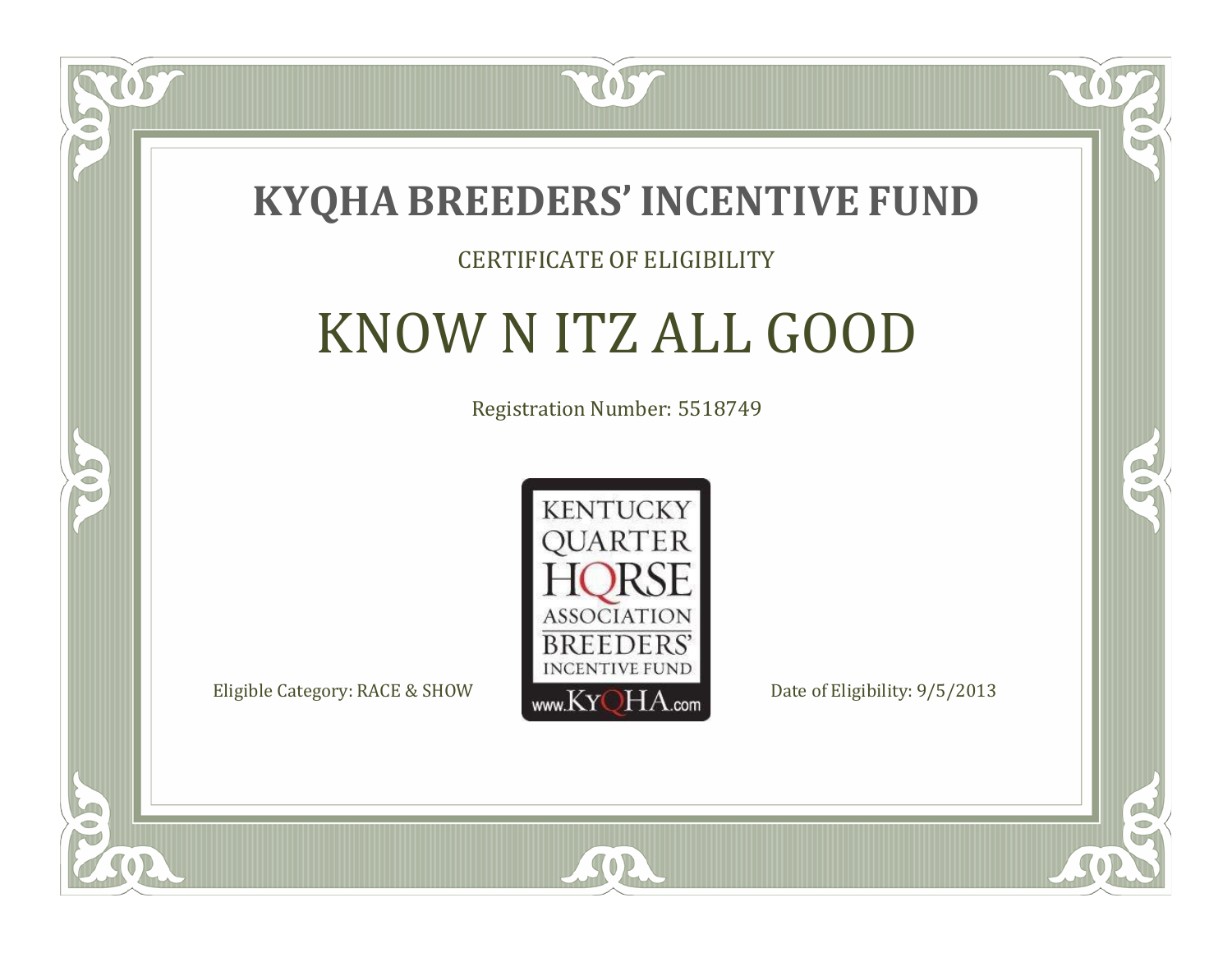# KYQHA BREEDERS' INCENTIVE FUND

CERTIFICATE OF ELIGIBILITY

## KNOW N ITZ ALL GOOD

Registration Number: 5518749

KENTUCKY QUARTER HORSE ASSOCIATION BREEDERS' INCENTIVE FUND www.KyQHA.com

Eligible Category: RACE & SHOW

Date of Eligibility: 9/5/2013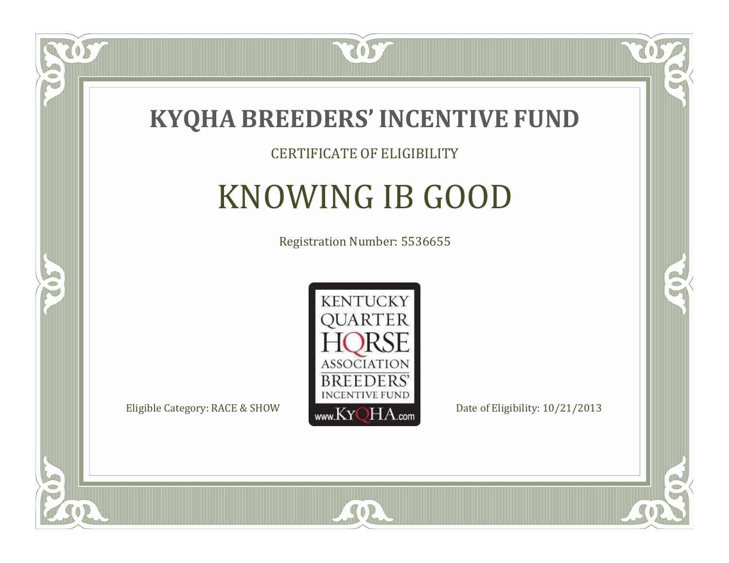# KYQHA BREEDERS' INCENTIVE FUND

CERTIFICATE OF ELIGIBILITY

## KNOWING IB GOOD

Registration Number: 5536655

KENTUCKY QUARTER HORSE ASSOCIATION BREEDERS' INCENTIVE FUND www.KyQHA.com

Eligible Category: RACE & SHOW

Date of Eligibility: 10/21/2013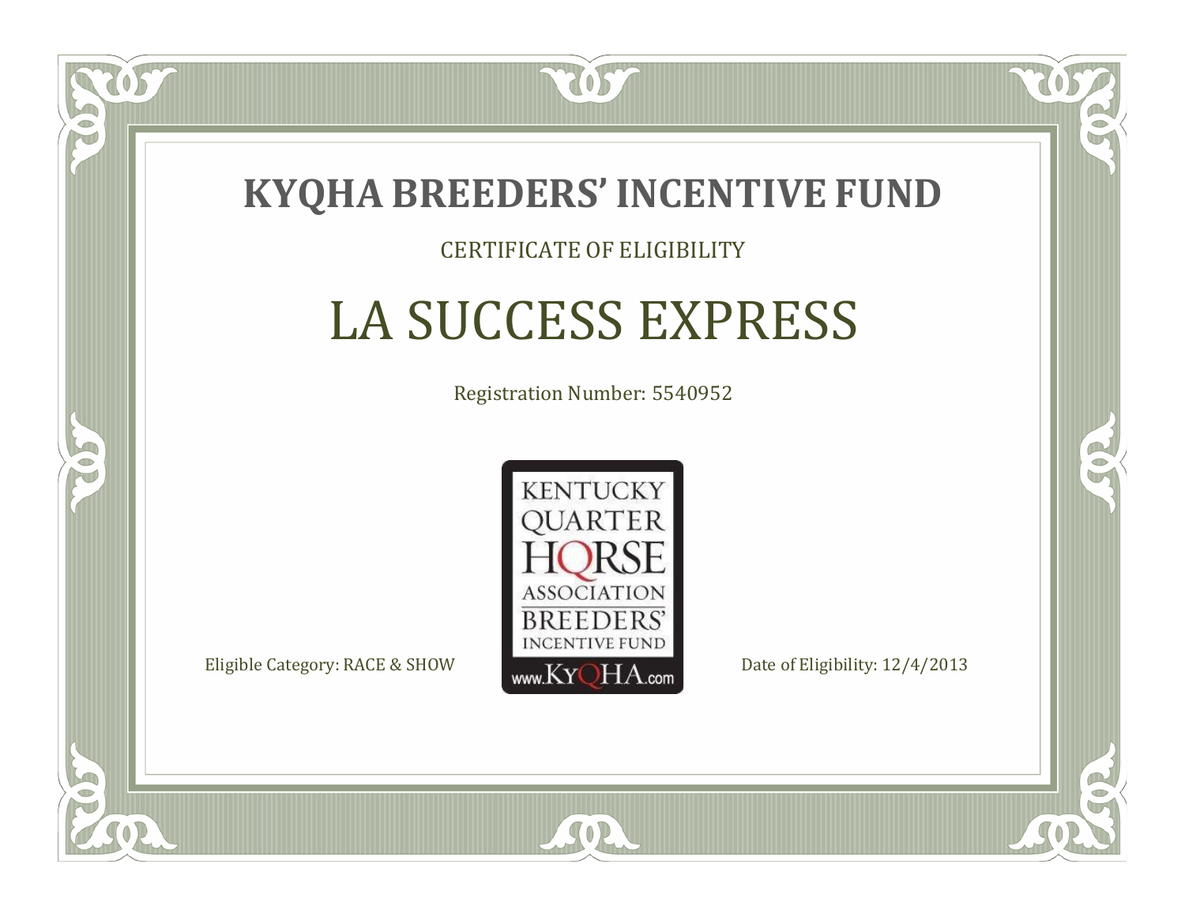# KYQHA BREEDERS' INCENTIVE FUND

CERTIFICATE OF ELIGIBILITY

## LA SUCCESS EXPRESS

Registration Number: 5540952

KENTUCKY QUARTER HORSE ASSOCIATION BREEDERS' INCENTIVE FUND www.KyQHA.com

Eligible Category: RACE & SHOW

Date of Eligibility: 12/4/2013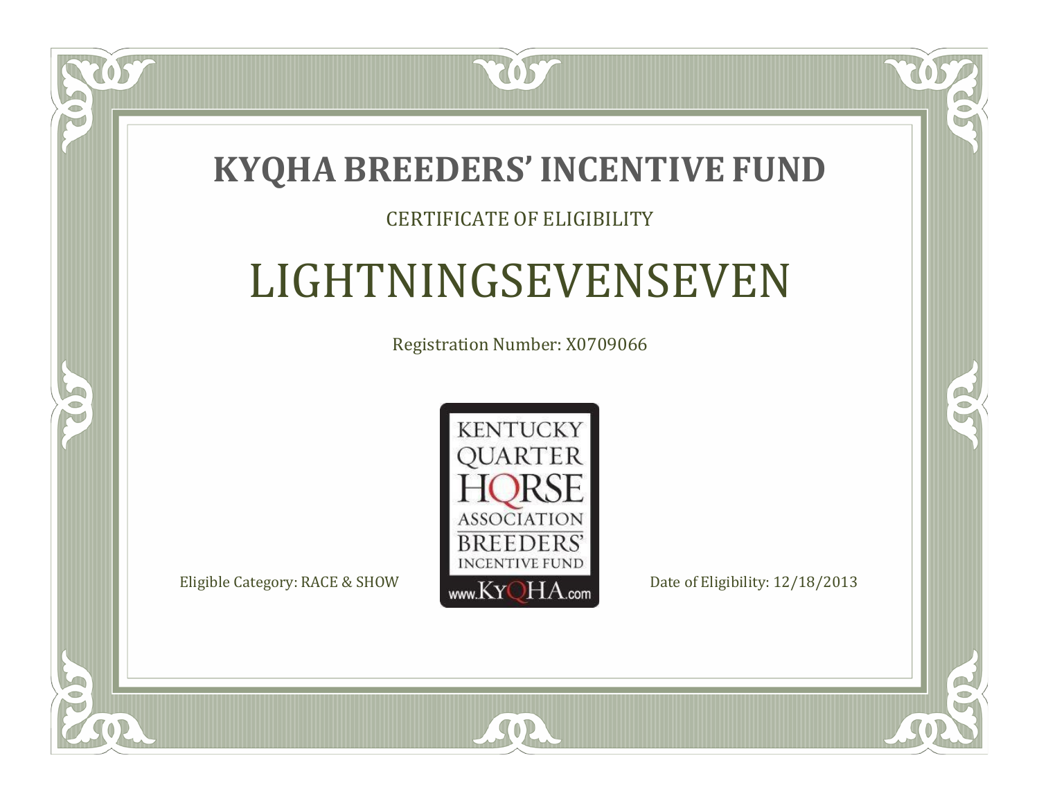# KYQHA BREEDERS' INCENTIVE FUND

CERTIFICATE OF ELIGIBILITY

## LIGHTNINGSEVENSEVEN

Registration Number: X0709066

KENTUCKY QUARTER HORSE ASSOCIATION BREEDERS' INCENTIVE FUND www.KyQHA.com

Eligible Category: RACE & SHOW

Date of Eligibility: 12/18/2013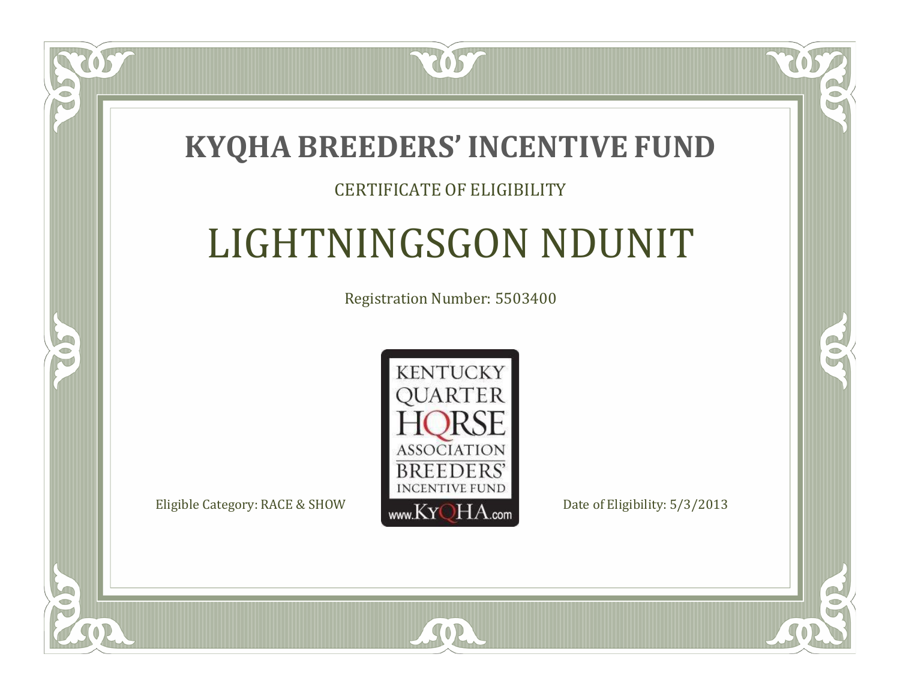# KYQHA BREEDERS' INCENTIVE FUND

CERTIFICATE OF ELIGIBILITY

## LIGHTNINGSGON NDUNIT

Registration Number: 5503400

KENTUCKY QUARTER HORSE ASSOCIATION BREEDERS' INCENTIVE FUND

www.KyQHA.com

Eligible Category: RACE & SHOW

Date of Eligibility: 5/3/2013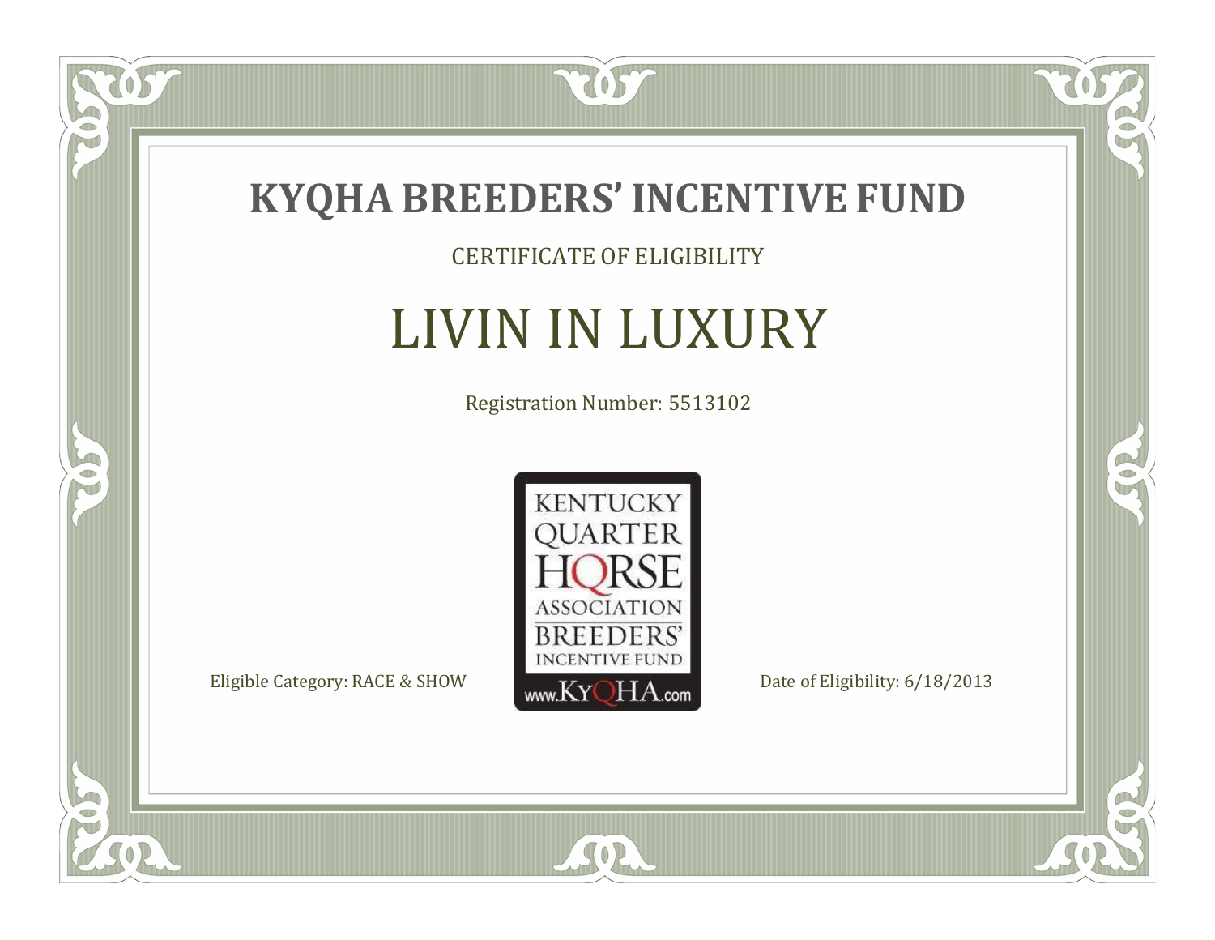# KYQHA BREEDERS' INCENTIVE FUND

CERTIFICATE OF ELIGIBILITY

## LIVIN IN LUXURY

Registration Number: 5513102

KENTUCKY QUARTER HORSE ASSOCIATION BREEDERS' INCENTIVE FUND www.KyQHA.com

Eligible Category: RACE & SHOW

Date of Eligibility: 6/18/2013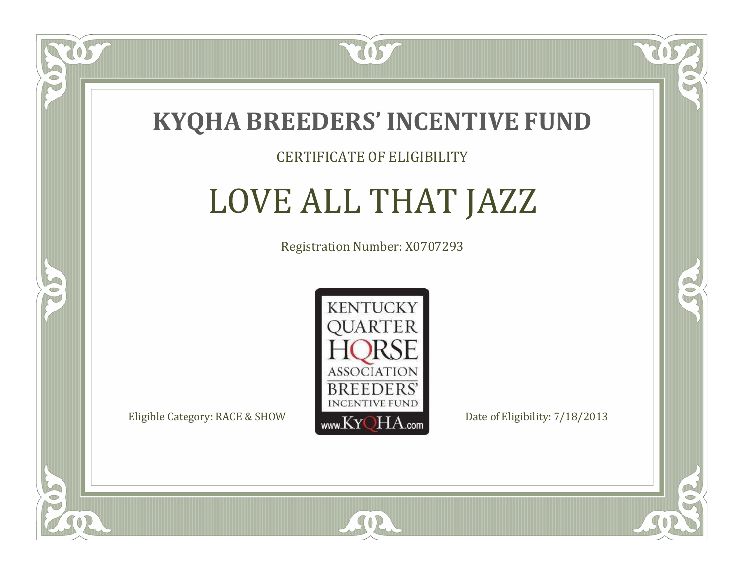# KYQHA BREEDERS' INCENTIVE FUND

CERTIFICATE OF ELIGIBILITY

## LOVE ALL THAT JAZZ

Registration Number: X0707293

KENTUCKY QUARTER HORSE ASSOCIATION BREEDERS' INCENTIVE FUND www.KyQHA.com

Eligible Category: RACE & SHOW

Date of Eligibility: 7/18/2013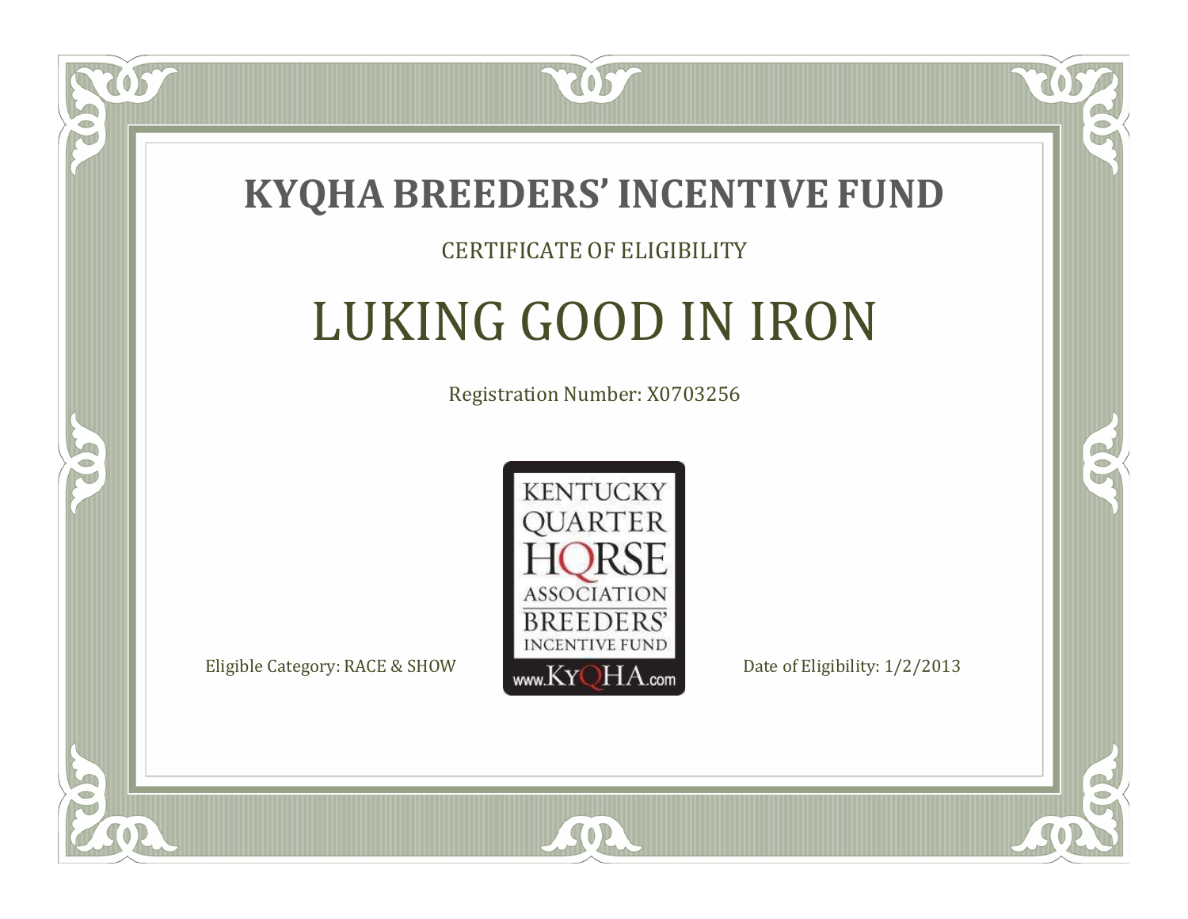# KYQHA BREEDERS' INCENTIVE FUND

CERTIFICATE OF ELIGIBILITY

## LUKING GOOD IN IRON

Registration Number: X0703256

KENTUCKY QUARTER HORSE ASSOCIATION BREEDERS' INCENTIVE FUND www.KyQHA.com

Eligible Category: RACE & SHOW

Date of Eligibility: 1/2/2013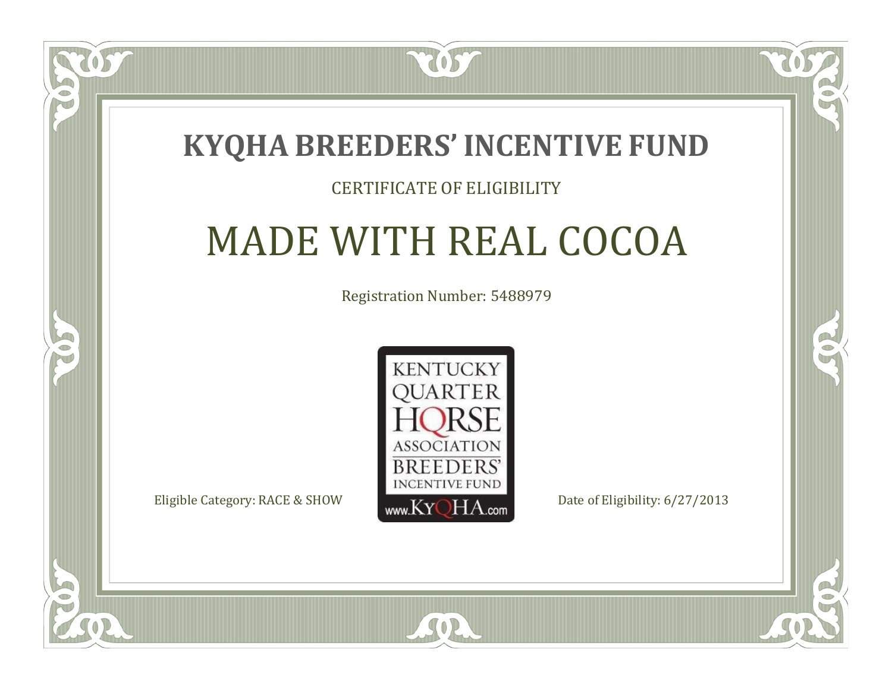# KYQHA BREEDERS' INCENTIVE FUND

CERTIFICATE OF ELIGIBILITY

## MADE WITH REAL COCOA

Registration Number: 5488979

KENTUCKY QUARTER HORSE ASSOCIATION BREEDERS' INCENTIVE FUND www.KyQHA.com

Eligible Category: RACE & SHOW

Date of Eligibility: 6/27/2013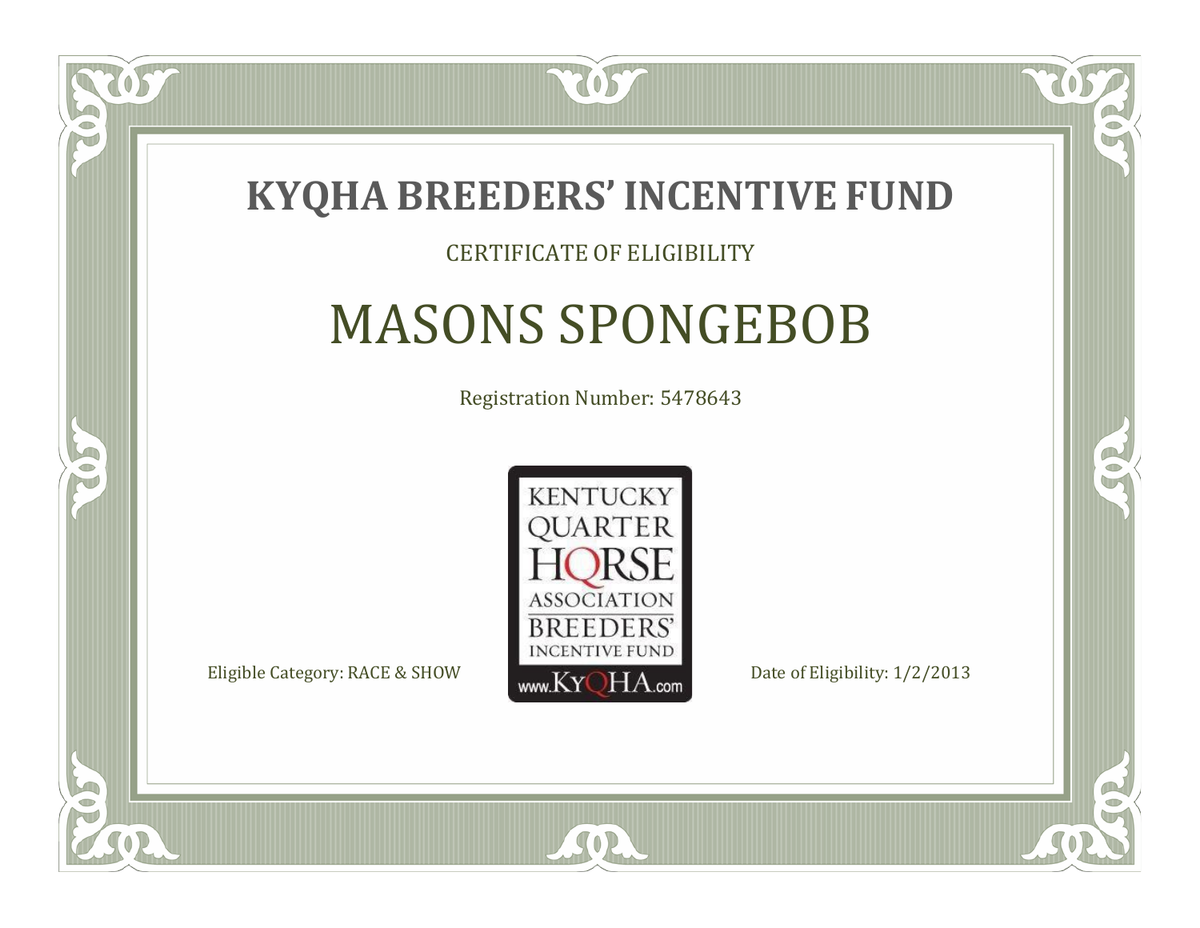# KYQHA BREEDERS' INCENTIVE FUND

CERTIFICATE OF ELIGIBILITY

## MASONS SPONGEBOB

Registration Number: 5478643

KENTUCKY QUARTER HORSE ASSOCIATION BREEDERS' INCENTIVE FUND www.KyQHA.com

Eligible Category: RACE & SHOW

Date of Eligibility: 1/2/2013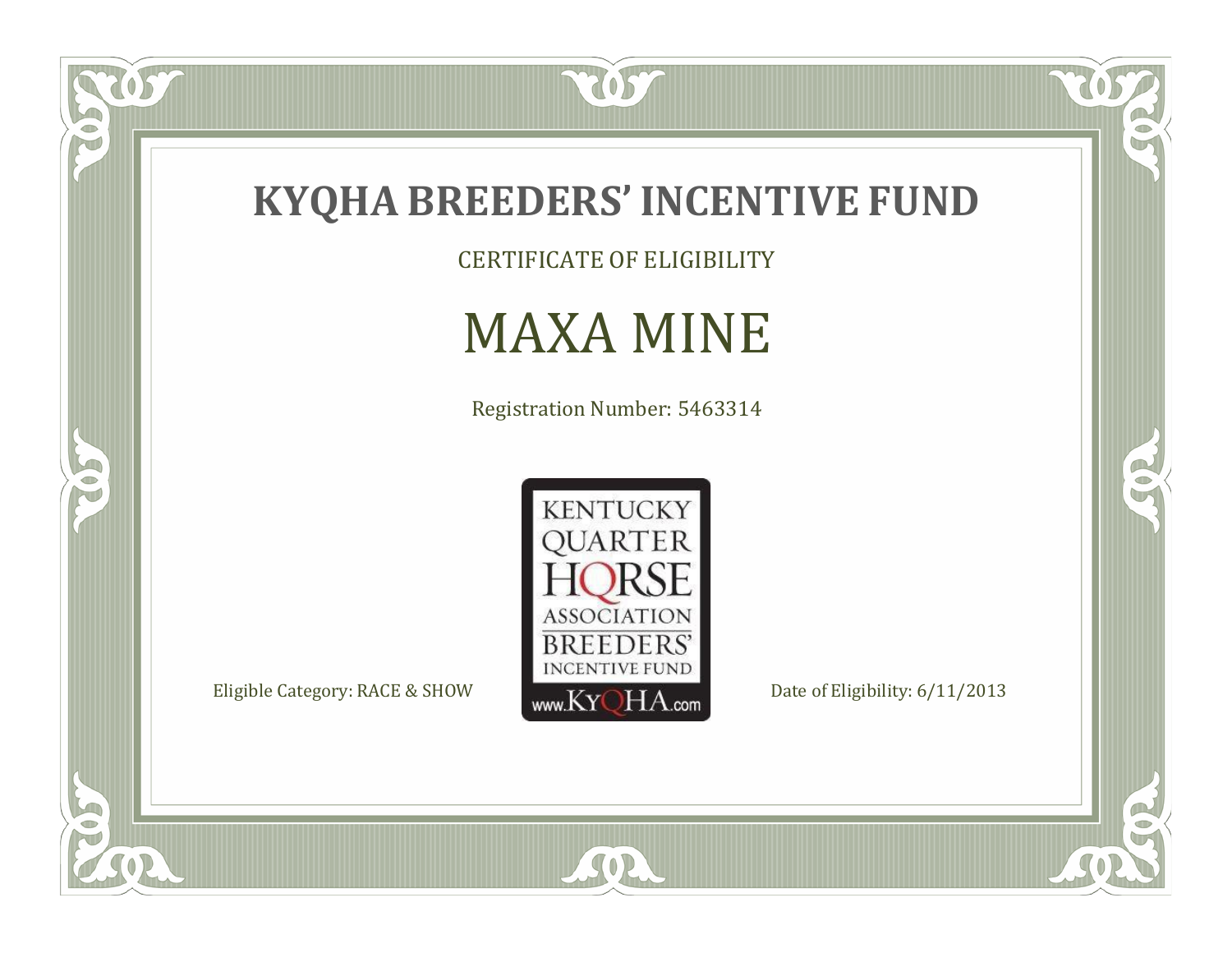# KYQHA BREEDERS' INCENTIVE FUND

CERTIFICATE OF ELIGIBILITY

## MAXA MINE

Registration Number: 5463314

KENTUCKY QUARTER HORSE ASSOCIATION BREEDERS' INCENTIVE FUND www.KyQHA.com

Eligible Category: RACE & SHOW

Date of Eligibility: 6/11/2013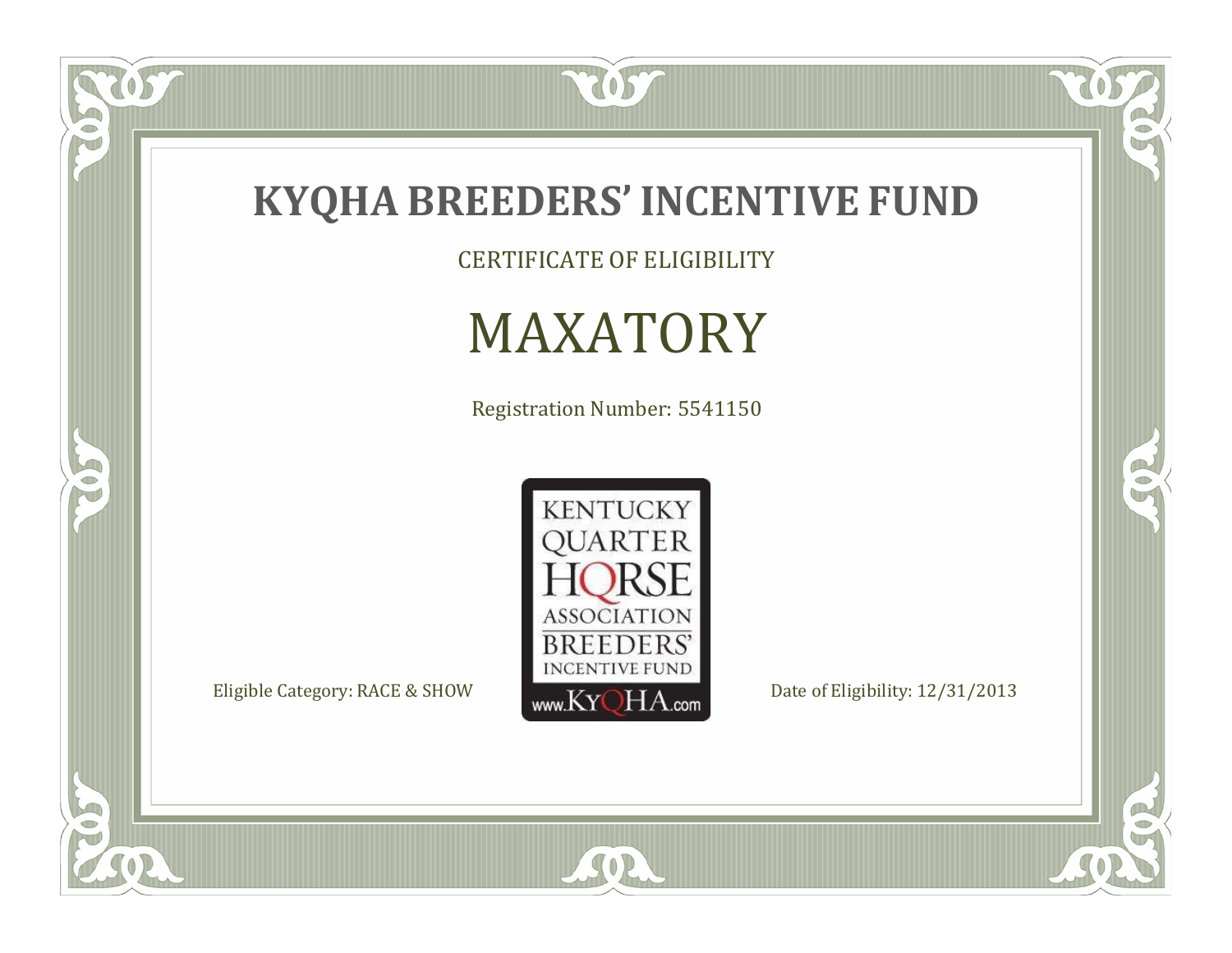# KYQHA BREEDERS' INCENTIVE FUND

CERTIFICATE OF ELIGIBILITY

## MAXATORY

Registration Number: 5541150

KENTUCKY QUARTER HORSE ASSOCIATION BREEDERS' INCENTIVE FUND
www.KyQHA.com

Eligible Category: RACE & SHOW

Date of Eligibility: 12/31/2013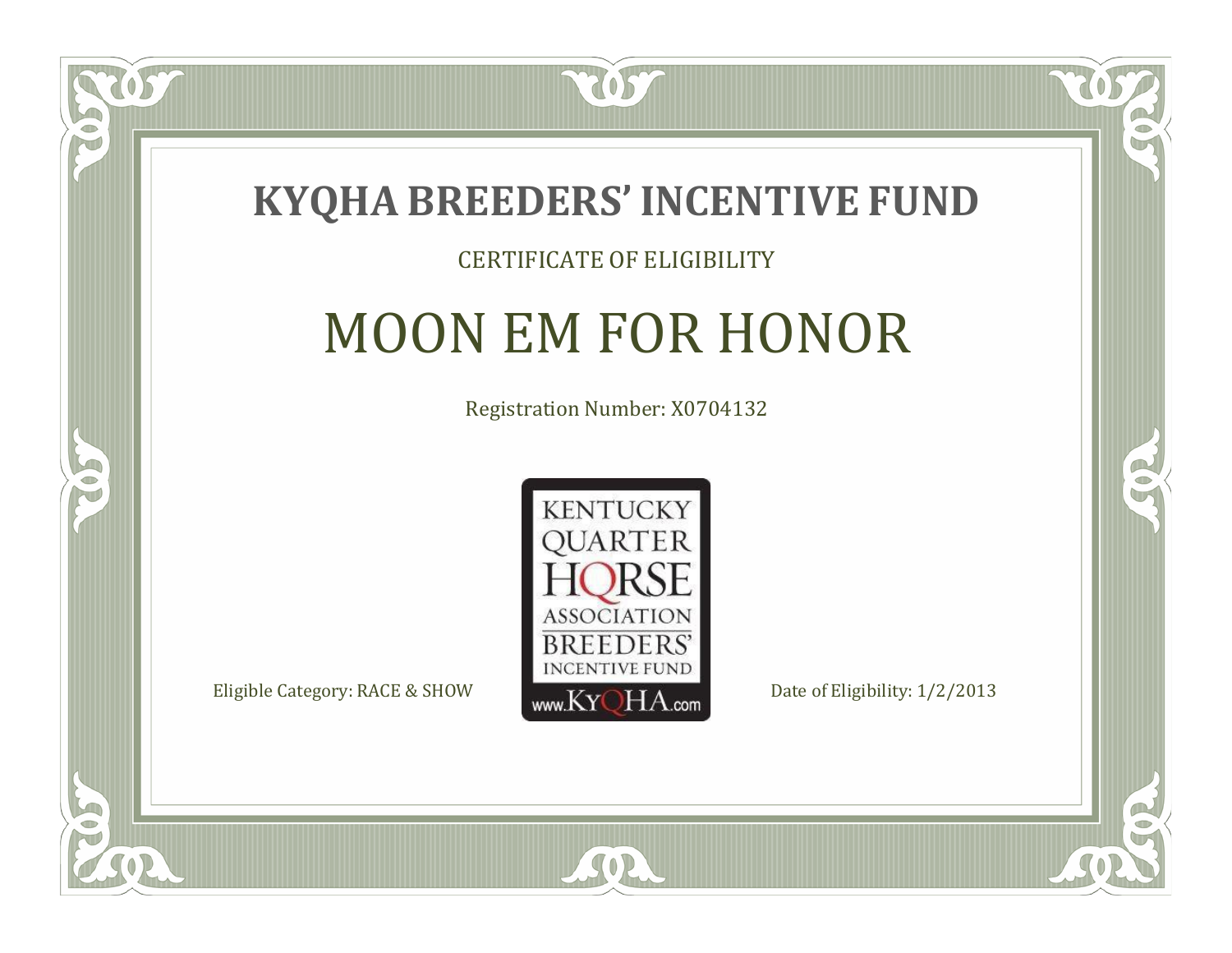# KYQHA BREEDERS' INCENTIVE FUND

CERTIFICATE OF ELIGIBILITY

## MOON EM FOR HONOR

Registration Number: X0704132

KENTUCKY QUARTER HORSE ASSOCIATION BREEDERS' INCENTIVE FUND www.KyQHA.com

Eligible Category: RACE & SHOW

Date of Eligibility: 1/2/2013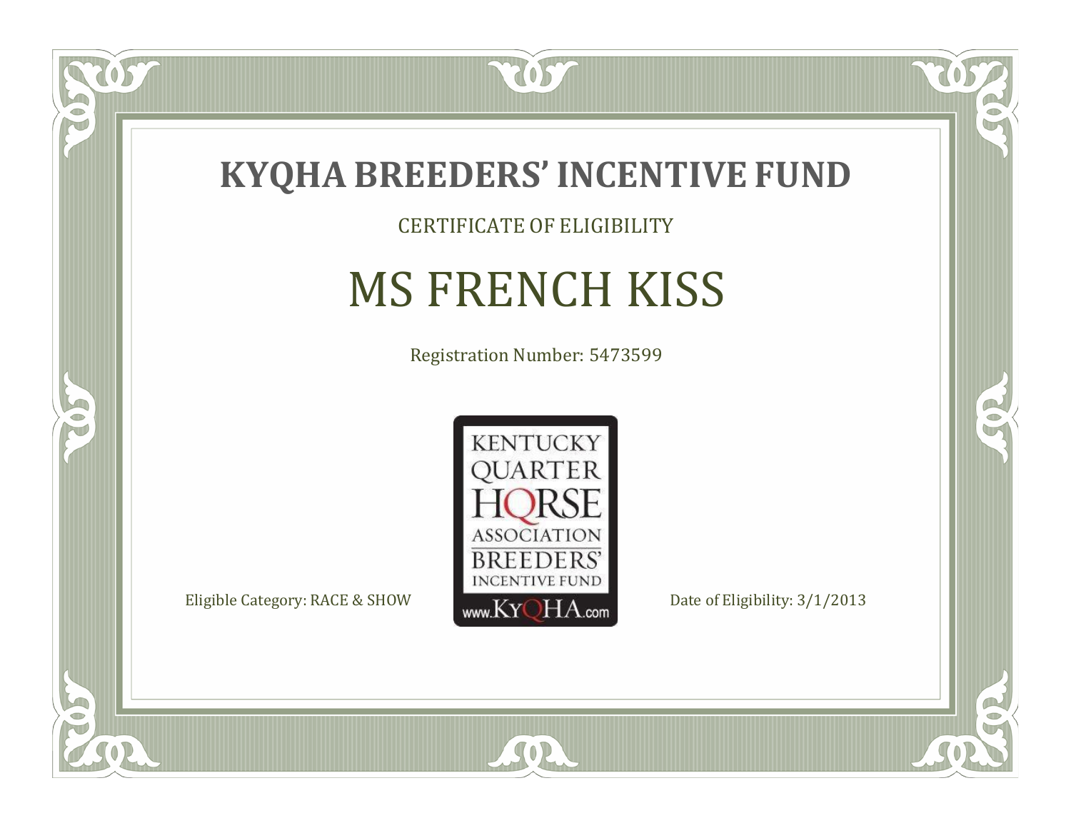# KYQHA BREEDERS' INCENTIVE FUND

CERTIFICATE OF ELIGIBILITY

## MS FRENCH KISS

Registration Number: 5473599

KENTUCKY QUARTER HORSE ASSOCIATION BREEDERS' INCENTIVE FUND www.KyQHA.com

Eligible Category: RACE & SHOW

Date of Eligibility: 3/1/2013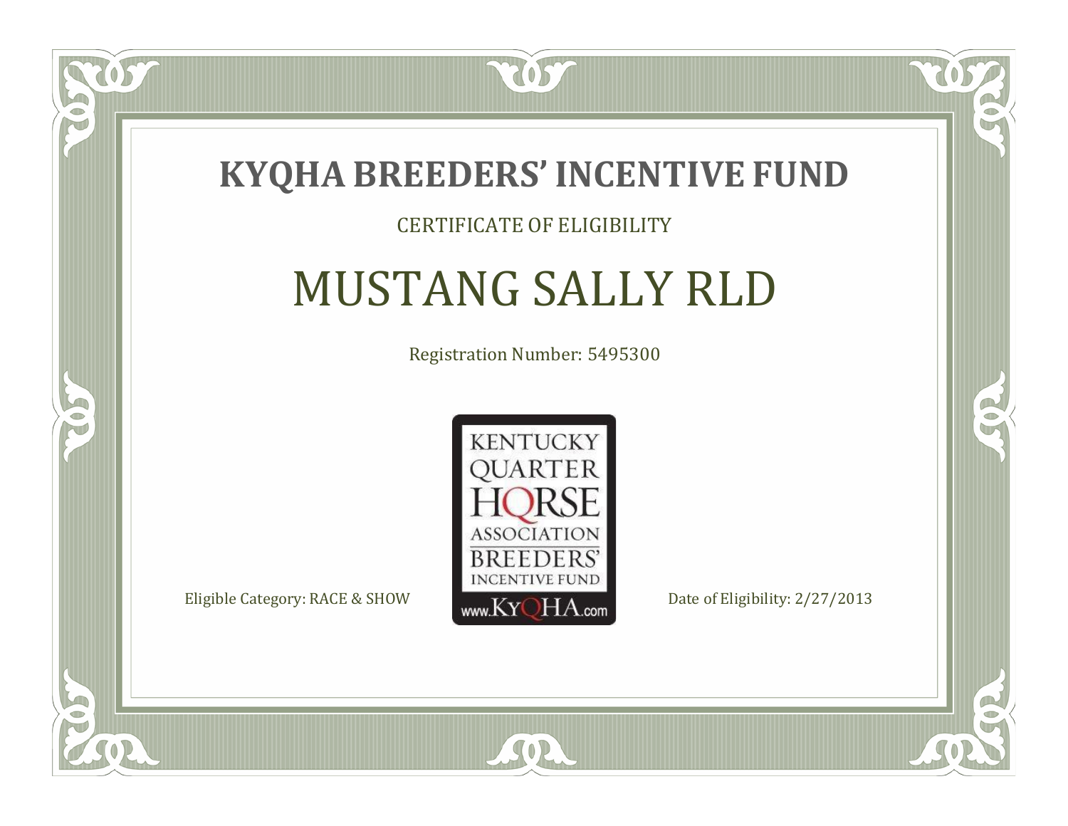# KYQHA BREEDERS' INCENTIVE FUND

CERTIFICATE OF ELIGIBILITY

## MUSTANG SALLY RLD

Registration Number: 5495300

KENTUCKY QUARTER HORSE ASSOCIATION BREEDERS' INCENTIVE FUND www.KyQHA.com

Eligible Category: RACE & SHOW

Date of Eligibility: 2/27/2013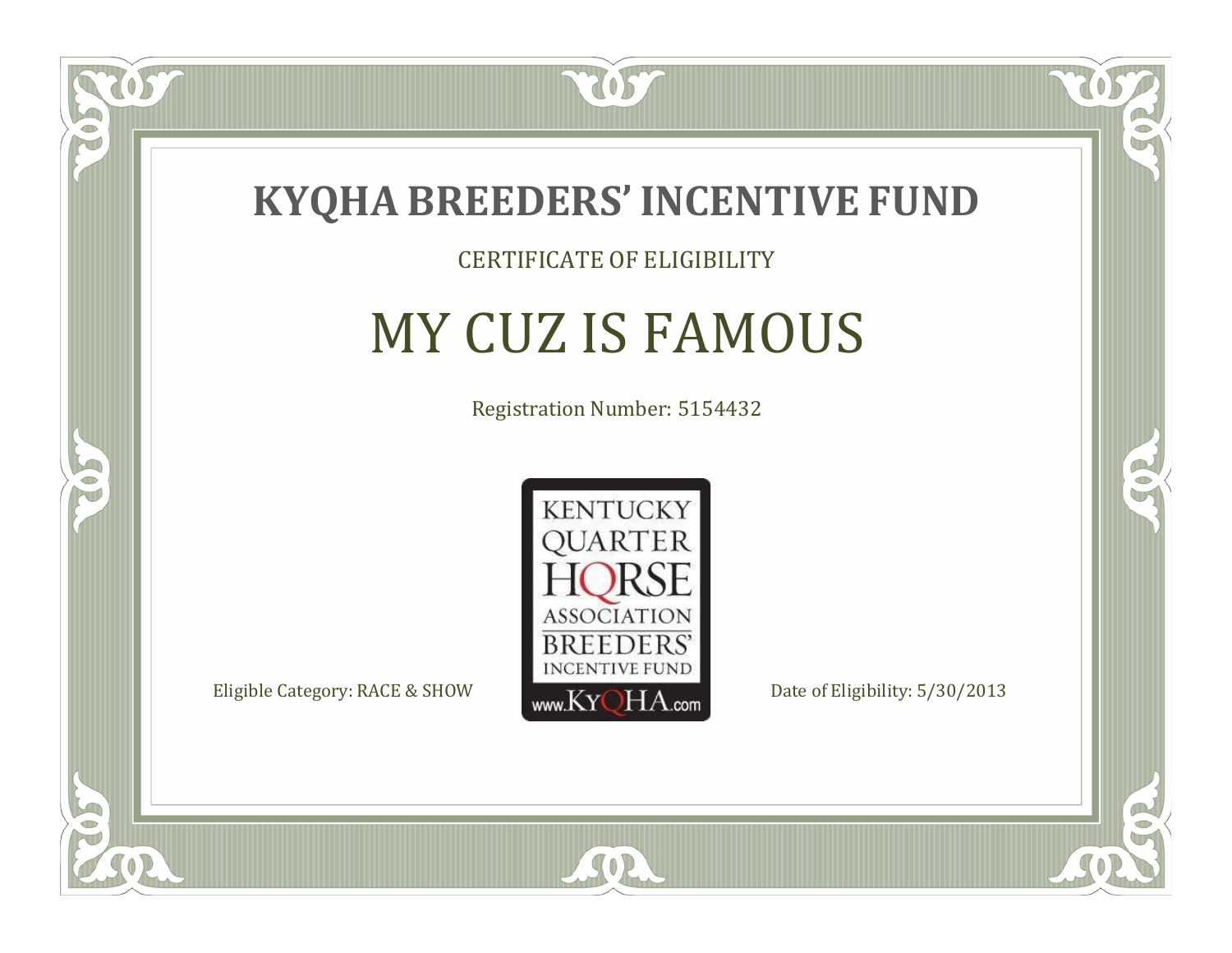# KYQHA BREEDERS' INCENTIVE FUND

CERTIFICATE OF ELIGIBILITY

## MY CUZ IS FAMOUS

Registration Number: 5154432

KENTUCKY QUARTER HORSE ASSOCIATION BREEDERS' INCENTIVE FUND www.KyQHA.com

Eligible Category: RACE & SHOW

Date of Eligibility: 5/30/2013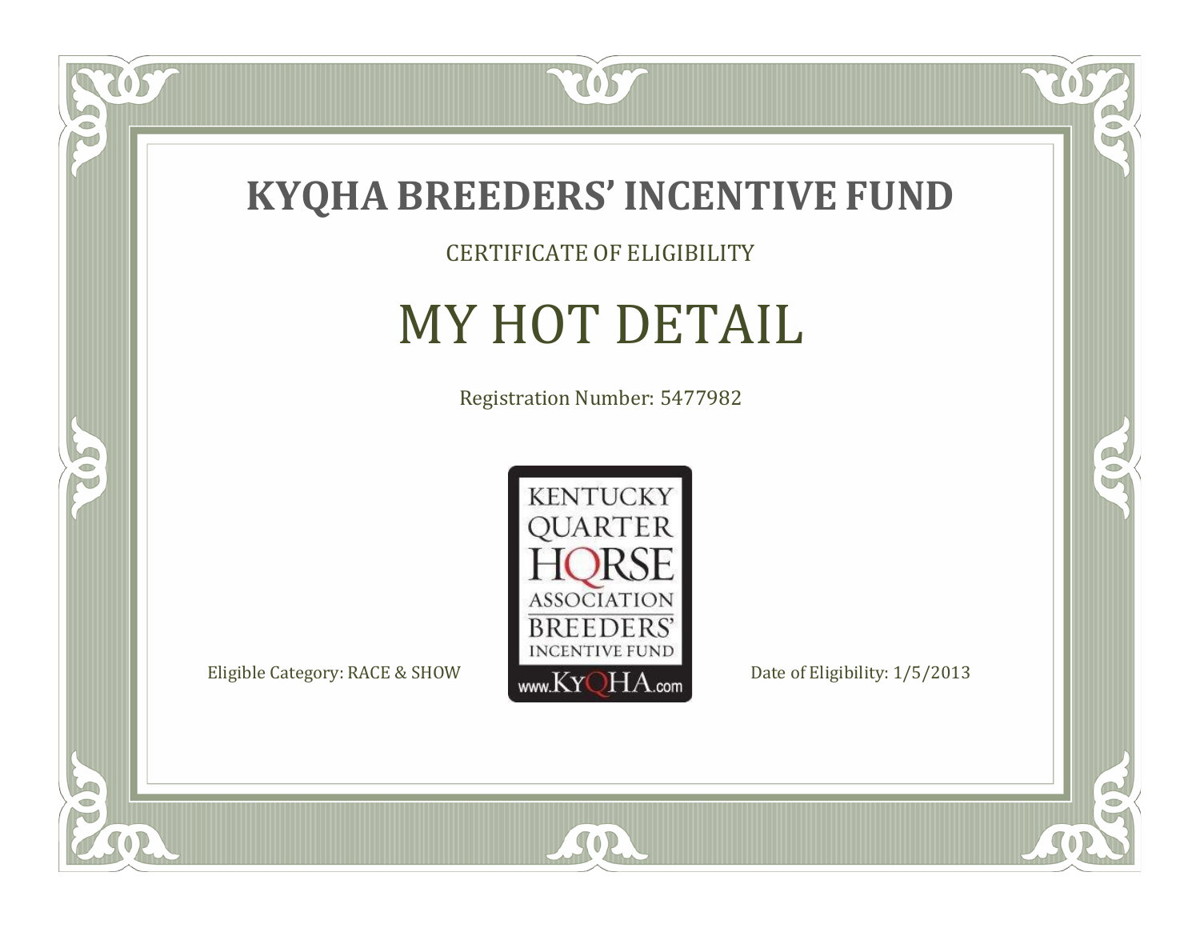# KYQHA BREEDERS' INCENTIVE FUND

CERTIFICATE OF ELIGIBILITY

## MY HOT DETAIL

Registration Number: 5477982

KENTUCKY QUARTER HORSE ASSOCIATION BREEDERS' INCENTIVE FUND www.KyQHA.com

Eligible Category: RACE & SHOW

Date of Eligibility: 1/5/2013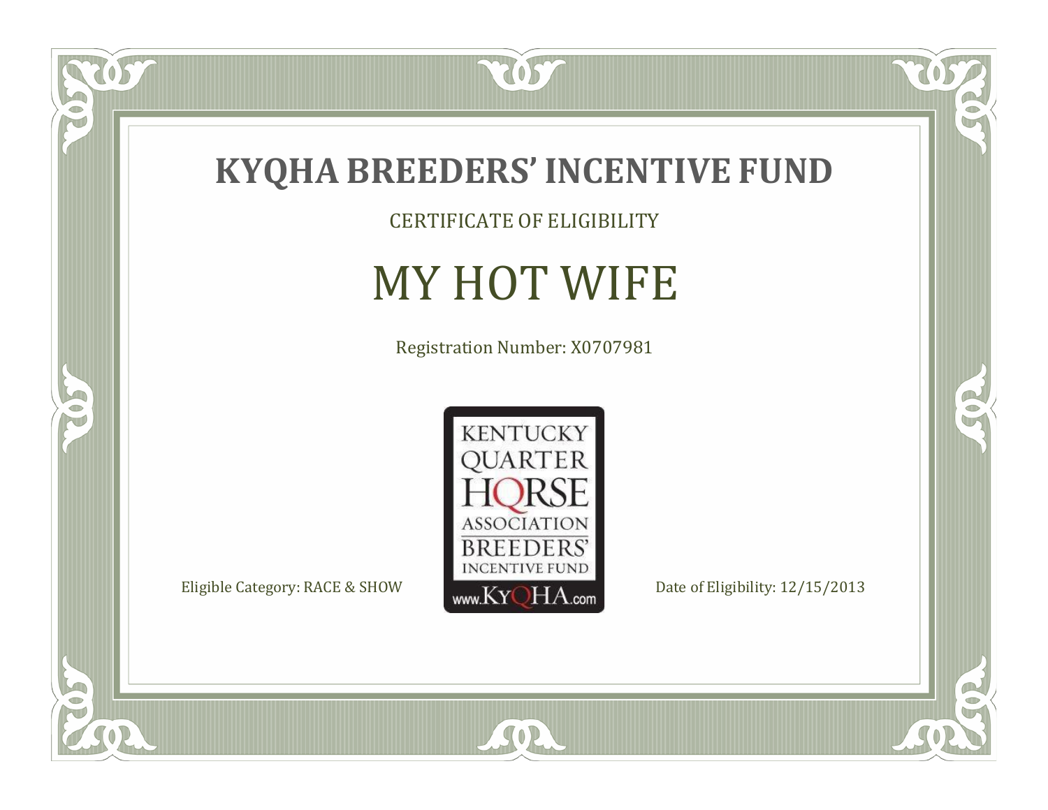# KYQHA BREEDERS' INCENTIVE FUND

CERTIFICATE OF ELIGIBILITY

## MY HOT WIFE

Registration Number: X0707981

KENTUCKY QUARTER HORSE ASSOCIATION BREEDERS' INCENTIVE FUND www.KyQHA.com

Eligible Category: RACE & SHOW

Date of Eligibility: 12/15/2013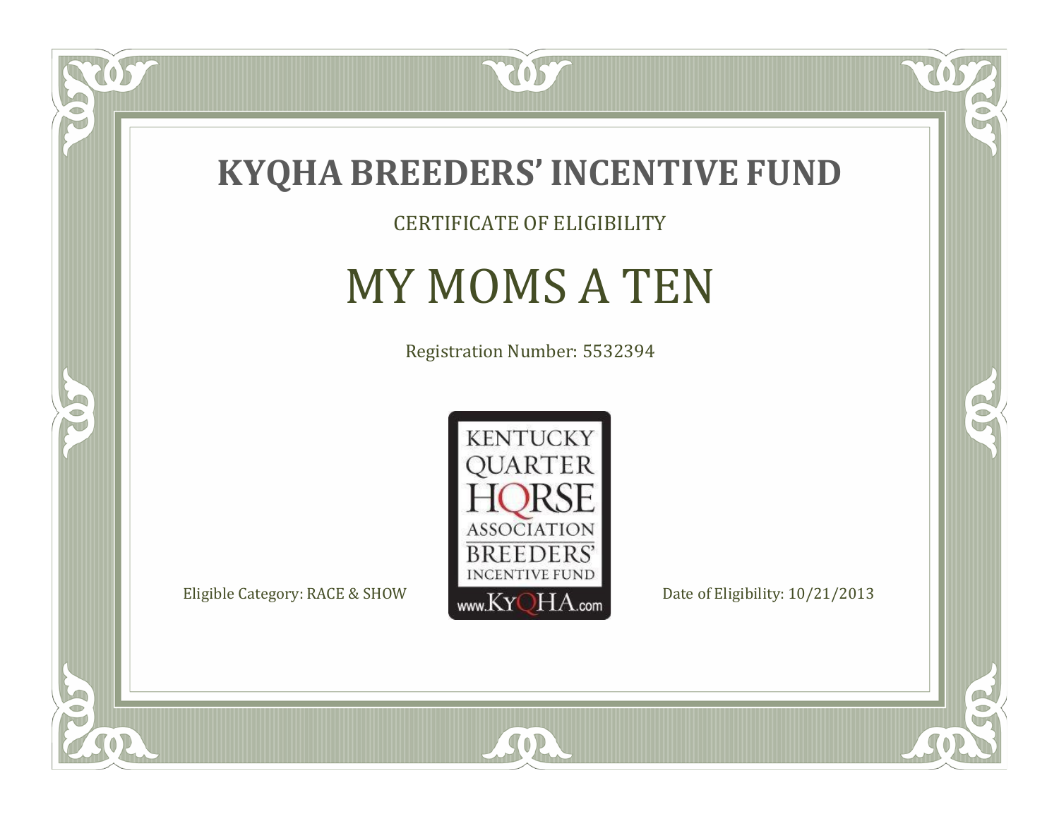# KYQHA BREEDERS' INCENTIVE FUND

CERTIFICATE OF ELIGIBILITY

## MY MOMS A TEN

Registration Number: 5532394

KENTUCKY QUARTER HORSE ASSOCIATION BREEDERS' INCENTIVE FUND www.KyQHA.com

Eligible Category: RACE & SHOW

Date of Eligibility: 10/21/2013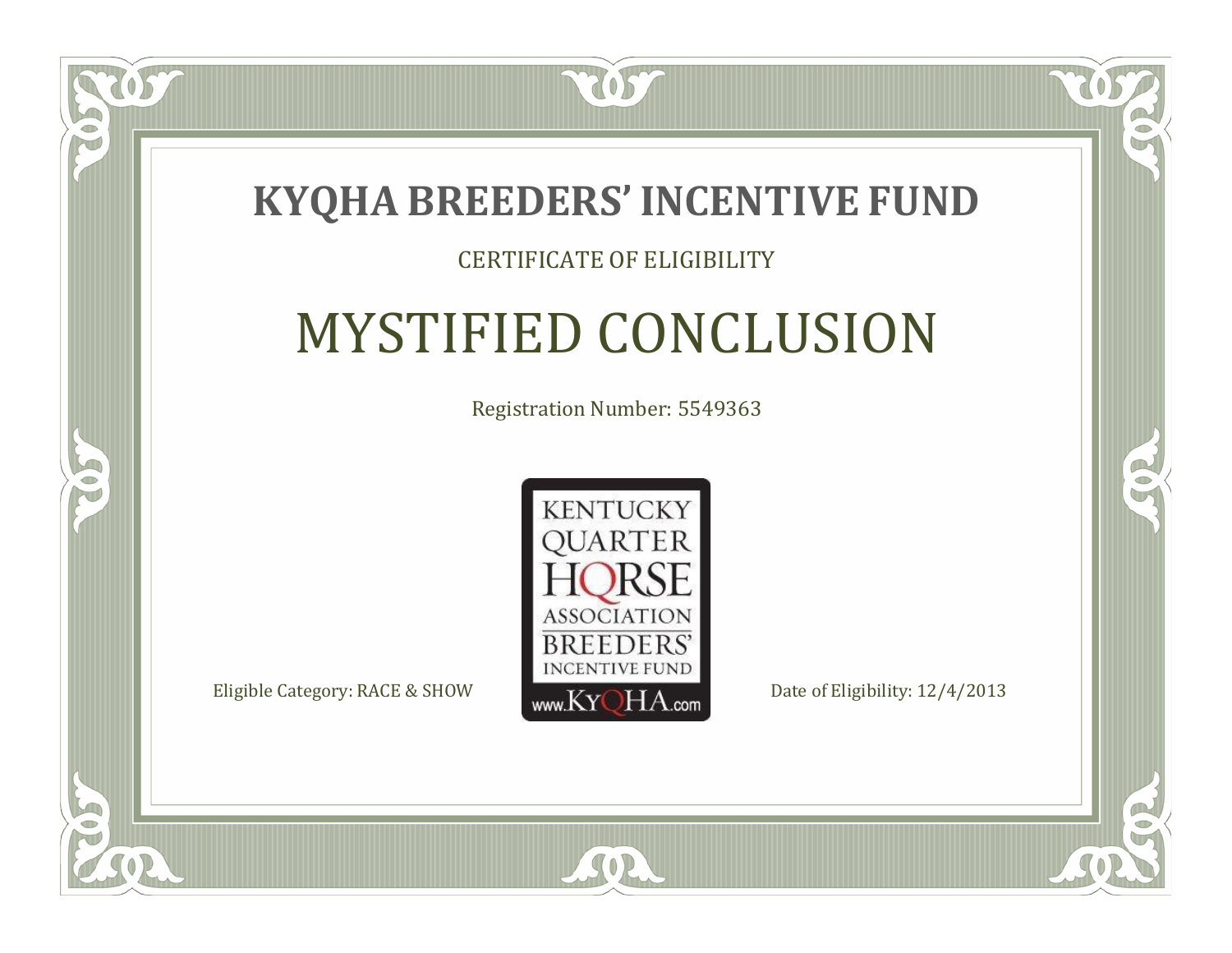# KYQHA BREEDERS' INCENTIVE FUND

CERTIFICATE OF ELIGIBILITY

## MYSTIFIED CONCLUSION

Registration Number: 5549363

KENTUCKY QUARTER HORSE ASSOCIATION BREEDERS' INCENTIVE FUND www.KyQHA.com

Eligible Category: RACE & SHOW

Date of Eligibility: 12/4/2013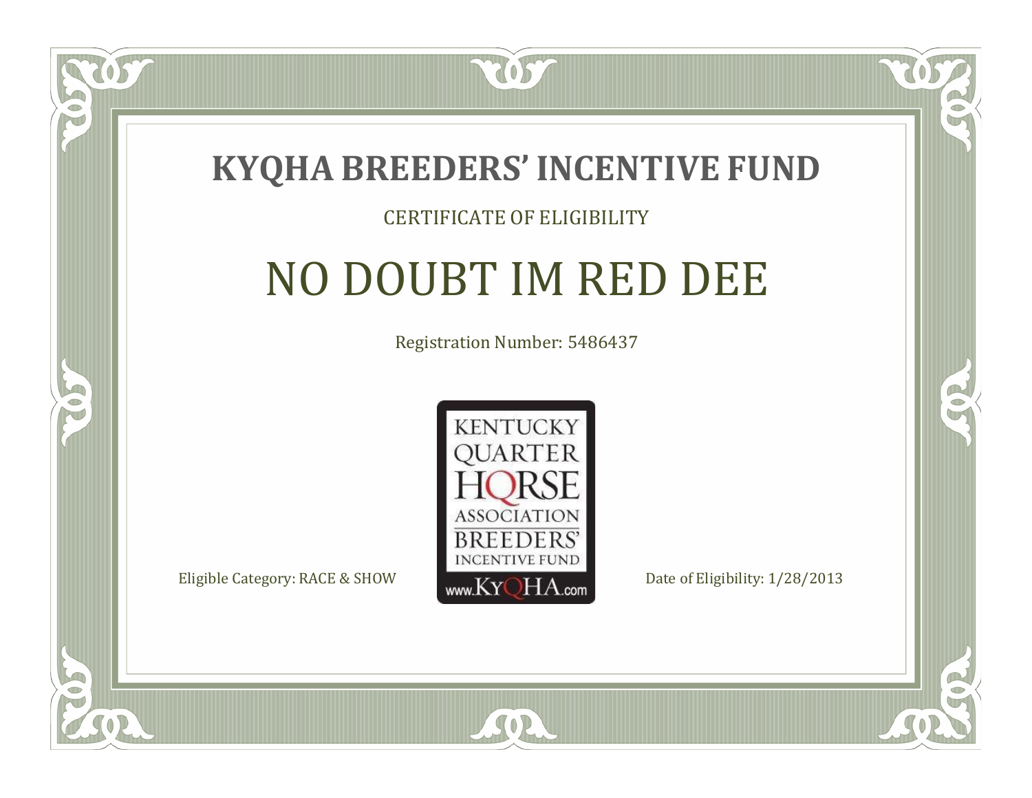# KYQHA BREEDERS' INCENTIVE FUND

CERTIFICATE OF ELIGIBILITY

## NO DOUBT IM RED DEE

Registration Number: 5486437

KENTUCKY QUARTER HORSE ASSOCIATION BREEDERS' INCENTIVE FUND www.KyQHA.com

Eligible Category: RACE & SHOW

Date of Eligibility: 1/28/2013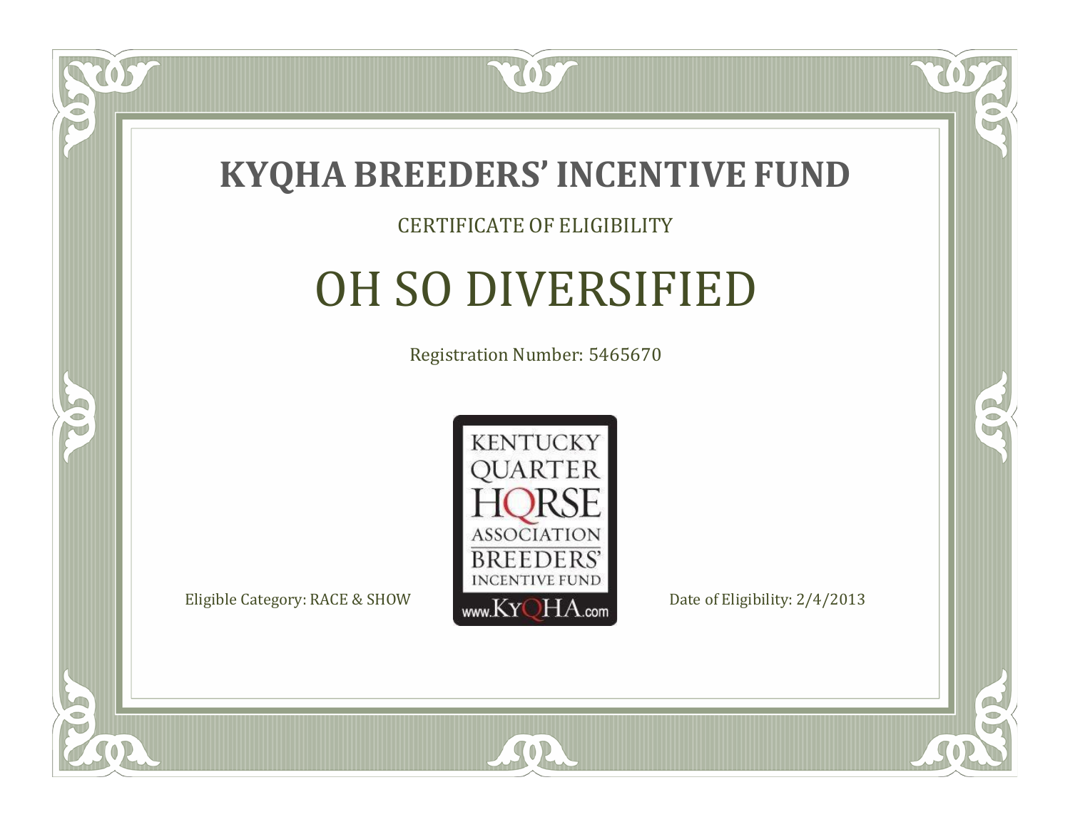# KYQHA BREEDERS' INCENTIVE FUND

CERTIFICATE OF ELIGIBILITY

## OH SO DIVERSIFIED

Registration Number: 5465670

KENTUCKY QUARTER HORSE ASSOCIATION BREEDERS' INCENTIVE FUND www.KyQHA.com

Eligible Category: RACE & SHOW

Date of Eligibility: 2/4/2013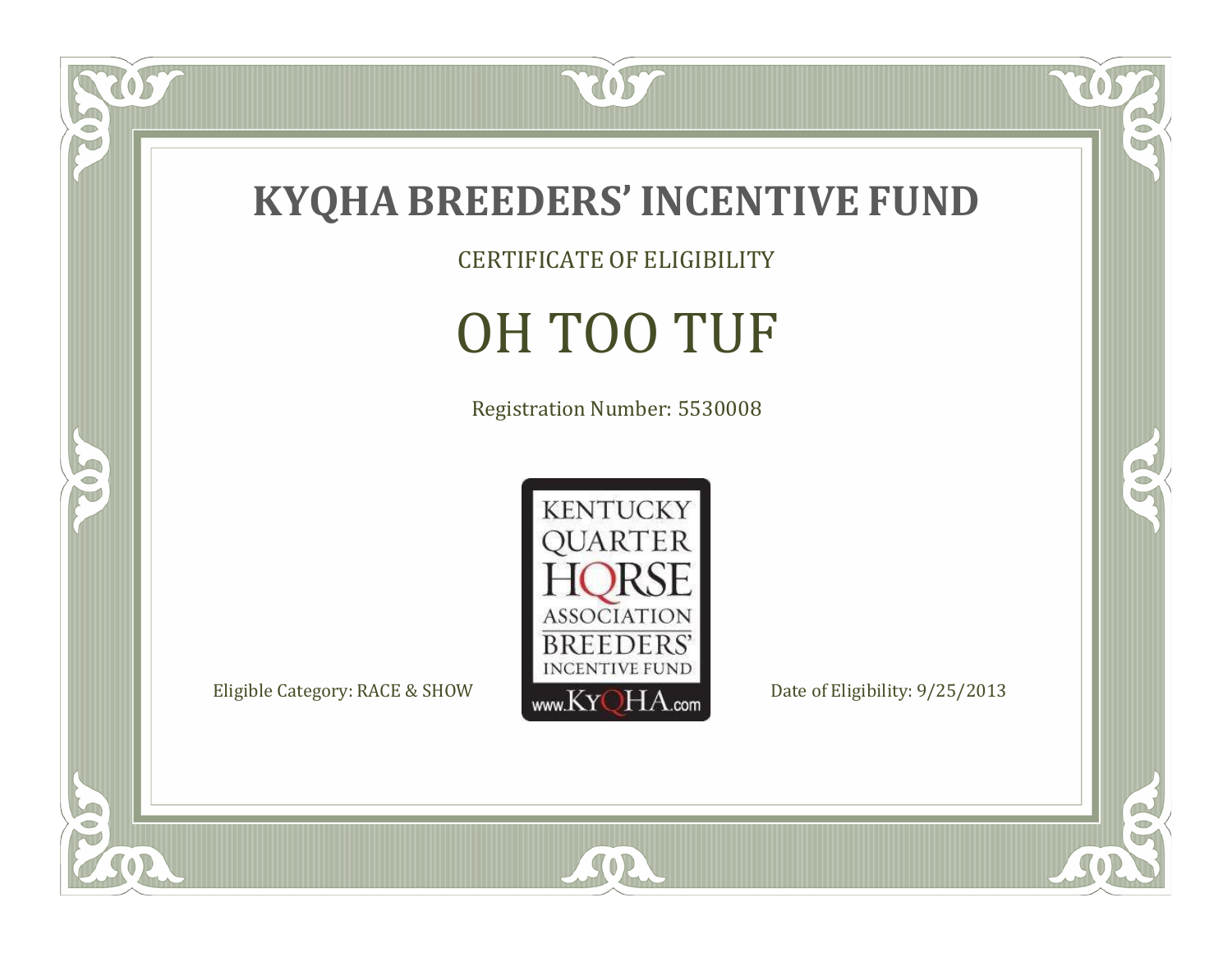# KYQHA BREEDERS' INCENTIVE FUND

CERTIFICATE OF ELIGIBILITY

## OH TOO TUF

Registration Number: 5530008

KENTUCKY QUARTER HORSE ASSOCIATION BREEDERS' INCENTIVE FUND www.KyQHA.com

Eligible Category: RACE & SHOW

Date of Eligibility: 9/25/2013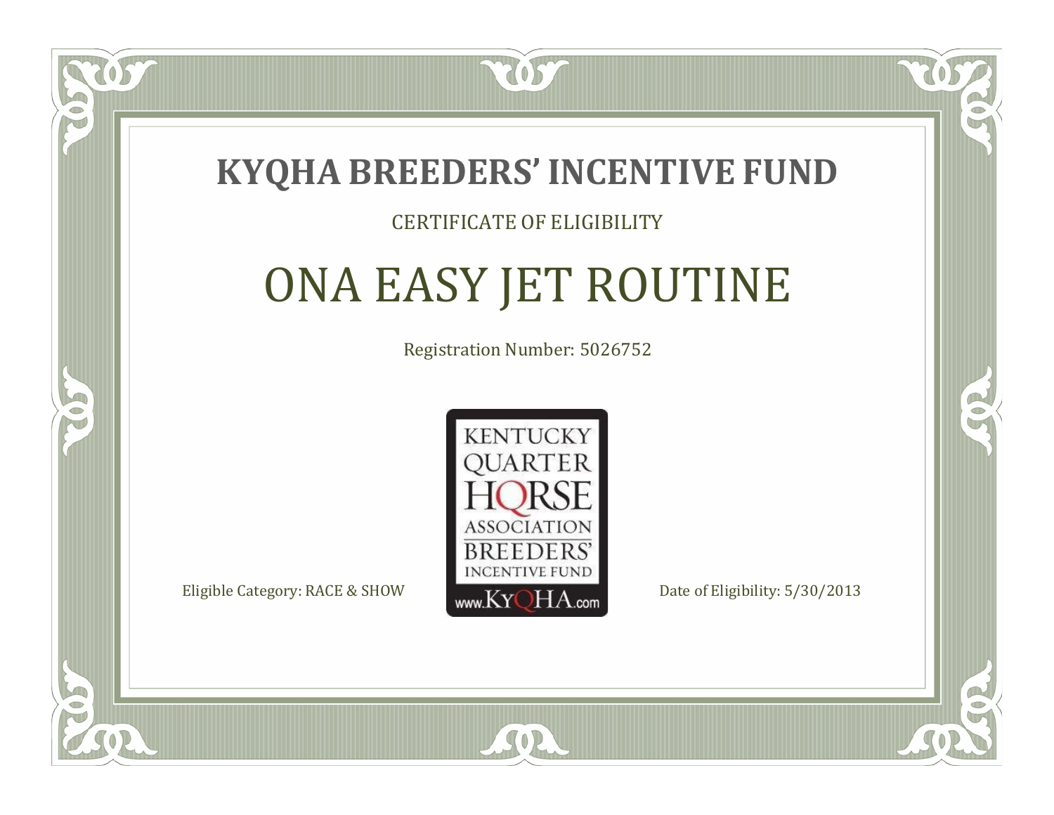# KYQHA BREEDERS' INCENTIVE FUND

CERTIFICATE OF ELIGIBILITY

## ONA EASY JET ROUTINE

Registration Number: 5026752

KENTUCKY QUARTER HORSE ASSOCIATION BREEDERS' INCENTIVE FUND www.KyQHA.com

Eligible Category: RACE & SHOW

Date of Eligibility: 5/30/2013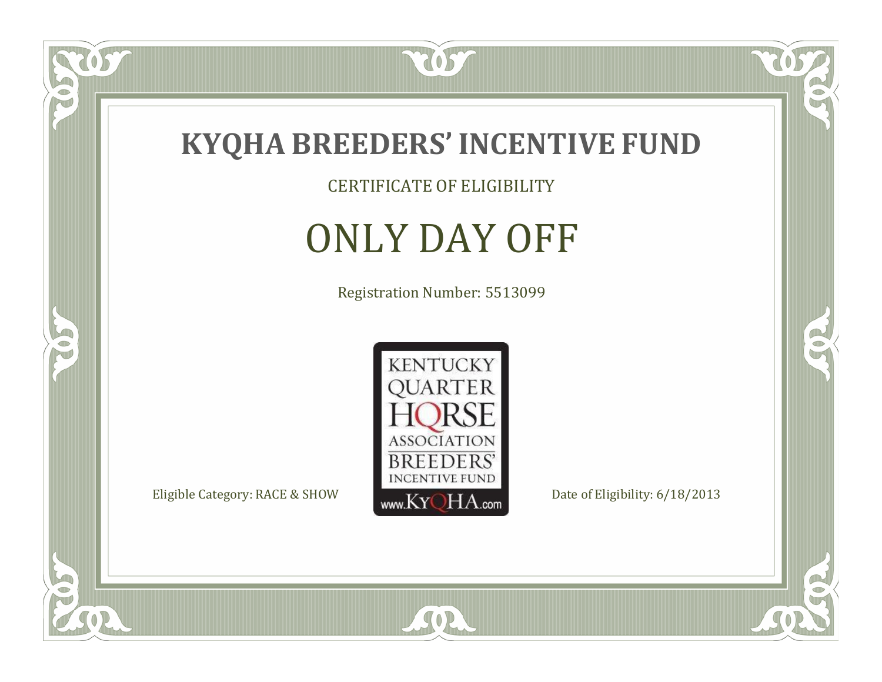# KYQHA BREEDERS' INCENTIVE FUND

CERTIFICATE OF ELIGIBILITY

## ONLY DAY OFF

Registration Number: 5513099

KENTUCKY QUARTER HORSE ASSOCIATION BREEDERS' INCENTIVE FUND www.KyQHA.com

Eligible Category: RACE & SHOW

Date of Eligibility: 6/18/2013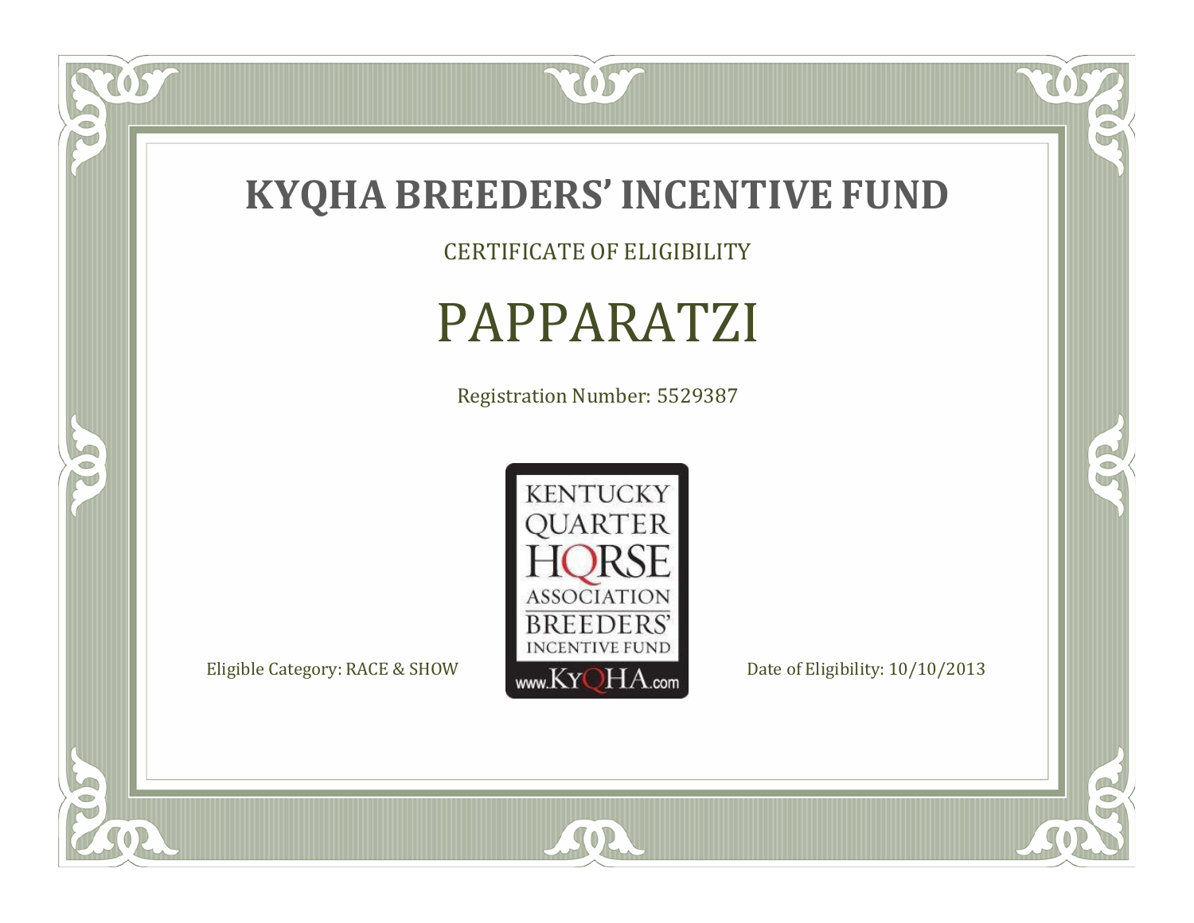# KYQHA BREEDERS' INCENTIVE FUND

CERTIFICATE OF ELIGIBILITY

## PAPPARATZI

Registration Number: 5529387

KENTUCKY QUARTER HORSE ASSOCIATION BREEDERS' INCENTIVE FUND www.KyQHA.com

Eligible Category: RACE & SHOW

Date of Eligibility: 10/10/2013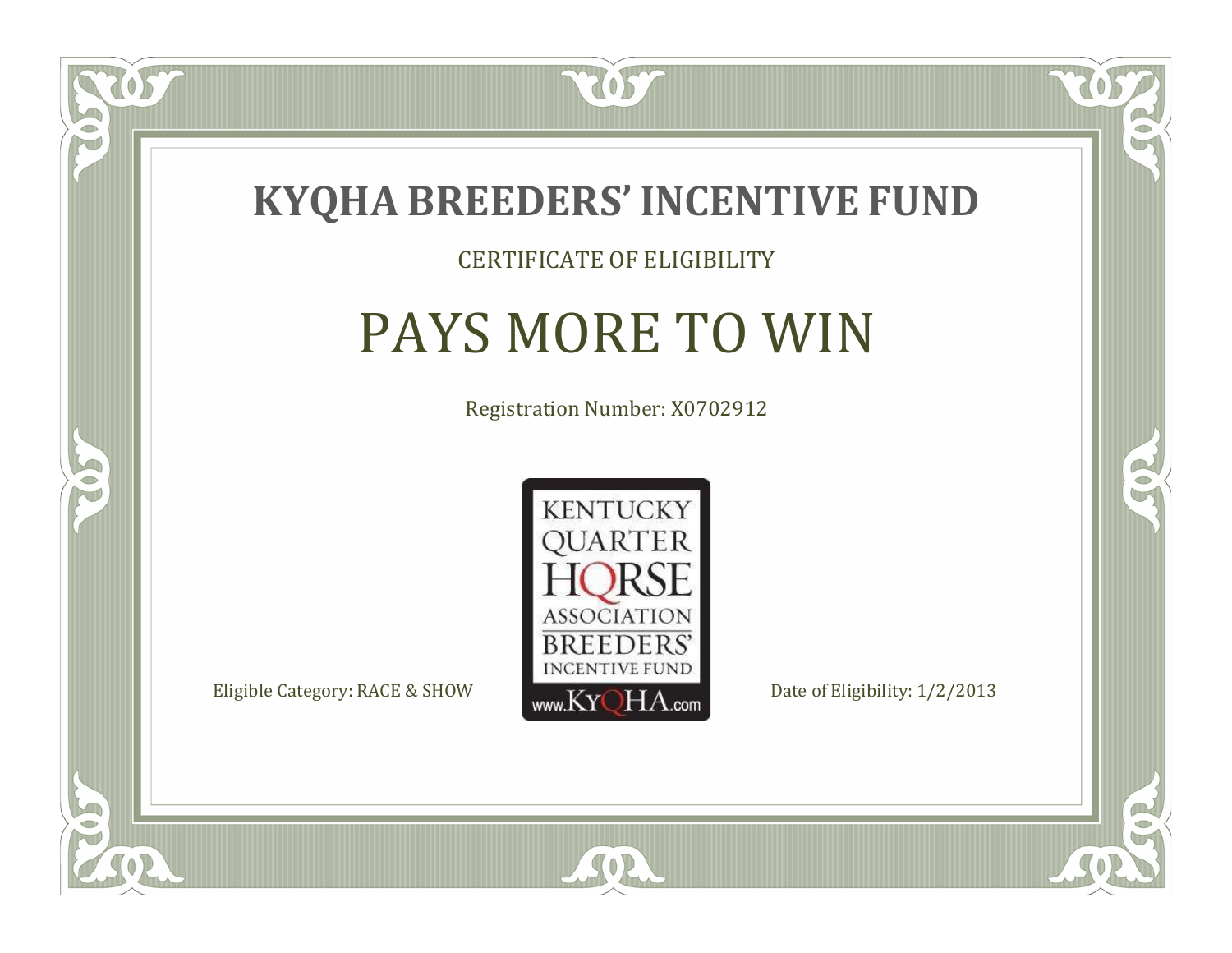# KYQHA BREEDERS' INCENTIVE FUND

CERTIFICATE OF ELIGIBILITY

## PAYS MORE TO WIN

Registration Number: X0702912

KENTUCKY QUARTER HORSE ASSOCIATION BREEDERS' INCENTIVE FUND www.KyQHA.com

Eligible Category: RACE & SHOW

Date of Eligibility: 1/2/2013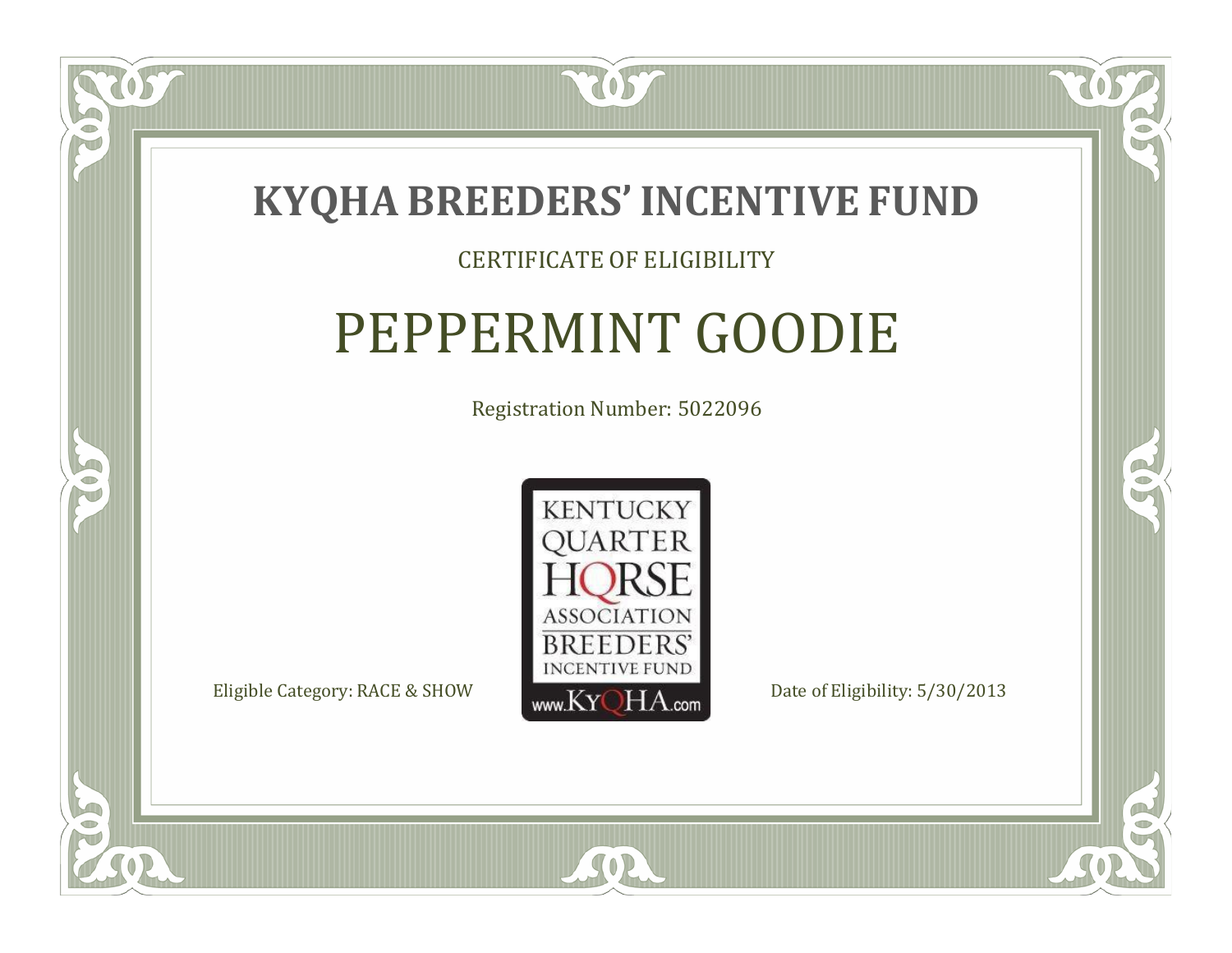# KYQHA BREEDERS' INCENTIVE FUND

CERTIFICATE OF ELIGIBILITY

## PEPPERMINT GOODIE

Registration Number: 5022096

KENTUCKY QUARTER HORSE ASSOCIATION BREEDERS' INCENTIVE FUND www.KyQHA.com

Eligible Category: RACE & SHOW

Date of Eligibility: 5/30/2013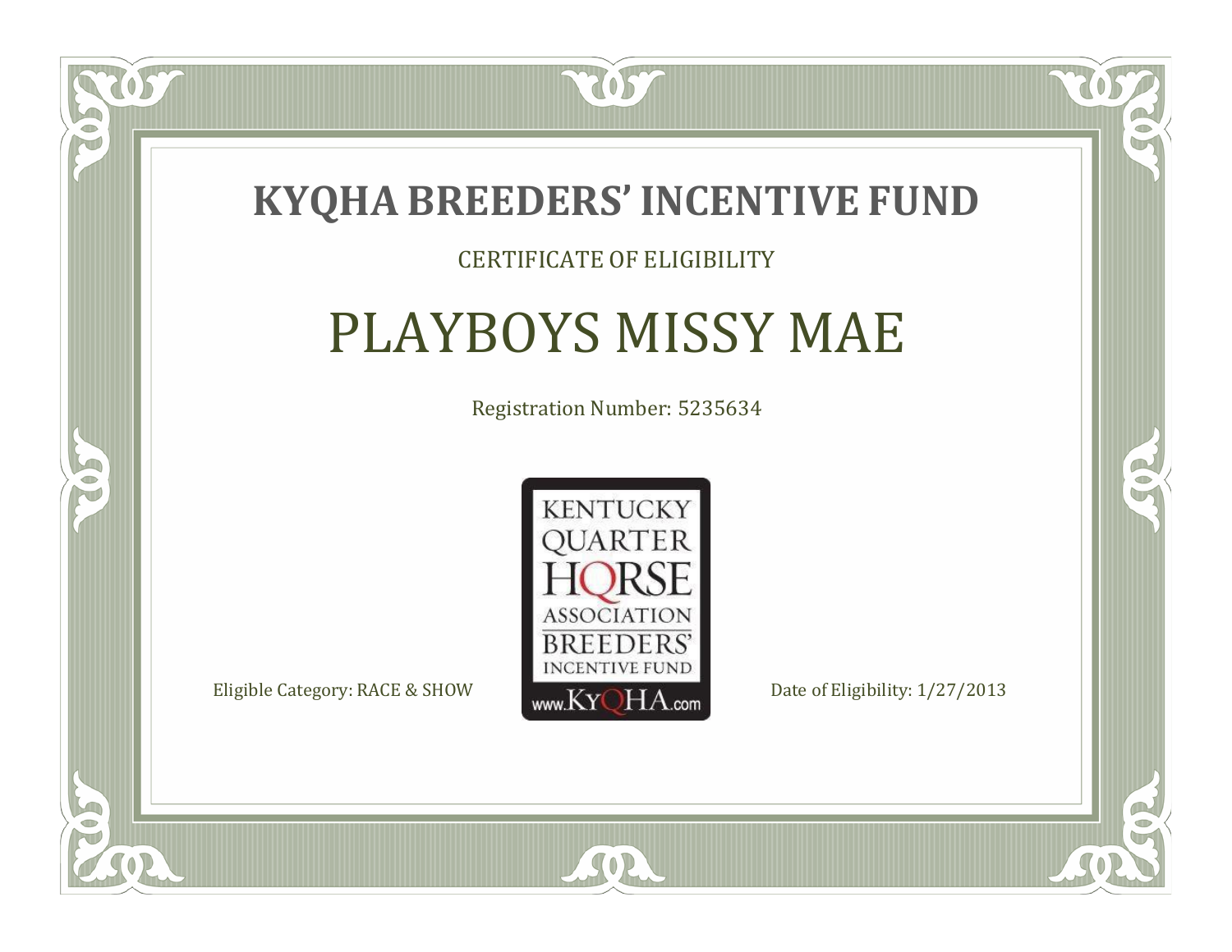# KYQHA BREEDERS' INCENTIVE FUND

CERTIFICATE OF ELIGIBILITY

## PLAYBOYS MISSY MAE

Registration Number: 5235634

KENTUCKY QUARTER HORSE ASSOCIATION BREEDERS' INCENTIVE FUND www.KyQHA.com

Eligible Category: RACE & SHOW

Date of Eligibility: 1/27/2013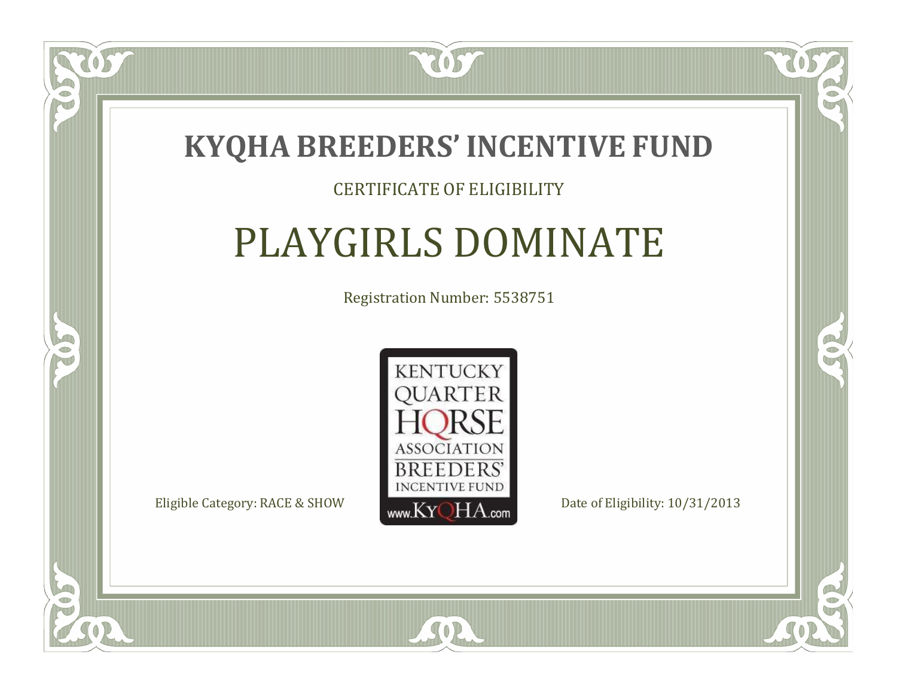# KYQHA BREEDERS' INCENTIVE FUND

CERTIFICATE OF ELIGIBILITY

## PLAYGIRLS DOMINATE

Registration Number: 5538751

KENTUCKY QUARTER HORSE ASSOCIATION BREEDERS' INCENTIVE FUND www.KyQHA.com

Eligible Category: RACE & SHOW

Date of Eligibility: 10/31/2013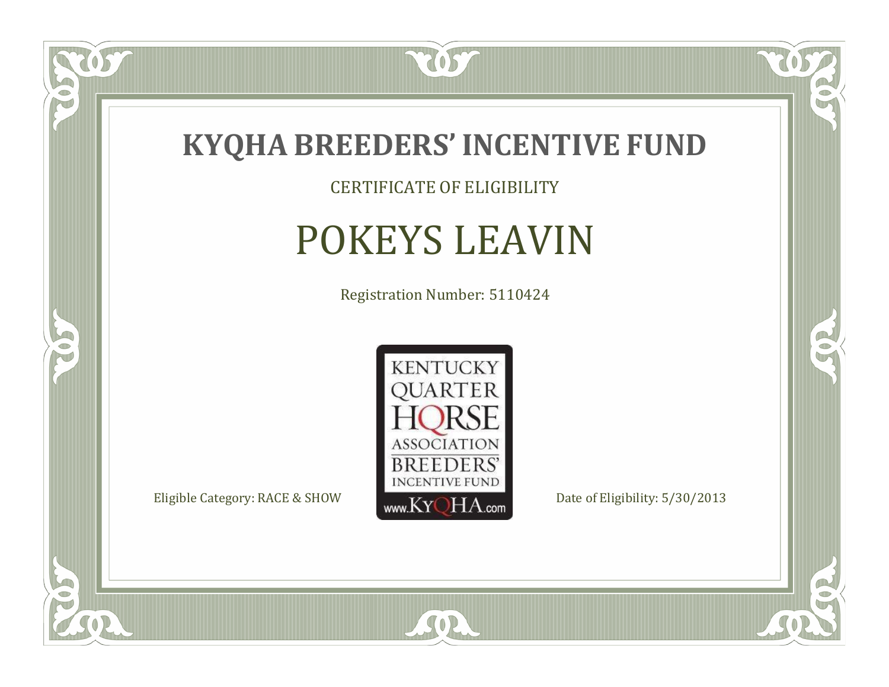# KYQHA BREEDERS' INCENTIVE FUND

CERTIFICATE OF ELIGIBILITY

## POKEYS LEAVIN

Registration Number: 5110424

KENTUCKY QUARTER HORSE ASSOCIATION BREEDERS' INCENTIVE FUND www.KyQHA.com

Eligible Category: RACE & SHOW

Date of Eligibility: 5/30/2013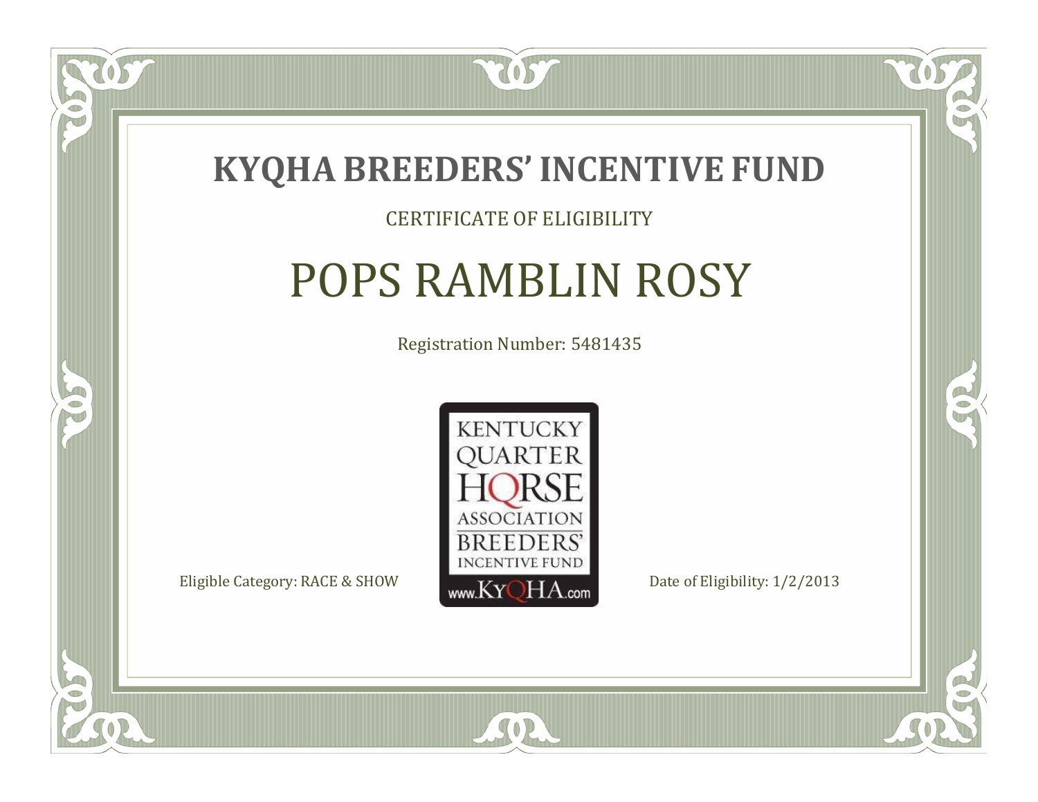# KYQHA BREEDERS' INCENTIVE FUND

CERTIFICATE OF ELIGIBILITY

## POPS RAMBLIN ROSY

Registration Number: 5481435

KENTUCKY QUARTER HORSE ASSOCIATION BREEDERS' INCENTIVE FUND www.KyQHA.com

Eligible Category: RACE & SHOW

Date of Eligibility: 1/2/2013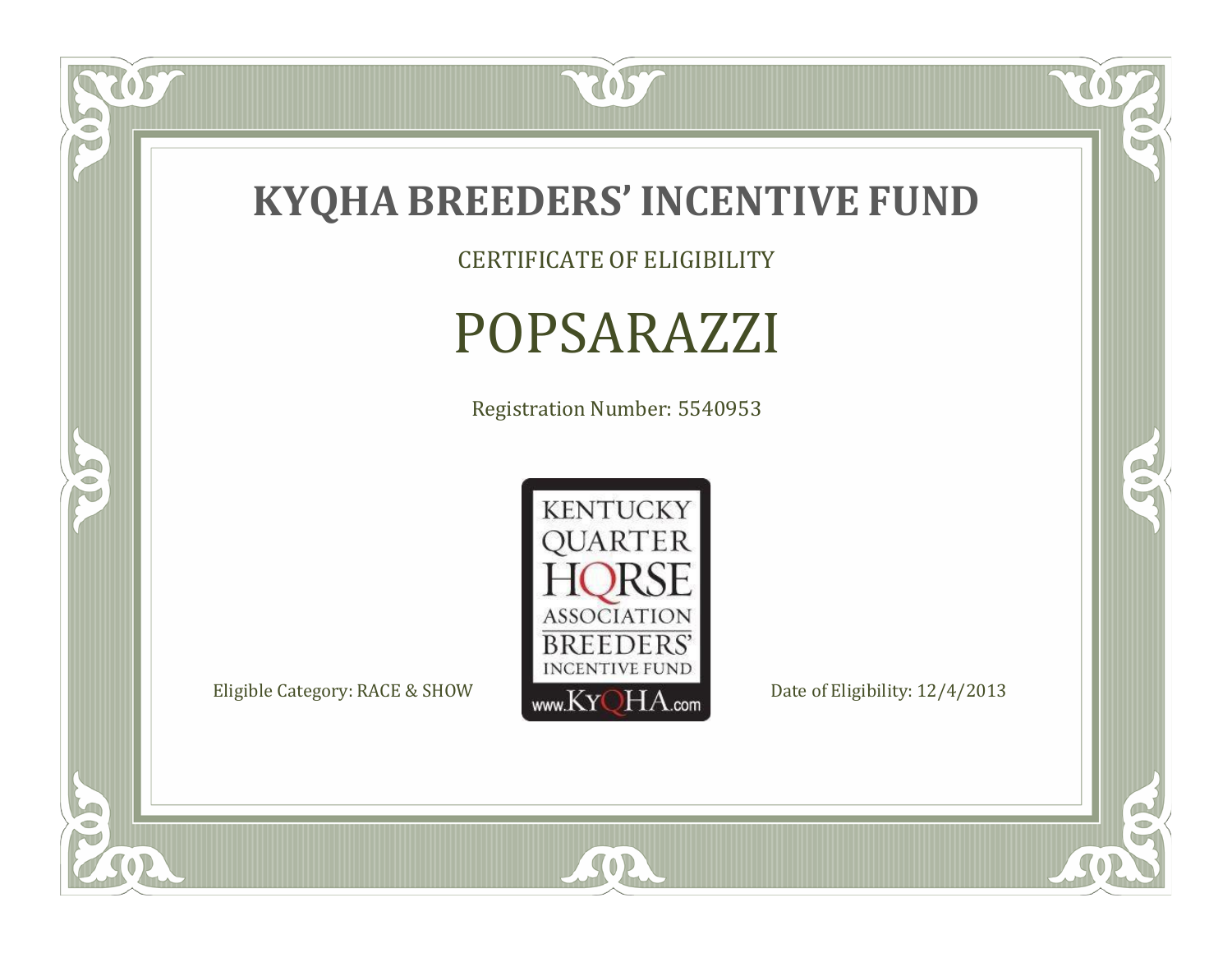# KYQHA BREEDERS' INCENTIVE FUND

CERTIFICATE OF ELIGIBILITY

## POPSARAZZI

Registration Number: 5540953

KENTUCKY QUARTER HORSE ASSOCIATION BREEDERS' INCENTIVE FUND
www.KyQHA.com

Eligible Category: RACE & SHOW

Date of Eligibility: 12/4/2013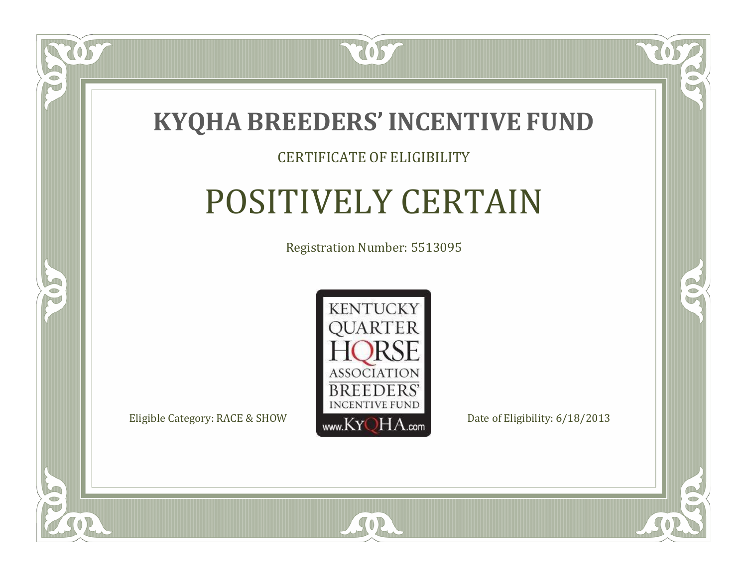# KYQHA BREEDERS' INCENTIVE FUND

CERTIFICATE OF ELIGIBILITY

## POSITIVELY CERTAIN

Registration Number: 5513095

KENTUCKY QUARTER HORSE ASSOCIATION BREEDERS' INCENTIVE FUND www.KyQHA.com

Eligible Category: RACE & SHOW

Date of Eligibility: 6/18/2013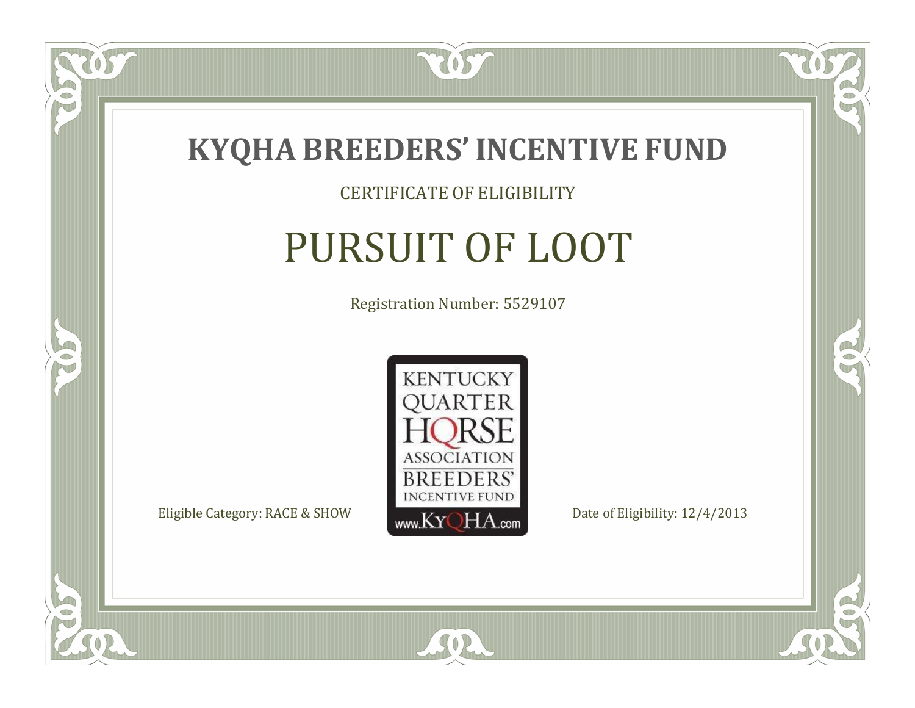# KYQHA BREEDERS' INCENTIVE FUND

CERTIFICATE OF ELIGIBILITY

## PURSUIT OF LOOT

Registration Number: 5529107

KENTUCKY QUARTER HORSE ASSOCIATION BREEDERS' INCENTIVE FUND www.KyQHA.com

Eligible Category: RACE & SHOW

Date of Eligibility: 12/4/2013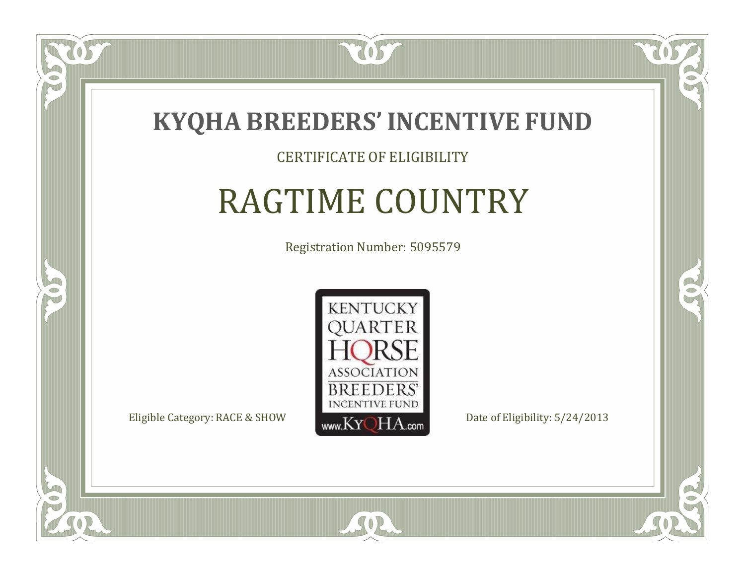# KYQHA BREEDERS' INCENTIVE FUND

CERTIFICATE OF ELIGIBILITY

## RAGTIME COUNTRY

Registration Number: 5095579

KENTUCKY QUARTER HORSE ASSOCIATION BREEDERS' INCENTIVE FUND www.KyQHA.com

Eligible Category: RACE & SHOW

Date of Eligibility: 5/24/2013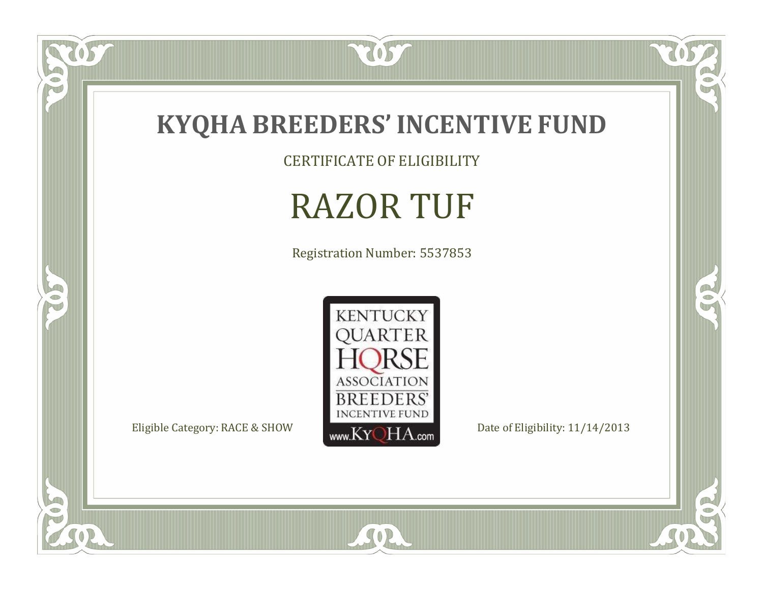# KYQHA BREEDERS' INCENTIVE FUND

CERTIFICATE OF ELIGIBILITY

## RAZOR TUF

Registration Number: 5537853

KENTUCKY QUARTER HORSE ASSOCIATION BREEDERS' INCENTIVE FUND www.KyQHA.com

Eligible Category: RACE & SHOW

Date of Eligibility: 11/14/2013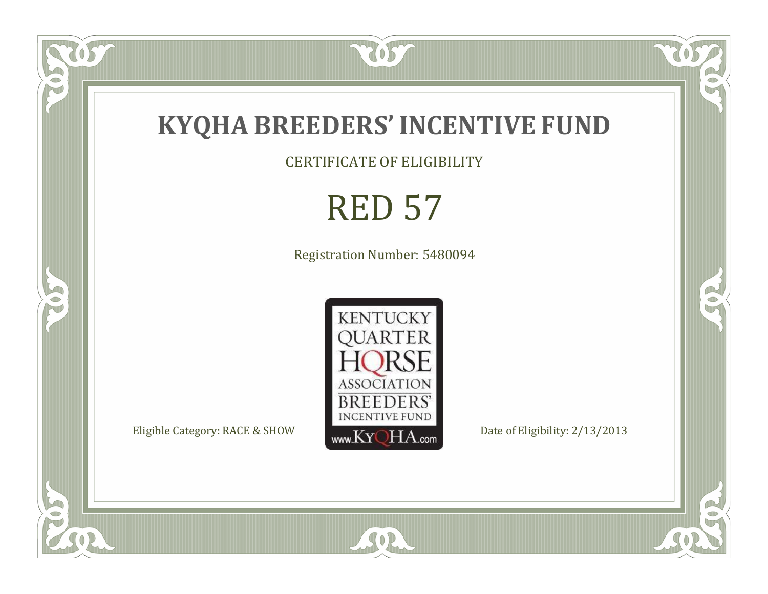# KYQHA BREEDERS' INCENTIVE FUND

CERTIFICATE OF ELIGIBILITY

## RED 57

Registration Number: 5480094

KENTUCKY QUARTER HORSE ASSOCIATION BREEDERS' INCENTIVE FUND www.KyQHA.com

Eligible Category: RACE & SHOW

Date of Eligibility: 2/13/2013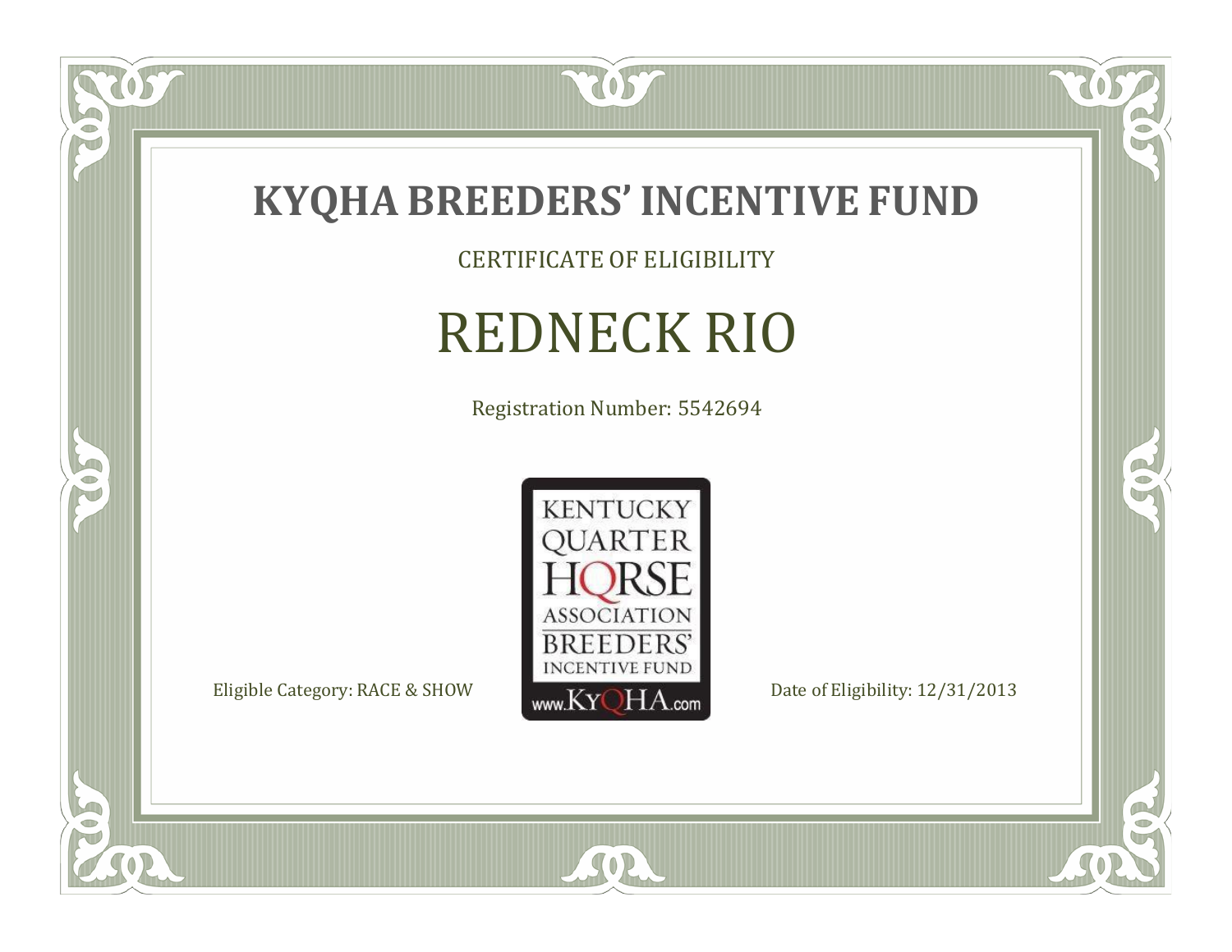# KYQHA BREEDERS' INCENTIVE FUND

CERTIFICATE OF ELIGIBILITY

## REDNECK RIO

Registration Number: 5542694

KENTUCKY QUARTER HORSE ASSOCIATION BREEDERS' INCENTIVE FUND www.KyQHA.com

Eligible Category: RACE & SHOW

Date of Eligibility: 12/31/2013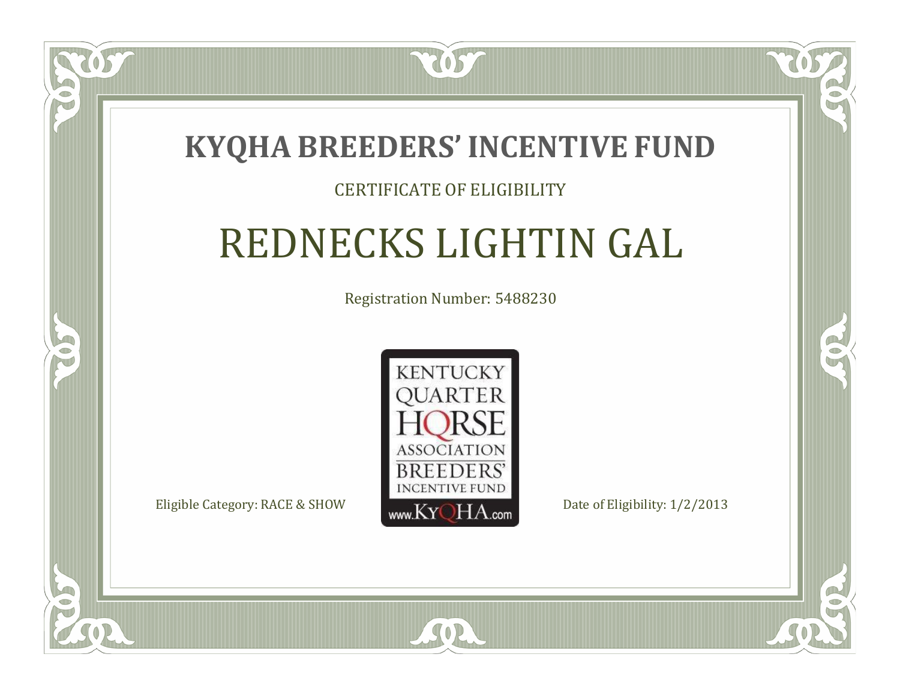# KYQHA BREEDERS' INCENTIVE FUND

CERTIFICATE OF ELIGIBILITY

## REDNECKS LIGHTIN GAL

Registration Number: 5488230

KENTUCKY QUARTER HORSE ASSOCIATION BREEDERS' INCENTIVE FUND www.KyQHA.com

Eligible Category: RACE & SHOW

Date of Eligibility: 1/2/2013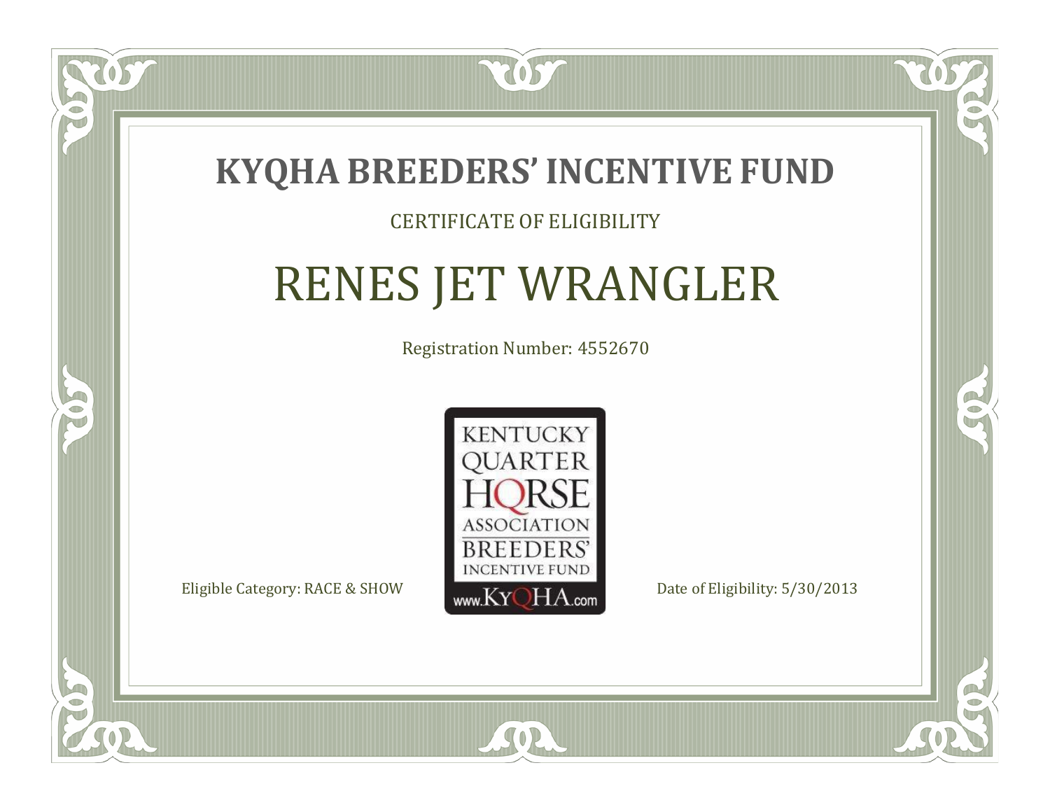# KYQHA BREEDERS' INCENTIVE FUND

CERTIFICATE OF ELIGIBILITY

## RENES JET WRANGLER

Registration Number: 4552670

KENTUCKY QUARTER HORSE ASSOCIATION BREEDERS' INCENTIVE FUND www.KyQHA.com

Eligible Category: RACE & SHOW

Date of Eligibility: 5/30/2013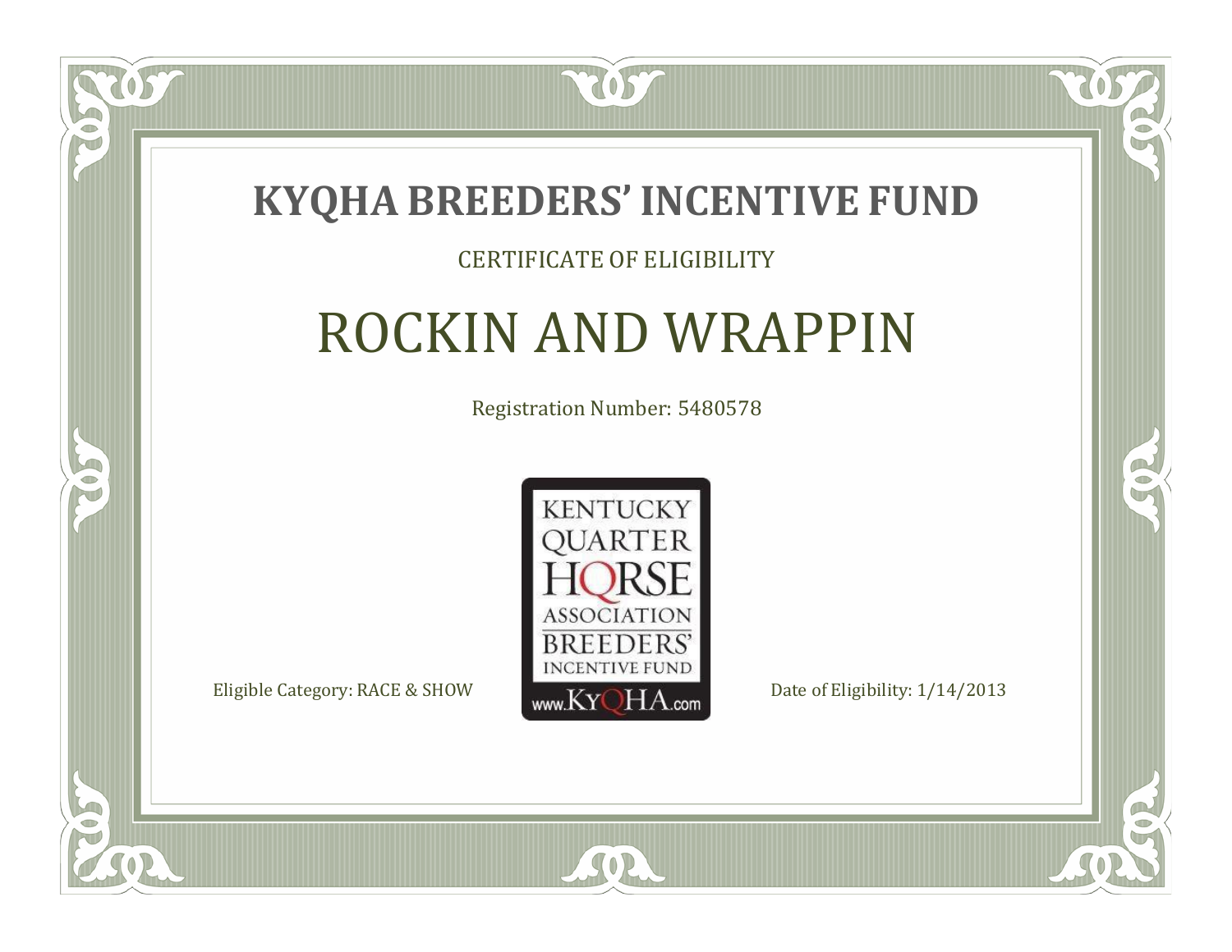# KYQHA BREEDERS' INCENTIVE FUND

CERTIFICATE OF ELIGIBILITY

## ROCKIN AND WRAPPIN

Registration Number: 5480578

KENTUCKY QUARTER HORSE ASSOCIATION BREEDERS' INCENTIVE FUND www.KyQHA.com

Eligible Category: RACE & SHOW

Date of Eligibility: 1/14/2013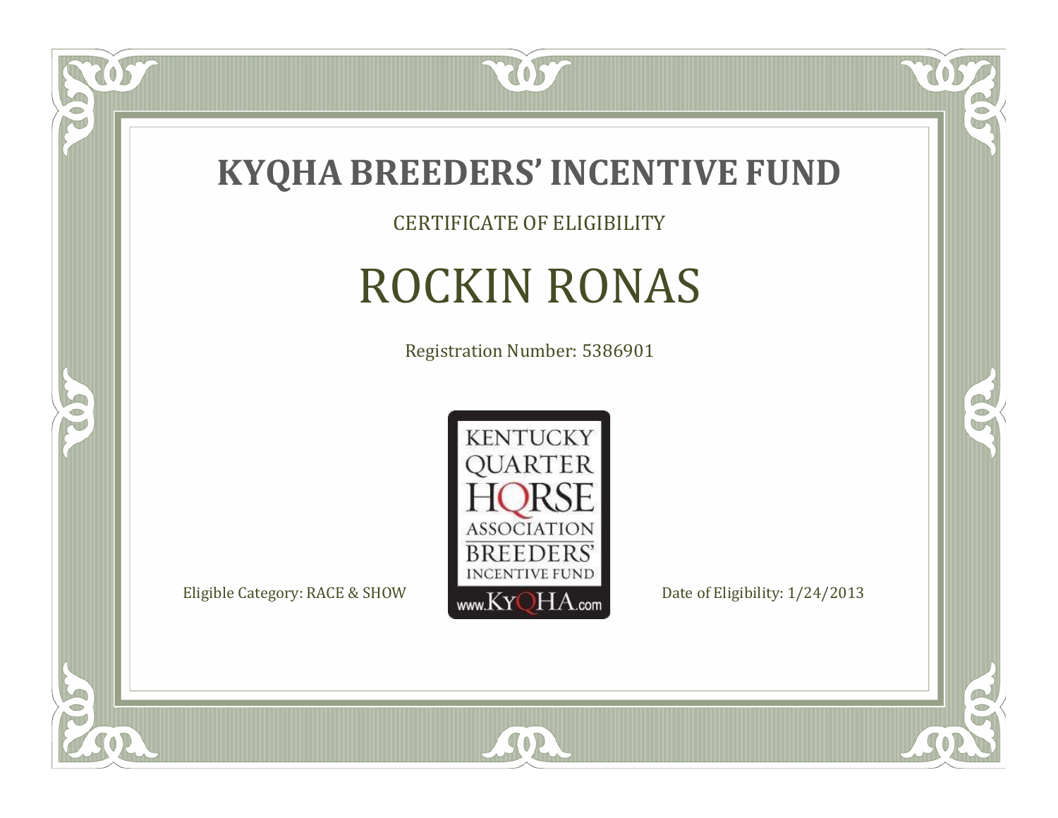# KYQHA BREEDERS' INCENTIVE FUND

CERTIFICATE OF ELIGIBILITY

## ROCKIN RONAS

Registration Number: 5386901

KENTUCKY QUARTER HORSE ASSOCIATION BREEDERS' INCENTIVE FUND www.KyQHA.com

Eligible Category: RACE & SHOW

Date of Eligibility: 1/24/2013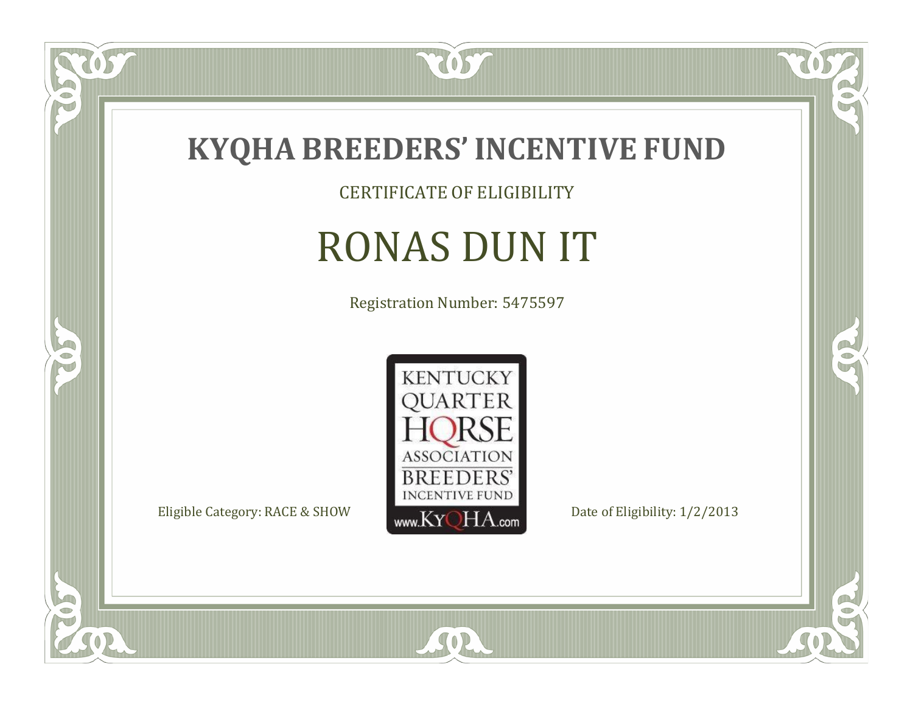# KYQHA BREEDERS' INCENTIVE FUND

CERTIFICATE OF ELIGIBILITY

## RONAS DUN IT

Registration Number: 5475597

KENTUCKY QUARTER HORSE ASSOCIATION BREEDERS' INCENTIVE FUND www.KyQHA.com

Eligible Category: RACE & SHOW

Date of Eligibility: 1/2/2013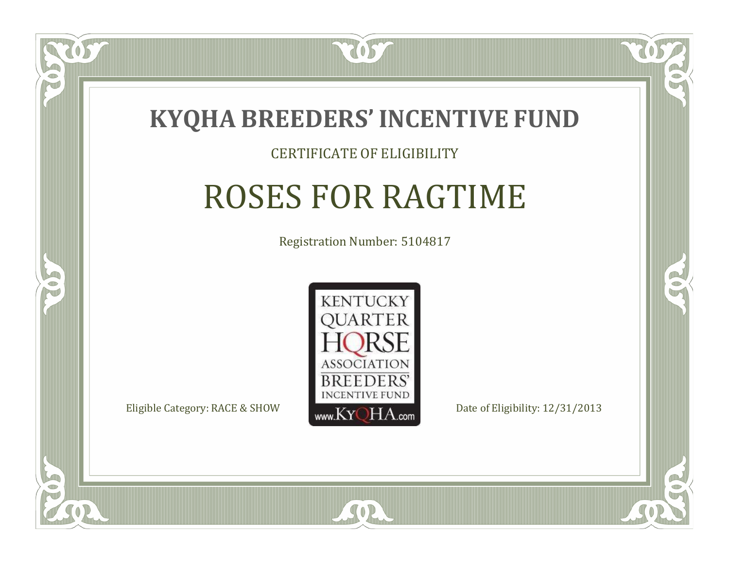# KYQHA BREEDERS' INCENTIVE FUND

CERTIFICATE OF ELIGIBILITY

## ROSES FOR RAGTIME

Registration Number: 5104817

KENTUCKY QUARTER HORSE ASSOCIATION BREEDERS' INCENTIVE FUND www.KyQHA.com

Eligible Category: RACE & SHOW

Date of Eligibility: 12/31/2013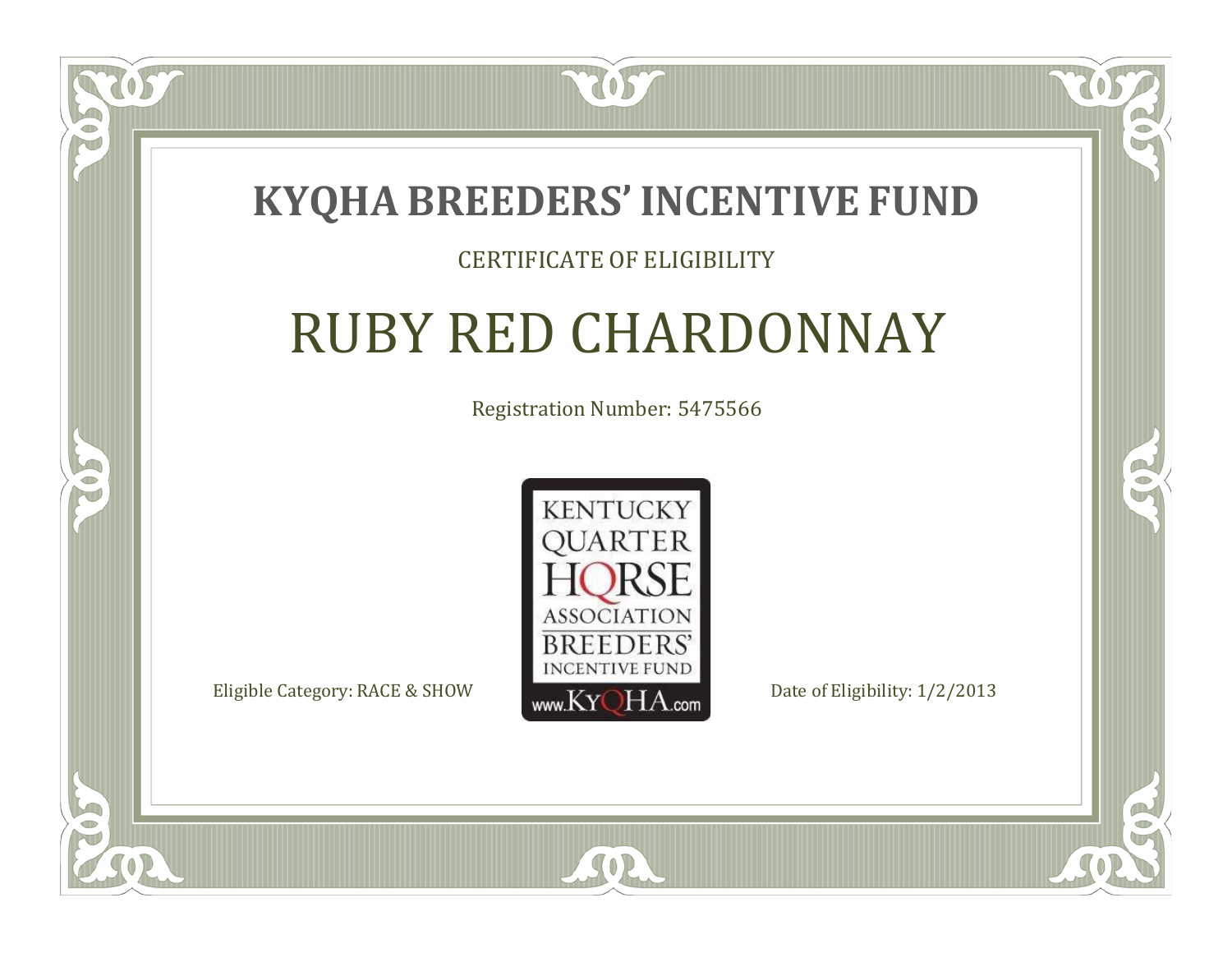# KYQHA BREEDERS' INCENTIVE FUND

CERTIFICATE OF ELIGIBILITY

## RUBY RED CHARDONNAY

Registration Number: 5475566

KENTUCKY QUARTER HORSE ASSOCIATION BREEDERS' INCENTIVE FUND www.KyQHA.com

Eligible Category: RACE & SHOW

Date of Eligibility: 1/2/2013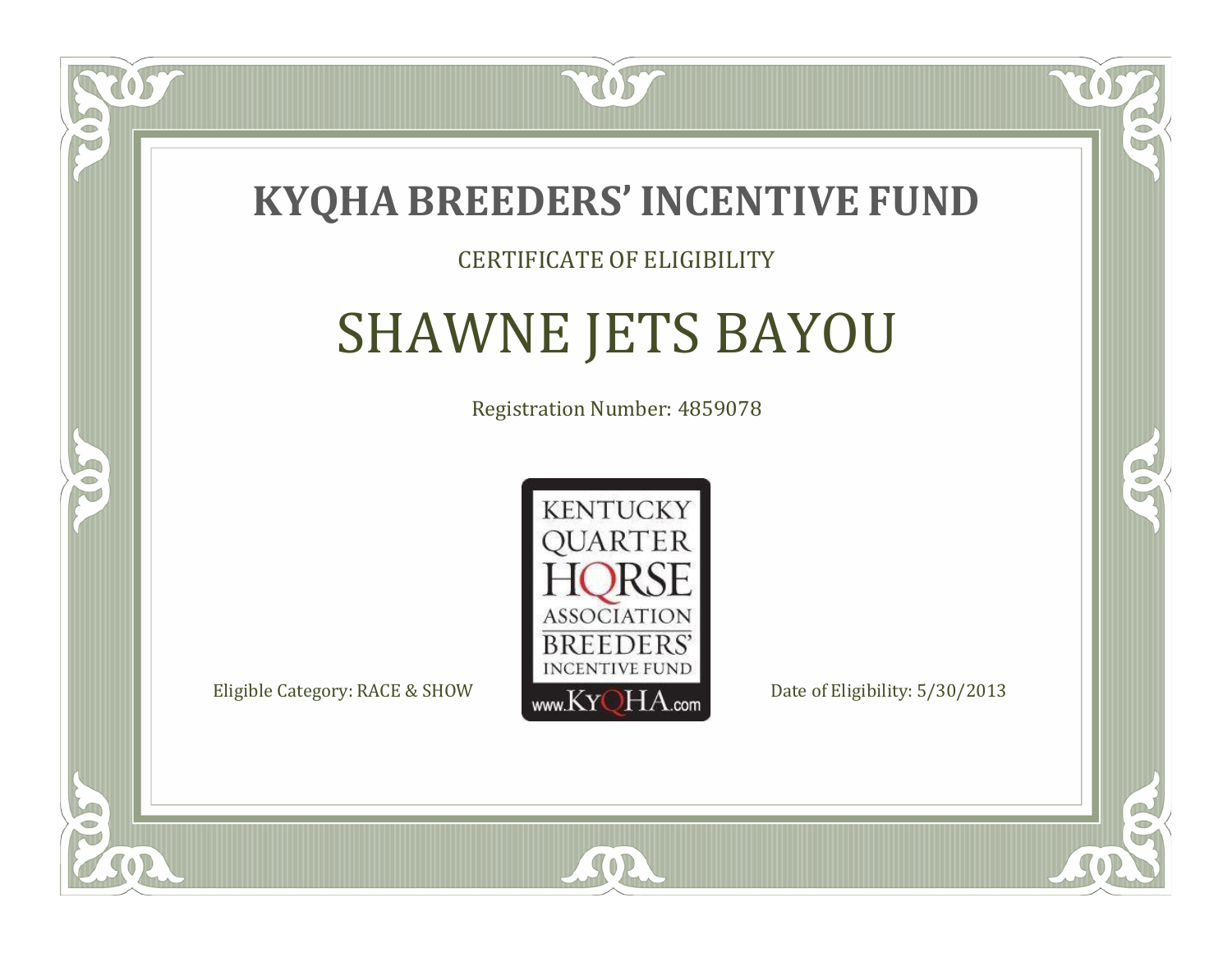# KYQHA BREEDERS' INCENTIVE FUND

CERTIFICATE OF ELIGIBILITY

## SHAWNE JETS BAYOU

Registration Number: 4859078

KENTUCKY QUARTER HORSE ASSOCIATION BREEDERS' INCENTIVE FUND www.KyQHA.com

Eligible Category: RACE & SHOW

Date of Eligibility: 5/30/2013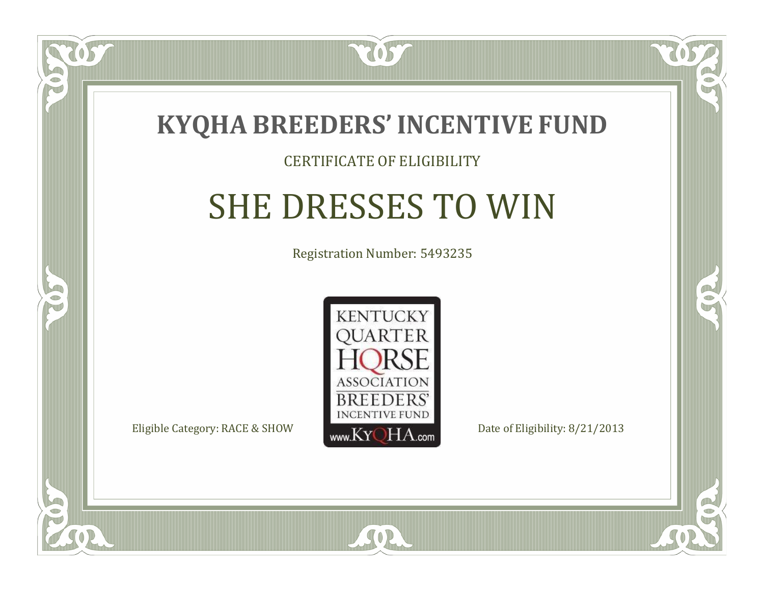# KYQHA BREEDERS' INCENTIVE FUND

CERTIFICATE OF ELIGIBILITY

## SHE DRESSES TO WIN

Registration Number: 5493235

KENTUCKY QUARTER HORSE ASSOCIATION BREEDERS' INCENTIVE FUND www.KyQHA.com

Eligible Category: RACE & SHOW

Date of Eligibility: 8/21/2013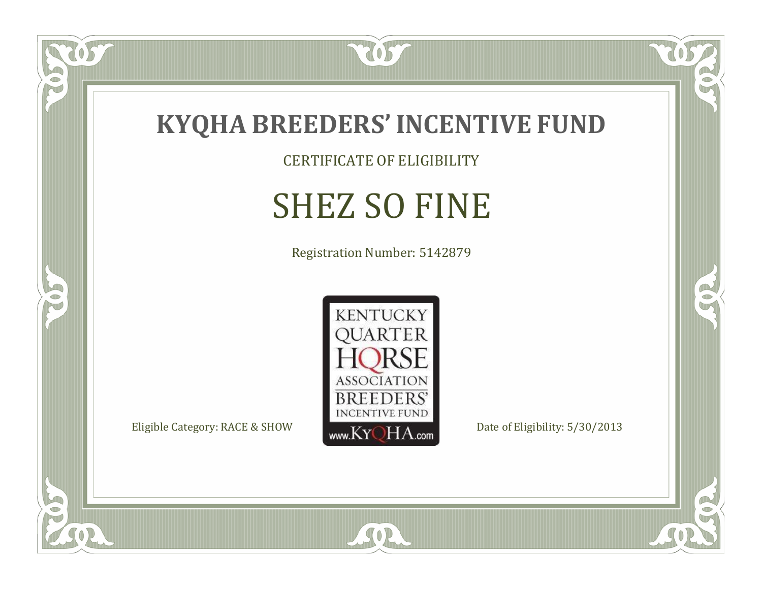# KYQHA BREEDERS' INCENTIVE FUND

CERTIFICATE OF ELIGIBILITY

## SHEZ SO FINE

Registration Number: 5142879

KENTUCKY QUARTER HORSE ASSOCIATION BREEDERS' INCENTIVE FUND www.KyQHA.com

Eligible Category: RACE & SHOW

Date of Eligibility: 5/30/2013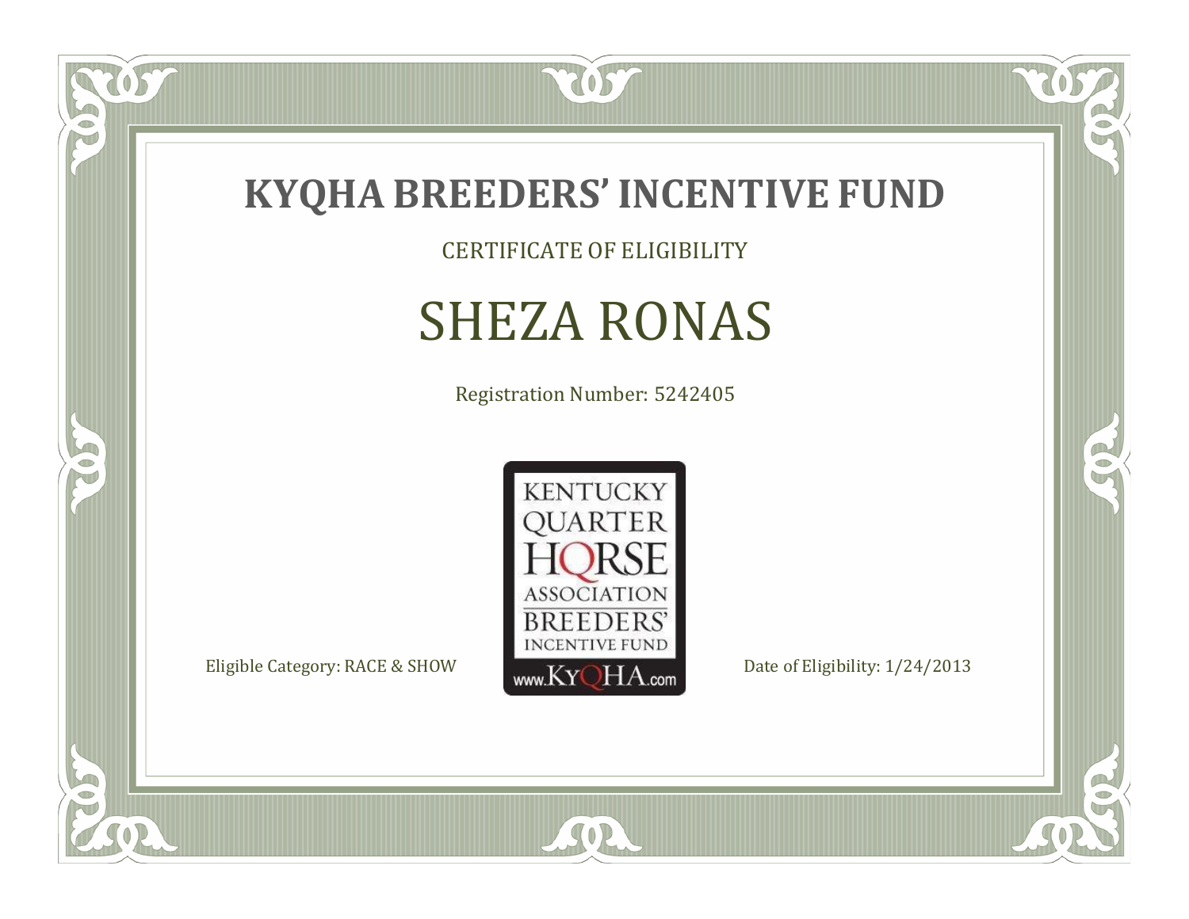# KYQHA BREEDERS' INCENTIVE FUND

CERTIFICATE OF ELIGIBILITY

## SHEZA RONAS

Registration Number: 5242405

KENTUCKY QUARTER HORSE ASSOCIATION BREEDERS' INCENTIVE FUND www.KyQHA.com

Eligible Category: RACE & SHOW

Date of Eligibility: 1/24/2013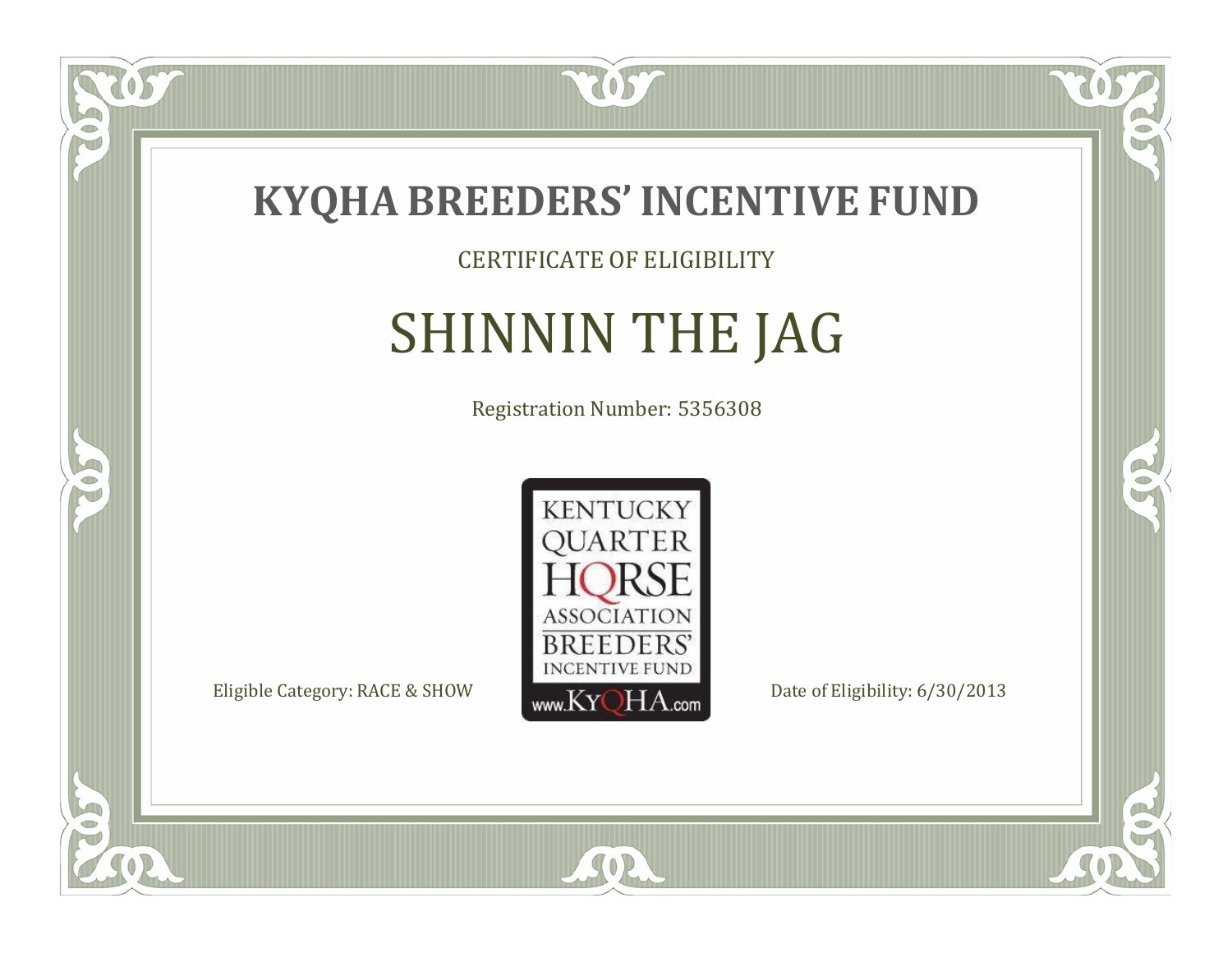# KYQHA BREEDERS' INCENTIVE FUND

CERTIFICATE OF ELIGIBILITY

## SHINNIN THE JAG

Registration Number: 5356308

KENTUCKY QUARTER HORSE ASSOCIATION BREEDERS' INCENTIVE FUND www.KyQHA.com

Eligible Category: RACE & SHOW

Date of Eligibility: 6/30/2013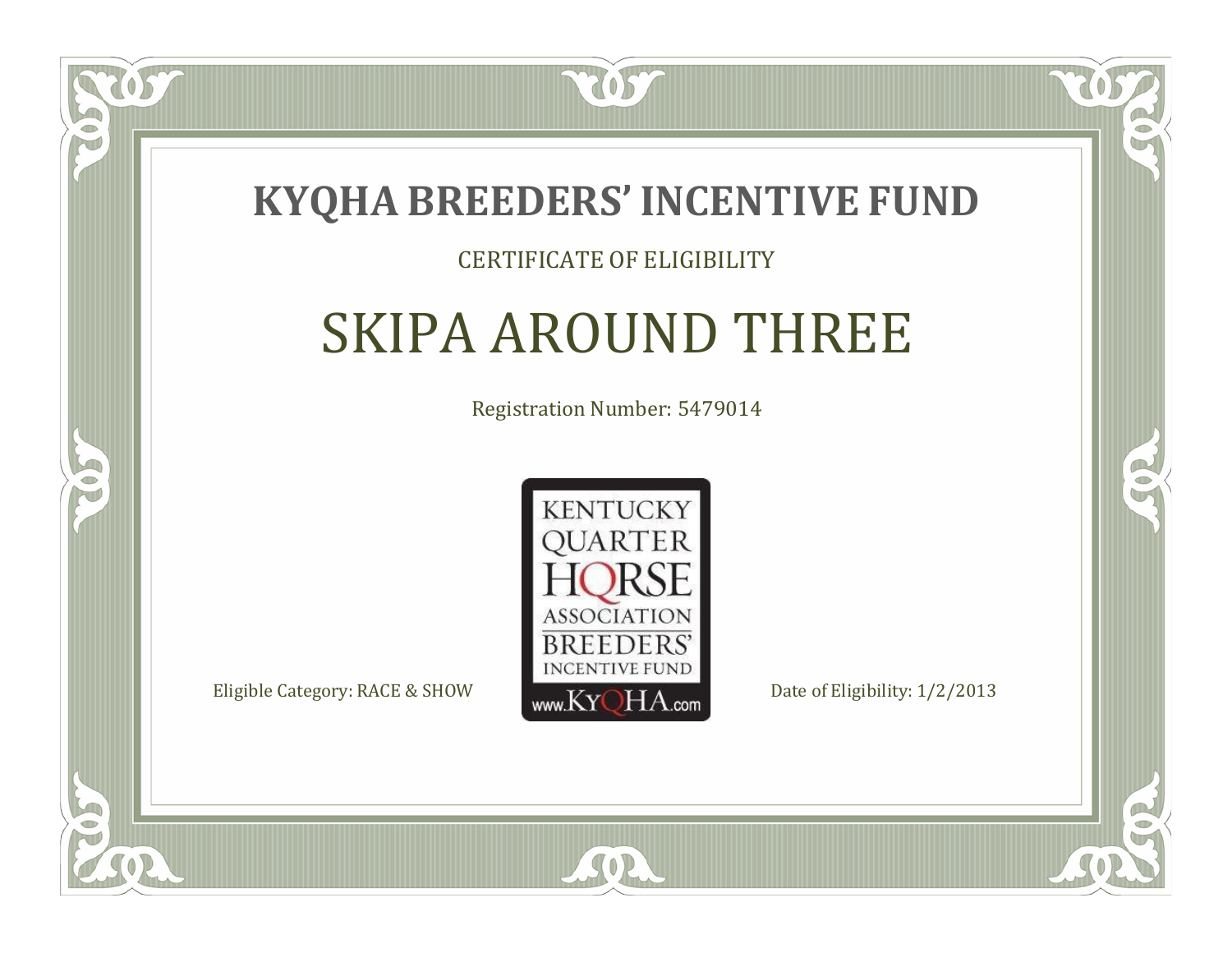# KYQHA BREEDERS' INCENTIVE FUND

CERTIFICATE OF ELIGIBILITY

## SKIPA AROUND THREE

Registration Number: 5479014

KENTUCKY QUARTER HORSE ASSOCIATION BREEDERS' INCENTIVE FUND www.KyQHA.com

Eligible Category: RACE & SHOW

Date of Eligibility: 1/2/2013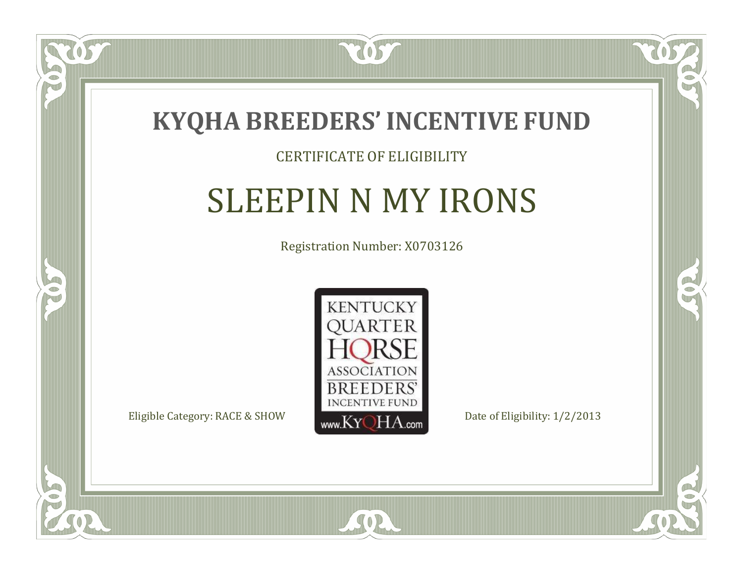# KYQHA BREEDERS' INCENTIVE FUND

CERTIFICATE OF ELIGIBILITY

## SLEEPIN N MY IRONS

Registration Number: X0703126

KENTUCKY QUARTER HORSE ASSOCIATION BREEDERS' INCENTIVE FUND www.KyQHA.com

Eligible Category: RACE & SHOW

Date of Eligibility: 1/2/2013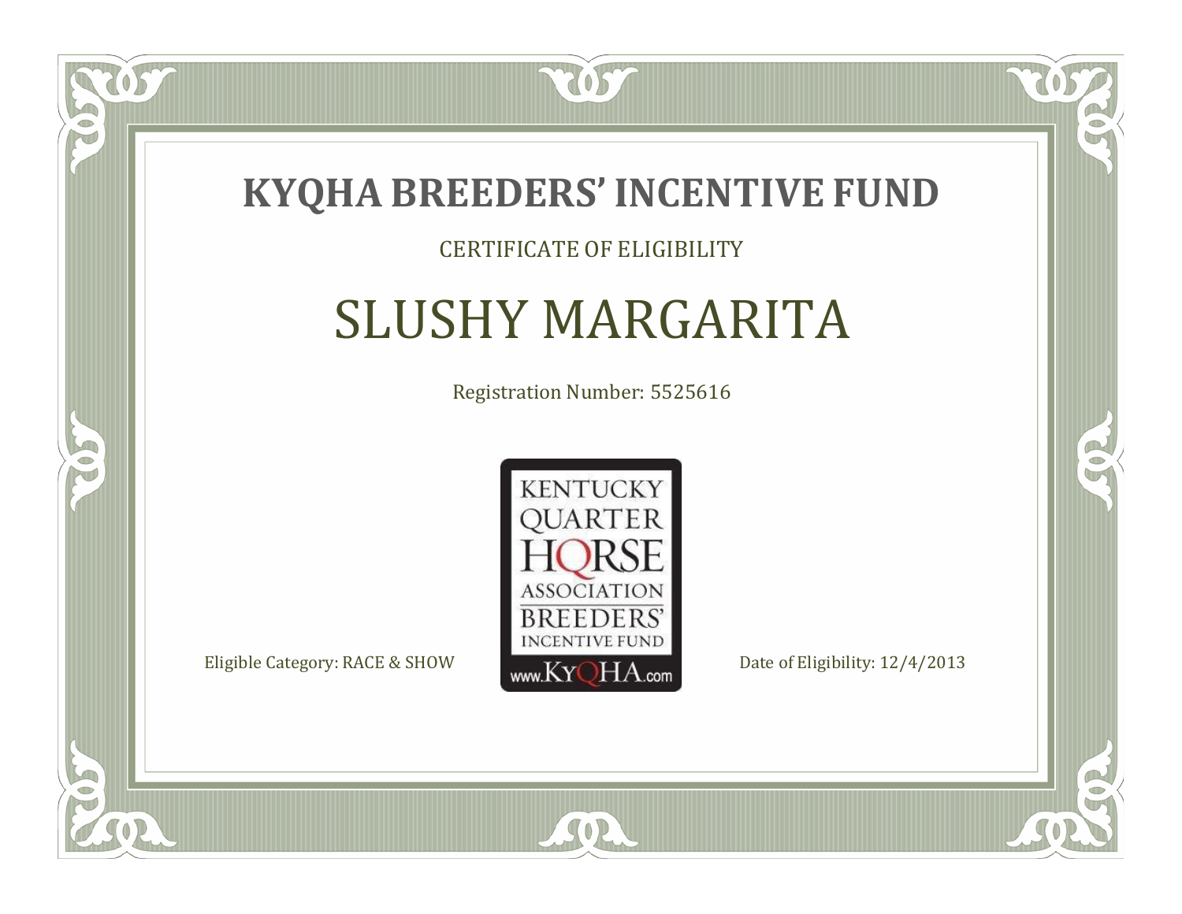# KYQHA BREEDERS' INCENTIVE FUND

CERTIFICATE OF ELIGIBILITY

## SLUSHY MARGARITA

Registration Number: 5525616

KENTUCKY QUARTER HORSE ASSOCIATION BREEDERS' INCENTIVE FUND www.KyQHA.com

Eligible Category: RACE & SHOW

Date of Eligibility: 12/4/2013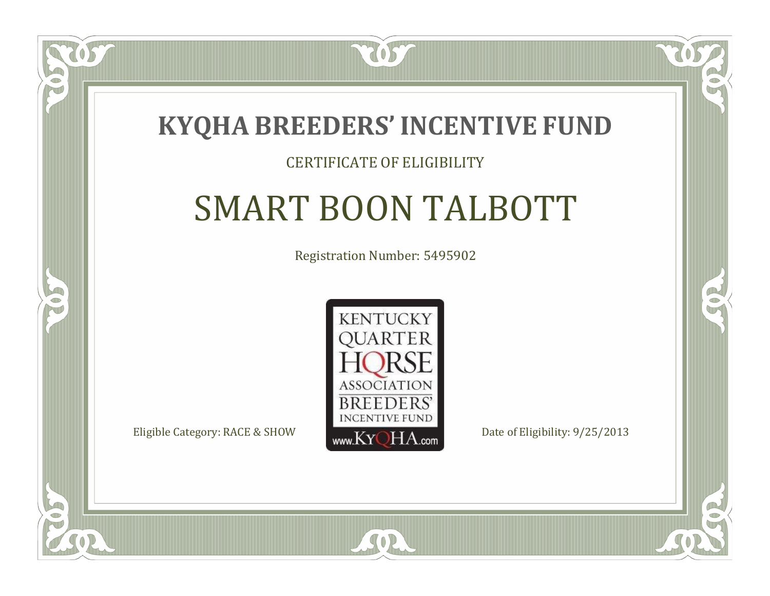# KYQHA BREEDERS' INCENTIVE FUND

CERTIFICATE OF ELIGIBILITY

## SMART BOON TALBOTT

Registration Number: 5495902

KENTUCKY QUARTER HORSE ASSOCIATION BREEDERS' INCENTIVE FUND www.KyQHA.com

Eligible Category: RACE & SHOW

Date of Eligibility: 9/25/2013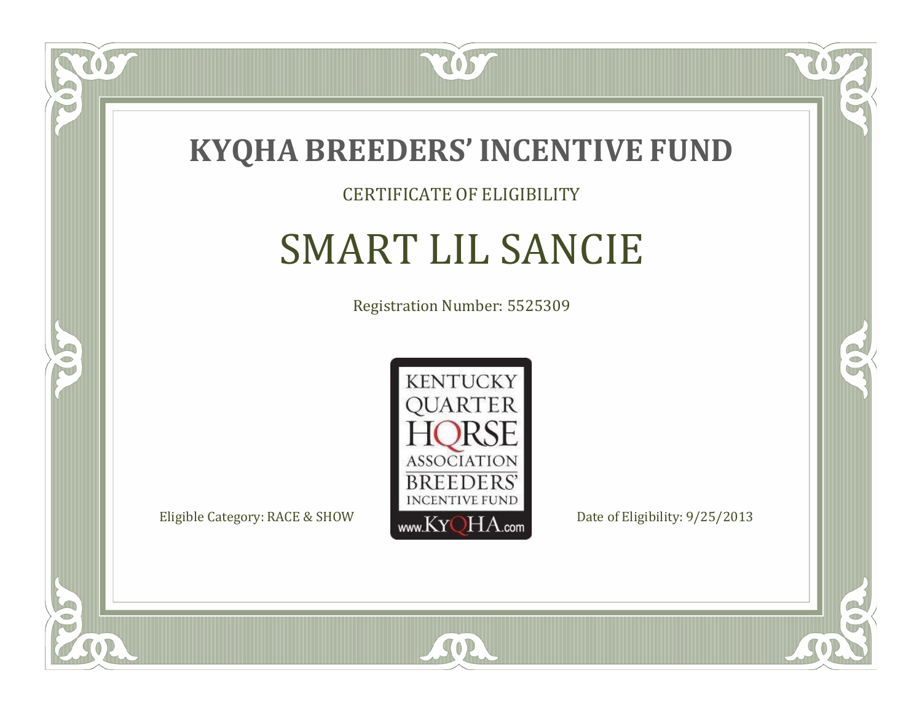# KYQHA BREEDERS' INCENTIVE FUND

CERTIFICATE OF ELIGIBILITY

## SMART LIL SANCIE

Registration Number: 5525309

KENTUCKY QUARTER HORSE ASSOCIATION BREEDERS' INCENTIVE FUND www.KyQHA.com

Eligible Category: RACE & SHOW

Date of Eligibility: 9/25/2013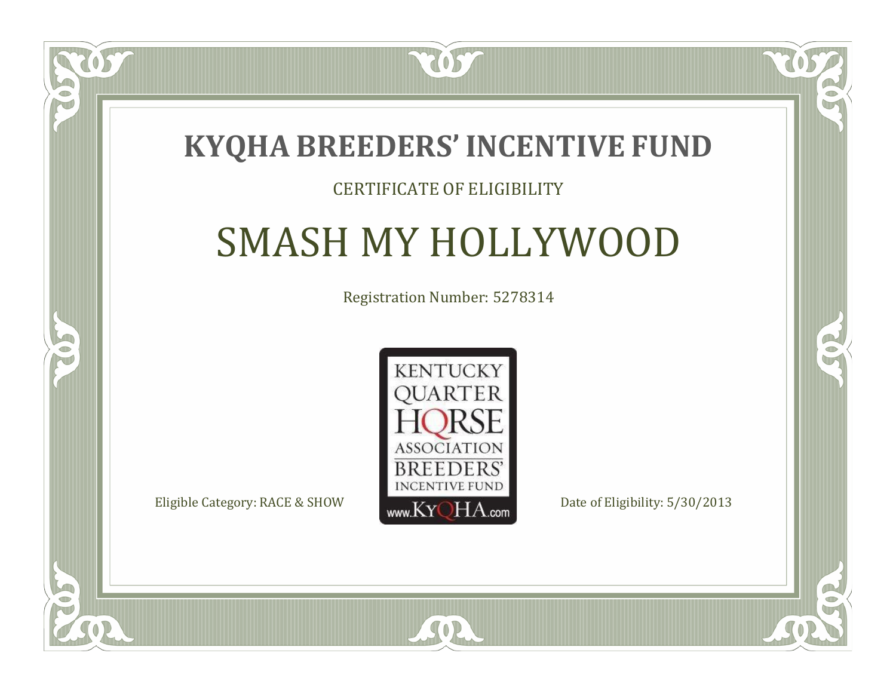# KYQHA BREEDERS' INCENTIVE FUND

CERTIFICATE OF ELIGIBILITY

## SMASH MY HOLLYWOOD

Registration Number: 5278314

KENTUCKY QUARTER HORSE ASSOCIATION BREEDERS' INCENTIVE FUND www.KyQHA.com

Eligible Category: RACE & SHOW

Date of Eligibility: 5/30/2013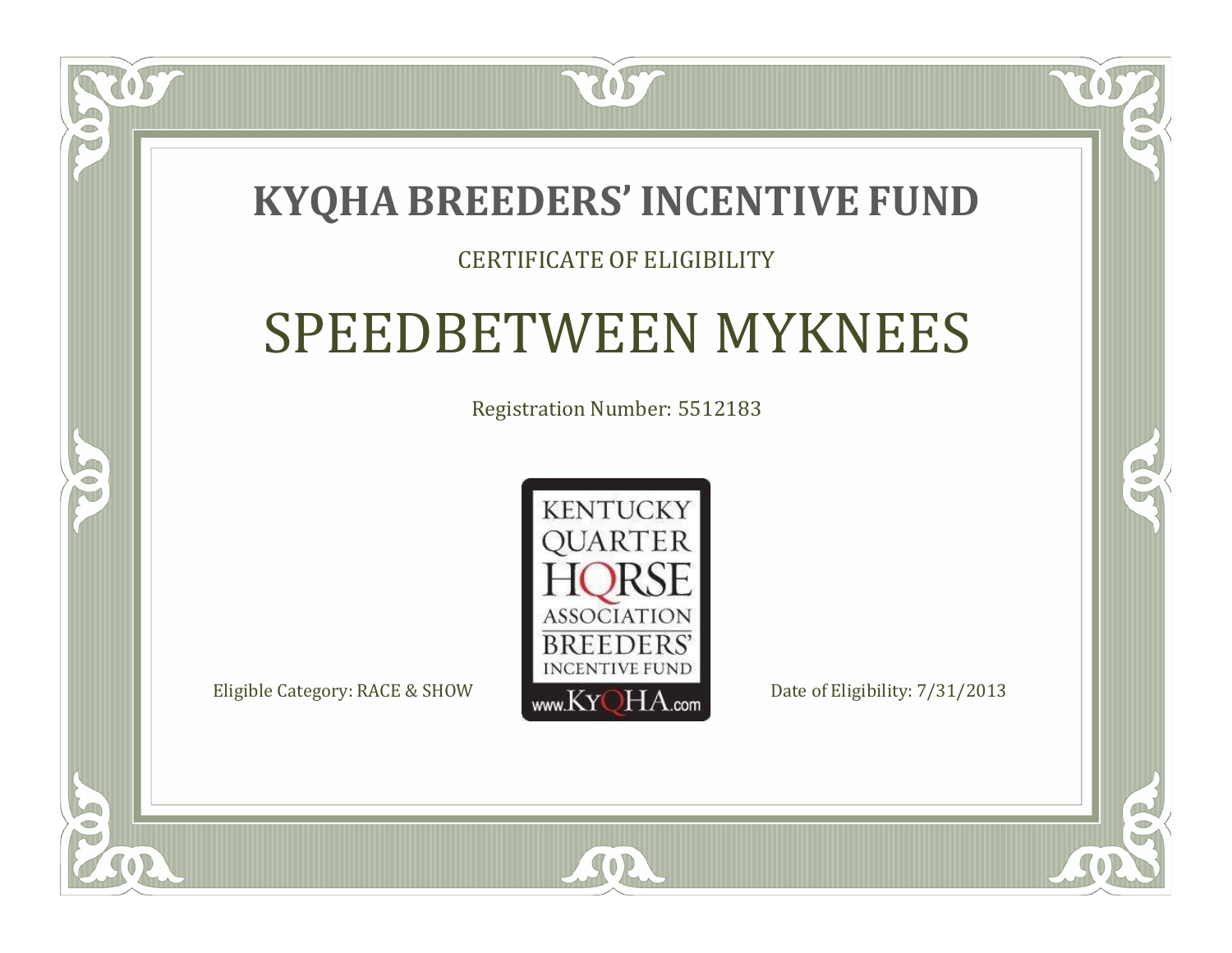# KYQHA BREEDERS' INCENTIVE FUND

CERTIFICATE OF ELIGIBILITY

## SPEEDBETWEEN MYKNEES

Registration Number: 5512183

KENTUCKY QUARTER HORSE ASSOCIATION BREEDERS' INCENTIVE FUND www.KyQHA.com

Eligible Category: RACE & SHOW

Date of Eligibility: 7/31/2013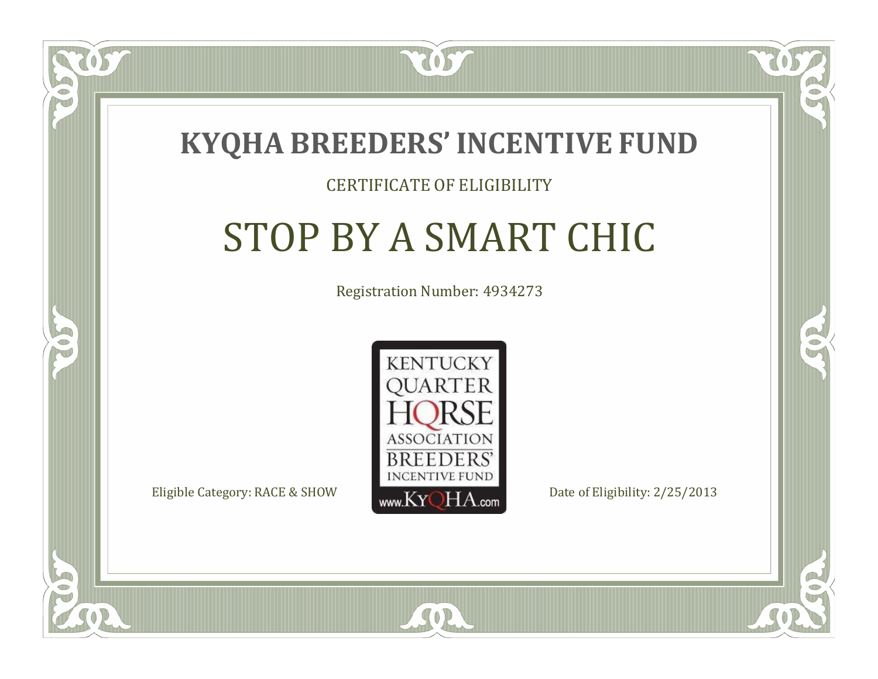# KYQHA BREEDERS' INCENTIVE FUND

CERTIFICATE OF ELIGIBILITY

## STOP BY A SMART CHIC

Registration Number: 4934273

KENTUCKY QUARTER HORSE ASSOCIATION BREEDERS' INCENTIVE FUND www.KyQHA.com

Eligible Category: RACE & SHOW

Date of Eligibility: 2/25/2013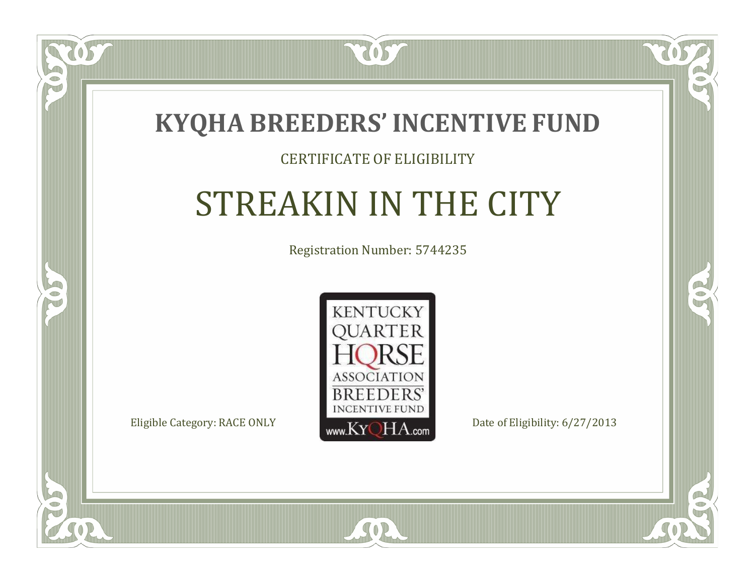# KYQHA BREEDERS' INCENTIVE FUND

CERTIFICATE OF ELIGIBILITY

## STREAKIN IN THE CITY

Registration Number: 5744235

KENTUCKY QUARTER HORSE ASSOCIATION BREEDERS' INCENTIVE FUND www.KyQHA.com

Eligible Category: RACE ONLY

Date of Eligibility: 6/27/2013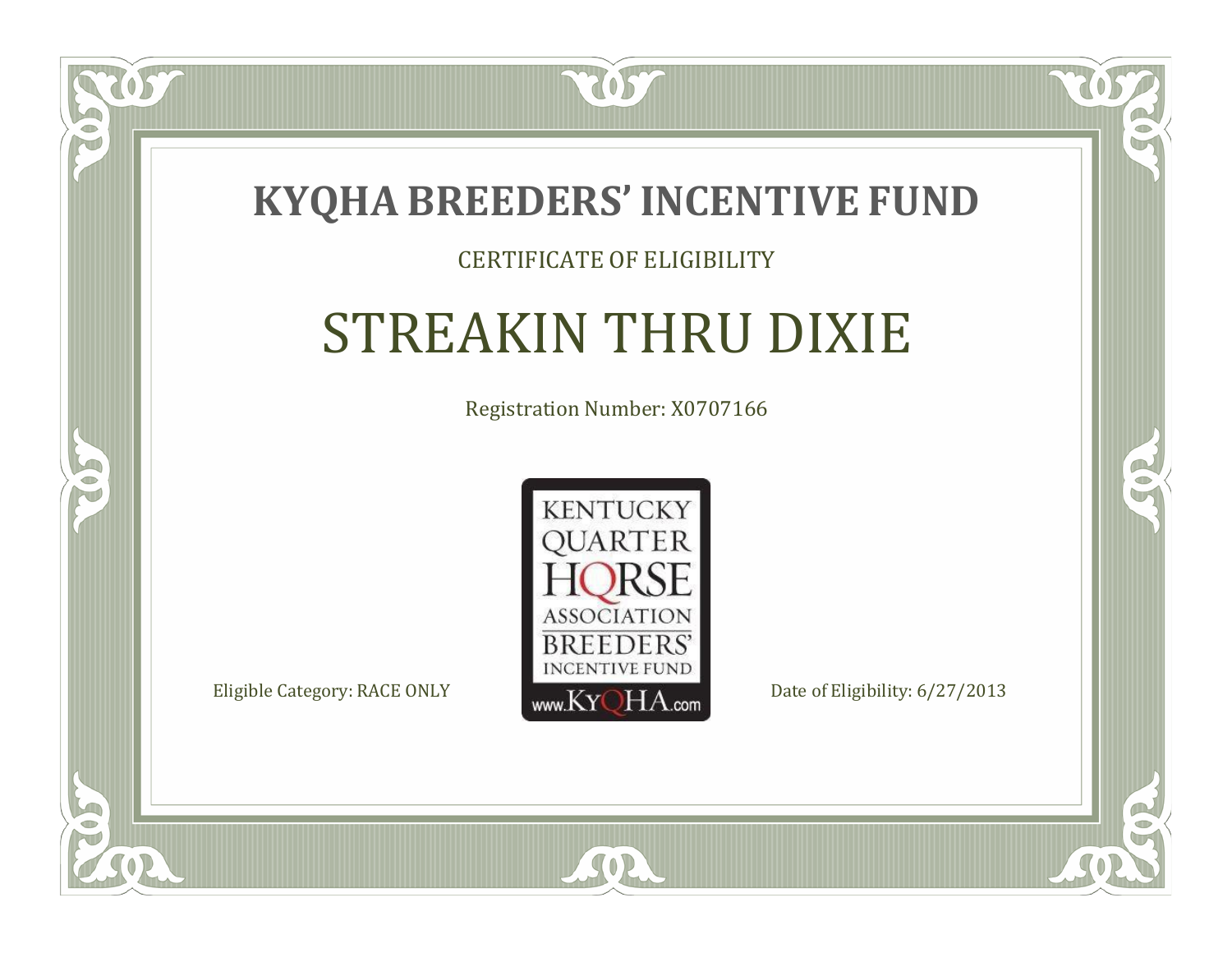# KYQHA BREEDERS' INCENTIVE FUND

CERTIFICATE OF ELIGIBILITY

## STREAKIN THRU DIXIE

Registration Number: X0707166

KENTUCKY QUARTER HORSE ASSOCIATION BREEDERS' INCENTIVE FUND www.KyQHA.com

Eligible Category: RACE ONLY

Date of Eligibility: 6/27/2013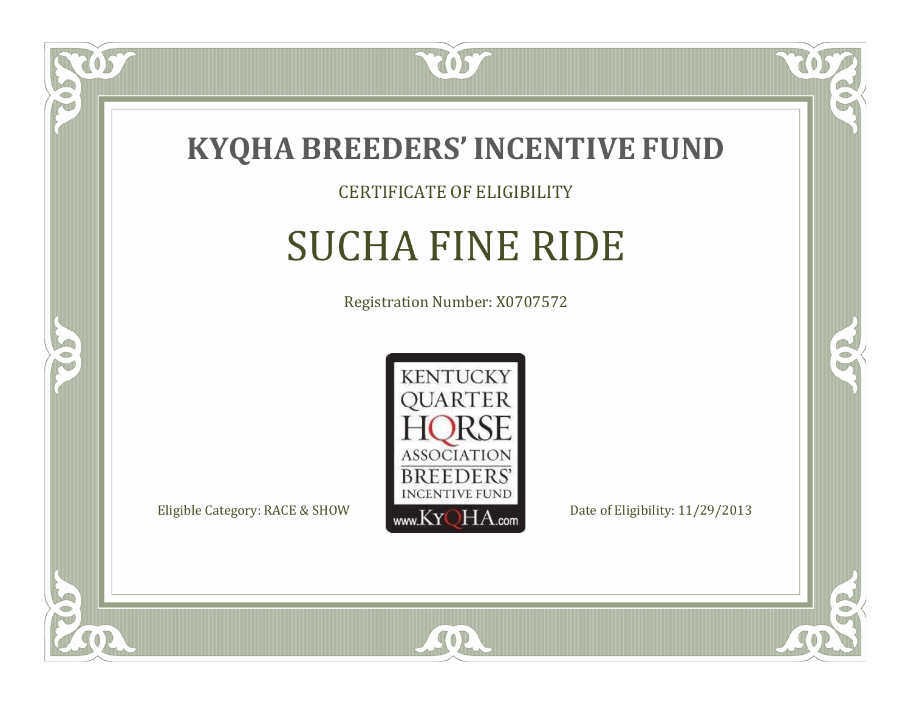# KYQHA BREEDERS' INCENTIVE FUND

CERTIFICATE OF ELIGIBILITY

## SUCHA FINE RIDE

Registration Number: X0707572

KENTUCKY QUARTER HORSE ASSOCIATION BREEDERS' INCENTIVE FUND www.KyQHA.com

Eligible Category: RACE & SHOW

Date of Eligibility: 11/29/2013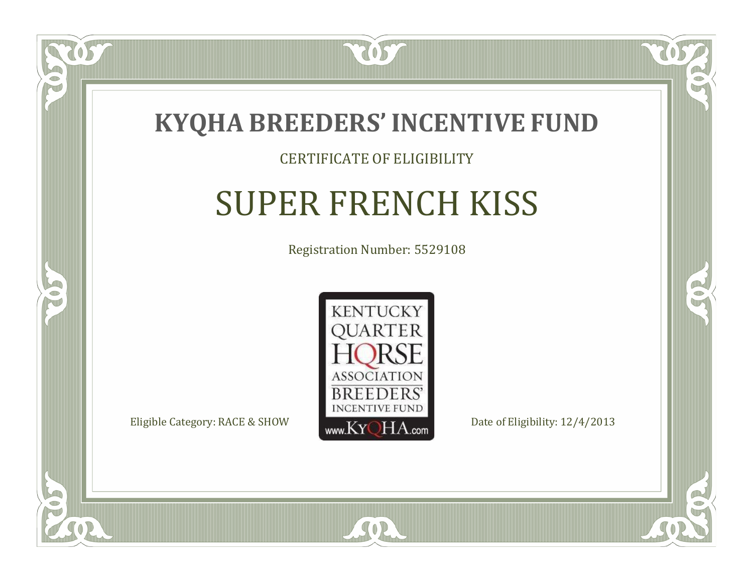# KYQHA BREEDERS' INCENTIVE FUND

CERTIFICATE OF ELIGIBILITY

## SUPER FRENCH KISS

Registration Number: 5529108

KENTUCKY QUARTER HORSE ASSOCIATION BREEDERS' INCENTIVE FUND www.KyQHA.com

Eligible Category: RACE & SHOW

Date of Eligibility: 12/4/2013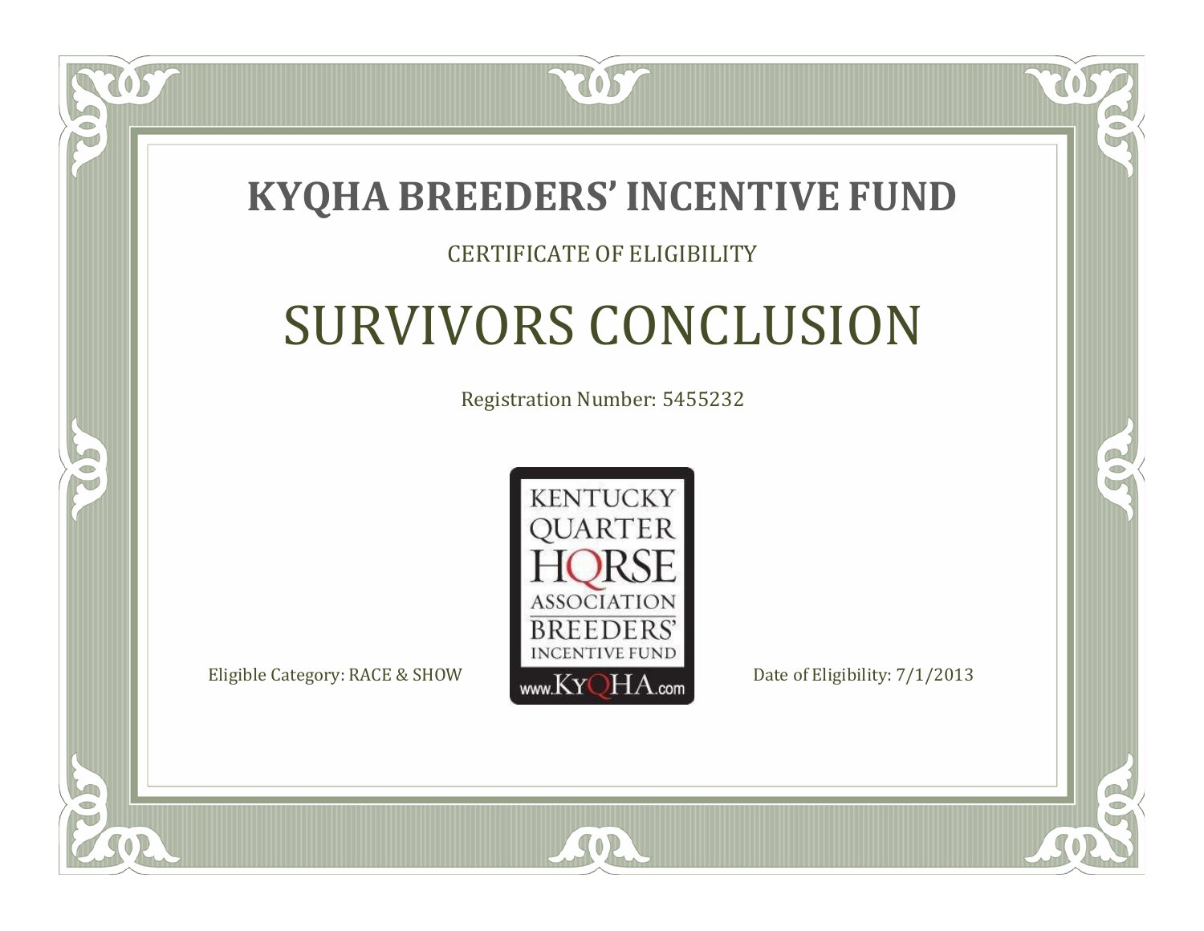# KYQHA BREEDERS' INCENTIVE FUND

CERTIFICATE OF ELIGIBILITY

## SURVIVORS CONCLUSION

Registration Number: 5455232

KENTUCKY QUARTER HORSE ASSOCIATION BREEDERS' INCENTIVE FUND www.KyQHA.com

Eligible Category: RACE & SHOW

Date of Eligibility: 7/1/2013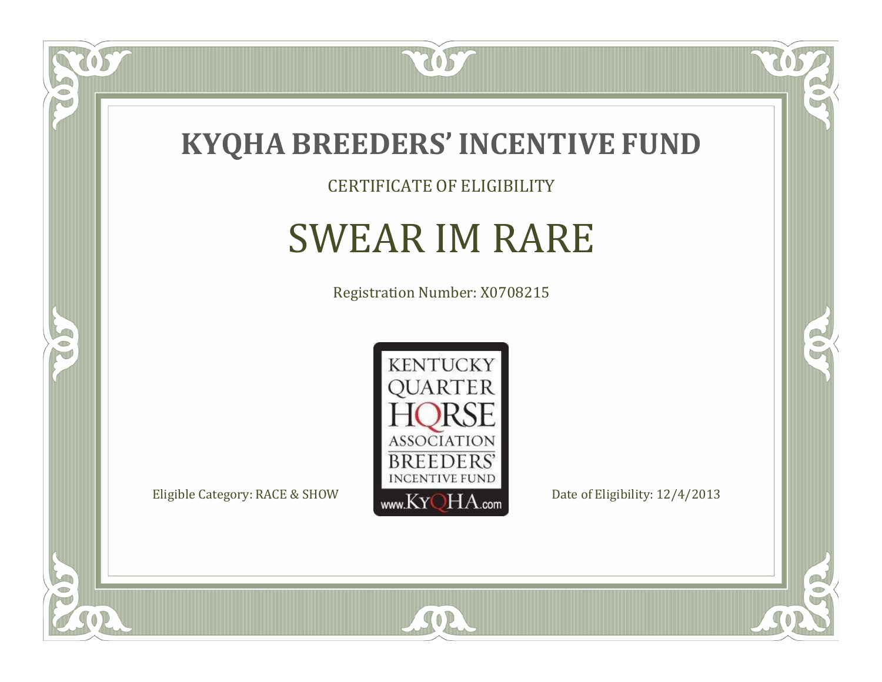# KYQHA BREEDERS' INCENTIVE FUND

CERTIFICATE OF ELIGIBILITY

## SWEAR IM RARE

Registration Number: X0708215

KENTUCKY QUARTER HORSE ASSOCIATION BREEDERS' INCENTIVE FUND www.KyQHA.com

Eligible Category: RACE & SHOW

Date of Eligibility: 12/4/2013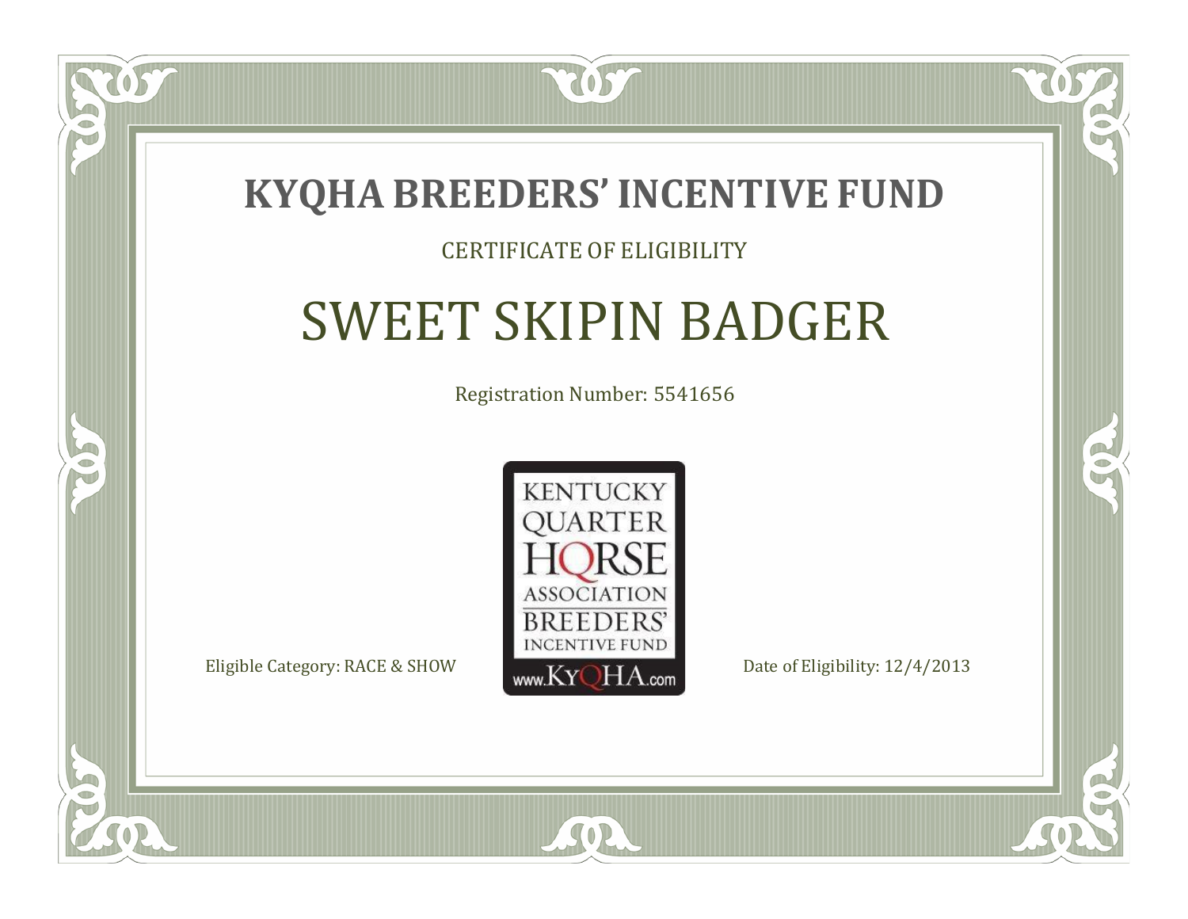# KYQHA BREEDERS' INCENTIVE FUND

CERTIFICATE OF ELIGIBILITY

## SWEET SKIPIN BADGER

Registration Number: 5541656

KENTUCKY QUARTER HORSE ASSOCIATION BREEDERS' INCENTIVE FUND www.KyQHA.com

Eligible Category: RACE & SHOW

Date of Eligibility: 12/4/2013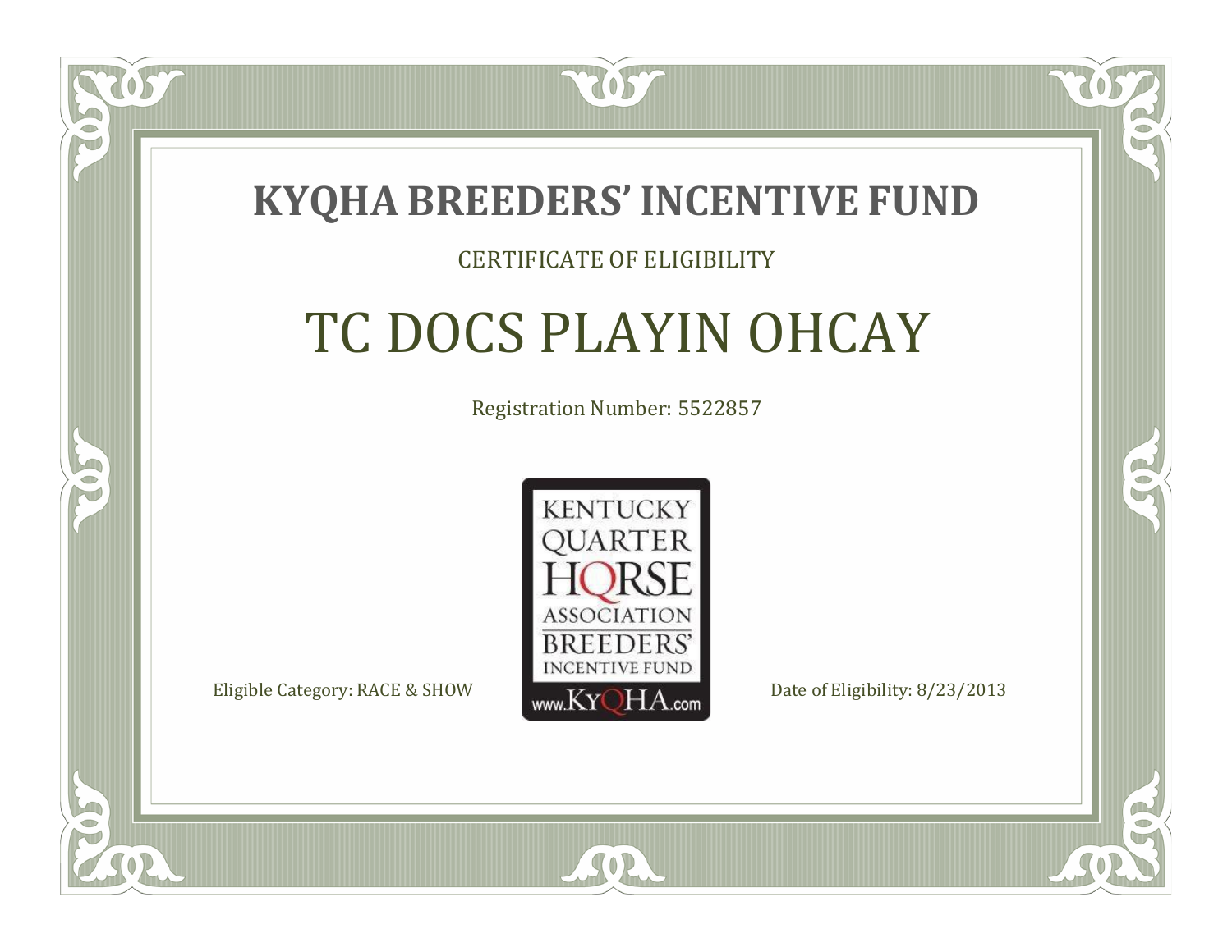# KYQHA BREEDERS' INCENTIVE FUND

CERTIFICATE OF ELIGIBILITY

## TC DOCS PLAYIN OHCAY

Registration Number: 5522857

KENTUCKY QUARTER HORSE ASSOCIATION BREEDERS' INCENTIVE FUND www.KyQHA.com

Eligible Category: RACE & SHOW

Date of Eligibility: 8/23/2013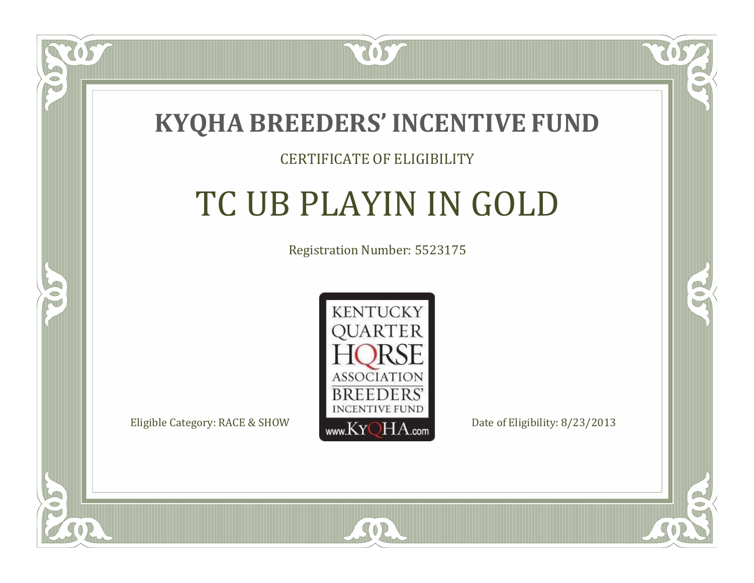# KYQHA BREEDERS' INCENTIVE FUND

CERTIFICATE OF ELIGIBILITY

## TC UB PLAYIN IN GOLD

Registration Number: 5523175

KENTUCKY QUARTER HORSE ASSOCIATION BREEDERS' INCENTIVE FUND www.KyQHA.com

Eligible Category: RACE & SHOW

Date of Eligibility: 8/23/2013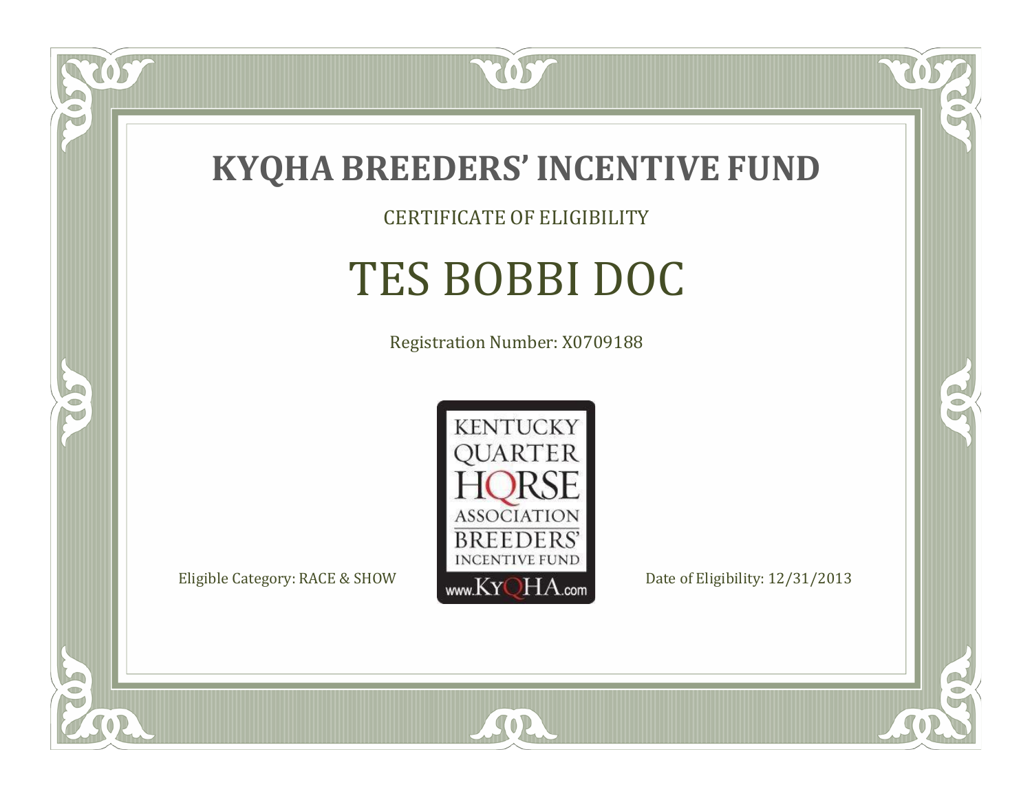# KYQHA BREEDERS' INCENTIVE FUND

CERTIFICATE OF ELIGIBILITY

## TES BOBBI DOC

Registration Number: X0709188

KENTUCKY QUARTER HORSE ASSOCIATION BREEDERS' INCENTIVE FUND www.KyQHA.com

Eligible Category: RACE & SHOW

Date of Eligibility: 12/31/2013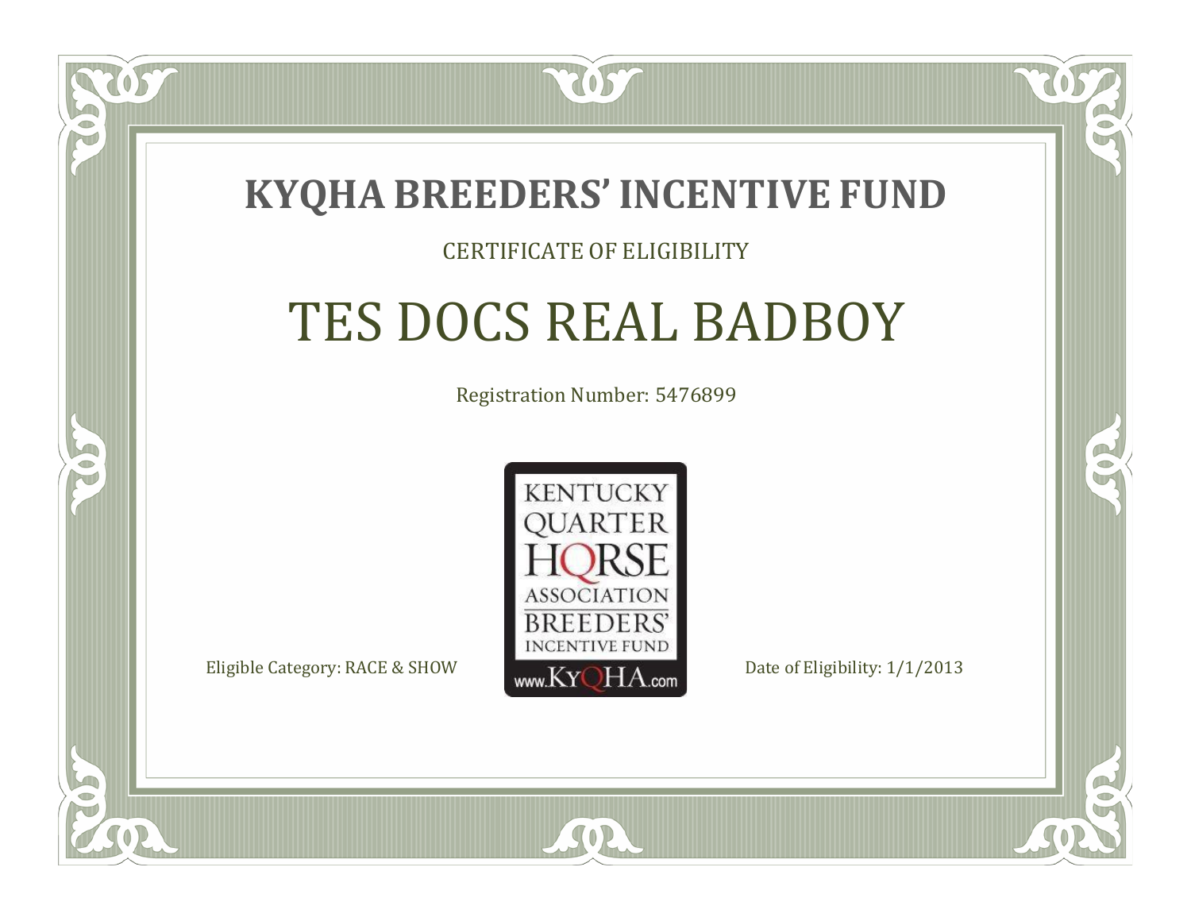# KYQHA BREEDERS' INCENTIVE FUND

CERTIFICATE OF ELIGIBILITY

## TES DOCS REAL BADBOY

Registration Number: 5476899

KENTUCKY QUARTER HORSE ASSOCIATION BREEDERS' INCENTIVE FUND www.KyQHA.com

Eligible Category: RACE & SHOW

Date of Eligibility: 1/1/2013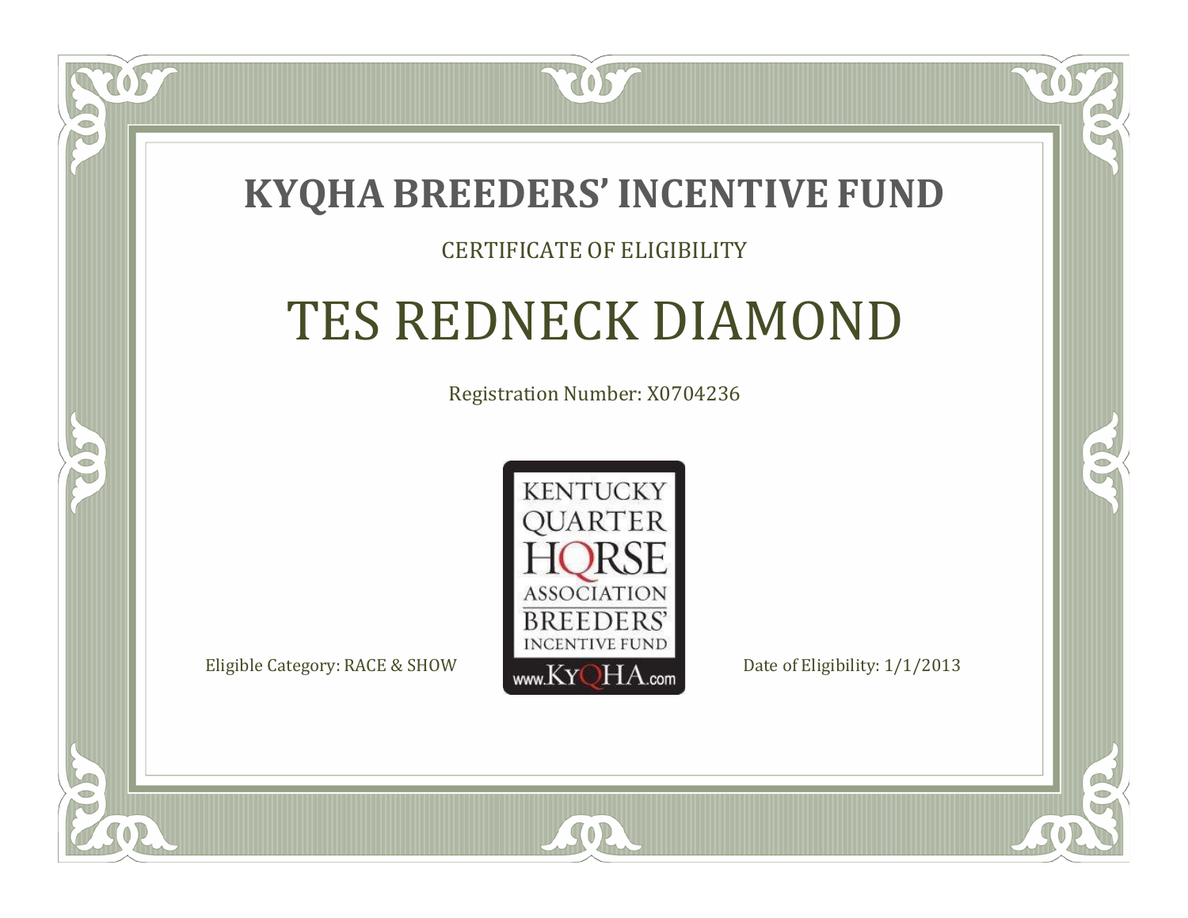# KYQHA BREEDERS’ INCENTIVE FUND

CERTIFICATE OF ELIGIBILITY

## TES REDNECK DIAMOND

Registration Number: X0704236

KENTUCKY QUARTER HORSE ASSOCIATION BREEDERS’ INCENTIVE FUND www.KyQHA.com

Eligible Category: RACE & SHOW

Date of Eligibility: 1/1/2013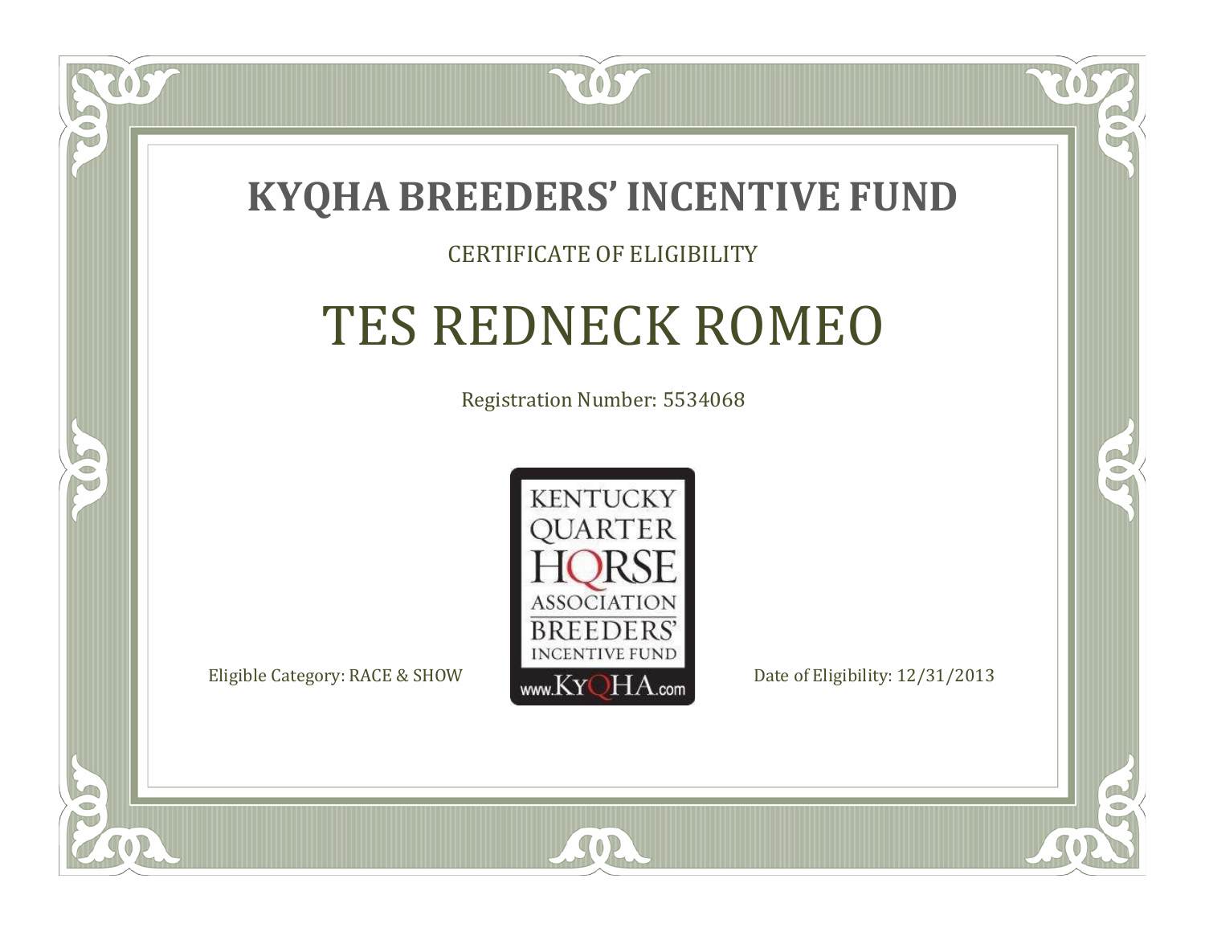# KYQHA BREEDERS' INCENTIVE FUND

CERTIFICATE OF ELIGIBILITY

## TES REDNECK ROMEO

Registration Number: 5534068

KENTUCKY QUARTER HORSE ASSOCIATION BREEDERS' INCENTIVE FUND www.KyQHA.com

Eligible Category: RACE & SHOW

Date of Eligibility: 12/31/2013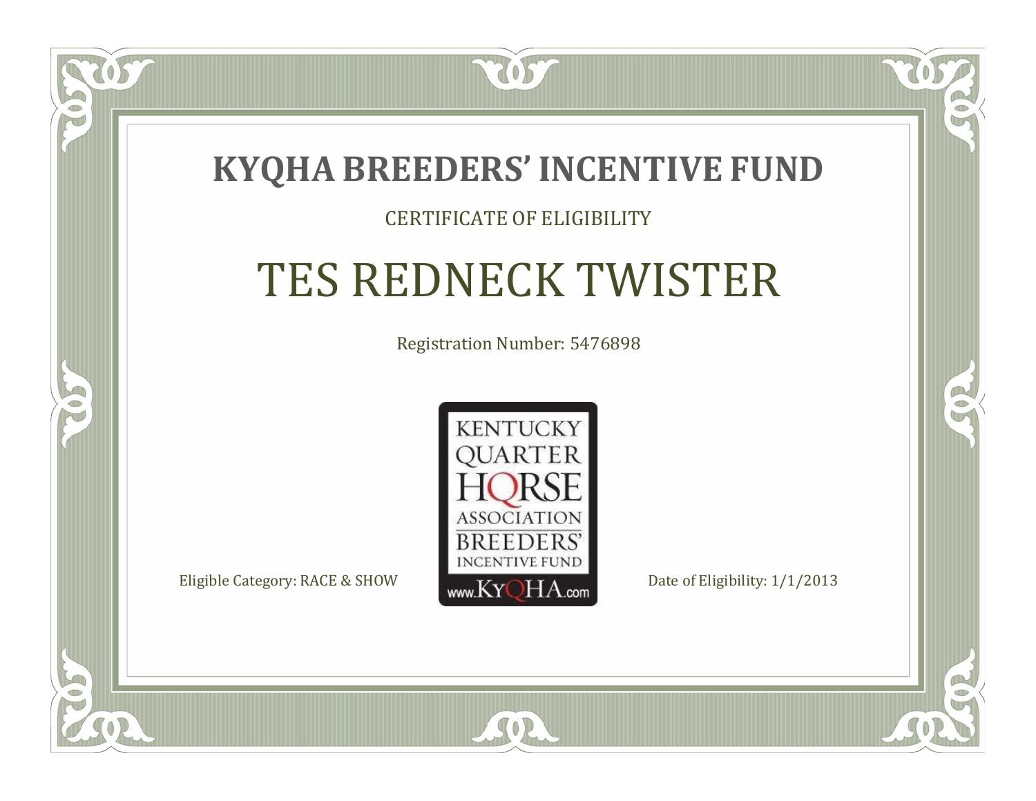# KYQHA BREEDERS' INCENTIVE FUND

CERTIFICATE OF ELIGIBILITY

## TES REDNECK TWISTER

Registration Number: 5476898

KENTUCKY QUARTER HORSE ASSOCIATION BREEDERS' INCENTIVE FUND www.KyQHA.com

Eligible Category: RACE & SHOW

Date of Eligibility: 1/1/2013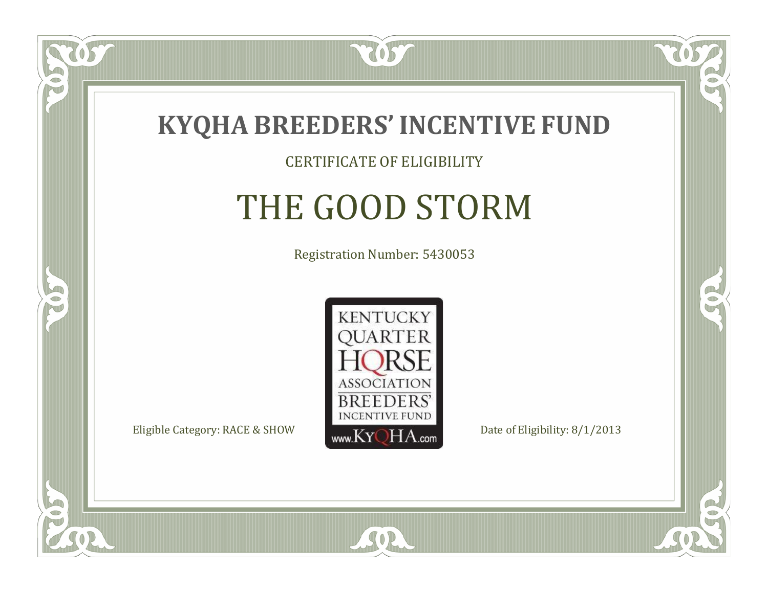# KYQHA BREEDERS' INCENTIVE FUND

CERTIFICATE OF ELIGIBILITY

## THE GOOD STORM

Registration Number: 5430053

KENTUCKY QUARTER HORSE ASSOCIATION BREEDERS' INCENTIVE FUND www.KyQHA.com

Eligible Category: RACE & SHOW

Date of Eligibility: 8/1/2013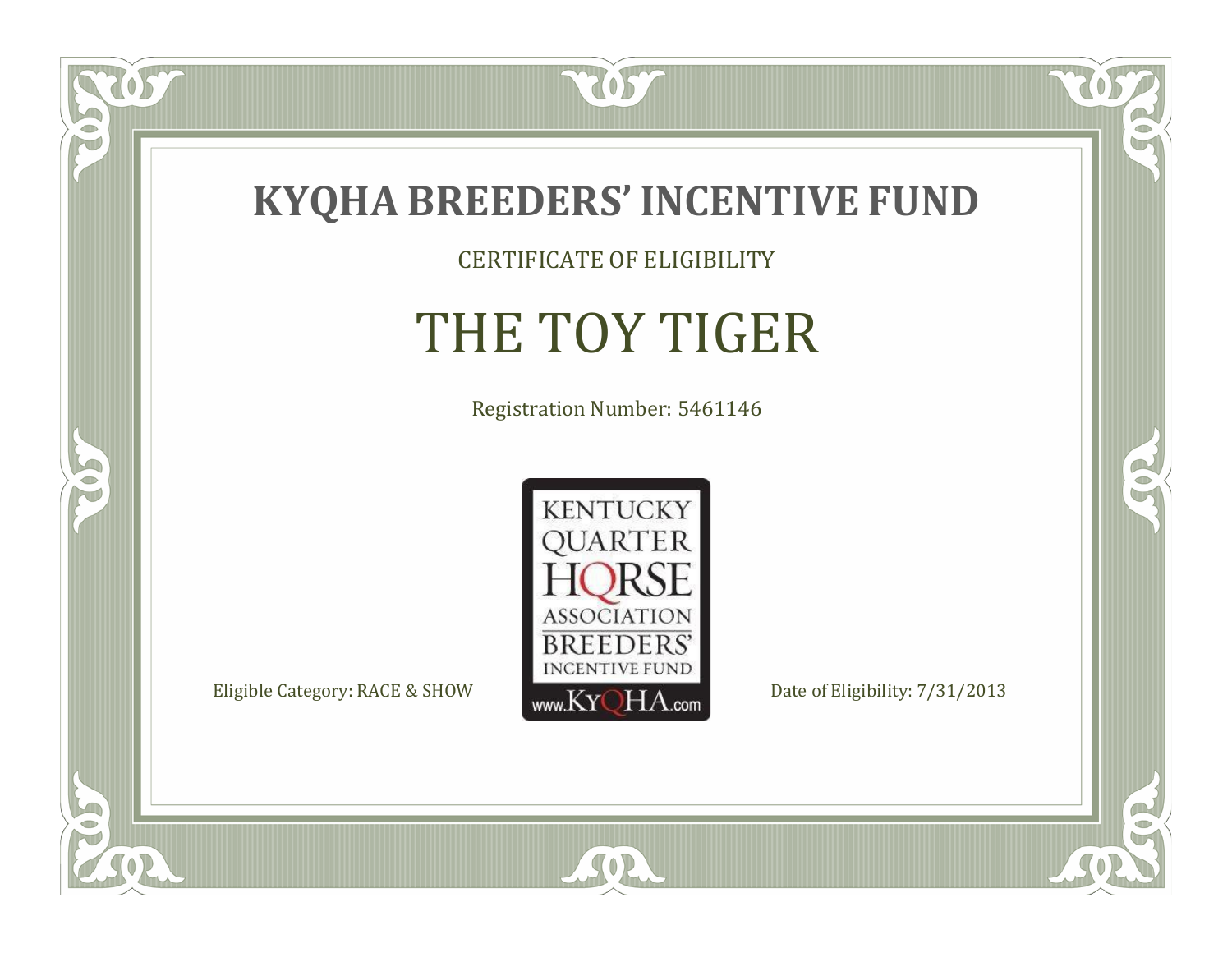# KYQHA BREEDERS' INCENTIVE FUND

CERTIFICATE OF ELIGIBILITY

## THE TOY TIGER

Registration Number: 5461146

KENTUCKY QUARTER HORSE ASSOCIATION BREEDERS' INCENTIVE FUND www.KyQHA.com

Eligible Category: RACE & SHOW

Date of Eligibility: 7/31/2013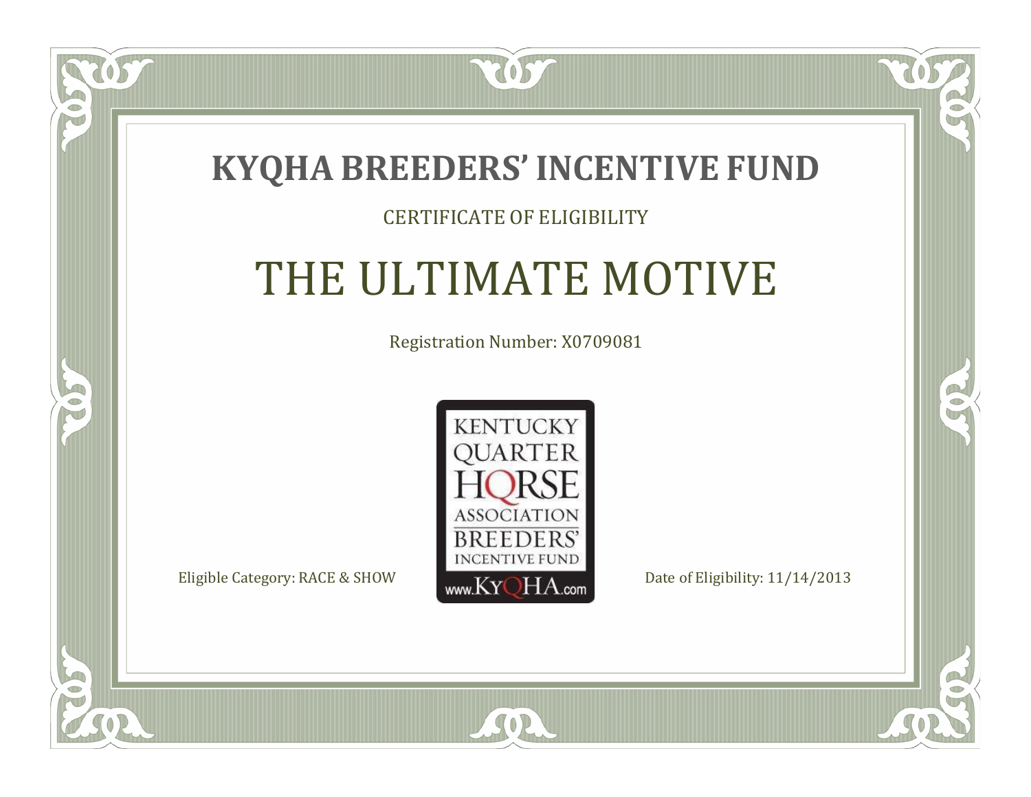# KYQHA BREEDERS' INCENTIVE FUND

CERTIFICATE OF ELIGIBILITY

## THE ULTIMATE MOTIVE

Registration Number: X0709081

KENTUCKY QUARTER HORSE ASSOCIATION BREEDERS' INCENTIVE FUND www.KyQHA.com

Eligible Category: RACE & SHOW

Date of Eligibility: 11/14/2013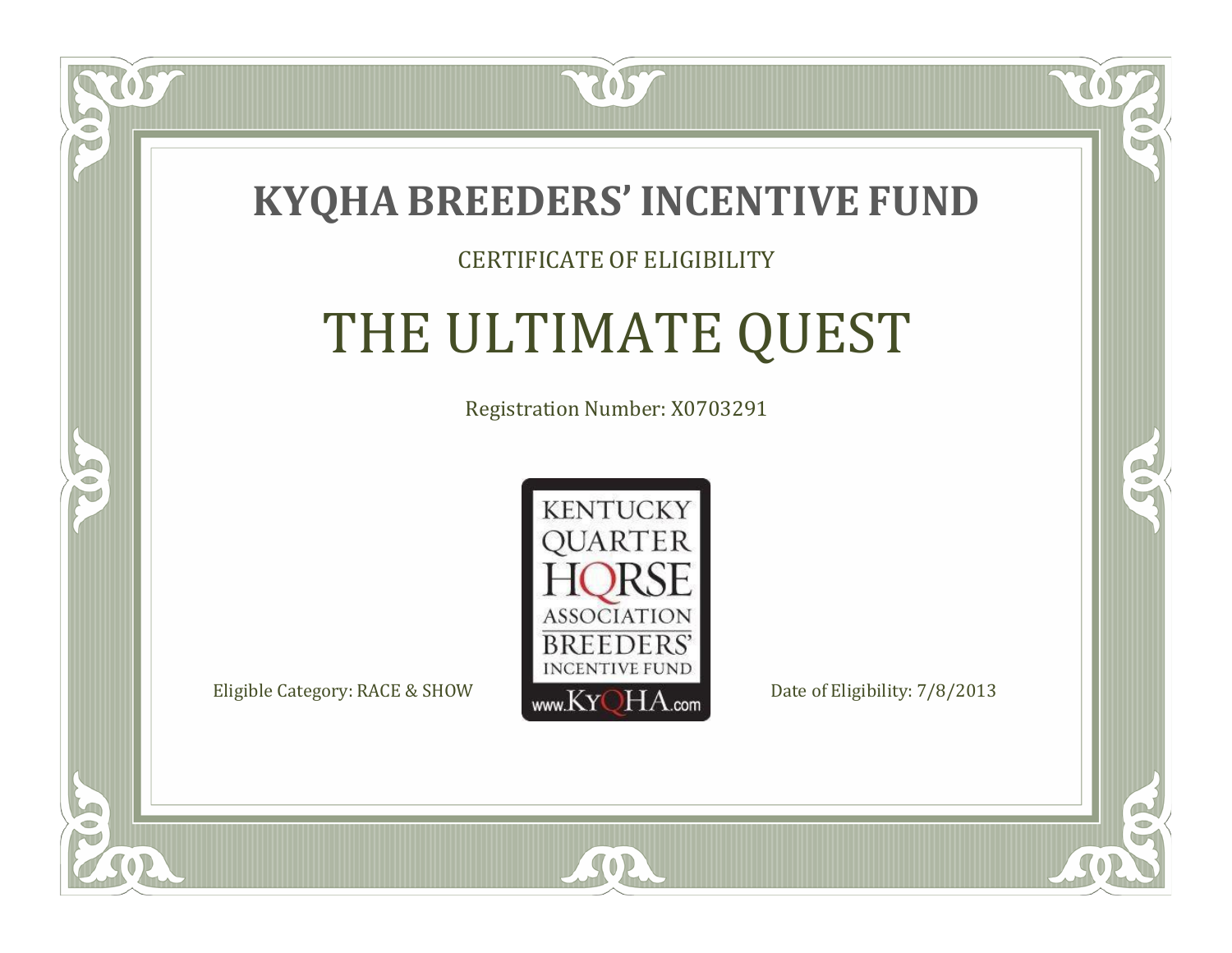# KYQHA BREEDERS' INCENTIVE FUND

CERTIFICATE OF ELIGIBILITY

## THE ULTIMATE QUEST

Registration Number: X0703291

KENTUCKY QUARTER HORSE ASSOCIATION BREEDERS' INCENTIVE FUND www.KyQHA.com

Eligible Category: RACE & SHOW

Date of Eligibility: 7/8/2013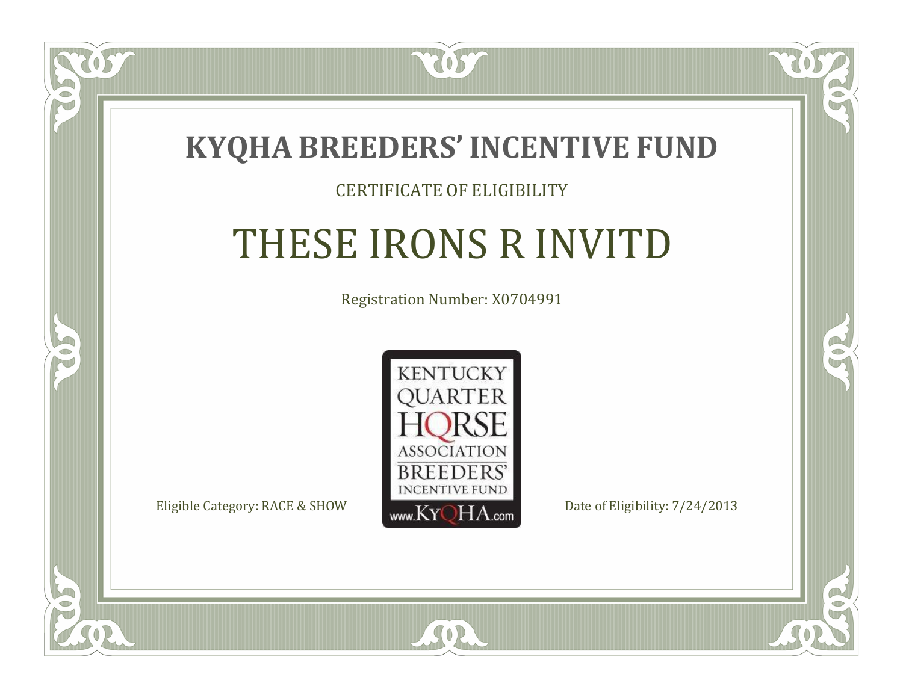# KYQHA BREEDERS' INCENTIVE FUND

CERTIFICATE OF ELIGIBILITY

## THESE IRONS R INVITD

Registration Number: X0704991

KENTUCKY QUARTER HORSE ASSOCIATION BREEDERS' INCENTIVE FUND www.KyQHA.com

Eligible Category: RACE & SHOW

Date of Eligibility: 7/24/2013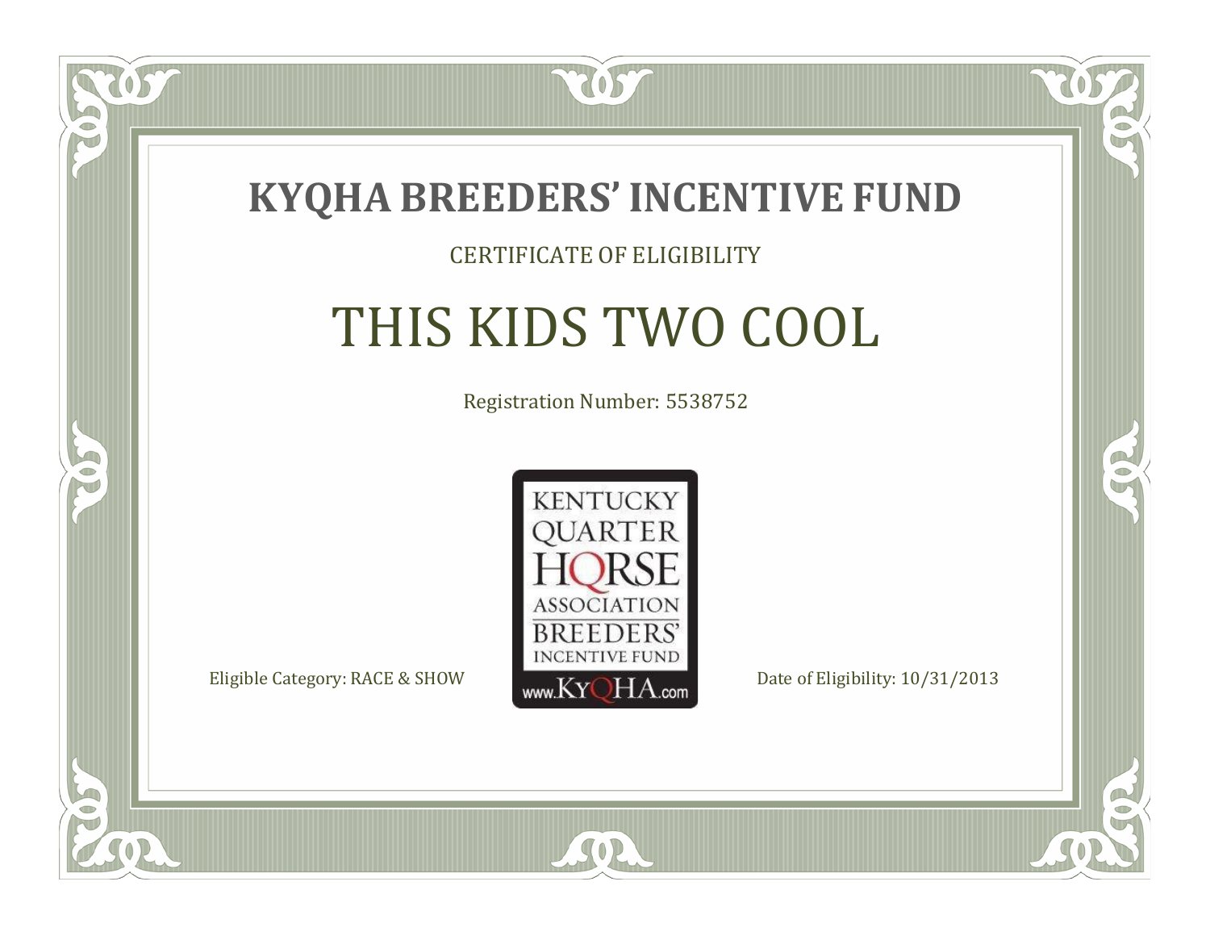# KYQHA BREEDERS' INCENTIVE FUND

CERTIFICATE OF ELIGIBILITY

## THIS KIDS TWO COOL

Registration Number: 5538752

KENTUCKY QUARTER HORSE ASSOCIATION BREEDERS' INCENTIVE FUND www.KyQHA.com

Eligible Category: RACE & SHOW

Date of Eligibility: 10/31/2013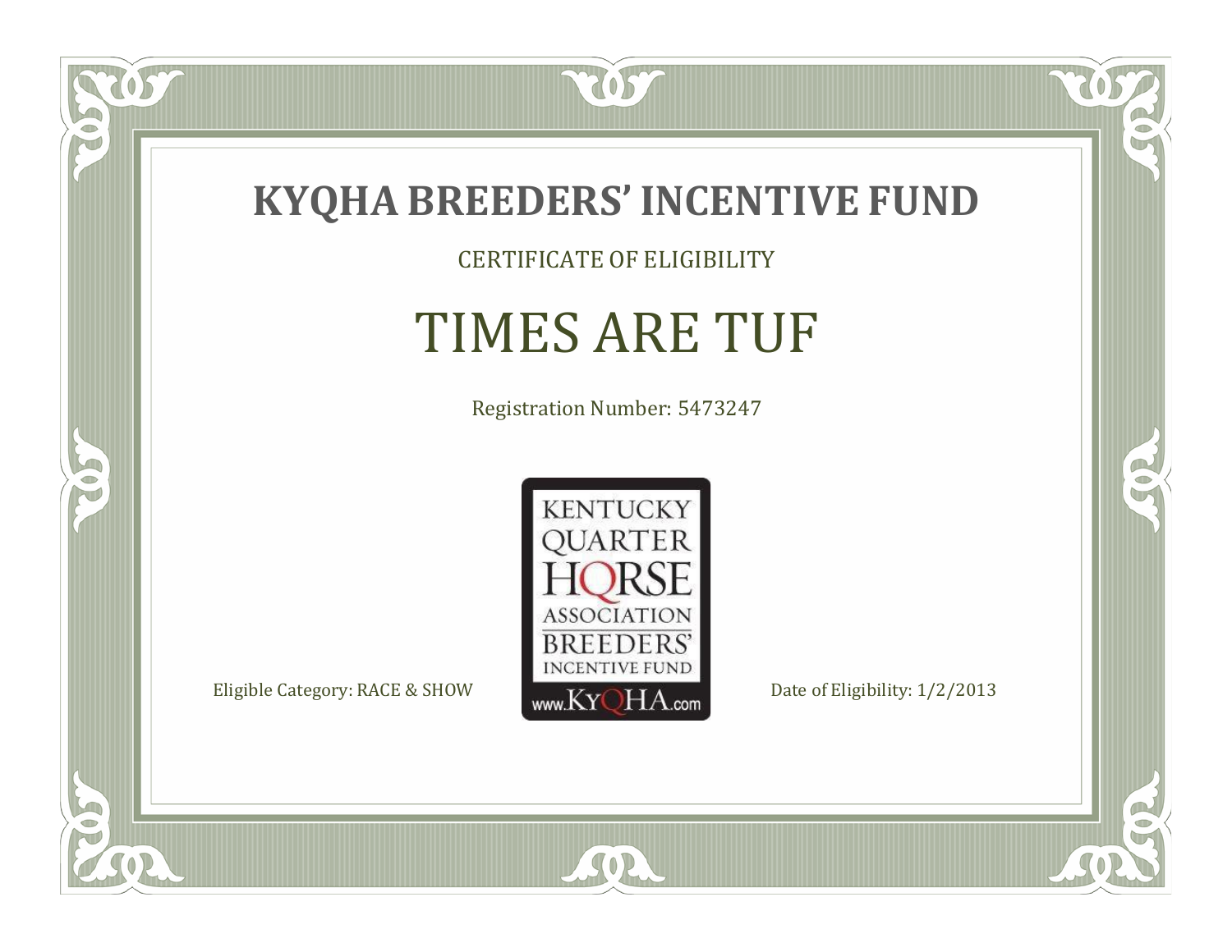# KYQHA BREEDERS' INCENTIVE FUND

CERTIFICATE OF ELIGIBILITY

## TIMES ARE TUF

Registration Number: 5473247

KENTUCKY QUARTER HORSE ASSOCIATION BREEDERS' INCENTIVE FUND www.KyQHA.com

Eligible Category: RACE & SHOW

Date of Eligibility: 1/2/2013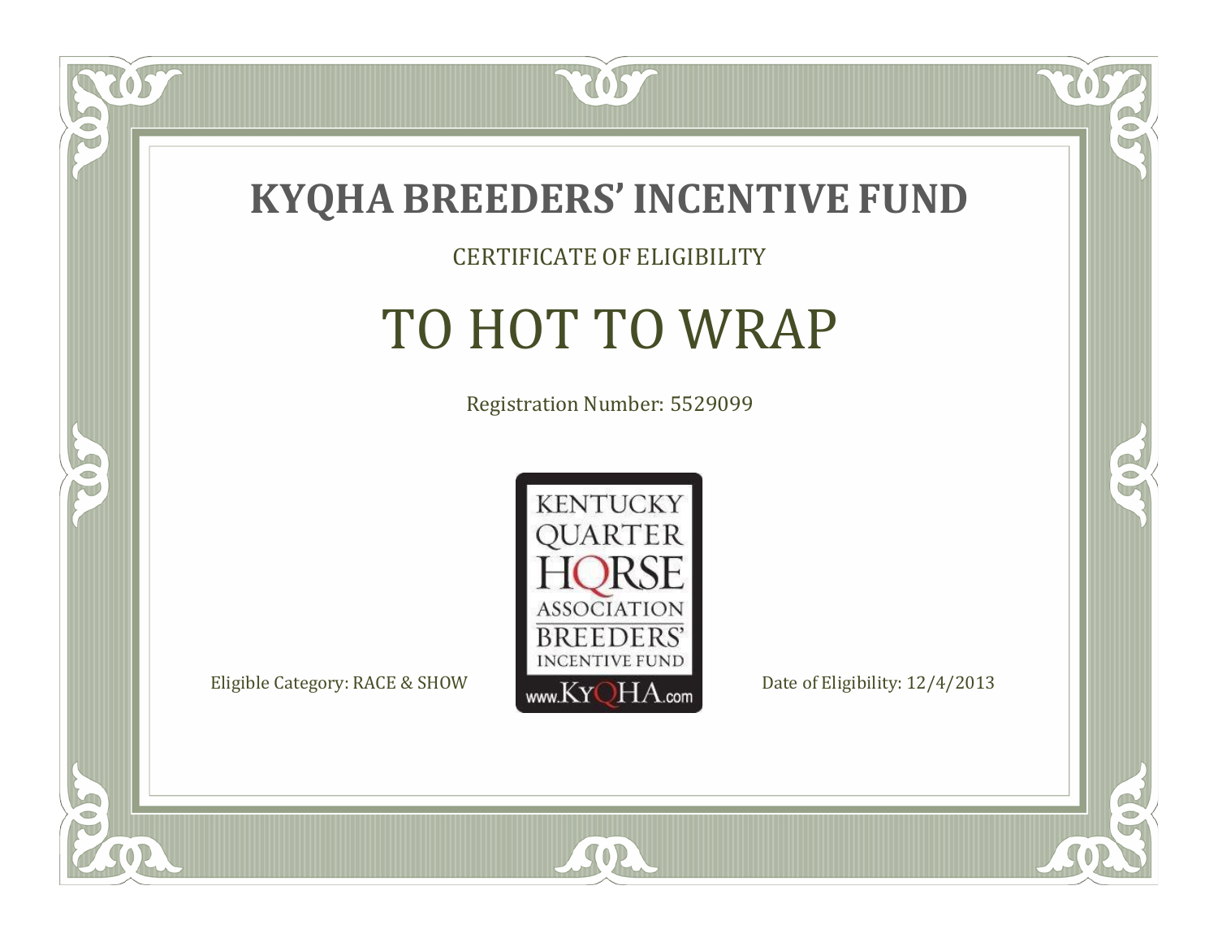# KYQHA BREEDERS' INCENTIVE FUND

CERTIFICATE OF ELIGIBILITY

## TO HOT TO WRAP

Registration Number: 5529099

KENTUCKY QUARTER HORSE ASSOCIATION BREEDERS' INCENTIVE FUND www.KyQHA.com

Eligible Category: RACE & SHOW

Date of Eligibility: 12/4/2013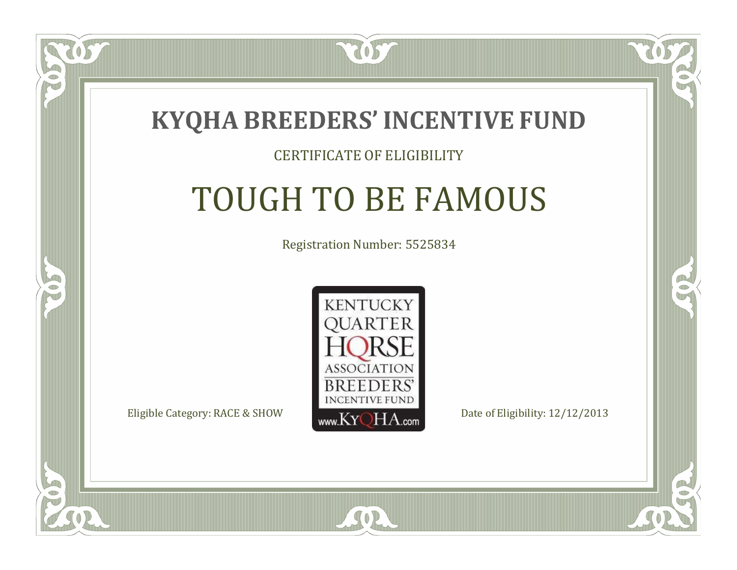# KYQHA BREEDERS' INCENTIVE FUND

CERTIFICATE OF ELIGIBILITY

## TOUGH TO BE FAMOUS

Registration Number: 5525834

KENTUCKY QUARTER HORSE ASSOCIATION BREEDERS' INCENTIVE FUND www.KyQHA.com

Eligible Category: RACE & SHOW

Date of Eligibility: 12/12/2013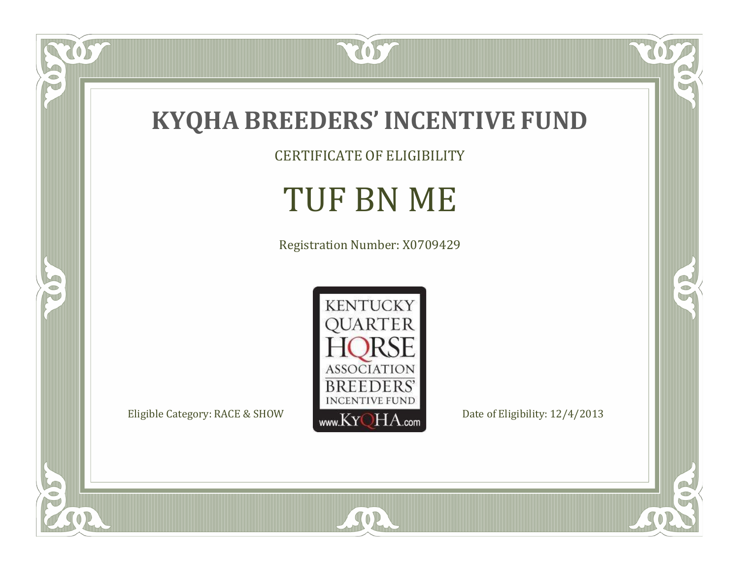# KYQHA BREEDERS' INCENTIVE FUND

CERTIFICATE OF ELIGIBILITY

## TUF BN ME

Registration Number: X0709429

KENTUCKY QUARTER HORSE ASSOCIATION BREEDERS' INCENTIVE FUND www.KyQHA.com

Eligible Category: RACE & SHOW

Date of Eligibility: 12/4/2013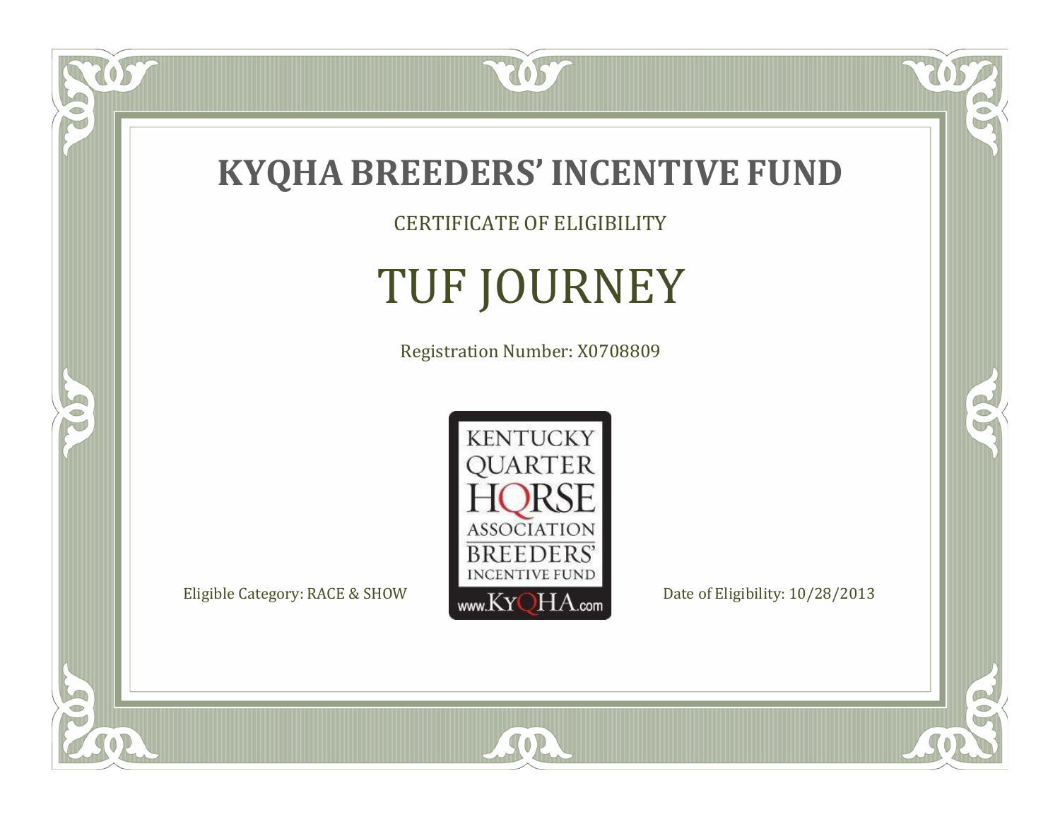# KYQHA BREEDERS' INCENTIVE FUND

CERTIFICATE OF ELIGIBILITY

## TUF JOURNEY

Registration Number: X0708809

KENTUCKY QUARTER HORSE ASSOCIATION BREEDERS' INCENTIVE FUND www.KyQHA.com

Eligible Category: RACE & SHOW

Date of Eligibility: 10/28/2013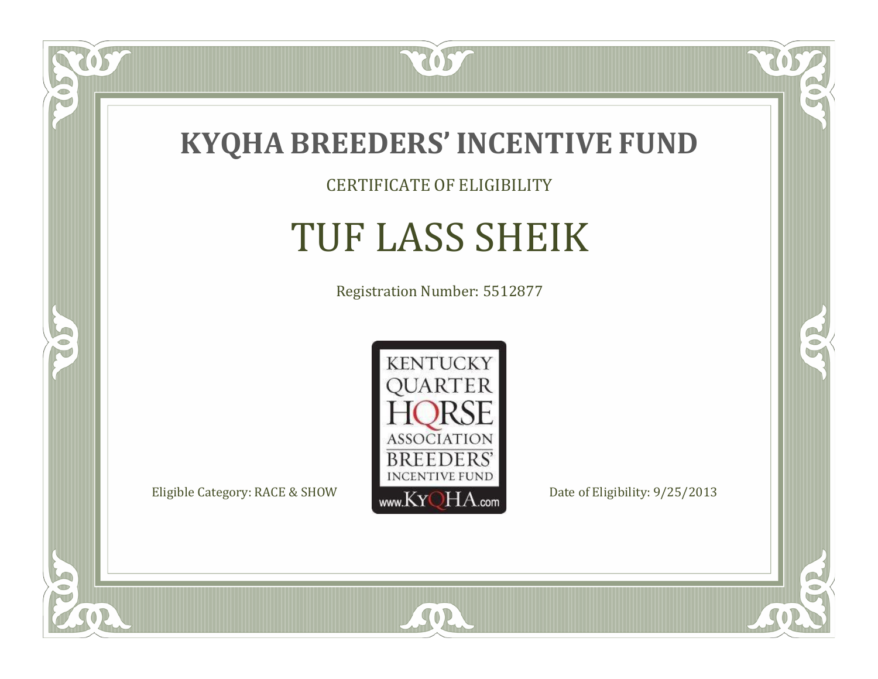# KYQHA BREEDERS' INCENTIVE FUND

CERTIFICATE OF ELIGIBILITY

## TUF LASS SHEIK

Registration Number: 5512877

KENTUCKY QUARTER HORSE ASSOCIATION BREEDERS' INCENTIVE FUND www.KyQHA.com

Eligible Category: RACE & SHOW

Date of Eligibility: 9/25/2013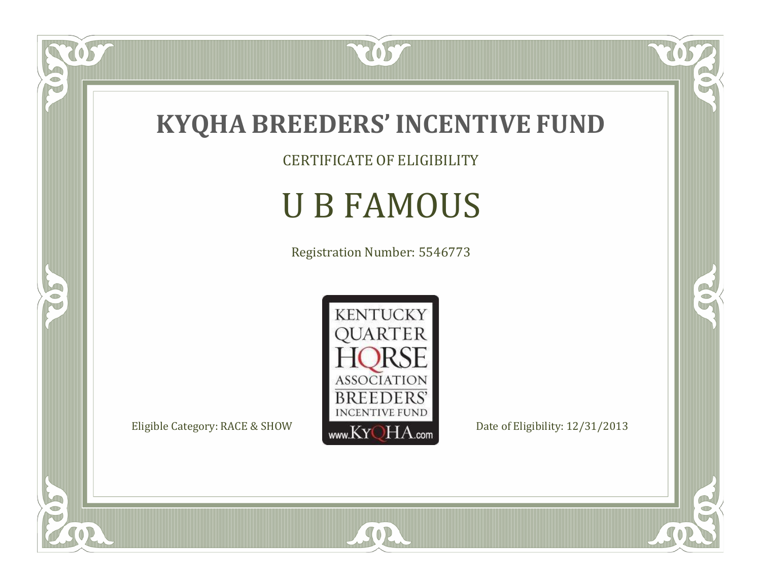# KYQHA BREEDERS' INCENTIVE FUND

CERTIFICATE OF ELIGIBILITY

## U B FAMOUS

Registration Number: 5546773

KENTUCKY QUARTER HORSE ASSOCIATION BREEDERS' INCENTIVE FUND www.KyQHA.com

Eligible Category: RACE & SHOW

Date of Eligibility: 12/31/2013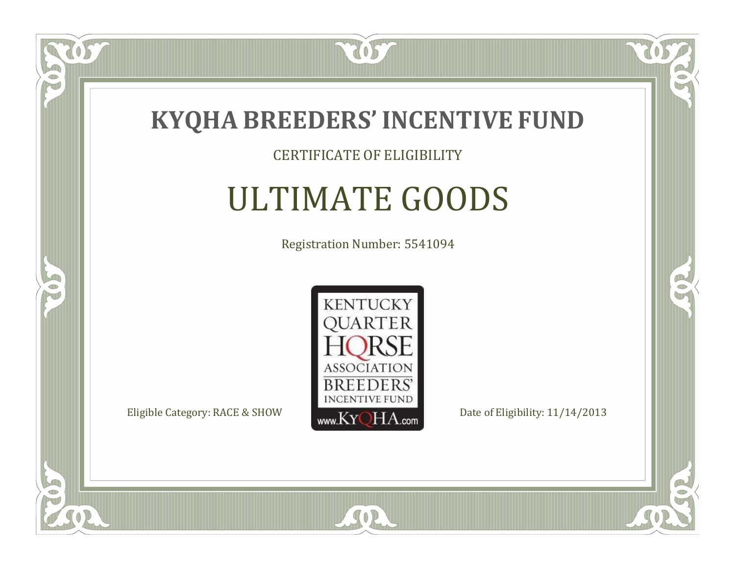# KYQHA BREEDERS' INCENTIVE FUND

CERTIFICATE OF ELIGIBILITY

## ULTIMATE GOODS

Registration Number: 5541094

KENTUCKY QUARTER HORSE ASSOCIATION BREEDERS' INCENTIVE FUND www.KyQHA.com

Eligible Category: RACE & SHOW

Date of Eligibility: 11/14/2013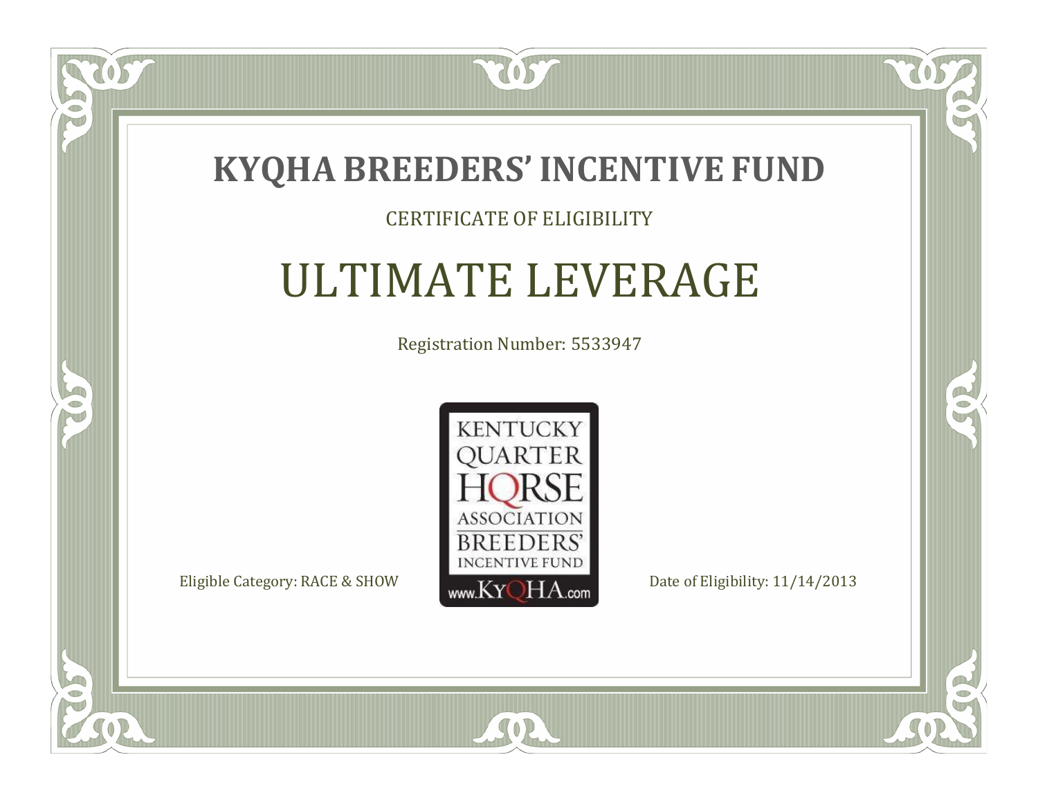# KYQHA BREEDERS' INCENTIVE FUND

CERTIFICATE OF ELIGIBILITY

## ULTIMATE LEVERAGE

Registration Number: 5533947

KENTUCKY QUARTER HORSE ASSOCIATION BREEDERS' INCENTIVE FUND www.KyQHA.com

Eligible Category: RACE & SHOW

Date of Eligibility: 11/14/2013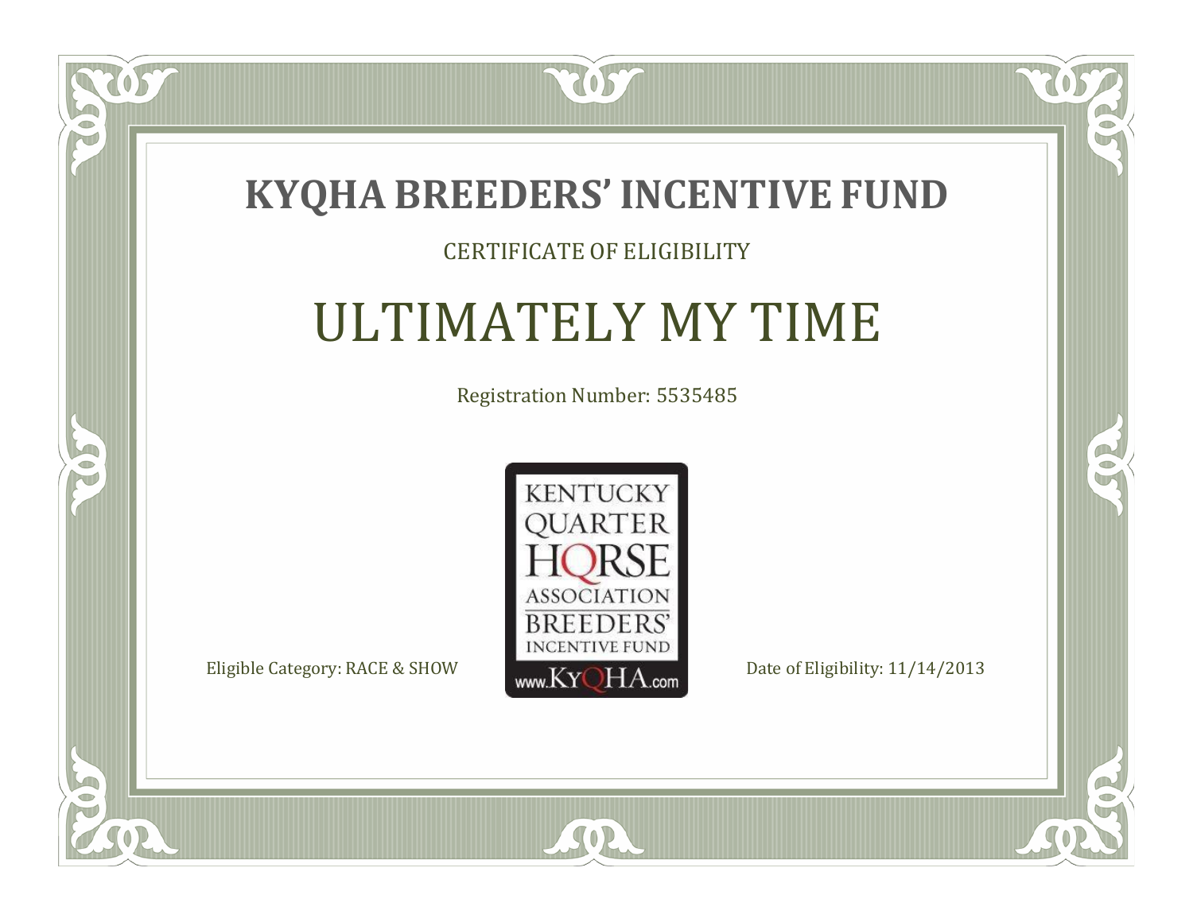# KYQHA BREEDERS' INCENTIVE FUND

CERTIFICATE OF ELIGIBILITY

## ULTIMATELY MY TIME

Registration Number: 5535485

KENTUCKY QUARTER HORSE ASSOCIATION BREEDERS' INCENTIVE FUND www.KyQHA.com

Eligible Category: RACE & SHOW

Date of Eligibility: 11/14/2013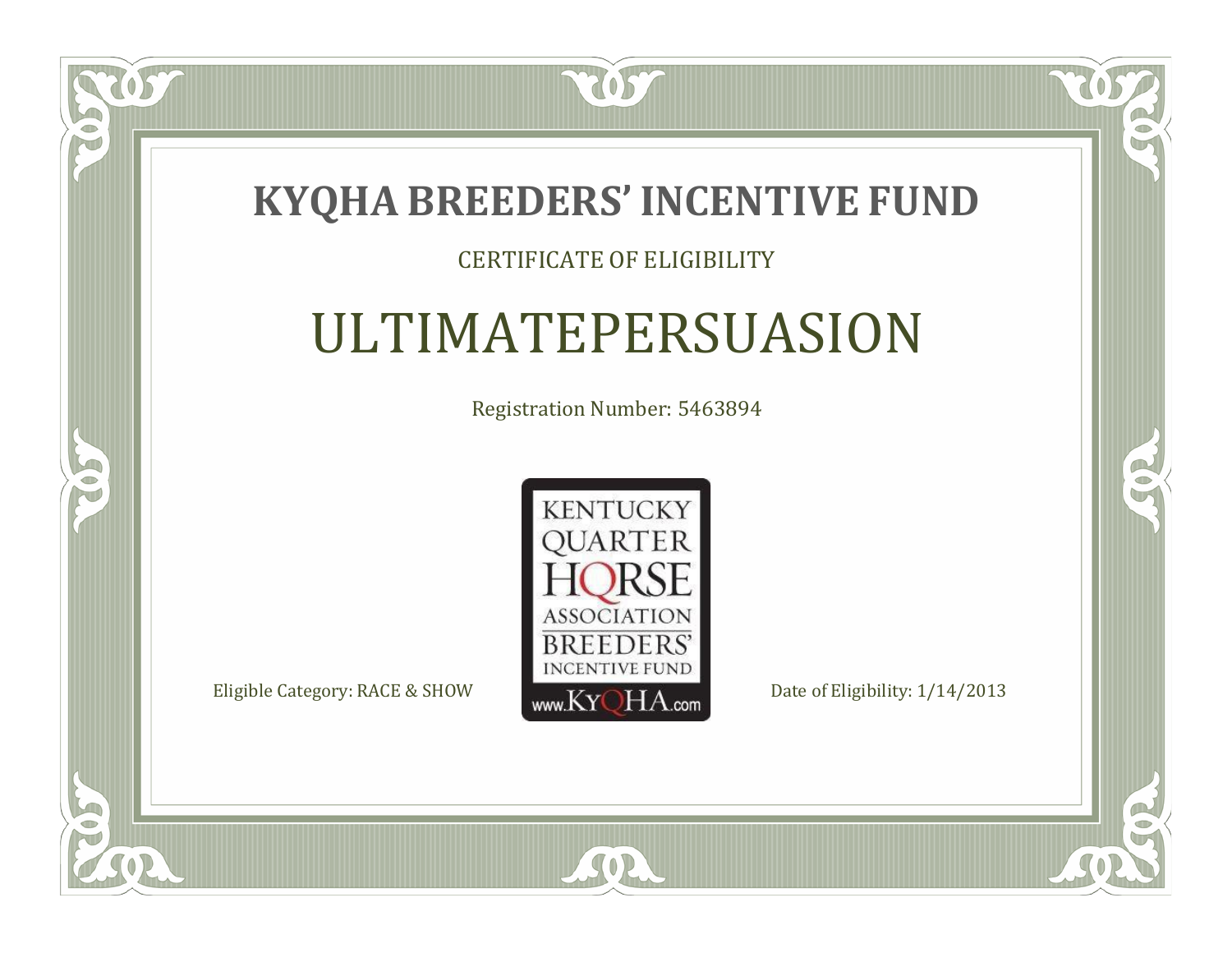# KYQHA BREEDERS' INCENTIVE FUND

CERTIFICATE OF ELIGIBILITY

## ULTIMATEPERSUASION

Registration Number: 5463894

KENTUCKY QUARTER HORSE ASSOCIATION BREEDERS' INCENTIVE FUND www.KyQHA.com

Eligible Category: RACE & SHOW

Date of Eligibility: 1/14/2013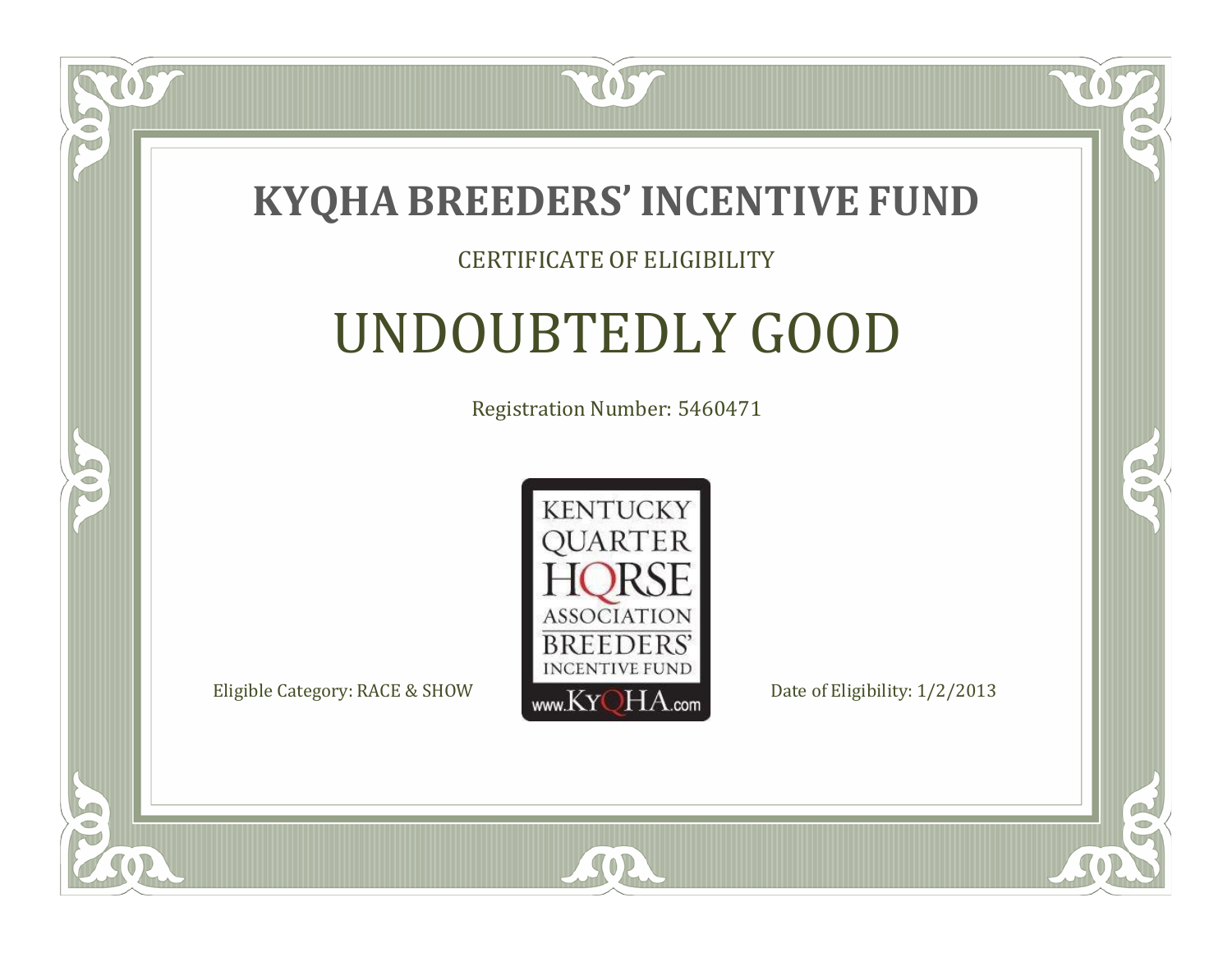# KYQHA BREEDERS' INCENTIVE FUND

CERTIFICATE OF ELIGIBILITY

## UNDOUBTEDLY GOOD

Registration Number: 5460471

KENTUCKY QUARTER HORSE ASSOCIATION BREEDERS' INCENTIVE FUND www.KyQHA.com

Eligible Category: RACE & SHOW

Date of Eligibility: 1/2/2013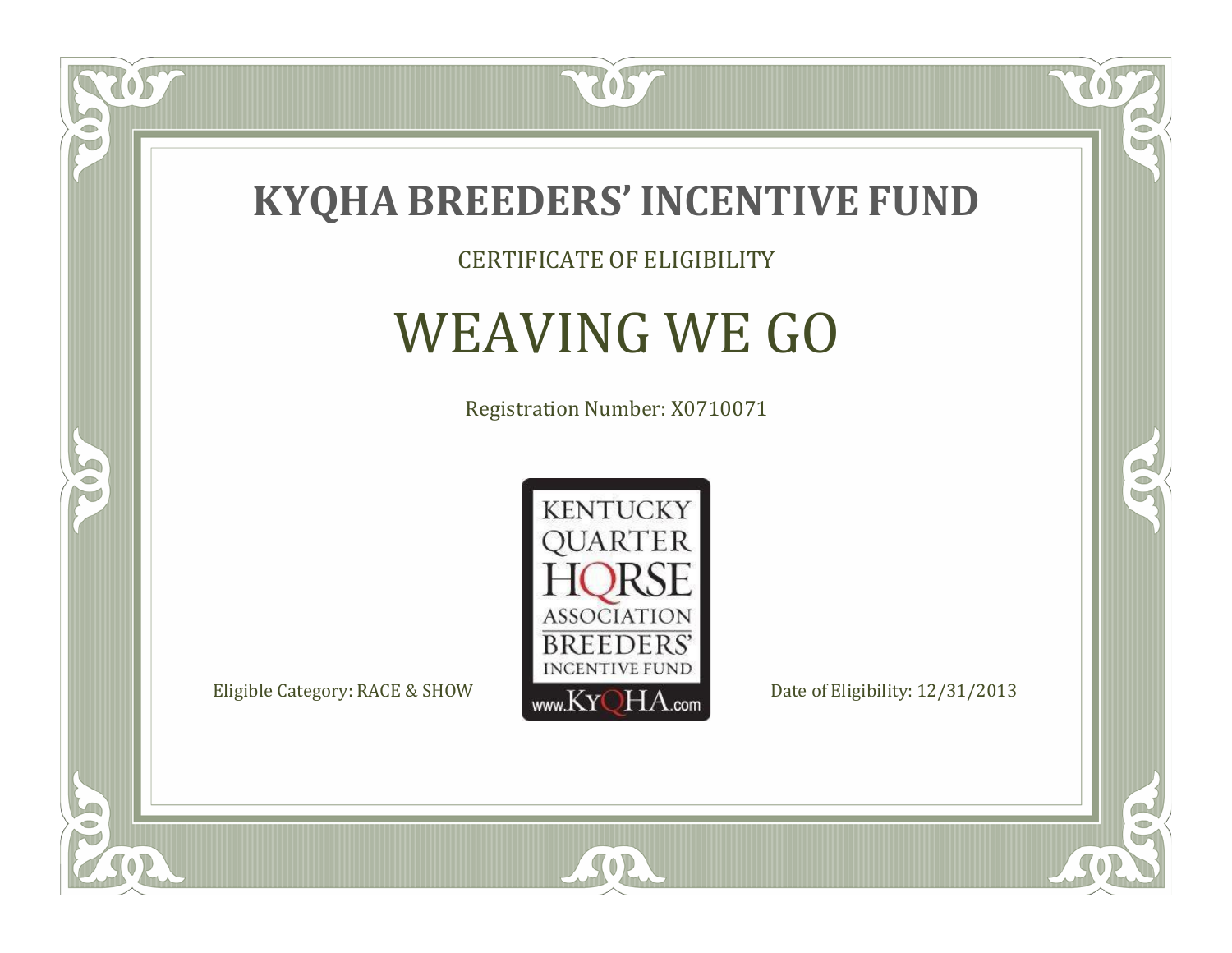# KYQHA BREEDERS' INCENTIVE FUND

CERTIFICATE OF ELIGIBILITY

## WEAVING WE GO

Registration Number: X0710071

KENTUCKY QUARTER HORSE ASSOCIATION BREEDERS' INCENTIVE FUND www.KyQHA.com

Eligible Category: RACE & SHOW

Date of Eligibility: 12/31/2013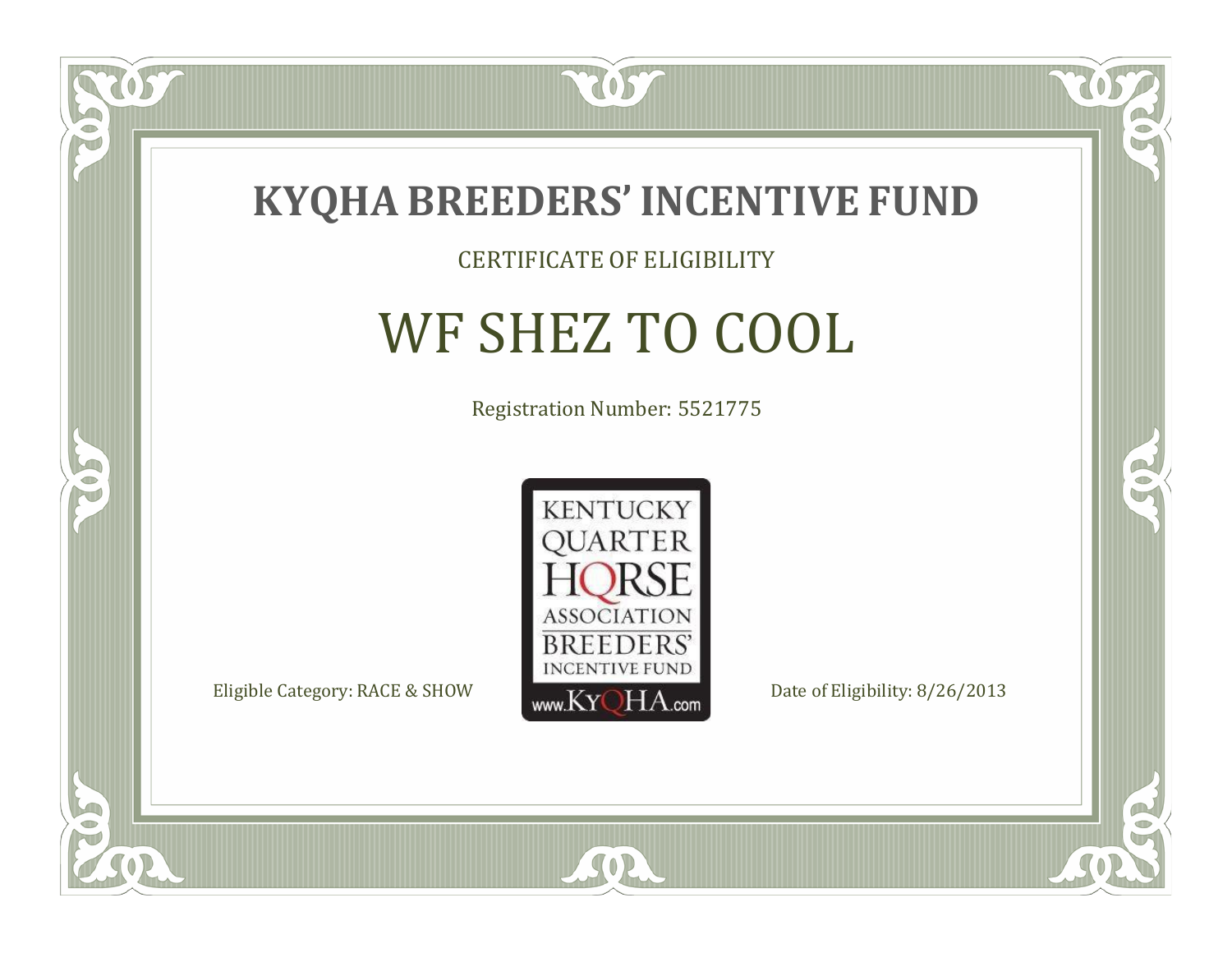# KYQHA BREEDERS' INCENTIVE FUND

CERTIFICATE OF ELIGIBILITY

## WF SHEZ TO COOL

Registration Number: 5521775

KENTUCKY QUARTER HORSE ASSOCIATION BREEDERS' INCENTIVE FUND www.KyQHA.com

Eligible Category: RACE & SHOW

Date of Eligibility: 8/26/2013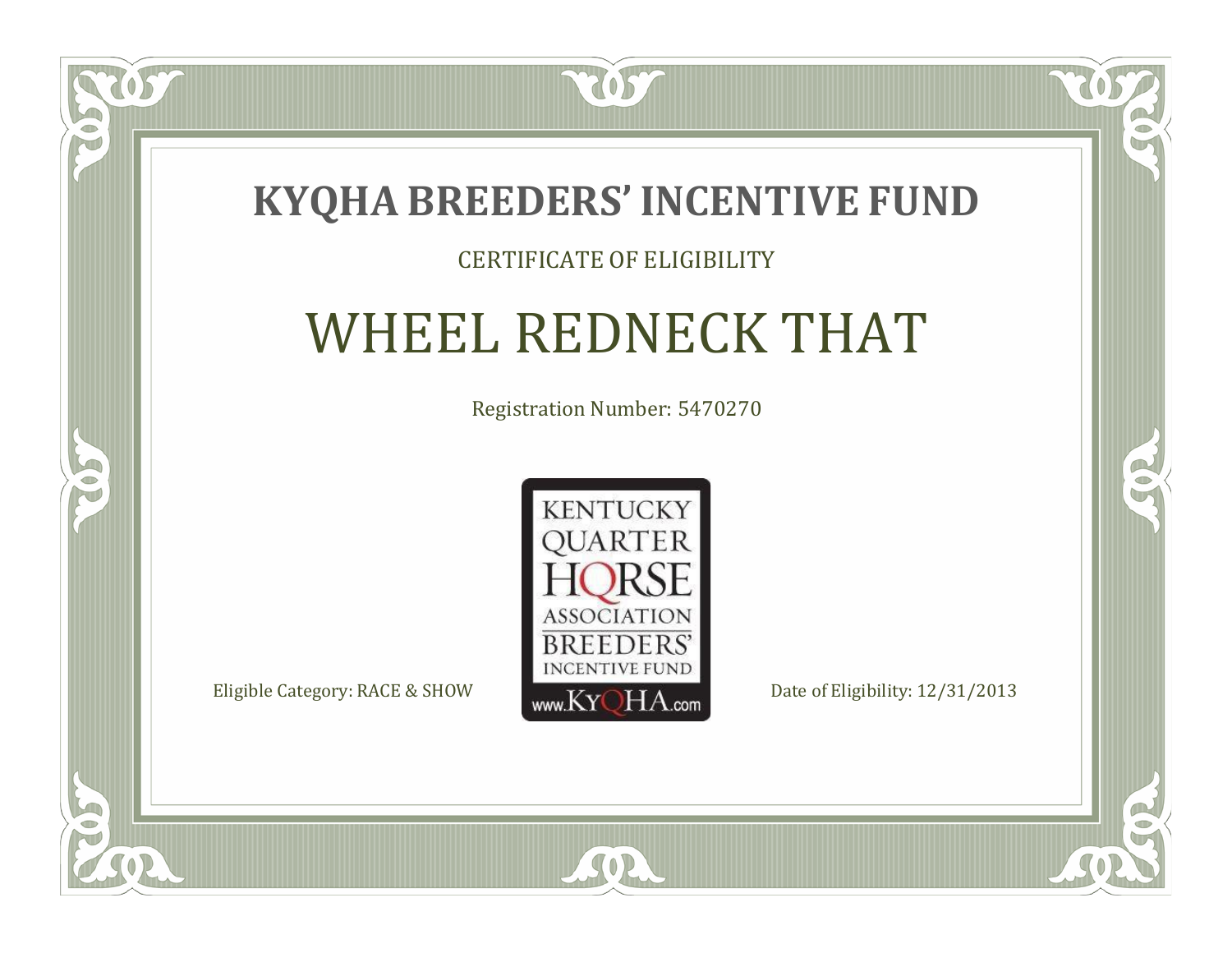# KYQHA BREEDERS' INCENTIVE FUND

CERTIFICATE OF ELIGIBILITY

## WHEEL REDNECK THAT

Registration Number: 5470270

KENTUCKY QUARTER HORSE ASSOCIATION BREEDERS' INCENTIVE FUND
www.KyQHA.com

Eligible Category: RACE & SHOW

Date of Eligibility: 12/31/2013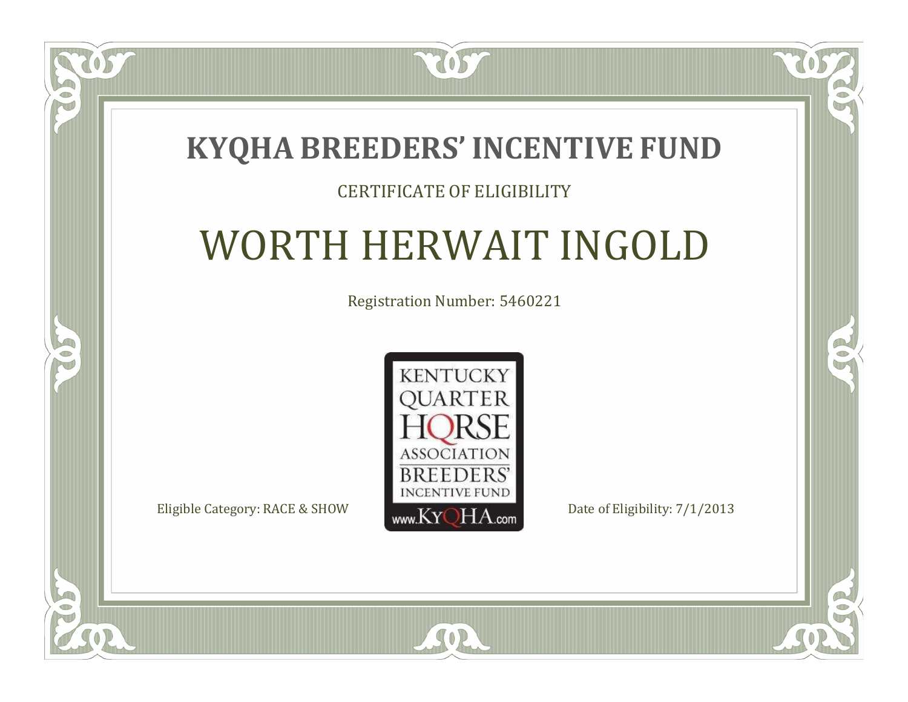# KYQHA BREEDERS' INCENTIVE FUND

CERTIFICATE OF ELIGIBILITY

## WORTH HERWAIT INGOLD

Registration Number: 5460221

KENTUCKY QUARTER HORSE ASSOCIATION BREEDERS' INCENTIVE FUND www.KyQHA.com

Eligible Category: RACE & SHOW

Date of Eligibility: 7/1/2013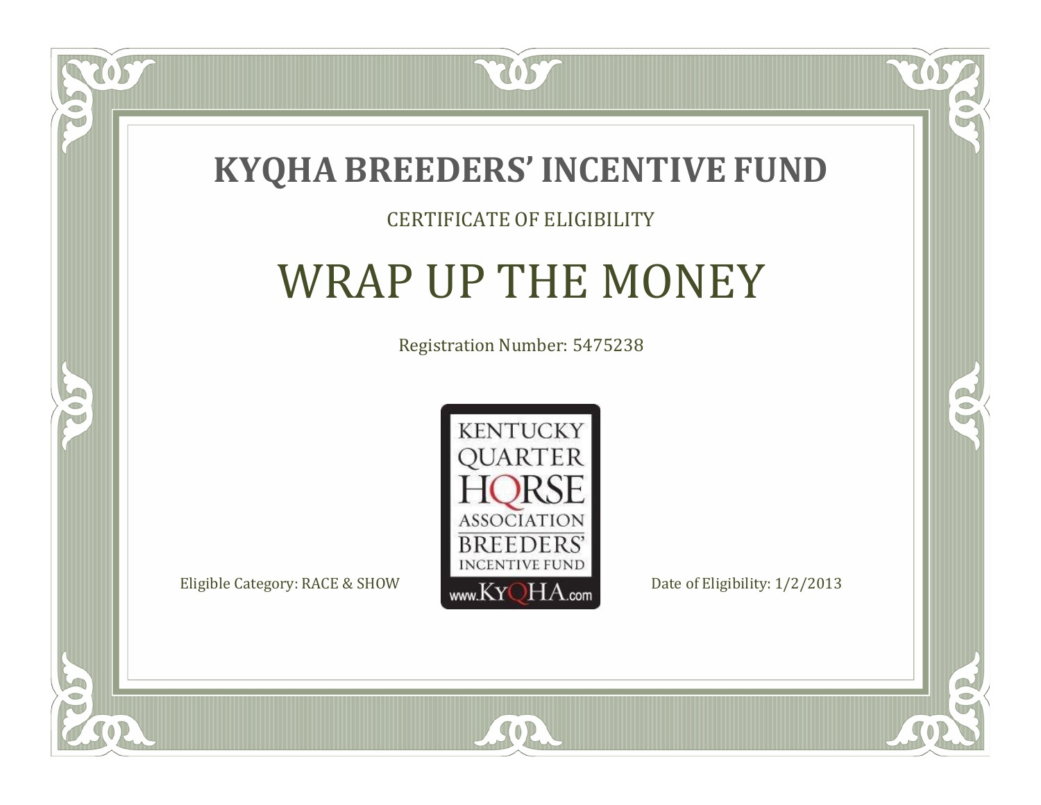# KYQHA BREEDERS' INCENTIVE FUND

CERTIFICATE OF ELIGIBILITY

## WRAP UP THE MONEY

Registration Number: 5475238

KENTUCKY QUARTER HORSE ASSOCIATION BREEDERS' INCENTIVE FUND www.KyQHA.com

Eligible Category: RACE & SHOW

Date of Eligibility: 1/2/2013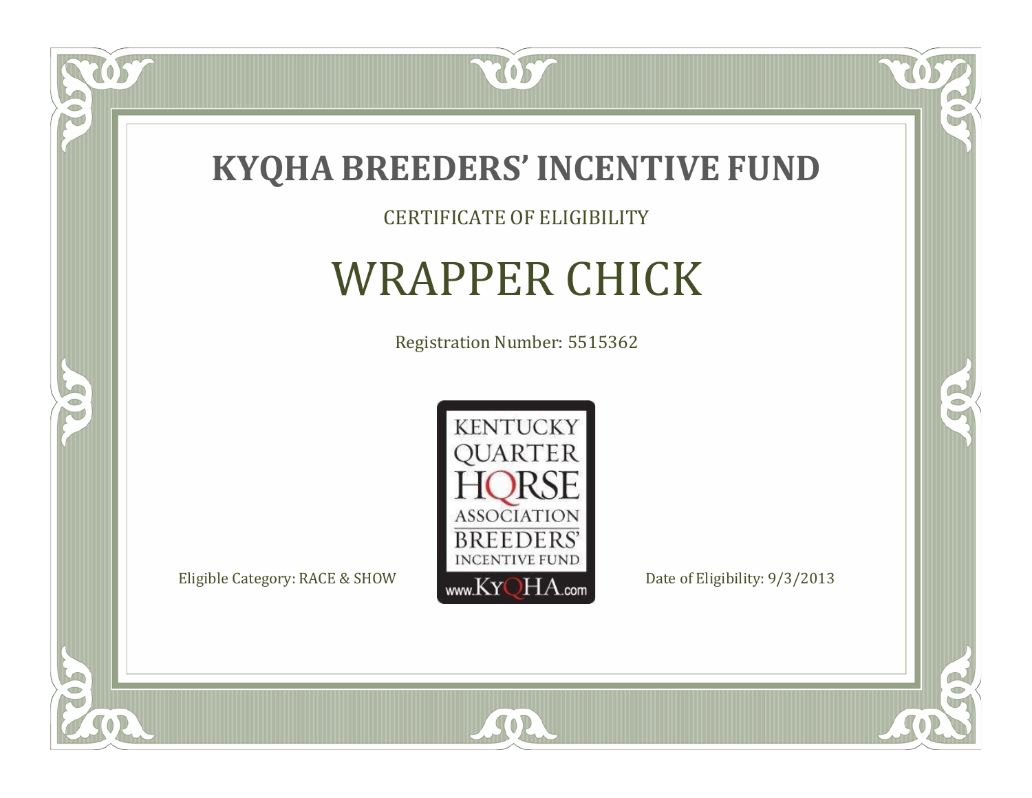# KYQHA BREEDERS' INCENTIVE FUND

CERTIFICATE OF ELIGIBILITY

## WRAPPER CHICK

Registration Number: 5515362

KENTUCKY QUARTER HORSE ASSOCIATION BREEDERS' INCENTIVE FUND www.KyQHA.com

Eligible Category: RACE & SHOW

Date of Eligibility: 9/3/2013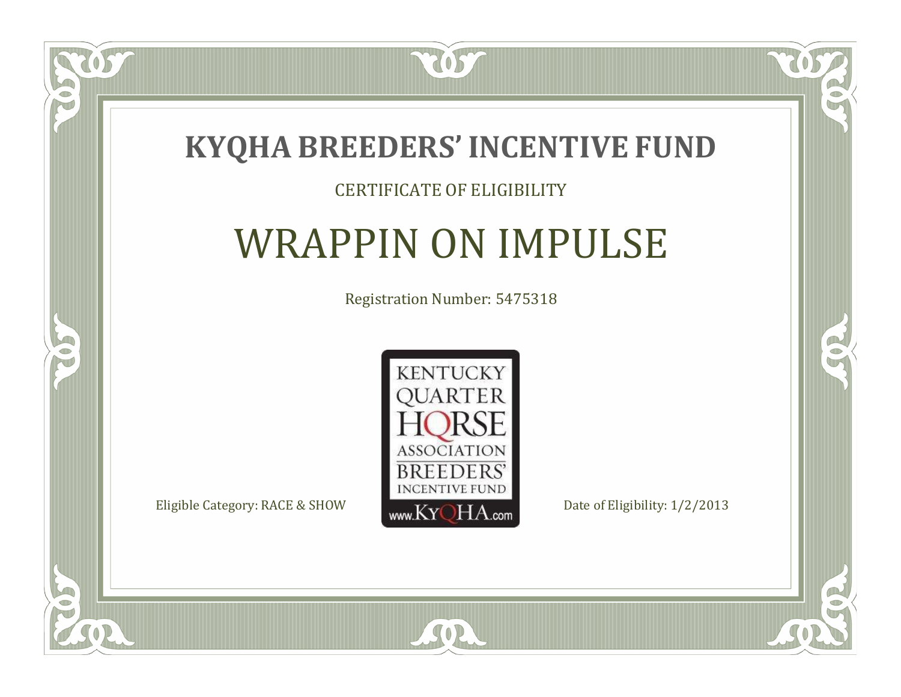# KYQHA BREEDERS' INCENTIVE FUND

CERTIFICATE OF ELIGIBILITY

## WRAPPIN ON IMPULSE

Registration Number: 5475318

KENTUCKY QUARTER HORSE ASSOCIATION BREEDERS' INCENTIVE FUND www.KyQHA.com

Eligible Category: RACE & SHOW

Date of Eligibility: 1/2/2013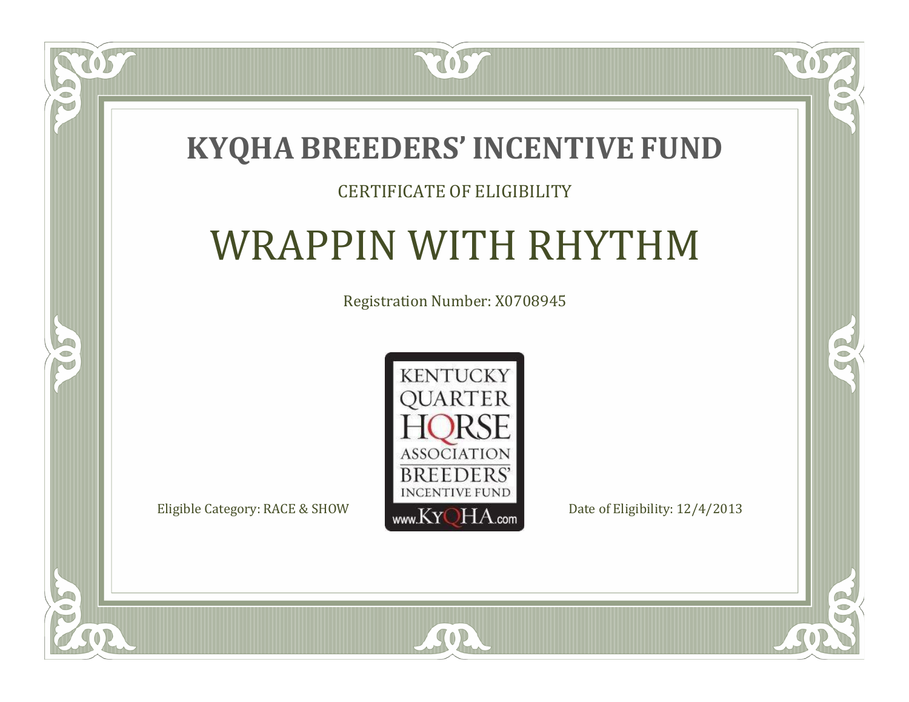# KYQHA BREEDERS' INCENTIVE FUND

CERTIFICATE OF ELIGIBILITY

## WRAPPIN WITH RHYTHM

Registration Number: X0708945

KENTUCKY QUARTER HORSE ASSOCIATION BREEDERS' INCENTIVE FUND www.KyQHA.com

Eligible Category: RACE & SHOW

Date of Eligibility: 12/4/2013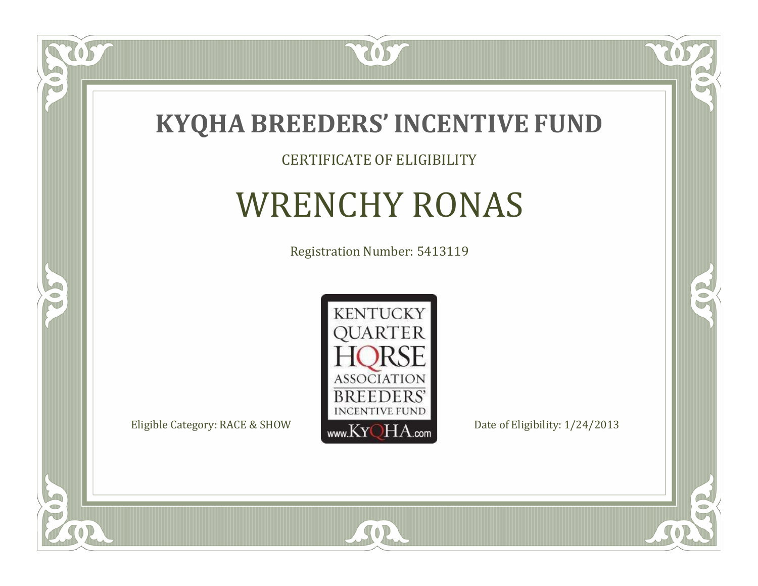# KYQHA BREEDERS' INCENTIVE FUND

CERTIFICATE OF ELIGIBILITY

## WRENCHY RONAS

Registration Number: 5413119

KENTUCKY QUARTER HORSE ASSOCIATION BREEDERS' INCENTIVE FUND www.KyQHA.com

Eligible Category: RACE & SHOW

Date of Eligibility: 1/24/2013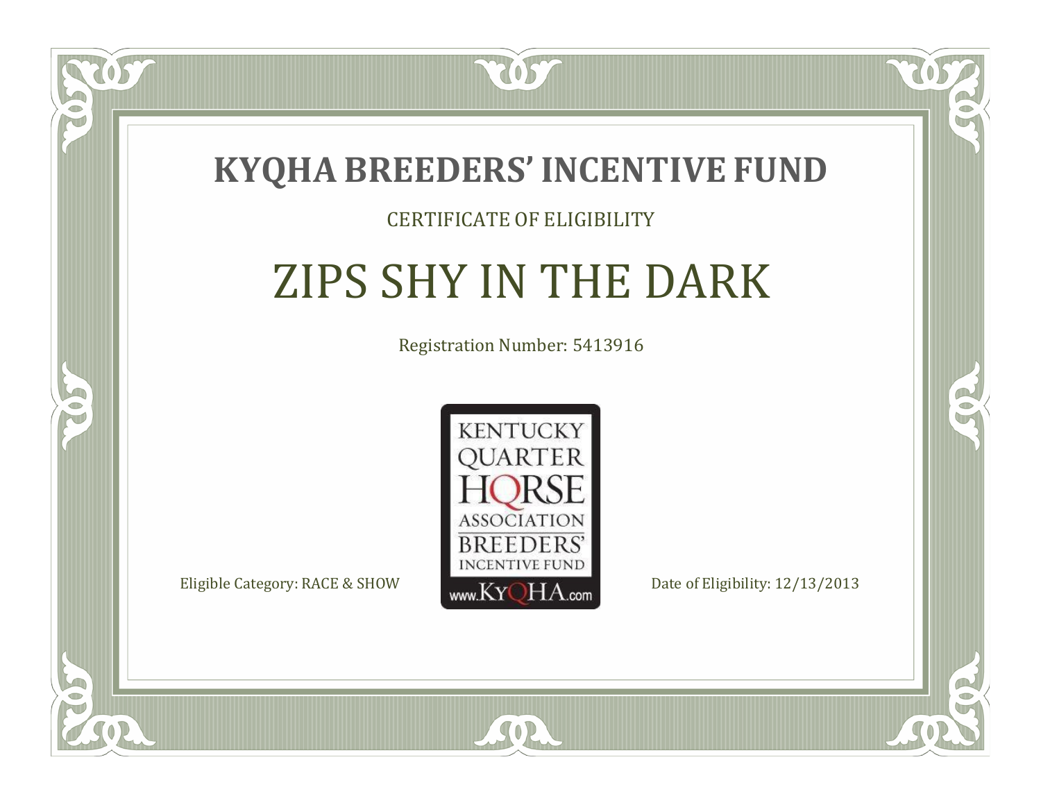# KYQHA BREEDERS' INCENTIVE FUND

CERTIFICATE OF ELIGIBILITY

## ZIPS SHY IN THE DARK

Registration Number: 5413916

KENTUCKY QUARTER HORSE ASSOCIATION BREEDERS' INCENTIVE FUND www.KyQHA.com

Eligible Category: RACE & SHOW

Date of Eligibility: 12/13/2013